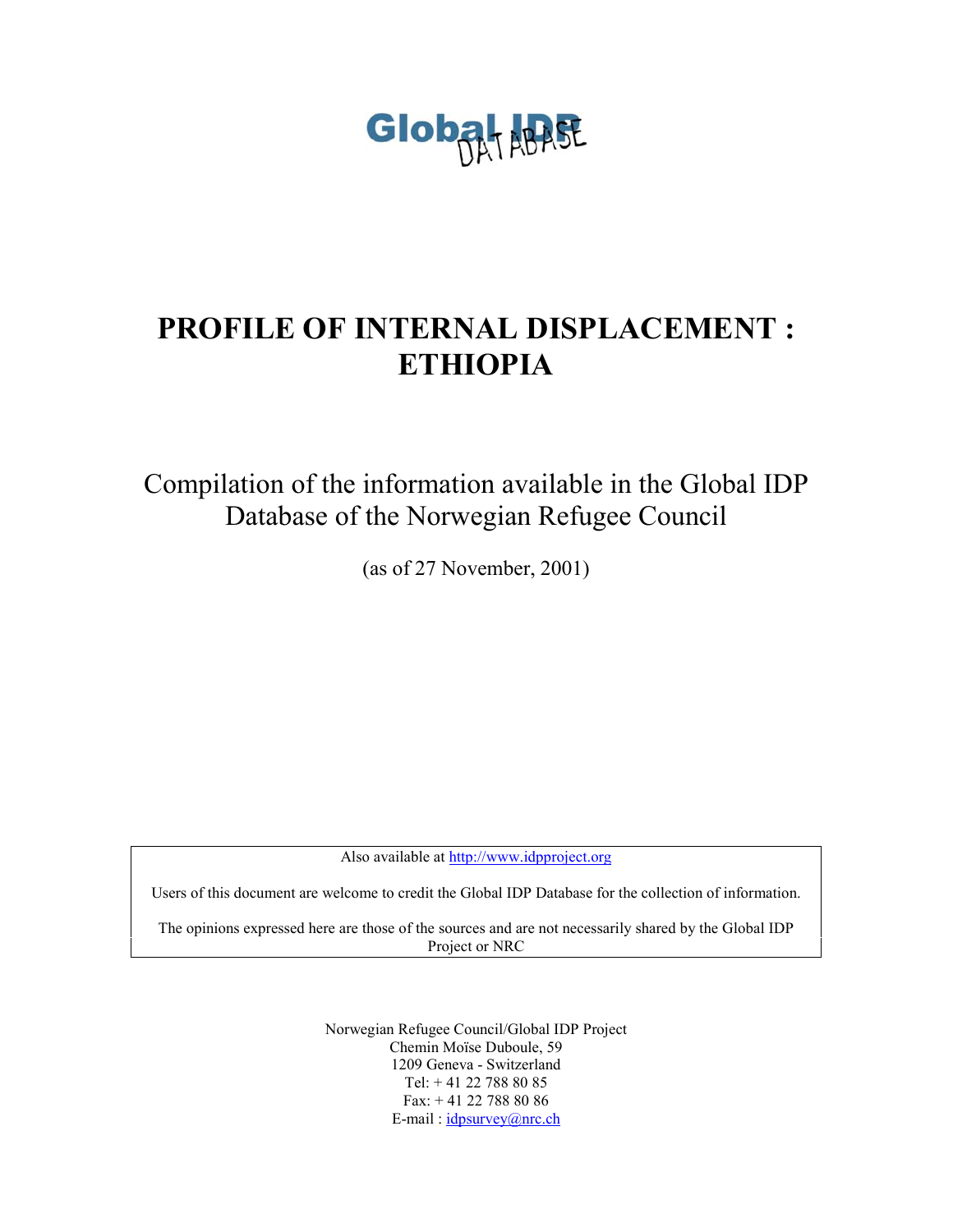Global IDP DATABASE

# PROFILE OF INTERNAL DISPLACEMENT : ETHIOPIA

Compilation of the information available in the Global IDP Database of the Norwegian Refugee Council

(as of 27 November, 2001)

Also available at http://www.idpproject.org

Users of this document are welcome to credit the Global IDP Database for the collection of information.

The opinions expressed here are those of the sources and are not necessarily shared by the Global IDP Project or NRC

Norwegian Refugee Council/Global IDP Project
Chemin Moïse Duboule, 59
1209 Geneva - Switzerland
Tel: + 41 22 788 80 85
Fax: + 41 22 788 80 86
E-mail : idpsurvey@nrc.ch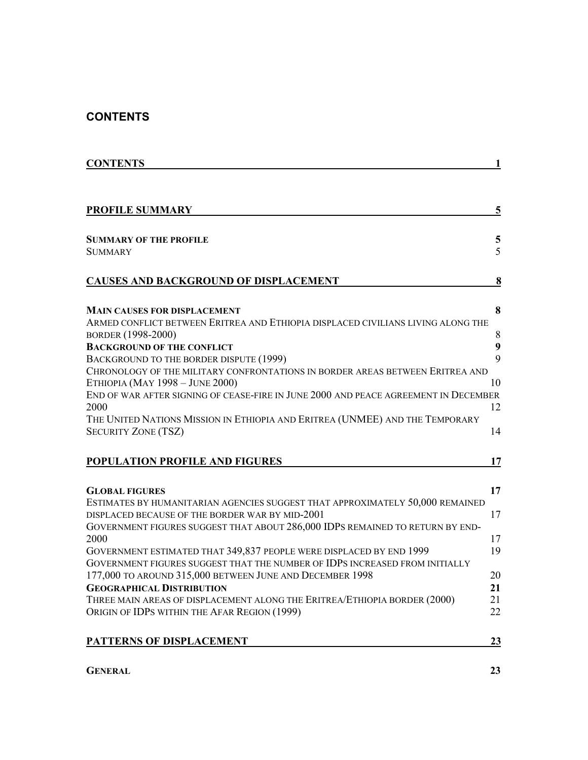## CONTENTS

**CONTENTS** 1

**PROFILE SUMMARY** 5

**SUMMARY OF THE PROFILE** 5
SUMMARY 5

**CAUSES AND BACKGROUND OF DISPLACEMENT** 8

**MAIN CAUSES FOR DISPLACEMENT** 8
ARMED CONFLICT BETWEEN ERITREA AND ETHIOPIA DISPLACED CIVILIANS LIVING ALONG THE BORDER (1998-2000) 8
**BACKGROUND OF THE CONFLICT** 9
BACKGROUND TO THE BORDER DISPUTE (1999) 9
CHRONOLOGY OF THE MILITARY CONFRONTATIONS IN BORDER AREAS BETWEEN ERITREA AND ETHIOPIA (MAY 1998 – JUNE 2000) 10
END OF WAR AFTER SIGNING OF CEASE-FIRE IN JUNE 2000 AND PEACE AGREEMENT IN DECEMBER 2000 12
THE UNITED NATIONS MISSION IN ETHIOPIA AND ERITREA (UNMEE) AND THE TEMPORARY SECURITY ZONE (TSZ) 14

**POPULATION PROFILE AND FIGURES** 17

**GLOBAL FIGURES** 17
ESTIMATES BY HUMANITARIAN AGENCIES SUGGEST THAT APPROXIMATELY 50,000 REMAINED DISPLACED BECAUSE OF THE BORDER WAR BY MID-2001 17
GOVERNMENT FIGURES SUGGEST THAT ABOUT 286,000 IDPS REMAINED TO RETURN BY END-2000 17
GOVERNMENT ESTIMATED THAT 349,837 PEOPLE WERE DISPLACED BY END 1999 19
GOVERNMENT FIGURES SUGGEST THAT THE NUMBER OF IDPS INCREASED FROM INITIALLY 177,000 TO AROUND 315,000 BETWEEN JUNE AND DECEMBER 1998 20
**GEOGRAPHICAL DISTRIBUTION** 21
THREE MAIN AREAS OF DISPLACEMENT ALONG THE ERITREA/ETHIOPIA BORDER (2000) 21
ORIGIN OF IDPS WITHIN THE AFAR REGION (1999) 22

**PATTERNS OF DISPLACEMENT** 23

**GENERAL** 23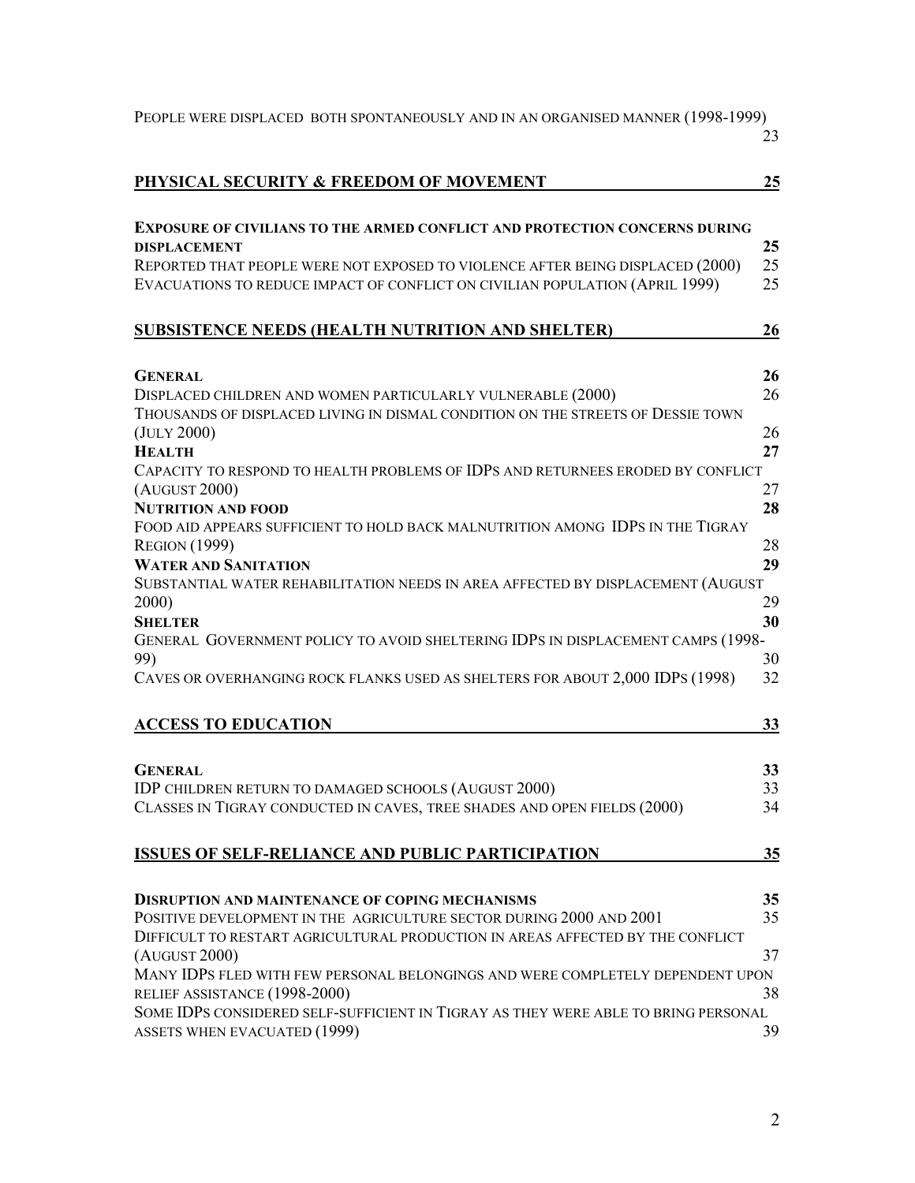PEOPLE WERE DISPLACED BOTH SPONTANEOUSLY AND IN AN ORGANISED MANNER (1998-1999) 23

**PHYSICAL SECURITY & FREEDOM OF MOVEMENT** 25

**EXPOSURE OF CIVILIANS TO THE ARMED CONFLICT AND PROTECTION CONCERNS DURING DISPLACEMENT** 25

REPORTED THAT PEOPLE WERE NOT EXPOSED TO VIOLENCE AFTER BEING DISPLACED (2000) 25

EVACUATIONS TO REDUCE IMPACT OF CONFLICT ON CIVILIAN POPULATION (APRIL 1999) 25

**SUBSISTENCE NEEDS (HEALTH NUTRITION AND SHELTER)** 26

**GENERAL** 26

DISPLACED CHILDREN AND WOMEN PARTICULARLY VULNERABLE (2000) 26

THOUSANDS OF DISPLACED LIVING IN DISMAL CONDITION ON THE STREETS OF DESSIE TOWN (JULY 2000) 26

**HEALTH** 27

CAPACITY TO RESPOND TO HEALTH PROBLEMS OF IDPS AND RETURNEES ERODED BY CONFLICT (AUGUST 2000) 27

**NUTRITION AND FOOD** 28

FOOD AID APPEARS SUFFICIENT TO HOLD BACK MALNUTRITION AMONG IDPS IN THE TIGRAY REGION (1999) 28

**WATER AND SANITATION** 29

SUBSTANTIAL WATER REHABILITATION NEEDS IN AREA AFFECTED BY DISPLACEMENT (AUGUST 2000) 29

**SHELTER** 30

GENERAL GOVERNMENT POLICY TO AVOID SHELTERING IDPS IN DISPLACEMENT CAMPS (1998-99) 30

CAVES OR OVERHANGING ROCK FLANKS USED AS SHELTERS FOR ABOUT 2,000 IDPS (1998) 32

**ACCESS TO EDUCATION** 33

**GENERAL** 33

IDP CHILDREN RETURN TO DAMAGED SCHOOLS (AUGUST 2000) 33

CLASSES IN TIGRAY CONDUCTED IN CAVES, TREE SHADES AND OPEN FIELDS (2000) 34

**ISSUES OF SELF-RELIANCE AND PUBLIC PARTICIPATION** 35

**DISRUPTION AND MAINTENANCE OF COPING MECHANISMS** 35

POSITIVE DEVELOPMENT IN THE AGRICULTURE SECTOR DURING 2000 AND 2001 35

DIFFICULT TO RESTART AGRICULTURAL PRODUCTION IN AREAS AFFECTED BY THE CONFLICT (AUGUST 2000) 37

MANY IDPS FLED WITH FEW PERSONAL BELONGINGS AND WERE COMPLETELY DEPENDENT UPON RELIEF ASSISTANCE (1998-2000) 38

SOME IDPS CONSIDERED SELF-SUFFICIENT IN TIGRAY AS THEY WERE ABLE TO BRING PERSONAL ASSETS WHEN EVACUATED (1999) 39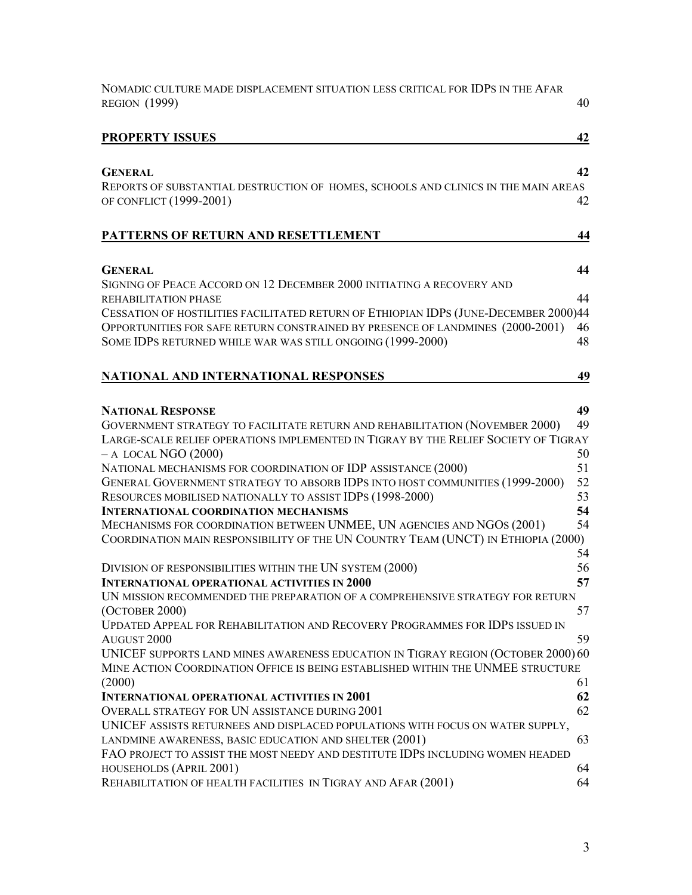NOMADIC CULTURE MADE DISPLACEMENT SITUATION LESS CRITICAL FOR IDPS IN THE AFAR REGION (1999) 40

**PROPERTY ISSUES** **42**

**GENERAL** **42**
REPORTS OF SUBSTANTIAL DESTRUCTION OF HOMES, SCHOOLS AND CLINICS IN THE MAIN AREAS OF CONFLICT (1999-2001) 42

**PATTERNS OF RETURN AND RESETTLEMENT** **44**

**GENERAL** **44**
SIGNING OF PEACE ACCORD ON 12 DECEMBER 2000 INITIATING A RECOVERY AND REHABILITATION PHASE 44
CESSATION OF HOSTILITIES FACILITATED RETURN OF ETHIOPIAN IDPS (JUNE-DECEMBER 2000) 44
OPPORTUNITIES FOR SAFE RETURN CONSTRAINED BY PRESENCE OF LANDMINES (2000-2001) 46
SOME IDPS RETURNED WHILE WAR WAS STILL ONGOING (1999-2000) 48

**NATIONAL AND INTERNATIONAL RESPONSES** **49**

**NATIONAL RESPONSE** **49**
GOVERNMENT STRATEGY TO FACILITATE RETURN AND REHABILITATION (NOVEMBER 2000) 49
LARGE-SCALE RELIEF OPERATIONS IMPLEMENTED IN TIGRAY BY THE RELIEF SOCIETY OF TIGRAY – A LOCAL NGO (2000) 50
NATIONAL MECHANISMS FOR COORDINATION OF IDP ASSISTANCE (2000) 51
GENERAL GOVERNMENT STRATEGY TO ABSORB IDPS INTO HOST COMMUNITIES (1999-2000) 52
RESOURCES MOBILISED NATIONALLY TO ASSIST IDPS (1998-2000) 53
**INTERNATIONAL COORDINATION MECHANISMS** **54**
MECHANISMS FOR COORDINATION BETWEEN UNMEE, UN AGENCIES AND NGOS (2001) 54
COORDINATION MAIN RESPONSIBILITY OF THE UN COUNTRY TEAM (UNCT) IN ETHIOPIA (2000) 54
DIVISION OF RESPONSIBILITIES WITHIN THE UN SYSTEM (2000) 56
**INTERNATIONAL OPERATIONAL ACTIVITIES IN 2000** **57**
UN MISSION RECOMMENDED THE PREPARATION OF A COMPREHENSIVE STRATEGY FOR RETURN (OCTOBER 2000) 57
UPDATED APPEAL FOR REHABILITATION AND RECOVERY PROGRAMMES FOR IDPS ISSUED IN AUGUST 2000 59
UNICEF SUPPORTS LAND MINES AWARENESS EDUCATION IN TIGRAY REGION (OCTOBER 2000) 60
MINE ACTION COORDINATION OFFICE IS BEING ESTABLISHED WITHIN THE UNMEE STRUCTURE (2000) 61
**INTERNATIONAL OPERATIONAL ACTIVITIES IN 2001** **62**
OVERALL STRATEGY FOR UN ASSISTANCE DURING 2001 62
UNICEF ASSISTS RETURNEES AND DISPLACED POPULATIONS WITH FOCUS ON WATER SUPPLY, LANDMINE AWARENESS, BASIC EDUCATION AND SHELTER (2001) 63
FAO PROJECT TO ASSIST THE MOST NEEDY AND DESTITUTE IDPS INCLUDING WOMEN HEADED HOUSEHOLDS (APRIL 2001) 64
REHABILITATION OF HEALTH FACILITIES IN TIGRAY AND AFAR (2001) 64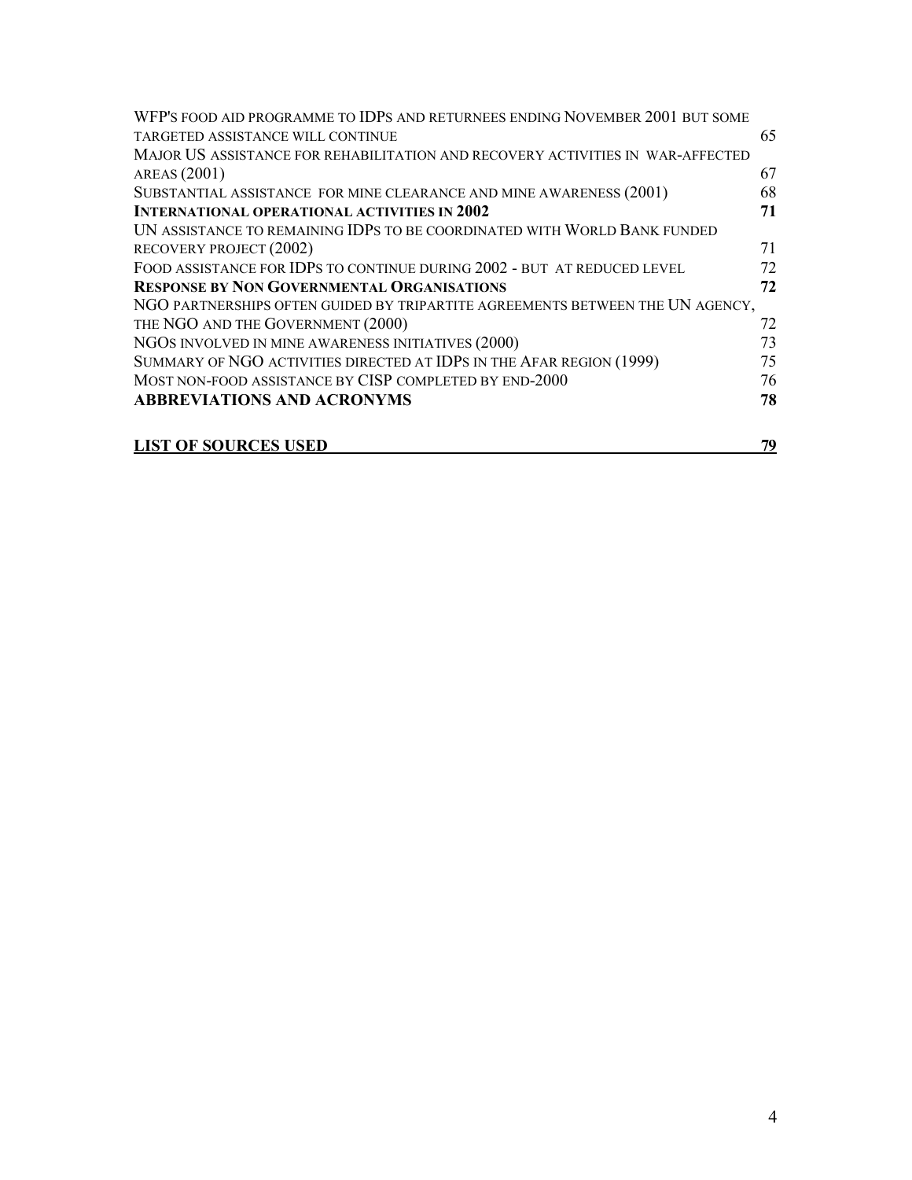WFP'S FOOD AID PROGRAMME TO IDPS AND RETURNEES ENDING NOVEMBER 2001 BUT SOME TARGETED ASSISTANCE WILL CONTINUE 65
MAJOR US ASSISTANCE FOR REHABILITATION AND RECOVERY ACTIVITIES IN WAR-AFFECTED AREAS (2001) 67
SUBSTANTIAL ASSISTANCE FOR MINE CLEARANCE AND MINE AWARENESS (2001) 68
**INTERNATIONAL OPERATIONAL ACTIVITIES IN 2002 71**
UN ASSISTANCE TO REMAINING IDPS TO BE COORDINATED WITH WORLD BANK FUNDED RECOVERY PROJECT (2002) 71
FOOD ASSISTANCE FOR IDPS TO CONTINUE DURING 2002 - BUT AT REDUCED LEVEL 72
**RESPONSE BY NON GOVERNMENTAL ORGANISATIONS 72**
NGO PARTNERSHIPS OFTEN GUIDED BY TRIPARTITE AGREEMENTS BETWEEN THE UN AGENCY, THE NGO AND THE GOVERNMENT (2000) 72
NGOS INVOLVED IN MINE AWARENESS INITIATIVES (2000) 73
SUMMARY OF NGO ACTIVITIES DIRECTED AT IDPS IN THE AFAR REGION (1999) 75
MOST NON-FOOD ASSISTANCE BY CISP COMPLETED BY END-2000 76
**ABBREVIATIONS AND ACRONYMS 78**

**LIST OF SOURCES USED 79**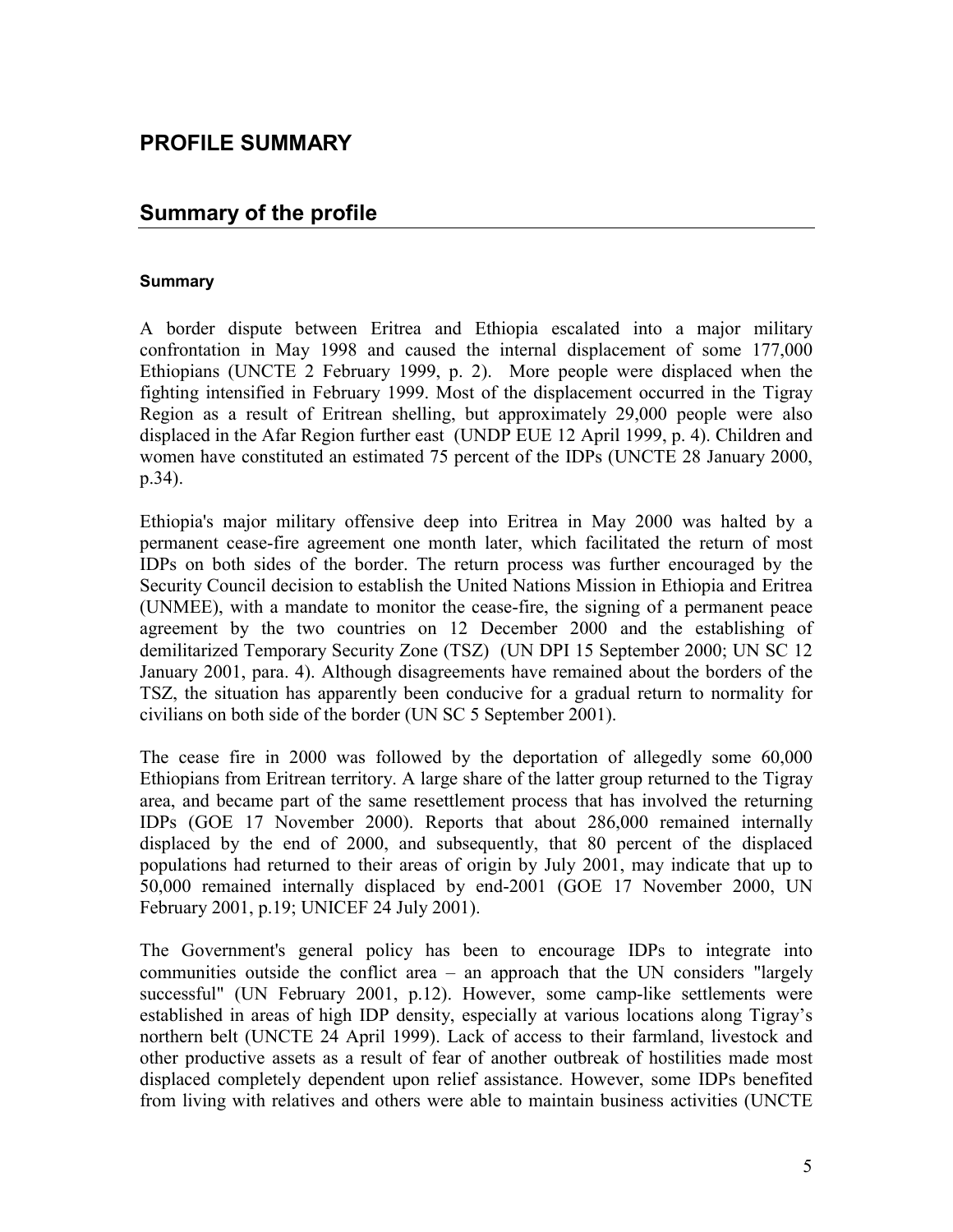# PROFILE SUMMARY

## Summary of the profile

#### Summary

A border dispute between Eritrea and Ethiopia escalated into a major military confrontation in May 1998 and caused the internal displacement of some 177,000 Ethiopians (UNCTE 2 February 1999, p. 2). More people were displaced when the fighting intensified in February 1999. Most of the displacement occurred in the Tigray Region as a result of Eritrean shelling, but approximately 29,000 people were also displaced in the Afar Region further east (UNDP EUE 12 April 1999, p. 4). Children and women have constituted an estimated 75 percent of the IDPs (UNCTE 28 January 2000, p.34).

Ethiopia's major military offensive deep into Eritrea in May 2000 was halted by a permanent cease-fire agreement one month later, which facilitated the return of most IDPs on both sides of the border. The return process was further encouraged by the Security Council decision to establish the United Nations Mission in Ethiopia and Eritrea (UNMEE), with a mandate to monitor the cease-fire, the signing of a permanent peace agreement by the two countries on 12 December 2000 and the establishing of demilitarized Temporary Security Zone (TSZ) (UN DPI 15 September 2000; UN SC 12 January 2001, para. 4). Although disagreements have remained about the borders of the TSZ, the situation has apparently been conducive for a gradual return to normality for civilians on both side of the border (UN SC 5 September 2001).

The cease fire in 2000 was followed by the deportation of allegedly some 60,000 Ethiopians from Eritrean territory. A large share of the latter group returned to the Tigray area, and became part of the same resettlement process that has involved the returning IDPs (GOE 17 November 2000). Reports that about 286,000 remained internally displaced by the end of 2000, and subsequently, that 80 percent of the displaced populations had returned to their areas of origin by July 2001, may indicate that up to 50,000 remained internally displaced by end-2001 (GOE 17 November 2000, UN February 2001, p.19; UNICEF 24 July 2001).

The Government's general policy has been to encourage IDPs to integrate into communities outside the conflict area – an approach that the UN considers "largely successful" (UN February 2001, p.12). However, some camp-like settlements were established in areas of high IDP density, especially at various locations along Tigray's northern belt (UNCTE 24 April 1999). Lack of access to their farmland, livestock and other productive assets as a result of fear of another outbreak of hostilities made most displaced completely dependent upon relief assistance. However, some IDPs benefited from living with relatives and others were able to maintain business activities (UNCTE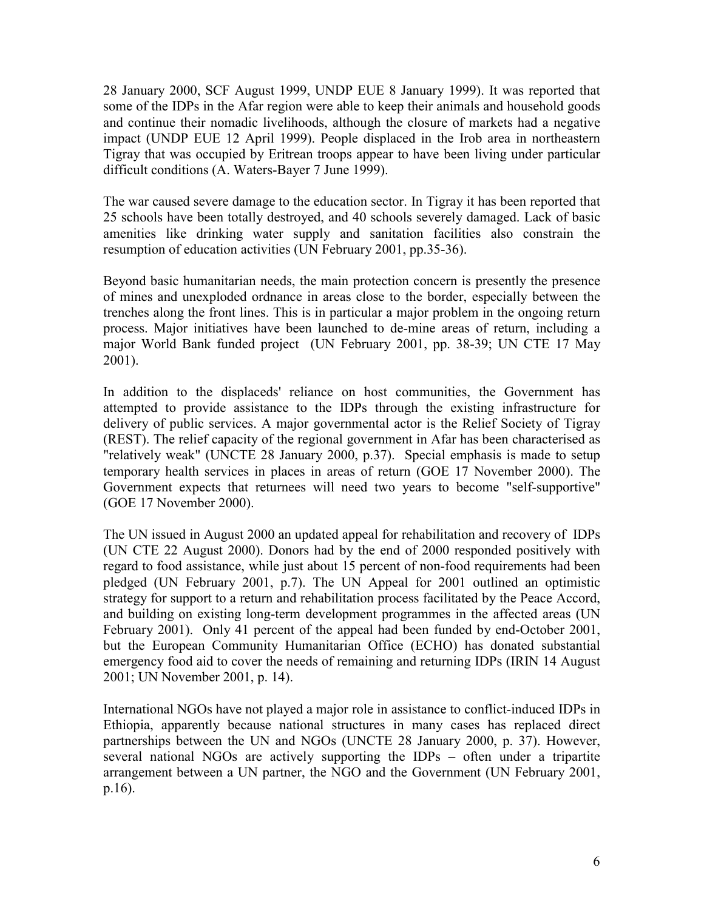28 January 2000, SCF August 1999, UNDP EUE 8 January 1999). It was reported that some of the IDPs in the Afar region were able to keep their animals and household goods and continue their nomadic livelihoods, although the closure of markets had a negative impact (UNDP EUE 12 April 1999). People displaced in the Irob area in northeastern Tigray that was occupied by Eritrean troops appear to have been living under particular difficult conditions (A. Waters-Bayer 7 June 1999).

The war caused severe damage to the education sector. In Tigray it has been reported that 25 schools have been totally destroyed, and 40 schools severely damaged. Lack of basic amenities like drinking water supply and sanitation facilities also constrain the resumption of education activities (UN February 2001, pp.35-36).

Beyond basic humanitarian needs, the main protection concern is presently the presence of mines and unexploded ordnance in areas close to the border, especially between the trenches along the front lines. This is in particular a major problem in the ongoing return process. Major initiatives have been launched to de-mine areas of return, including a major World Bank funded project (UN February 2001, pp. 38-39; UN CTE 17 May 2001).

In addition to the displaceds' reliance on host communities, the Government has attempted to provide assistance to the IDPs through the existing infrastructure for delivery of public services. A major governmental actor is the Relief Society of Tigray (REST). The relief capacity of the regional government in Afar has been characterised as "relatively weak" (UNCTE 28 January 2000, p.37). Special emphasis is made to setup temporary health services in places in areas of return (GOE 17 November 2000). The Government expects that returnees will need two years to become "self-supportive" (GOE 17 November 2000).

The UN issued in August 2000 an updated appeal for rehabilitation and recovery of IDPs (UN CTE 22 August 2000). Donors had by the end of 2000 responded positively with regard to food assistance, while just about 15 percent of non-food requirements had been pledged (UN February 2001, p.7). The UN Appeal for 2001 outlined an optimistic strategy for support to a return and rehabilitation process facilitated by the Peace Accord, and building on existing long-term development programmes in the affected areas (UN February 2001). Only 41 percent of the appeal had been funded by end-October 2001, but the European Community Humanitarian Office (ECHO) has donated substantial emergency food aid to cover the needs of remaining and returning IDPs (IRIN 14 August 2001; UN November 2001, p. 14).

International NGOs have not played a major role in assistance to conflict-induced IDPs in Ethiopia, apparently because national structures in many cases has replaced direct partnerships between the UN and NGOs (UNCTE 28 January 2000, p. 37). However, several national NGOs are actively supporting the IDPs – often under a tripartite arrangement between a UN partner, the NGO and the Government (UN February 2001, p.16).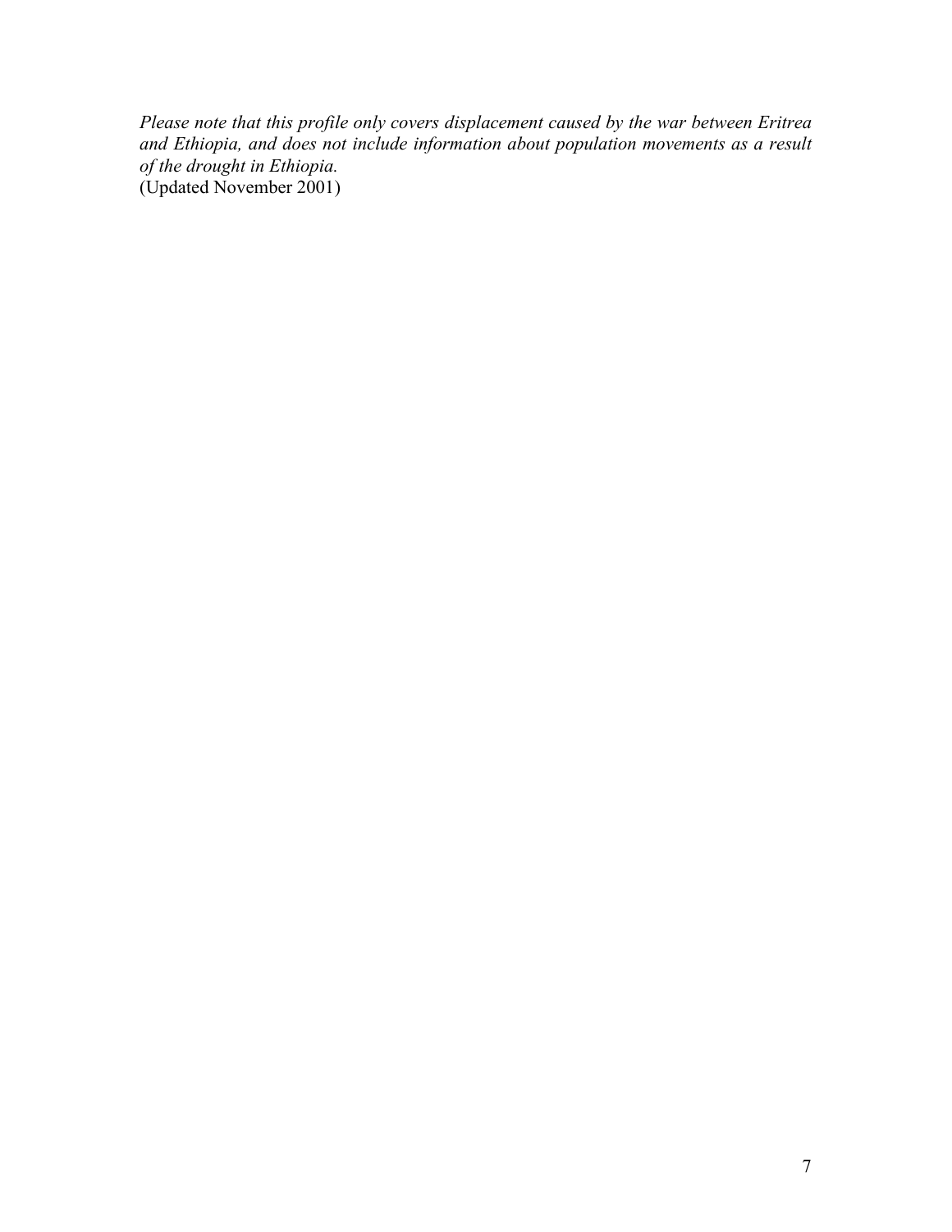*Please note that this profile only covers displacement caused by the war between Eritrea and Ethiopia, and does not include information about population movements as a result of the drought in Ethiopia.*
(Updated November 2001)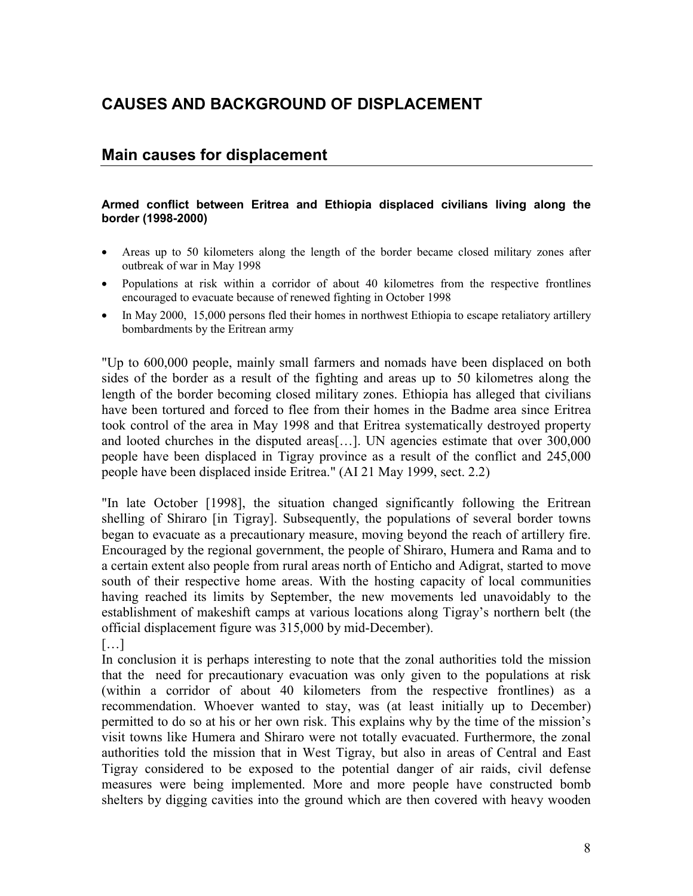# CAUSES AND BACKGROUND OF DISPLACEMENT

## Main causes for displacement

**Armed conflict between Eritrea and Ethiopia displaced civilians living along the border (1998-2000)**

- Areas up to 50 kilometers along the length of the border became closed military zones after outbreak of war in May 1998
- Populations at risk within a corridor of about 40 kilometres from the respective frontlines encouraged to evacuate because of renewed fighting in October 1998
- In May 2000, 15,000 persons fled their homes in northwest Ethiopia to escape retaliatory artillery bombardments by the Eritrean army

"Up to 600,000 people, mainly small farmers and nomads have been displaced on both sides of the border as a result of the fighting and areas up to 50 kilometres along the length of the border becoming closed military zones. Ethiopia has alleged that civilians have been tortured and forced to flee from their homes in the Badme area since Eritrea took control of the area in May 1998 and that Eritrea systematically destroyed property and looted churches in the disputed areas[…]. UN agencies estimate that over 300,000 people have been displaced in Tigray province as a result of the conflict and 245,000 people have been displaced inside Eritrea." (AI 21 May 1999, sect. 2.2)

"In late October [1998], the situation changed significantly following the Eritrean shelling of Shiraro [in Tigray]. Subsequently, the populations of several border towns began to evacuate as a precautionary measure, moving beyond the reach of artillery fire. Encouraged by the regional government, the people of Shiraro, Humera and Rama and to a certain extent also people from rural areas north of Enticho and Adigrat, started to move south of their respective home areas. With the hosting capacity of local communities having reached its limits by September, the new movements led unavoidably to the establishment of makeshift camps at various locations along Tigray's northern belt (the official displacement figure was 315,000 by mid-December).

[…]

In conclusion it is perhaps interesting to note that the zonal authorities told the mission that the need for precautionary evacuation was only given to the populations at risk (within a corridor of about 40 kilometers from the respective frontlines) as a recommendation. Whoever wanted to stay, was (at least initially up to December) permitted to do so at his or her own risk. This explains why by the time of the mission's visit towns like Humera and Shiraro were not totally evacuated. Furthermore, the zonal authorities told the mission that in West Tigray, but also in areas of Central and East Tigray considered to be exposed to the potential danger of air raids, civil defense measures were being implemented. More and more people have constructed bomb shelters by digging cavities into the ground which are then covered with heavy wooden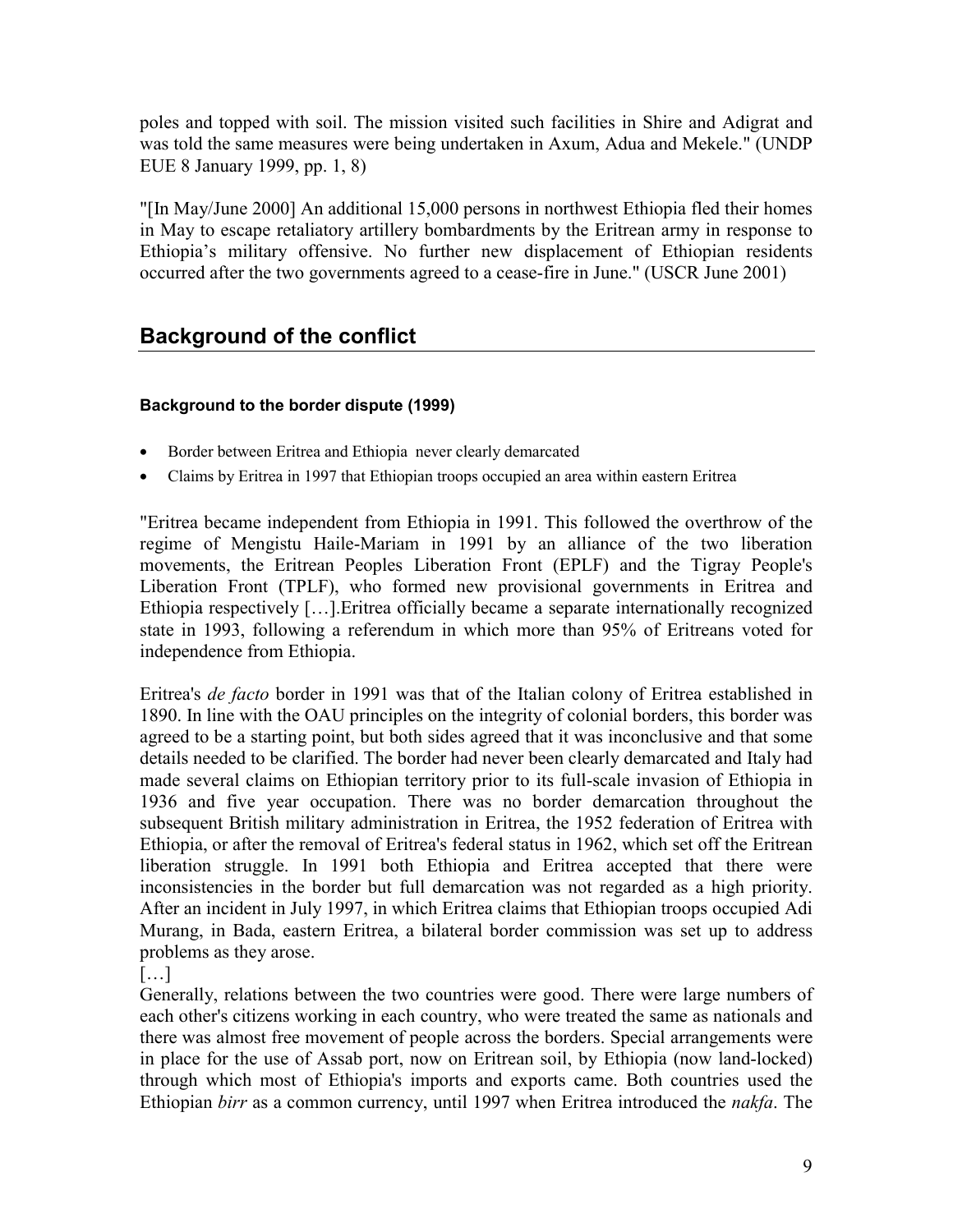poles and topped with soil. The mission visited such facilities in Shire and Adigrat and was told the same measures were being undertaken in Axum, Adua and Mekele." (UNDP EUE 8 January 1999, pp. 1, 8)

"[In May/June 2000] An additional 15,000 persons in northwest Ethiopia fled their homes in May to escape retaliatory artillery bombardments by the Eritrean army in response to Ethiopia's military offensive. No further new displacement of Ethiopian residents occurred after the two governments agreed to a cease-fire in June." (USCR June 2001)

## Background of the conflict

#### Background to the border dispute (1999)

- Border between Eritrea and Ethiopia never clearly demarcated
- Claims by Eritrea in 1997 that Ethiopian troops occupied an area within eastern Eritrea

"Eritrea became independent from Ethiopia in 1991. This followed the overthrow of the regime of Mengistu Haile-Mariam in 1991 by an alliance of the two liberation movements, the Eritrean Peoples Liberation Front (EPLF) and the Tigray People's Liberation Front (TPLF), who formed new provisional governments in Eritrea and Ethiopia respectively […].Eritrea officially became a separate internationally recognized state in 1993, following a referendum in which more than 95% of Eritreans voted for independence from Ethiopia.

Eritrea's *de facto* border in 1991 was that of the Italian colony of Eritrea established in 1890. In line with the OAU principles on the integrity of colonial borders, this border was agreed to be a starting point, but both sides agreed that it was inconclusive and that some details needed to be clarified. The border had never been clearly demarcated and Italy had made several claims on Ethiopian territory prior to its full-scale invasion of Ethiopia in 1936 and five year occupation. There was no border demarcation throughout the subsequent British military administration in Eritrea, the 1952 federation of Eritrea with Ethiopia, or after the removal of Eritrea's federal status in 1962, which set off the Eritrean liberation struggle. In 1991 both Ethiopia and Eritrea accepted that there were inconsistencies in the border but full demarcation was not regarded as a high priority. After an incident in July 1997, in which Eritrea claims that Ethiopian troops occupied Adi Murang, in Bada, eastern Eritrea, a bilateral border commission was set up to address problems as they arose.

[…]

Generally, relations between the two countries were good. There were large numbers of each other's citizens working in each country, who were treated the same as nationals and there was almost free movement of people across the borders. Special arrangements were in place for the use of Assab port, now on Eritrean soil, by Ethiopia (now land-locked) through which most of Ethiopia's imports and exports came. Both countries used the Ethiopian *birr* as a common currency, until 1997 when Eritrea introduced the *nakfa*. The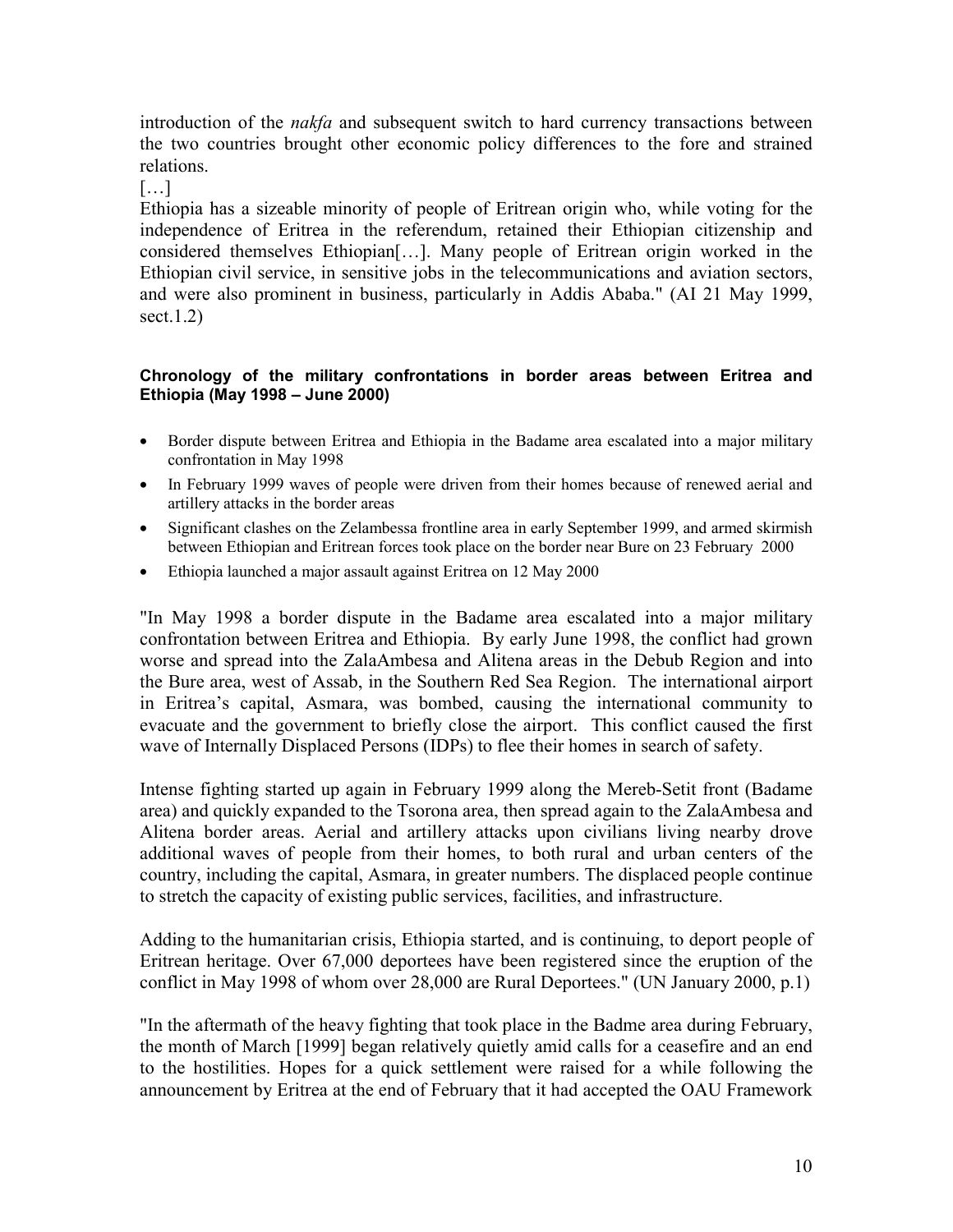introduction of the *nakfa* and subsequent switch to hard currency transactions between the two countries brought other economic policy differences to the fore and strained relations.

[…]

Ethiopia has a sizeable minority of people of Eritrean origin who, while voting for the independence of Eritrea in the referendum, retained their Ethiopian citizenship and considered themselves Ethiopian[…]. Many people of Eritrean origin worked in the Ethiopian civil service, in sensitive jobs in the telecommunications and aviation sectors, and were also prominent in business, particularly in Addis Ababa." (AI 21 May 1999, sect.1.2)

#### Chronology of the military confrontations in border areas between Eritrea and Ethiopia (May 1998 – June 2000)

- Border dispute between Eritrea and Ethiopia in the Badame area escalated into a major military confrontation in May 1998
- In February 1999 waves of people were driven from their homes because of renewed aerial and artillery attacks in the border areas
- Significant clashes on the Zelambessa frontline area in early September 1999, and armed skirmish between Ethiopian and Eritrean forces took place on the border near Bure on 23 February 2000
- Ethiopia launched a major assault against Eritrea on 12 May 2000

"In May 1998 a border dispute in the Badame area escalated into a major military confrontation between Eritrea and Ethiopia. By early June 1998, the conflict had grown worse and spread into the ZalaAmbesa and Alitena areas in the Debub Region and into the Bure area, west of Assab, in the Southern Red Sea Region. The international airport in Eritrea's capital, Asmara, was bombed, causing the international community to evacuate and the government to briefly close the airport. This conflict caused the first wave of Internally Displaced Persons (IDPs) to flee their homes in search of safety.

Intense fighting started up again in February 1999 along the Mereb-Setit front (Badame area) and quickly expanded to the Tsorona area, then spread again to the ZalaAmbesa and Alitena border areas. Aerial and artillery attacks upon civilians living nearby drove additional waves of people from their homes, to both rural and urban centers of the country, including the capital, Asmara, in greater numbers. The displaced people continue to stretch the capacity of existing public services, facilities, and infrastructure.

Adding to the humanitarian crisis, Ethiopia started, and is continuing, to deport people of Eritrean heritage. Over 67,000 deportees have been registered since the eruption of the conflict in May 1998 of whom over 28,000 are Rural Deportees." (UN January 2000, p.1)

"In the aftermath of the heavy fighting that took place in the Badme area during February, the month of March [1999] began relatively quietly amid calls for a ceasefire and an end to the hostilities. Hopes for a quick settlement were raised for a while following the announcement by Eritrea at the end of February that it had accepted the OAU Framework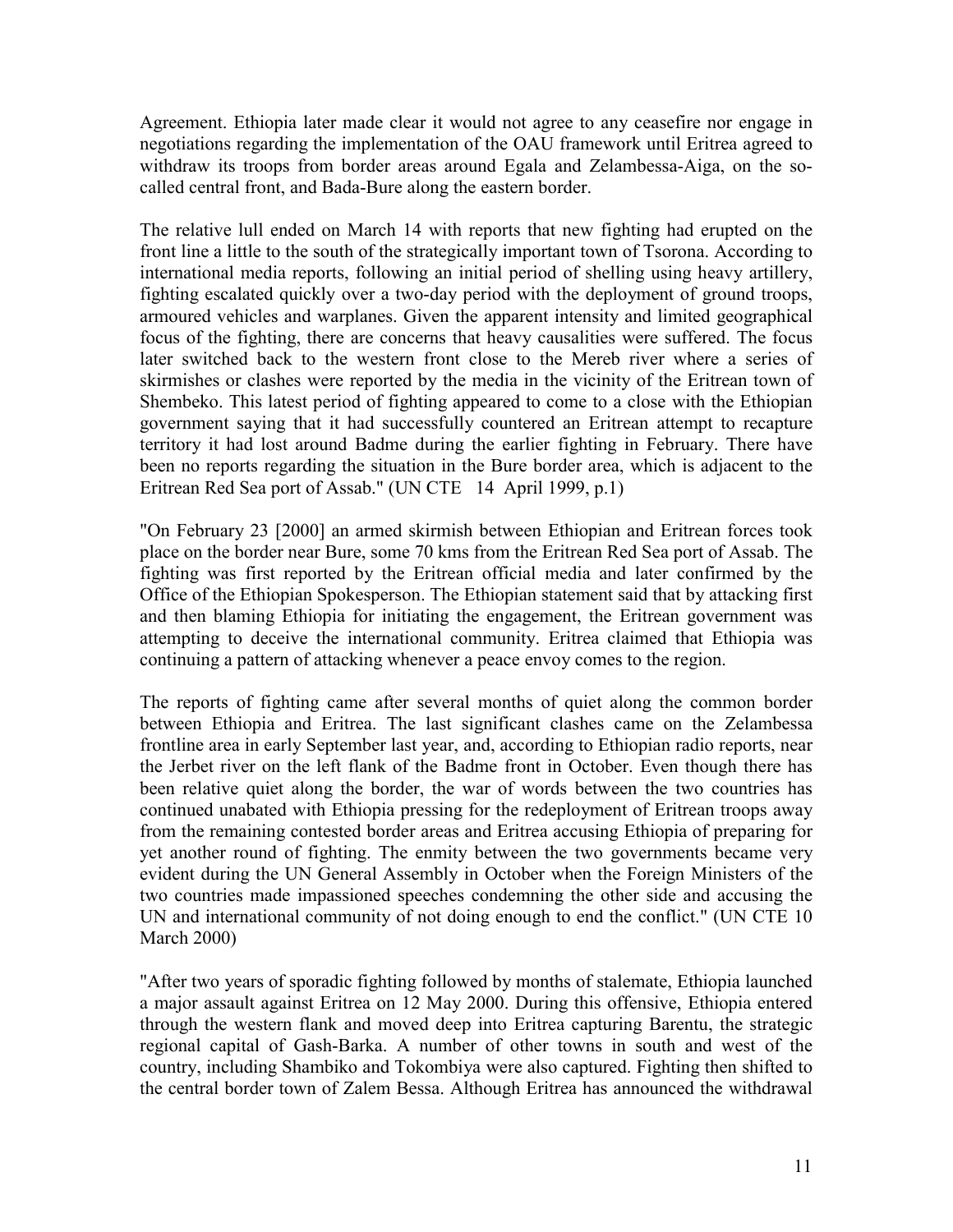Agreement. Ethiopia later made clear it would not agree to any ceasefire nor engage in negotiations regarding the implementation of the OAU framework until Eritrea agreed to withdraw its troops from border areas around Egala and Zelambessa-Aiga, on the so-called central front, and Bada-Bure along the eastern border.

The relative lull ended on March 14 with reports that new fighting had erupted on the front line a little to the south of the strategically important town of Tsorona. According to international media reports, following an initial period of shelling using heavy artillery, fighting escalated quickly over a two-day period with the deployment of ground troops, armoured vehicles and warplanes. Given the apparent intensity and limited geographical focus of the fighting, there are concerns that heavy causalities were suffered. The focus later switched back to the western front close to the Mereb river where a series of skirmishes or clashes were reported by the media in the vicinity of the Eritrean town of Shembeko. This latest period of fighting appeared to come to a close with the Ethiopian government saying that it had successfully countered an Eritrean attempt to recapture territory it had lost around Badme during the earlier fighting in February. There have been no reports regarding the situation in the Bure border area, which is adjacent to the Eritrean Red Sea port of Assab." (UN CTE 14 April 1999, p.1)

"On February 23 [2000] an armed skirmish between Ethiopian and Eritrean forces took place on the border near Bure, some 70 kms from the Eritrean Red Sea port of Assab. The fighting was first reported by the Eritrean official media and later confirmed by the Office of the Ethiopian Spokesperson. The Ethiopian statement said that by attacking first and then blaming Ethiopia for initiating the engagement, the Eritrean government was attempting to deceive the international community. Eritrea claimed that Ethiopia was continuing a pattern of attacking whenever a peace envoy comes to the region.

The reports of fighting came after several months of quiet along the common border between Ethiopia and Eritrea. The last significant clashes came on the Zelambessa frontline area in early September last year, and, according to Ethiopian radio reports, near the Jerbet river on the left flank of the Badme front in October. Even though there has been relative quiet along the border, the war of words between the two countries has continued unabated with Ethiopia pressing for the redeployment of Eritrean troops away from the remaining contested border areas and Eritrea accusing Ethiopia of preparing for yet another round of fighting. The enmity between the two governments became very evident during the UN General Assembly in October when the Foreign Ministers of the two countries made impassioned speeches condemning the other side and accusing the UN and international community of not doing enough to end the conflict." (UN CTE 10 March 2000)

"After two years of sporadic fighting followed by months of stalemate, Ethiopia launched a major assault against Eritrea on 12 May 2000. During this offensive, Ethiopia entered through the western flank and moved deep into Eritrea capturing Barentu, the strategic regional capital of Gash-Barka. A number of other towns in south and west of the country, including Shambiko and Tokombiya were also captured. Fighting then shifted to the central border town of Zalem Bessa. Although Eritrea has announced the withdrawal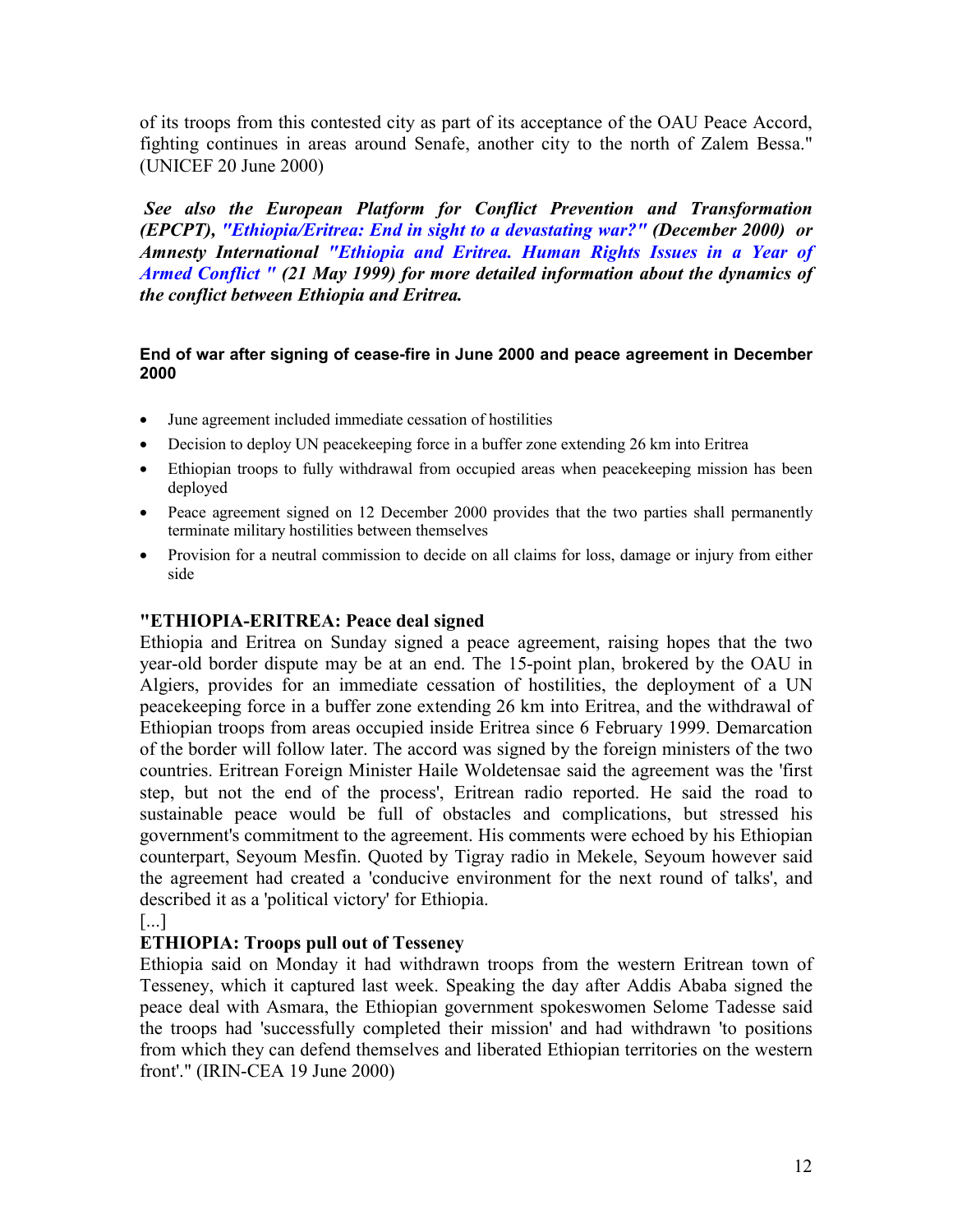of its troops from this contested city as part of its acceptance of the OAU Peace Accord, fighting continues in areas around Senafe, another city to the north of Zalem Bessa." (UNICEF 20 June 2000)

***See also the European Platform for Conflict Prevention and Transformation (EPCPT), "Ethiopia/Eritrea: End in sight to a devastating war?" (December 2000) or Amnesty International "Ethiopia and Eritrea. Human Rights Issues in a Year of Armed Conflict " (21 May 1999) for more detailed information about the dynamics of the conflict between Ethiopia and Eritrea.***

#### End of war after signing of cease-fire in June 2000 and peace agreement in December 2000

- June agreement included immediate cessation of hostilities
- Decision to deploy UN peacekeeping force in a buffer zone extending 26 km into Eritrea
- Ethiopian troops to fully withdrawal from occupied areas when peacekeeping mission has been deployed
- Peace agreement signed on 12 December 2000 provides that the two parties shall permanently terminate military hostilities between themselves
- Provision for a neutral commission to decide on all claims for loss, damage or injury from either side

**"ETHIOPIA-ERITREA: Peace deal signed**
Ethiopia and Eritrea on Sunday signed a peace agreement, raising hopes that the two year-old border dispute may be at an end. The 15-point plan, brokered by the OAU in Algiers, provides for an immediate cessation of hostilities, the deployment of a UN peacekeeping force in a buffer zone extending 26 km into Eritrea, and the withdrawal of Ethiopian troops from areas occupied inside Eritrea since 6 February 1999. Demarcation of the border will follow later. The accord was signed by the foreign ministers of the two countries. Eritrean Foreign Minister Haile Woldetensae said the agreement was the 'first step, but not the end of the process', Eritrean radio reported. He said the road to sustainable peace would be full of obstacles and complications, but stressed his government's commitment to the agreement. His comments were echoed by his Ethiopian counterpart, Seyoum Mesfin. Quoted by Tigray radio in Mekele, Seyoum however said the agreement had created a 'conducive environment for the next round of talks', and described it as a 'political victory' for Ethiopia.
[...]
**ETHIOPIA: Troops pull out of Tesseney**
Ethiopia said on Monday it had withdrawn troops from the western Eritrean town of Tesseney, which it captured last week. Speaking the day after Addis Ababa signed the peace deal with Asmara, the Ethiopian government spokeswomen Selome Tadesse said the troops had 'successfully completed their mission' and had withdrawn 'to positions from which they can defend themselves and liberated Ethiopian territories on the western front'." (IRIN-CEA 19 June 2000)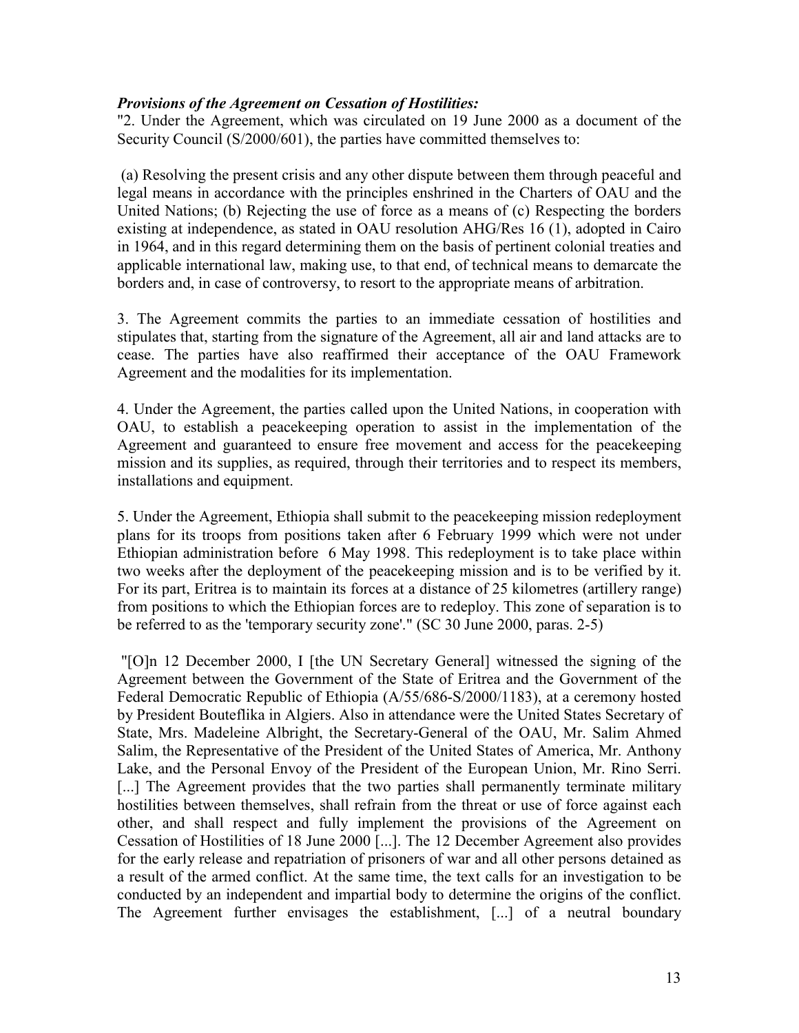***Provisions of the Agreement on Cessation of Hostilities:***

"2. Under the Agreement, which was circulated on 19 June 2000 as a document of the Security Council (S/2000/601), the parties have committed themselves to:

(a) Resolving the present crisis and any other dispute between them through peaceful and legal means in accordance with the principles enshrined in the Charters of OAU and the United Nations; (b) Rejecting the use of force as a means of (c) Respecting the borders existing at independence, as stated in OAU resolution AHG/Res 16 (1), adopted in Cairo in 1964, and in this regard determining them on the basis of pertinent colonial treaties and applicable international law, making use, to that end, of technical means to demarcate the borders and, in case of controversy, to resort to the appropriate means of arbitration.

3. The Agreement commits the parties to an immediate cessation of hostilities and stipulates that, starting from the signature of the Agreement, all air and land attacks are to cease. The parties have also reaffirmed their acceptance of the OAU Framework Agreement and the modalities for its implementation.

4. Under the Agreement, the parties called upon the United Nations, in cooperation with OAU, to establish a peacekeeping operation to assist in the implementation of the Agreement and guaranteed to ensure free movement and access for the peacekeeping mission and its supplies, as required, through their territories and to respect its members, installations and equipment.

5. Under the Agreement, Ethiopia shall submit to the peacekeeping mission redeployment plans for its troops from positions taken after 6 February 1999 which were not under Ethiopian administration before 6 May 1998. This redeployment is to take place within two weeks after the deployment of the peacekeeping mission and is to be verified by it. For its part, Eritrea is to maintain its forces at a distance of 25 kilometres (artillery range) from positions to which the Ethiopian forces are to redeploy. This zone of separation is to be referred to as the 'temporary security zone'." (SC 30 June 2000, paras. 2-5)

"[O]n 12 December 2000, I [the UN Secretary General] witnessed the signing of the Agreement between the Government of the State of Eritrea and the Government of the Federal Democratic Republic of Ethiopia (A/55/686-S/2000/1183), at a ceremony hosted by President Bouteflika in Algiers. Also in attendance were the United States Secretary of State, Mrs. Madeleine Albright, the Secretary-General of the OAU, Mr. Salim Ahmed Salim, the Representative of the President of the United States of America, Mr. Anthony Lake, and the Personal Envoy of the President of the European Union, Mr. Rino Serri. [...] The Agreement provides that the two parties shall permanently terminate military hostilities between themselves, shall refrain from the threat or use of force against each other, and shall respect and fully implement the provisions of the Agreement on Cessation of Hostilities of 18 June 2000 [...]. The 12 December Agreement also provides for the early release and repatriation of prisoners of war and all other persons detained as a result of the armed conflict. At the same time, the text calls for an investigation to be conducted by an independent and impartial body to determine the origins of the conflict. The Agreement further envisages the establishment, [...] of a neutral boundary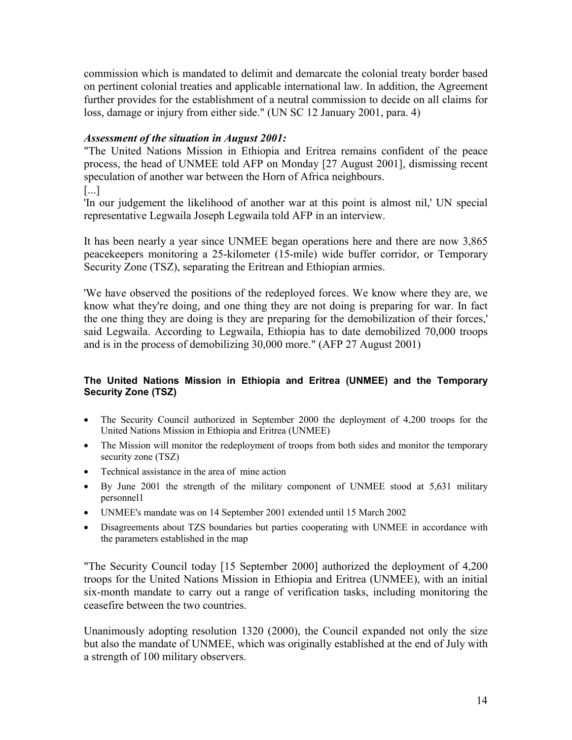commission which is mandated to delimit and demarcate the colonial treaty border based on pertinent colonial treaties and applicable international law. In addition, the Agreement further provides for the establishment of a neutral commission to decide on all claims for loss, damage or injury from either side." (UN SC 12 January 2001, para. 4)

***Assessment of the situation in August 2001:***

"The United Nations Mission in Ethiopia and Eritrea remains confident of the peace process, the head of UNMEE told AFP on Monday [27 August 2001], dismissing recent speculation of another war between the Horn of Africa neighbours.

[...]

'In our judgement the likelihood of another war at this point is almost nil,' UN special representative Legwaila Joseph Legwaila told AFP in an interview.

It has been nearly a year since UNMEE began operations here and there are now 3,865 peacekeepers monitoring a 25-kilometer (15-mile) wide buffer corridor, or Temporary Security Zone (TSZ), separating the Eritrean and Ethiopian armies.

'We have observed the positions of the redeployed forces. We know where they are, we know what they're doing, and one thing they are not doing is preparing for war. In fact the one thing they are doing is they are preparing for the demobilization of their forces,' said Legwaila. According to Legwaila, Ethiopia has to date demobilized 70,000 troops and is in the process of demobilizing 30,000 more." (AFP 27 August 2001)

#### The United Nations Mission in Ethiopia and Eritrea (UNMEE) and the Temporary Security Zone (TSZ)

- The Security Council authorized in September 2000 the deployment of 4,200 troops for the United Nations Mission in Ethiopia and Eritrea (UNMEE)
- The Mission will monitor the redeployment of troops from both sides and monitor the temporary security zone (TSZ)
- Technical assistance in the area of mine action
- By June 2001 the strength of the military component of UNMEE stood at 5,631 military personnel1
- UNMEE's mandate was on 14 September 2001 extended until 15 March 2002
- Disagreements about TZS boundaries but parties cooperating with UNMEE in accordance with the parameters established in the map

"The Security Council today [15 September 2000] authorized the deployment of 4,200 troops for the United Nations Mission in Ethiopia and Eritrea (UNMEE), with an initial six-month mandate to carry out a range of verification tasks, including monitoring the ceasefire between the two countries.

Unanimously adopting resolution 1320 (2000), the Council expanded not only the size but also the mandate of UNMEE, which was originally established at the end of July with a strength of 100 military observers.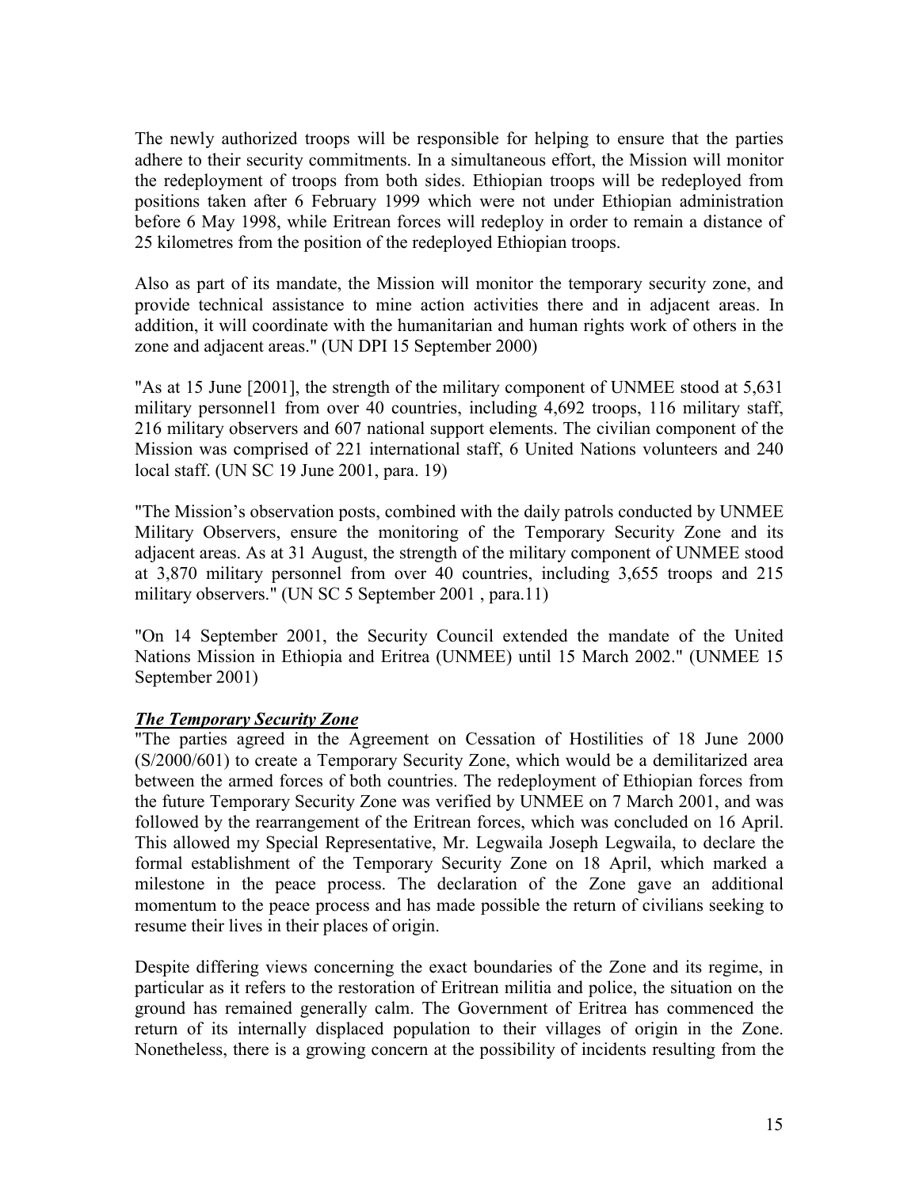The newly authorized troops will be responsible for helping to ensure that the parties adhere to their security commitments. In a simultaneous effort, the Mission will monitor the redeployment of troops from both sides. Ethiopian troops will be redeployed from positions taken after 6 February 1999 which were not under Ethiopian administration before 6 May 1998, while Eritrean forces will redeploy in order to remain a distance of 25 kilometres from the position of the redeployed Ethiopian troops.

Also as part of its mandate, the Mission will monitor the temporary security zone, and provide technical assistance to mine action activities there and in adjacent areas. In addition, it will coordinate with the humanitarian and human rights work of others in the zone and adjacent areas." (UN DPI 15 September 2000)

"As at 15 June [2001], the strength of the military component of UNMEE stood at 5,631 military personnel1 from over 40 countries, including 4,692 troops, 116 military staff, 216 military observers and 607 national support elements. The civilian component of the Mission was comprised of 221 international staff, 6 United Nations volunteers and 240 local staff. (UN SC 19 June 2001, para. 19)

"The Mission's observation posts, combined with the daily patrols conducted by UNMEE Military Observers, ensure the monitoring of the Temporary Security Zone and its adjacent areas. As at 31 August, the strength of the military component of UNMEE stood at 3,870 military personnel from over 40 countries, including 3,655 troops and 215 military observers." (UN SC 5 September 2001 , para.11)

"On 14 September 2001, the Security Council extended the mandate of the United Nations Mission in Ethiopia and Eritrea (UNMEE) until 15 March 2002." (UNMEE 15 September 2001)

***The Temporary Security Zone***

"The parties agreed in the Agreement on Cessation of Hostilities of 18 June 2000 (S/2000/601) to create a Temporary Security Zone, which would be a demilitarized area between the armed forces of both countries. The redeployment of Ethiopian forces from the future Temporary Security Zone was verified by UNMEE on 7 March 2001, and was followed by the rearrangement of the Eritrean forces, which was concluded on 16 April. This allowed my Special Representative, Mr. Legwaila Joseph Legwaila, to declare the formal establishment of the Temporary Security Zone on 18 April, which marked a milestone in the peace process. The declaration of the Zone gave an additional momentum to the peace process and has made possible the return of civilians seeking to resume their lives in their places of origin.

Despite differing views concerning the exact boundaries of the Zone and its regime, in particular as it refers to the restoration of Eritrean militia and police, the situation on the ground has remained generally calm. The Government of Eritrea has commenced the return of its internally displaced population to their villages of origin in the Zone. Nonetheless, there is a growing concern at the possibility of incidents resulting from the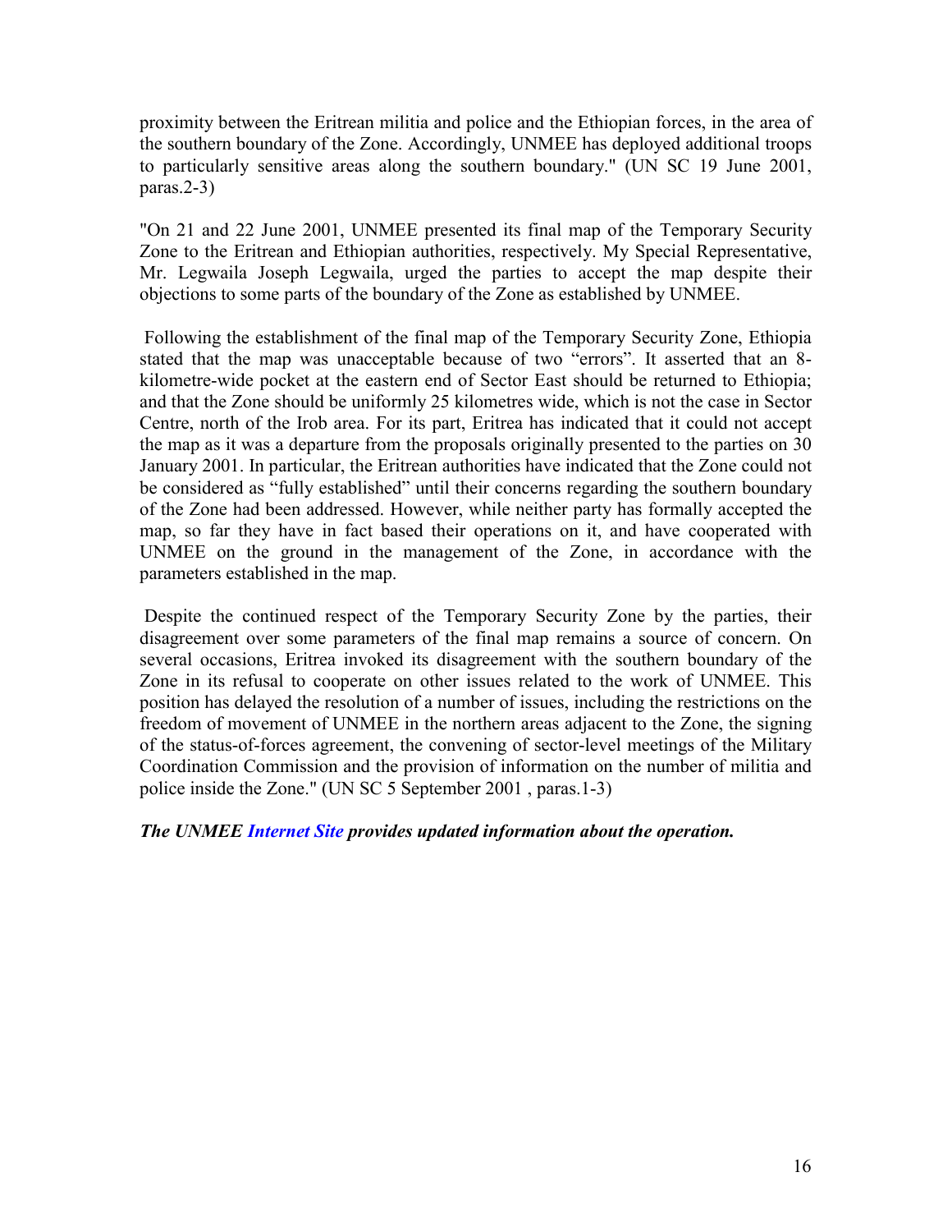proximity between the Eritrean militia and police and the Ethiopian forces, in the area of the southern boundary of the Zone. Accordingly, UNMEE has deployed additional troops to particularly sensitive areas along the southern boundary." (UN SC 19 June 2001, paras.2-3)

"On 21 and 22 June 2001, UNMEE presented its final map of the Temporary Security Zone to the Eritrean and Ethiopian authorities, respectively. My Special Representative, Mr. Legwaila Joseph Legwaila, urged the parties to accept the map despite their objections to some parts of the boundary of the Zone as established by UNMEE.

Following the establishment of the final map of the Temporary Security Zone, Ethiopia stated that the map was unacceptable because of two "errors". It asserted that an 8-kilometre-wide pocket at the eastern end of Sector East should be returned to Ethiopia; and that the Zone should be uniformly 25 kilometres wide, which is not the case in Sector Centre, north of the Irob area. For its part, Eritrea has indicated that it could not accept the map as it was a departure from the proposals originally presented to the parties on 30 January 2001. In particular, the Eritrean authorities have indicated that the Zone could not be considered as "fully established" until their concerns regarding the southern boundary of the Zone had been addressed. However, while neither party has formally accepted the map, so far they have in fact based their operations on it, and have cooperated with UNMEE on the ground in the management of the Zone, in accordance with the parameters established in the map.

Despite the continued respect of the Temporary Security Zone by the parties, their disagreement over some parameters of the final map remains a source of concern. On several occasions, Eritrea invoked its disagreement with the southern boundary of the Zone in its refusal to cooperate on other issues related to the work of UNMEE. This position has delayed the resolution of a number of issues, including the restrictions on the freedom of movement of UNMEE in the northern areas adjacent to the Zone, the signing of the status-of-forces agreement, the convening of sector-level meetings of the Military Coordination Commission and the provision of information on the number of militia and police inside the Zone." (UN SC 5 September 2001 , paras.1-3)

***The UNMEE Internet Site provides updated information about the operation.***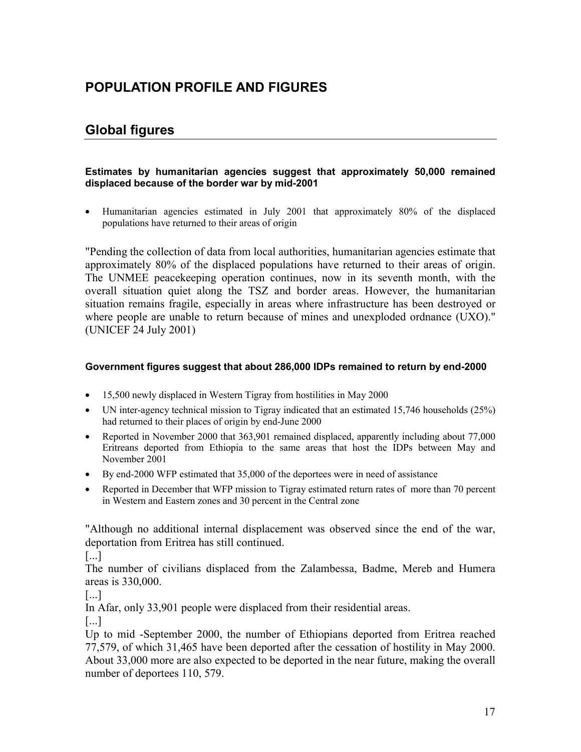# POPULATION PROFILE AND FIGURES

## Global figures

### Estimates by humanitarian agencies suggest that approximately 50,000 remained displaced because of the border war by mid-2001

- Humanitarian agencies estimated in July 2001 that approximately 80% of the displaced populations have returned to their areas of origin

"Pending the collection of data from local authorities, humanitarian agencies estimate that approximately 80% of the displaced populations have returned to their areas of origin. The UNMEE peacekeeping operation continues, now in its seventh month, with the overall situation quiet along the TSZ and border areas. However, the humanitarian situation remains fragile, especially in areas where infrastructure has been destroyed or where people are unable to return because of mines and unexploded ordnance (UXO)." (UNICEF 24 July 2001)

### Government figures suggest that about 286,000 IDPs remained to return by end-2000

- 15,500 newly displaced in Western Tigray from hostilities in May 2000
- UN inter-agency technical mission to Tigray indicated that an estimated 15,746 households (25%) had returned to their places of origin by end-June 2000
- Reported in November 2000 that 363,901 remained displaced, apparently including about 77,000 Eritreans deported from Ethiopia to the same areas that host the IDPs between May and November 2001
- By end-2000 WFP estimated that 35,000 of the deportees were in need of assistance
- Reported in December that WFP mission to Tigray estimated return rates of more than 70 percent in Western and Eastern zones and 30 percent in the Central zone

"Although no additional internal displacement was observed since the end of the war, deportation from Eritrea has still continued.

[...]

The number of civilians displaced from the Zalambessa, Badme, Mereb and Humera areas is 330,000.

[...]

In Afar, only 33,901 people were displaced from their residential areas.

[...]

Up to mid -September 2000, the number of Ethiopians deported from Eritrea reached 77,579, of which 31,465 have been deported after the cessation of hostility in May 2000. About 33,000 more are also expected to be deported in the near future, making the overall number of deportees 110, 579.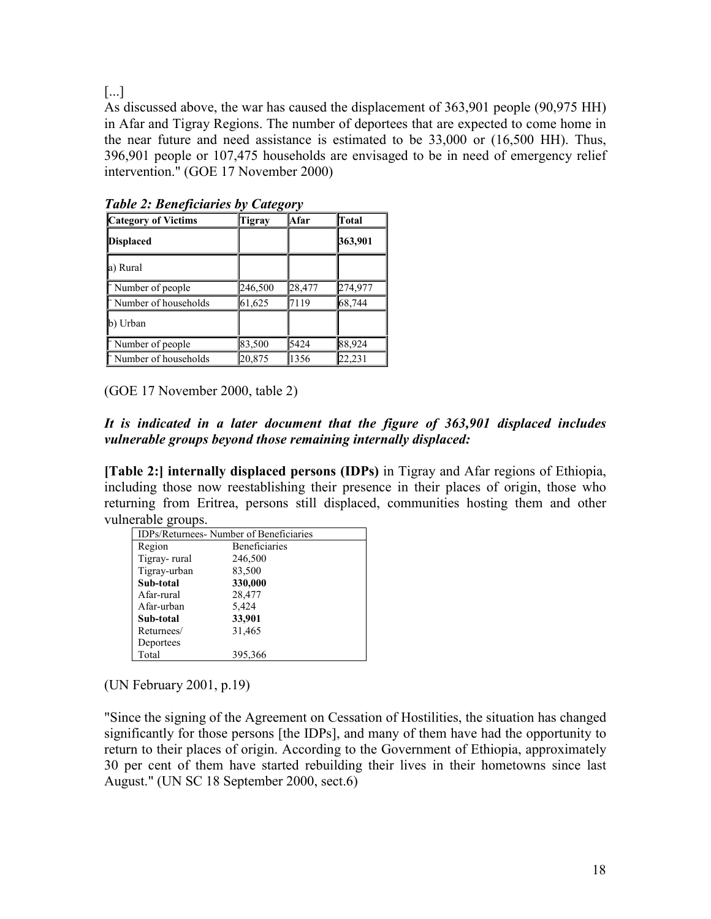[...]

As discussed above, the war has caused the displacement of 363,901 people (90,975 HH) in Afar and Tigray Regions. The number of deportees that are expected to come home in the near future and need assistance is estimated to be 33,000 or (16,500 HH). Thus, 396,901 people or 107,475 households are envisaged to be in need of emergency relief intervention." (GOE 17 November 2000)

***Table 2: Beneficiaries by Category***

| Category of Victims | Tigray | Afar | Total |
|---|---|---|---|
| **Displaced** | | | **363,901** |
| a) Rural | | | |
| ˙ Number of people | 246,500 | 28,477 | 274,977 |
| ˙ Number of households | 61,625 | 7119 | 68,744 |
| b) Urban | | | |
| ˙ Number of people | 83,500 | 5424 | 88,924 |
| ˙ Number of households | 20,875 | 1356 | 22,231 |

(GOE 17 November 2000, table 2)

***It is indicated in a later document that the figure of 363,901 displaced includes vulnerable groups beyond those remaining internally displaced:***

**[Table 2:] internally displaced persons (IDPs)** in Tigray and Afar regions of Ethiopia, including those now reestablishing their presence in their places of origin, those who returning from Eritrea, persons still displaced, communities hosting them and other vulnerable groups.

| IDPs/Returnees- Number of Beneficiaries | |
|---|---|
| Region | Beneficiaries |
| Tigray- rural | 246,500 |
| Tigray-urban | 83,500 |
| **Sub-total** | **330,000** |
| Afar-rural | 28,477 |
| Afar-urban | 5,424 |
| **Sub-total** | **33,901** |
| Returnees/ Deportees | 31,465 |
| Total | 395,366 |

(UN February 2001, p.19)

"Since the signing of the Agreement on Cessation of Hostilities, the situation has changed significantly for those persons [the IDPs], and many of them have had the opportunity to return to their places of origin. According to the Government of Ethiopia, approximately 30 per cent of them have started rebuilding their lives in their hometowns since last August." (UN SC 18 September 2000, sect.6)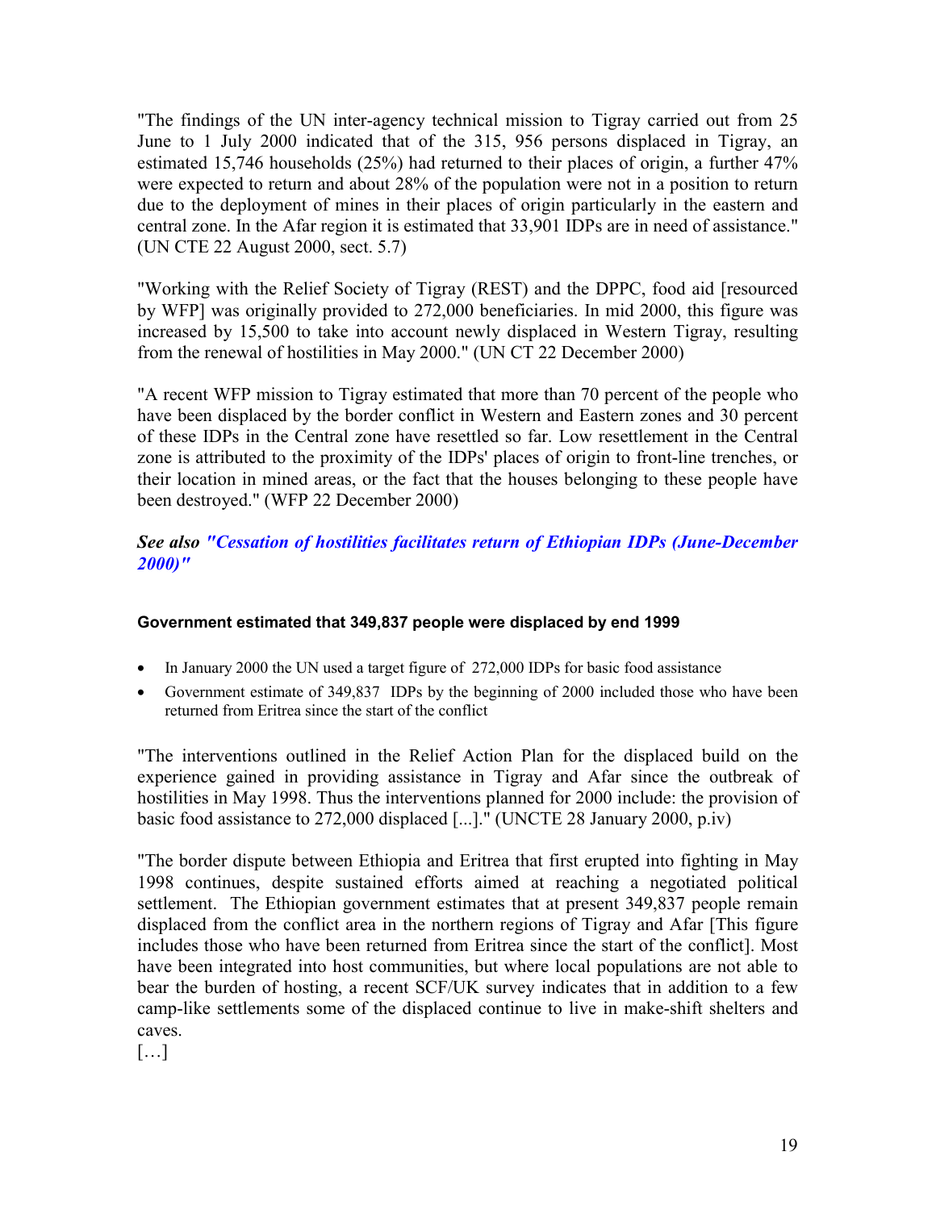"The findings of the UN inter-agency technical mission to Tigray carried out from 25 June to 1 July 2000 indicated that of the 315, 956 persons displaced in Tigray, an estimated 15,746 households (25%) had returned to their places of origin, a further 47% were expected to return and about 28% of the population were not in a position to return due to the deployment of mines in their places of origin particularly in the eastern and central zone. In the Afar region it is estimated that 33,901 IDPs are in need of assistance." (UN CTE 22 August 2000, sect. 5.7)

"Working with the Relief Society of Tigray (REST) and the DPPC, food aid [resourced by WFP] was originally provided to 272,000 beneficiaries. In mid 2000, this figure was increased by 15,500 to take into account newly displaced in Western Tigray, resulting from the renewal of hostilities in May 2000." (UN CT 22 December 2000)

"A recent WFP mission to Tigray estimated that more than 70 percent of the people who have been displaced by the border conflict in Western and Eastern zones and 30 percent of these IDPs in the Central zone have resettled so far. Low resettlement in the Central zone is attributed to the proximity of the IDPs' places of origin to front-line trenches, or their location in mined areas, or the fact that the houses belonging to these people have been destroyed." (WFP 22 December 2000)

***See also "Cessation of hostilities facilitates return of Ethiopian IDPs (June-December 2000)"***

#### Government estimated that 349,837 people were displaced by end 1999

- In January 2000 the UN used a target figure of 272,000 IDPs for basic food assistance
- Government estimate of 349,837 IDPs by the beginning of 2000 included those who have been returned from Eritrea since the start of the conflict

"The interventions outlined in the Relief Action Plan for the displaced build on the experience gained in providing assistance in Tigray and Afar since the outbreak of hostilities in May 1998. Thus the interventions planned for 2000 include: the provision of basic food assistance to 272,000 displaced [...]." (UNCTE 28 January 2000, p.iv)

"The border dispute between Ethiopia and Eritrea that first erupted into fighting in May 1998 continues, despite sustained efforts aimed at reaching a negotiated political settlement. The Ethiopian government estimates that at present 349,837 people remain displaced from the conflict area in the northern regions of Tigray and Afar [This figure includes those who have been returned from Eritrea since the start of the conflict]. Most have been integrated into host communities, but where local populations are not able to bear the burden of hosting, a recent SCF/UK survey indicates that in addition to a few camp-like settlements some of the displaced continue to live in make-shift shelters and caves.

[…]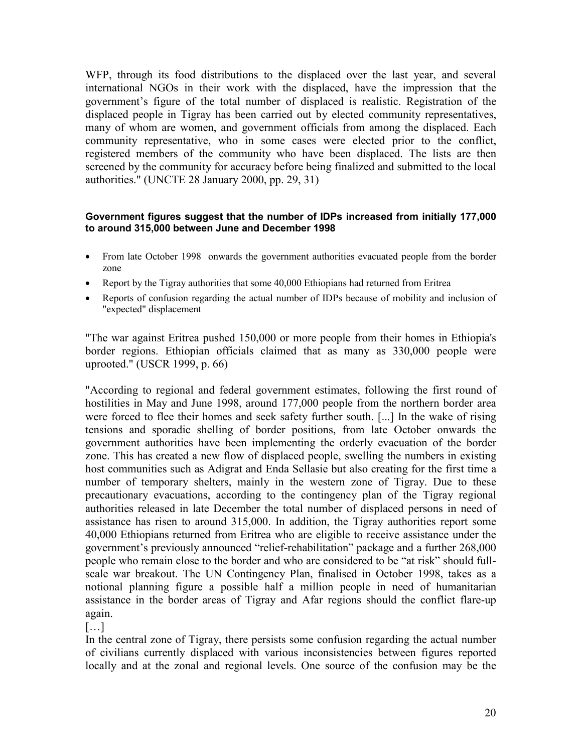WFP, through its food distributions to the displaced over the last year, and several international NGOs in their work with the displaced, have the impression that the government's figure of the total number of displaced is realistic. Registration of the displaced people in Tigray has been carried out by elected community representatives, many of whom are women, and government officials from among the displaced. Each community representative, who in some cases were elected prior to the conflict, registered members of the community who have been displaced. The lists are then screened by the community for accuracy before being finalized and submitted to the local authorities." (UNCTE 28 January 2000, pp. 29, 31)

#### Government figures suggest that the number of IDPs increased from initially 177,000 to around 315,000 between June and December 1998

- From late October 1998 onwards the government authorities evacuated people from the border zone
- Report by the Tigray authorities that some 40,000 Ethiopians had returned from Eritrea
- Reports of confusion regarding the actual number of IDPs because of mobility and inclusion of "expected" displacement

"The war against Eritrea pushed 150,000 or more people from their homes in Ethiopia's border regions. Ethiopian officials claimed that as many as 330,000 people were uprooted." (USCR 1999, p. 66)

"According to regional and federal government estimates, following the first round of hostilities in May and June 1998, around 177,000 people from the northern border area were forced to flee their homes and seek safety further south. [...] In the wake of rising tensions and sporadic shelling of border positions, from late October onwards the government authorities have been implementing the orderly evacuation of the border zone. This has created a new flow of displaced people, swelling the numbers in existing host communities such as Adigrat and Enda Sellasie but also creating for the first time a number of temporary shelters, mainly in the western zone of Tigray. Due to these precautionary evacuations, according to the contingency plan of the Tigray regional authorities released in late December the total number of displaced persons in need of assistance has risen to around 315,000. In addition, the Tigray authorities report some 40,000 Ethiopians returned from Eritrea who are eligible to receive assistance under the government's previously announced "relief-rehabilitation" package and a further 268,000 people who remain close to the border and who are considered to be "at risk" should full-scale war breakout. The UN Contingency Plan, finalised in October 1998, takes as a notional planning figure a possible half a million people in need of humanitarian assistance in the border areas of Tigray and Afar regions should the conflict flare-up again.

[…]

In the central zone of Tigray, there persists some confusion regarding the actual number of civilians currently displaced with various inconsistencies between figures reported locally and at the zonal and regional levels. One source of the confusion may be the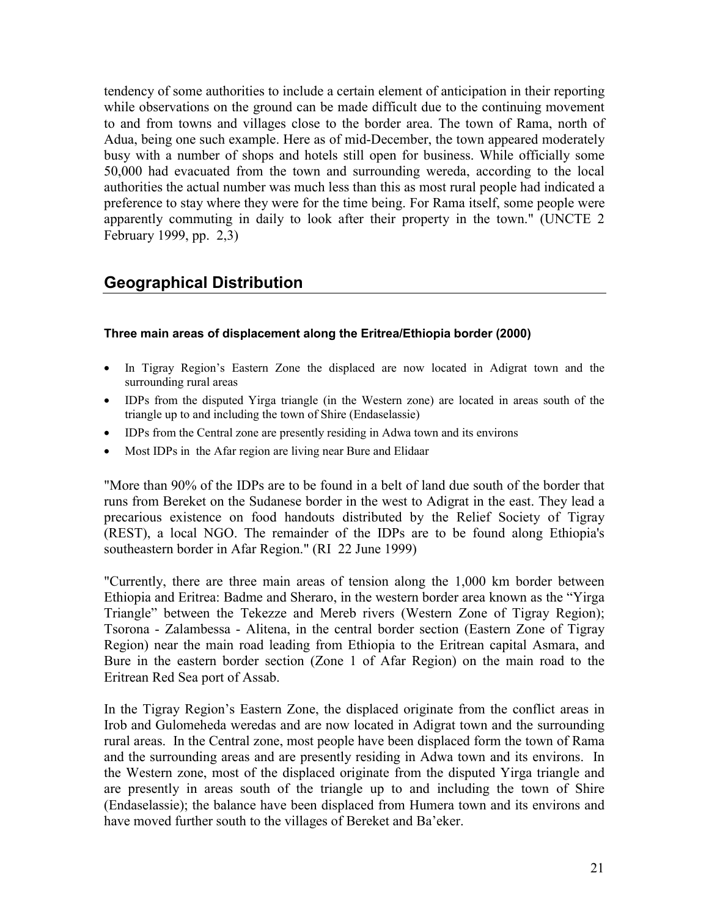tendency of some authorities to include a certain element of anticipation in their reporting while observations on the ground can be made difficult due to the continuing movement to and from towns and villages close to the border area. The town of Rama, north of Adua, being one such example. Here as of mid-December, the town appeared moderately busy with a number of shops and hotels still open for business. While officially some 50,000 had evacuated from the town and surrounding wereda, according to the local authorities the actual number was much less than this as most rural people had indicated a preference to stay where they were for the time being. For Rama itself, some people were apparently commuting in daily to look after their property in the town." (UNCTE 2 February 1999, pp. 2,3)

## Geographical Distribution

#### Three main areas of displacement along the Eritrea/Ethiopia border (2000)

- In Tigray Region's Eastern Zone the displaced are now located in Adigrat town and the surrounding rural areas
- IDPs from the disputed Yirga triangle (in the Western zone) are located in areas south of the triangle up to and including the town of Shire (Endaselassie)
- IDPs from the Central zone are presently residing in Adwa town and its environs
- Most IDPs in the Afar region are living near Bure and Elidaar

"More than 90% of the IDPs are to be found in a belt of land due south of the border that runs from Bereket on the Sudanese border in the west to Adigrat in the east. They lead a precarious existence on food handouts distributed by the Relief Society of Tigray (REST), a local NGO. The remainder of the IDPs are to be found along Ethiopia's southeastern border in Afar Region." (RI 22 June 1999)

"Currently, there are three main areas of tension along the 1,000 km border between Ethiopia and Eritrea: Badme and Sheraro, in the western border area known as the "Yirga Triangle" between the Tekezze and Mereb rivers (Western Zone of Tigray Region); Tsorona - Zalambessa - Alitena, in the central border section (Eastern Zone of Tigray Region) near the main road leading from Ethiopia to the Eritrean capital Asmara, and Bure in the eastern border section (Zone 1 of Afar Region) on the main road to the Eritrean Red Sea port of Assab.

In the Tigray Region's Eastern Zone, the displaced originate from the conflict areas in Irob and Gulomeheda weredas and are now located in Adigrat town and the surrounding rural areas. In the Central zone, most people have been displaced form the town of Rama and the surrounding areas and are presently residing in Adwa town and its environs. In the Western zone, most of the displaced originate from the disputed Yirga triangle and are presently in areas south of the triangle up to and including the town of Shire (Endaselassie); the balance have been displaced from Humera town and its environs and have moved further south to the villages of Bereket and Ba'eker.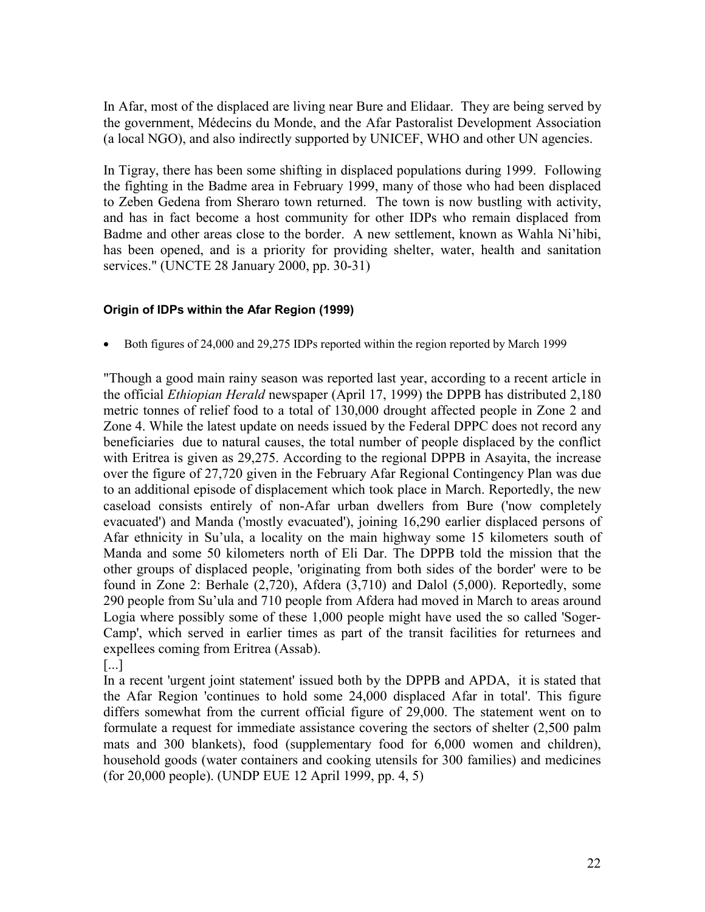In Afar, most of the displaced are living near Bure and Elidaar. They are being served by the government, Médecins du Monde, and the Afar Pastoralist Development Association (a local NGO), and also indirectly supported by UNICEF, WHO and other UN agencies.

In Tigray, there has been some shifting in displaced populations during 1999. Following the fighting in the Badme area in February 1999, many of those who had been displaced to Zeben Gedena from Sheraro town returned. The town is now bustling with activity, and has in fact become a host community for other IDPs who remain displaced from Badme and other areas close to the border. A new settlement, known as Wahla Ni'hibi, has been opened, and is a priority for providing shelter, water, health and sanitation services." (UNCTE 28 January 2000, pp. 30-31)

#### Origin of IDPs within the Afar Region (1999)

- Both figures of 24,000 and 29,275 IDPs reported within the region reported by March 1999

"Though a good main rainy season was reported last year, according to a recent article in the official *Ethiopian Herald* newspaper (April 17, 1999) the DPPB has distributed 2,180 metric tonnes of relief food to a total of 130,000 drought affected people in Zone 2 and Zone 4. While the latest update on needs issued by the Federal DPPC does not record any beneficiaries due to natural causes, the total number of people displaced by the conflict with Eritrea is given as 29,275. According to the regional DPPB in Asayita, the increase over the figure of 27,720 given in the February Afar Regional Contingency Plan was due to an additional episode of displacement which took place in March. Reportedly, the new caseload consists entirely of non-Afar urban dwellers from Bure ('now completely evacuated') and Manda ('mostly evacuated'), joining 16,290 earlier displaced persons of Afar ethnicity in Su'ula, a locality on the main highway some 15 kilometers south of Manda and some 50 kilometers north of Eli Dar. The DPPB told the mission that the other groups of displaced people, 'originating from both sides of the border' were to be found in Zone 2: Berhale (2,720), Afdera (3,710) and Dalol (5,000). Reportedly, some 290 people from Su'ula and 710 people from Afdera had moved in March to areas around Logia where possibly some of these 1,000 people might have used the so called 'Soger-Camp', which served in earlier times as part of the transit facilities for returnees and expellees coming from Eritrea (Assab).
[...]
In a recent 'urgent joint statement' issued both by the DPPB and APDA, it is stated that the Afar Region 'continues to hold some 24,000 displaced Afar in total'. This figure differs somewhat from the current official figure of 29,000. The statement went on to formulate a request for immediate assistance covering the sectors of shelter (2,500 palm mats and 300 blankets), food (supplementary food for 6,000 women and children), household goods (water containers and cooking utensils for 300 families) and medicines (for 20,000 people). (UNDP EUE 12 April 1999, pp. 4, 5)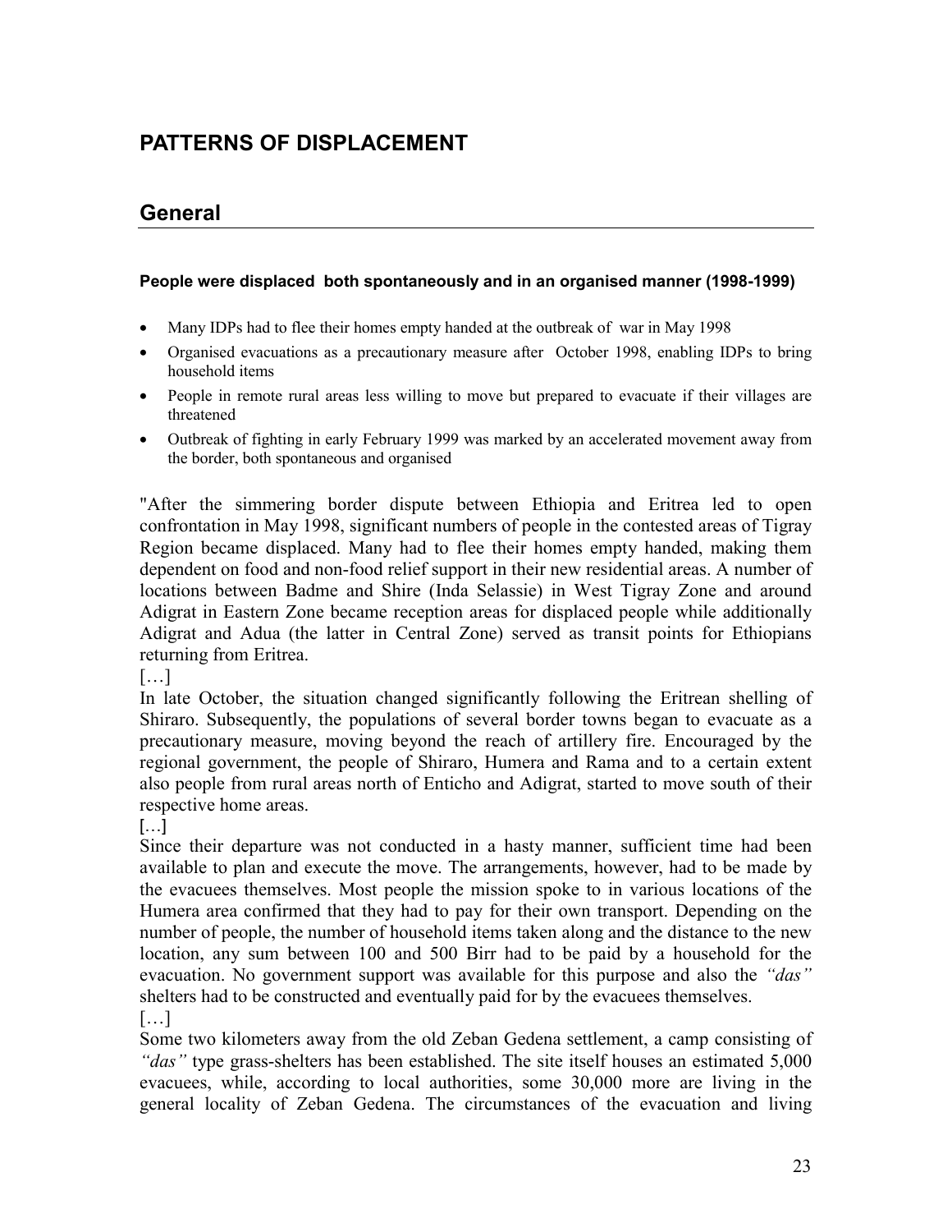# PATTERNS OF DISPLACEMENT

## General

### People were displaced both spontaneously and in an organised manner (1998-1999)

- Many IDPs had to flee their homes empty handed at the outbreak of war in May 1998
- Organised evacuations as a precautionary measure after October 1998, enabling IDPs to bring household items
- People in remote rural areas less willing to move but prepared to evacuate if their villages are threatened
- Outbreak of fighting in early February 1999 was marked by an accelerated movement away from the border, both spontaneous and organised

"After the simmering border dispute between Ethiopia and Eritrea led to open confrontation in May 1998, significant numbers of people in the contested areas of Tigray Region became displaced. Many had to flee their homes empty handed, making them dependent on food and non-food relief support in their new residential areas. A number of locations between Badme and Shire (Inda Selassie) in West Tigray Zone and around Adigrat in Eastern Zone became reception areas for displaced people while additionally Adigrat and Adua (the latter in Central Zone) served as transit points for Ethiopians returning from Eritrea.

[…]

In late October, the situation changed significantly following the Eritrean shelling of Shiraro. Subsequently, the populations of several border towns began to evacuate as a precautionary measure, moving beyond the reach of artillery fire. Encouraged by the regional government, the people of Shiraro, Humera and Rama and to a certain extent also people from rural areas north of Enticho and Adigrat, started to move south of their respective home areas.

[…]

Since their departure was not conducted in a hasty manner, sufficient time had been available to plan and execute the move. The arrangements, however, had to be made by the evacuees themselves. Most people the mission spoke to in various locations of the Humera area confirmed that they had to pay for their own transport. Depending on the number of people, the number of household items taken along and the distance to the new location, any sum between 100 and 500 Birr had to be paid by a household for the evacuation. No government support was available for this purpose and also the *"das"* shelters had to be constructed and eventually paid for by the evacuees themselves.

[…]

Some two kilometers away from the old Zeban Gedena settlement, a camp consisting of *"das"* type grass-shelters has been established. The site itself houses an estimated 5,000 evacuees, while, according to local authorities, some 30,000 more are living in the general locality of Zeban Gedena. The circumstances of the evacuation and living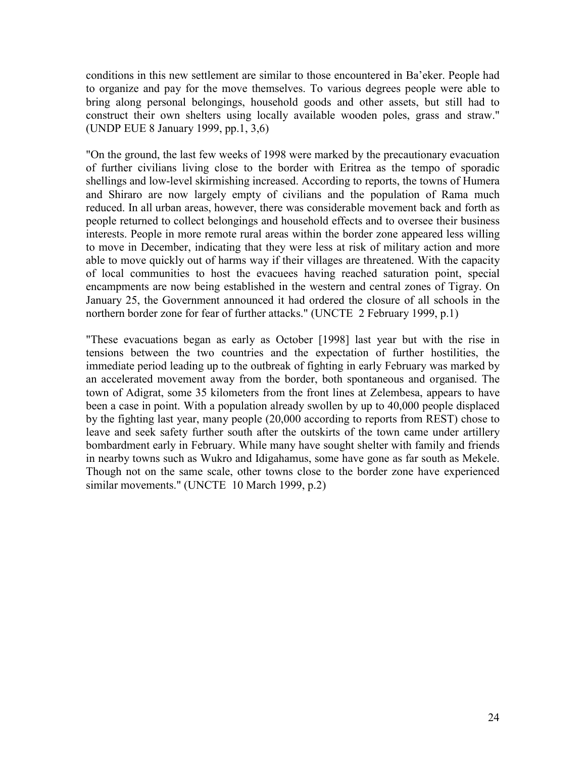conditions in this new settlement are similar to those encountered in Ba'eker. People had to organize and pay for the move themselves. To various degrees people were able to bring along personal belongings, household goods and other assets, but still had to construct their own shelters using locally available wooden poles, grass and straw." (UNDP EUE 8 January 1999, pp.1, 3,6)

"On the ground, the last few weeks of 1998 were marked by the precautionary evacuation of further civilians living close to the border with Eritrea as the tempo of sporadic shellings and low-level skirmishing increased. According to reports, the towns of Humera and Shiraro are now largely empty of civilians and the population of Rama much reduced. In all urban areas, however, there was considerable movement back and forth as people returned to collect belongings and household effects and to oversee their business interests. People in more remote rural areas within the border zone appeared less willing to move in December, indicating that they were less at risk of military action and more able to move quickly out of harms way if their villages are threatened. With the capacity of local communities to host the evacuees having reached saturation point, special encampments are now being established in the western and central zones of Tigray. On January 25, the Government announced it had ordered the closure of all schools in the northern border zone for fear of further attacks." (UNCTE 2 February 1999, p.1)

"These evacuations began as early as October [1998] last year but with the rise in tensions between the two countries and the expectation of further hostilities, the immediate period leading up to the outbreak of fighting in early February was marked by an accelerated movement away from the border, both spontaneous and organised. The town of Adigrat, some 35 kilometers from the front lines at Zelembesa, appears to have been a case in point. With a population already swollen by up to 40,000 people displaced by the fighting last year, many people (20,000 according to reports from REST) chose to leave and seek safety further south after the outskirts of the town came under artillery bombardment early in February. While many have sought shelter with family and friends in nearby towns such as Wukro and Idigahamus, some have gone as far south as Mekele. Though not on the same scale, other towns close to the border zone have experienced similar movements." (UNCTE 10 March 1999, p.2)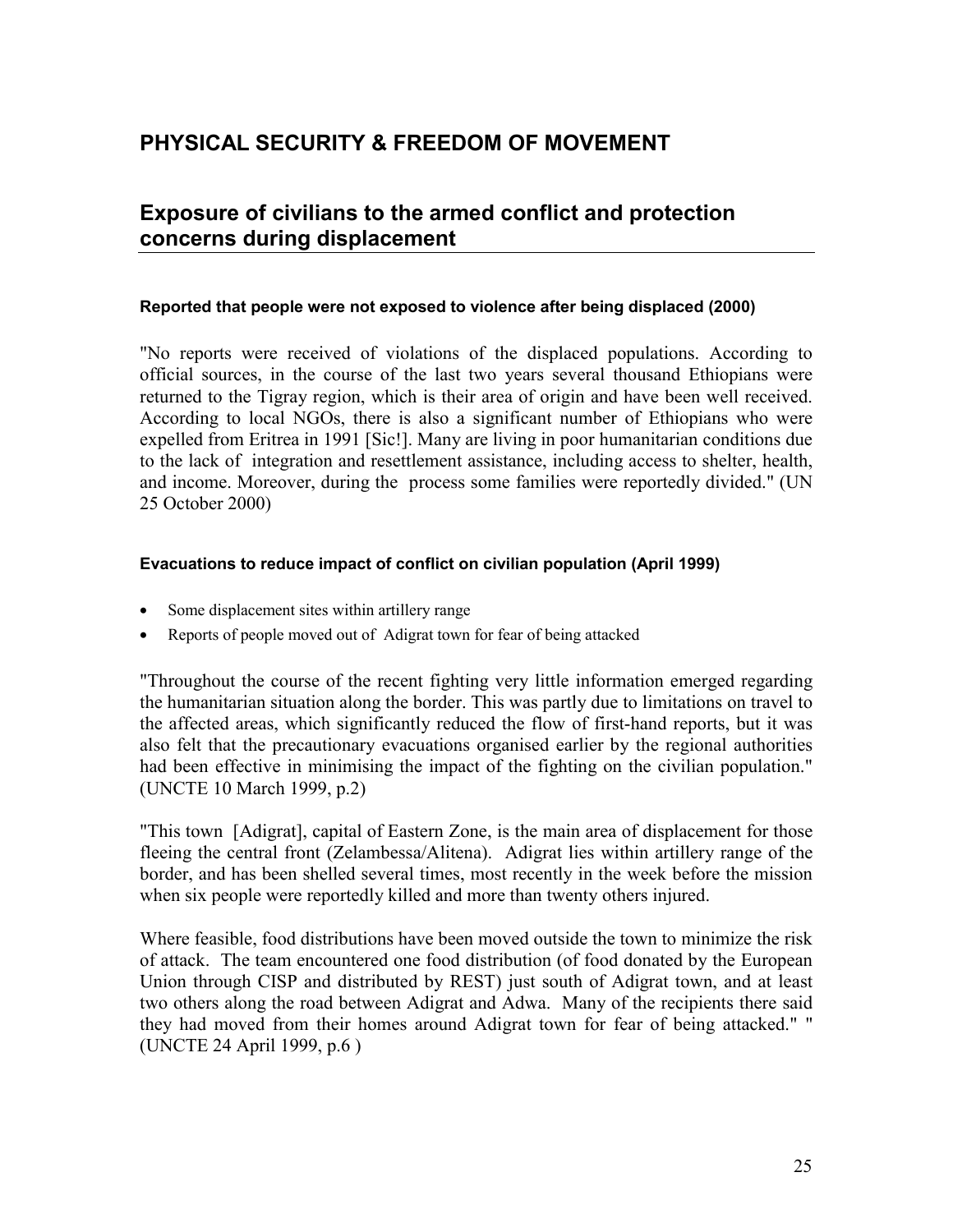# PHYSICAL SECURITY & FREEDOM OF MOVEMENT

## Exposure of civilians to the armed conflict and protection concerns during displacement

#### Reported that people were not exposed to violence after being displaced (2000)

"No reports were received of violations of the displaced populations. According to official sources, in the course of the last two years several thousand Ethiopians were returned to the Tigray region, which is their area of origin and have been well received. According to local NGOs, there is also a significant number of Ethiopians who were expelled from Eritrea in 1991 [Sic!]. Many are living in poor humanitarian conditions due to the lack of integration and resettlement assistance, including access to shelter, health, and income. Moreover, during the process some families were reportedly divided." (UN 25 October 2000)

#### Evacuations to reduce impact of conflict on civilian population (April 1999)

- Some displacement sites within artillery range
- Reports of people moved out of Adigrat town for fear of being attacked

"Throughout the course of the recent fighting very little information emerged regarding the humanitarian situation along the border. This was partly due to limitations on travel to the affected areas, which significantly reduced the flow of first-hand reports, but it was also felt that the precautionary evacuations organised earlier by the regional authorities had been effective in minimising the impact of the fighting on the civilian population." (UNCTE 10 March 1999, p.2)

"This town [Adigrat], capital of Eastern Zone, is the main area of displacement for those fleeing the central front (Zelambessa/Alitena). Adigrat lies within artillery range of the border, and has been shelled several times, most recently in the week before the mission when six people were reportedly killed and more than twenty others injured.

Where feasible, food distributions have been moved outside the town to minimize the risk of attack. The team encountered one food distribution (of food donated by the European Union through CISP and distributed by REST) just south of Adigrat town, and at least two others along the road between Adigrat and Adwa. Many of the recipients there said they had moved from their homes around Adigrat town for fear of being attacked." " (UNCTE 24 April 1999, p.6 )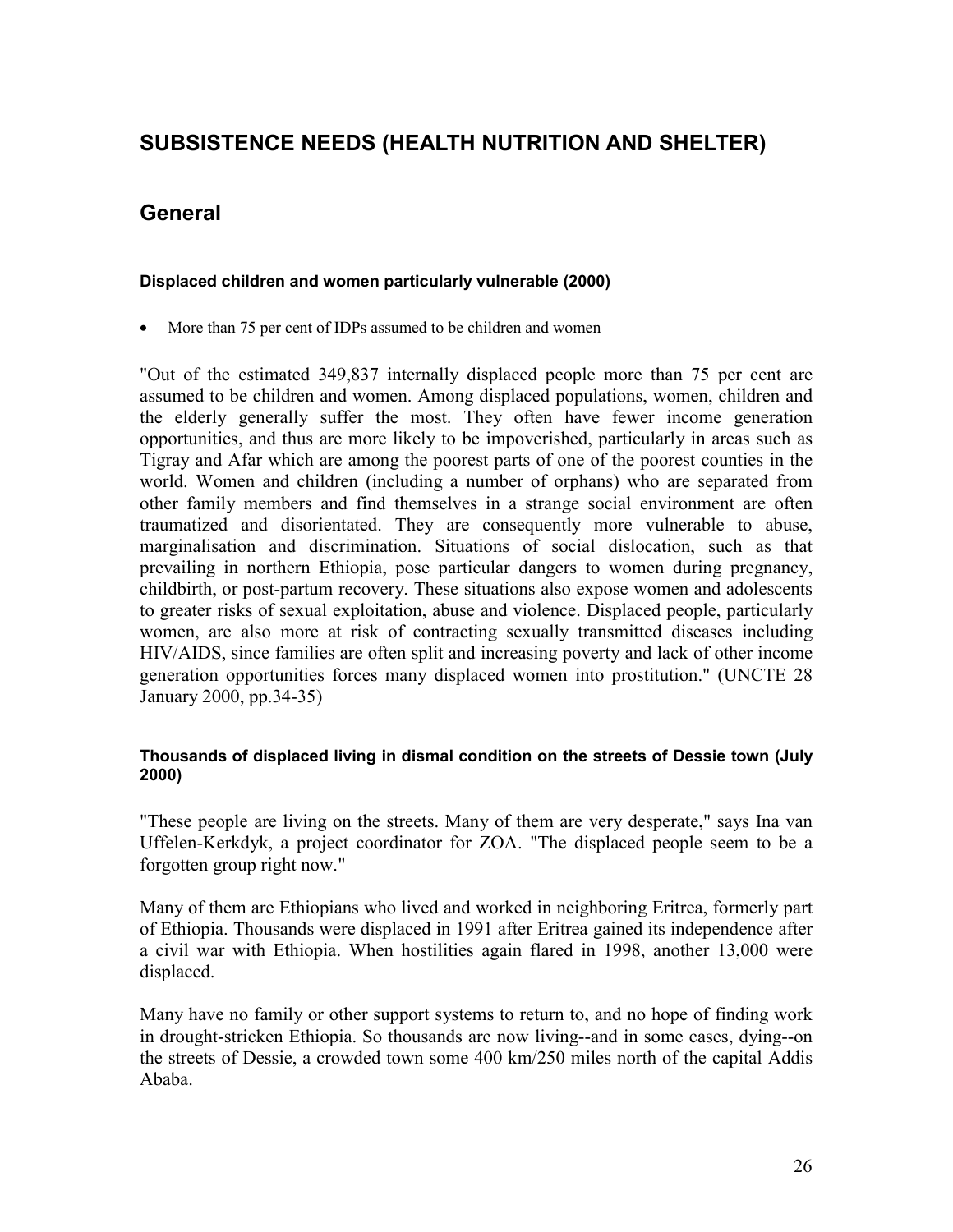# SUBSISTENCE NEEDS (HEALTH NUTRITION AND SHELTER)

## General

#### Displaced children and women particularly vulnerable (2000)

- More than 75 per cent of IDPs assumed to be children and women

"Out of the estimated 349,837 internally displaced people more than 75 per cent are assumed to be children and women. Among displaced populations, women, children and the elderly generally suffer the most. They often have fewer income generation opportunities, and thus are more likely to be impoverished, particularly in areas such as Tigray and Afar which are among the poorest parts of one of the poorest counties in the world. Women and children (including a number of orphans) who are separated from other family members and find themselves in a strange social environment are often traumatized and disorientated. They are consequently more vulnerable to abuse, marginalisation and discrimination. Situations of social dislocation, such as that prevailing in northern Ethiopia, pose particular dangers to women during pregnancy, childbirth, or post-partum recovery. These situations also expose women and adolescents to greater risks of sexual exploitation, abuse and violence. Displaced people, particularly women, are also more at risk of contracting sexually transmitted diseases including HIV/AIDS, since families are often split and increasing poverty and lack of other income generation opportunities forces many displaced women into prostitution." (UNCTE 28 January 2000, pp.34-35)

#### Thousands of displaced living in dismal condition on the streets of Dessie town (July 2000)

"These people are living on the streets. Many of them are very desperate," says Ina van Uffelen-Kerkdyk, a project coordinator for ZOA. "The displaced people seem to be a forgotten group right now."

Many of them are Ethiopians who lived and worked in neighboring Eritrea, formerly part of Ethiopia. Thousands were displaced in 1991 after Eritrea gained its independence after a civil war with Ethiopia. When hostilities again flared in 1998, another 13,000 were displaced.

Many have no family or other support systems to return to, and no hope of finding work in drought-stricken Ethiopia. So thousands are now living--and in some cases, dying--on the streets of Dessie, a crowded town some 400 km/250 miles north of the capital Addis Ababa.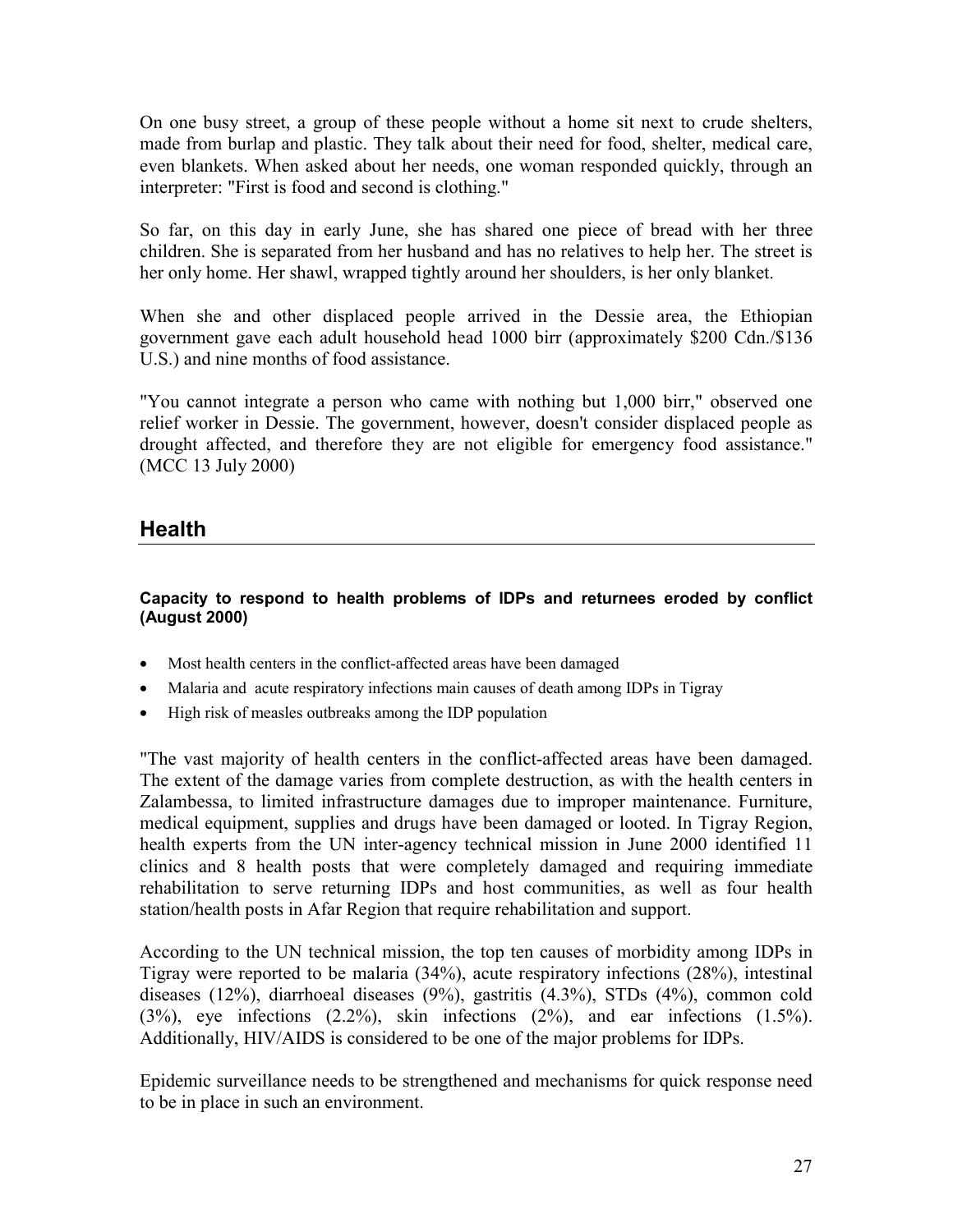On one busy street, a group of these people without a home sit next to crude shelters, made from burlap and plastic. They talk about their need for food, shelter, medical care, even blankets. When asked about her needs, one woman responded quickly, through an interpreter: "First is food and second is clothing."

So far, on this day in early June, she has shared one piece of bread with her three children. She is separated from her husband and has no relatives to help her. The street is her only home. Her shawl, wrapped tightly around her shoulders, is her only blanket.

When she and other displaced people arrived in the Dessie area, the Ethiopian government gave each adult household head 1000 birr (approximately $200 Cdn./$136 U.S.) and nine months of food assistance.

"You cannot integrate a person who came with nothing but 1,000 birr," observed one relief worker in Dessie. The government, however, doesn't consider displaced people as drought affected, and therefore they are not eligible for emergency food assistance." (MCC 13 July 2000)

## Health

#### Capacity to respond to health problems of IDPs and returnees eroded by conflict (August 2000)

- Most health centers in the conflict-affected areas have been damaged
- Malaria and acute respiratory infections main causes of death among IDPs in Tigray
- High risk of measles outbreaks among the IDP population

"The vast majority of health centers in the conflict-affected areas have been damaged. The extent of the damage varies from complete destruction, as with the health centers in Zalambessa, to limited infrastructure damages due to improper maintenance. Furniture, medical equipment, supplies and drugs have been damaged or looted. In Tigray Region, health experts from the UN inter-agency technical mission in June 2000 identified 11 clinics and 8 health posts that were completely damaged and requiring immediate rehabilitation to serve returning IDPs and host communities, as well as four health station/health posts in Afar Region that require rehabilitation and support.

According to the UN technical mission, the top ten causes of morbidity among IDPs in Tigray were reported to be malaria (34%), acute respiratory infections (28%), intestinal diseases (12%), diarrhoeal diseases (9%), gastritis (4.3%), STDs (4%), common cold (3%), eye infections (2.2%), skin infections (2%), and ear infections (1.5%). Additionally, HIV/AIDS is considered to be one of the major problems for IDPs.

Epidemic surveillance needs to be strengthened and mechanisms for quick response need to be in place in such an environment.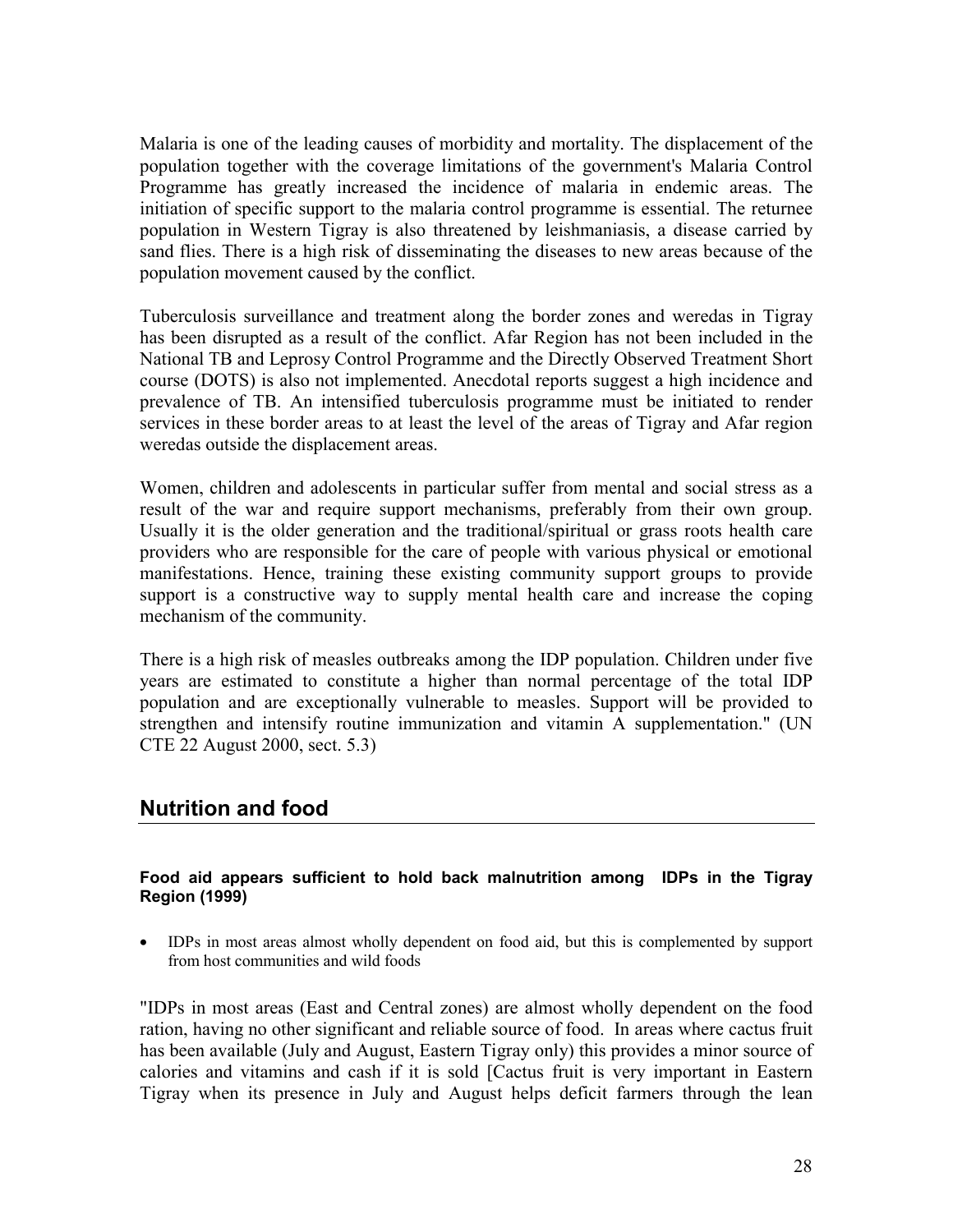Malaria is one of the leading causes of morbidity and mortality. The displacement of the population together with the coverage limitations of the government's Malaria Control Programme has greatly increased the incidence of malaria in endemic areas. The initiation of specific support to the malaria control programme is essential. The returnee population in Western Tigray is also threatened by leishmaniasis, a disease carried by sand flies. There is a high risk of disseminating the diseases to new areas because of the population movement caused by the conflict.

Tuberculosis surveillance and treatment along the border zones and weredas in Tigray has been disrupted as a result of the conflict. Afar Region has not been included in the National TB and Leprosy Control Programme and the Directly Observed Treatment Short course (DOTS) is also not implemented. Anecdotal reports suggest a high incidence and prevalence of TB. An intensified tuberculosis programme must be initiated to render services in these border areas to at least the level of the areas of Tigray and Afar region weredas outside the displacement areas.

Women, children and adolescents in particular suffer from mental and social stress as a result of the war and require support mechanisms, preferably from their own group. Usually it is the older generation and the traditional/spiritual or grass roots health care providers who are responsible for the care of people with various physical or emotional manifestations. Hence, training these existing community support groups to provide support is a constructive way to supply mental health care and increase the coping mechanism of the community.

There is a high risk of measles outbreaks among the IDP population. Children under five years are estimated to constitute a higher than normal percentage of the total IDP population and are exceptionally vulnerable to measles. Support will be provided to strengthen and intensify routine immunization and vitamin A supplementation." (UN CTE 22 August 2000, sect. 5.3)

## Nutrition and food

#### Food aid appears sufficient to hold back malnutrition among IDPs in the Tigray Region (1999)

- IDPs in most areas almost wholly dependent on food aid, but this is complemented by support from host communities and wild foods

"IDPs in most areas (East and Central zones) are almost wholly dependent on the food ration, having no other significant and reliable source of food. In areas where cactus fruit has been available (July and August, Eastern Tigray only) this provides a minor source of calories and vitamins and cash if it is sold [Cactus fruit is very important in Eastern Tigray when its presence in July and August helps deficit farmers through the lean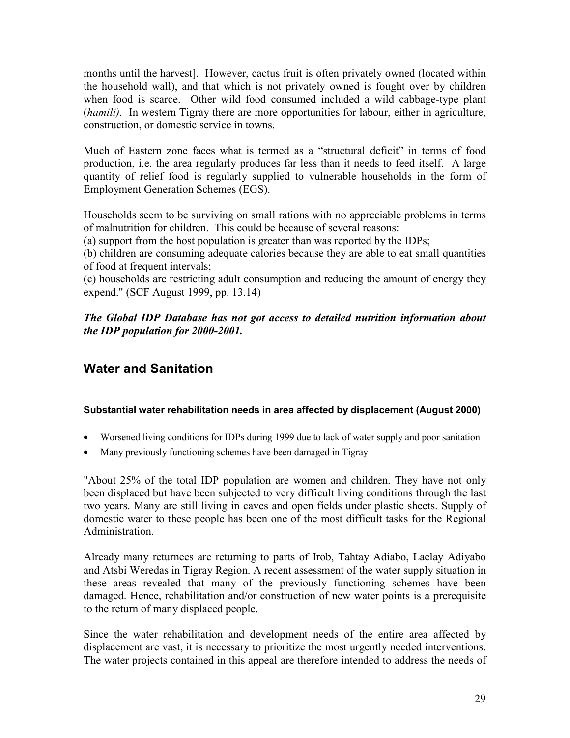months until the harvest]. However, cactus fruit is often privately owned (located within the household wall), and that which is not privately owned is fought over by children when food is scarce. Other wild food consumed included a wild cabbage-type plant (*hamili)*. In western Tigray there are more opportunities for labour, either in agriculture, construction, or domestic service in towns.

Much of Eastern zone faces what is termed as a "structural deficit" in terms of food production, i.e. the area regularly produces far less than it needs to feed itself. A large quantity of relief food is regularly supplied to vulnerable households in the form of Employment Generation Schemes (EGS).

Households seem to be surviving on small rations with no appreciable problems in terms of malnutrition for children. This could be because of several reasons:
(a) support from the host population is greater than was reported by the IDPs;
(b) children are consuming adequate calories because they are able to eat small quantities of food at frequent intervals;
(c) households are restricting adult consumption and reducing the amount of energy they expend." (SCF August 1999, pp. 13.14)

***The Global IDP Database has not got access to detailed nutrition information about the IDP population for 2000-2001.***

## Water and Sanitation

#### Substantial water rehabilitation needs in area affected by displacement (August 2000)

- Worsened living conditions for IDPs during 1999 due to lack of water supply and poor sanitation
- Many previously functioning schemes have been damaged in Tigray

"About 25% of the total IDP population are women and children. They have not only been displaced but have been subjected to very difficult living conditions through the last two years. Many are still living in caves and open fields under plastic sheets. Supply of domestic water to these people has been one of the most difficult tasks for the Regional Administration.

Already many returnees are returning to parts of Irob, Tahtay Adiabo, Laelay Adiyabo and Atsbi Weredas in Tigray Region. A recent assessment of the water supply situation in these areas revealed that many of the previously functioning schemes have been damaged. Hence, rehabilitation and/or construction of new water points is a prerequisite to the return of many displaced people.

Since the water rehabilitation and development needs of the entire area affected by displacement are vast, it is necessary to prioritize the most urgently needed interventions. The water projects contained in this appeal are therefore intended to address the needs of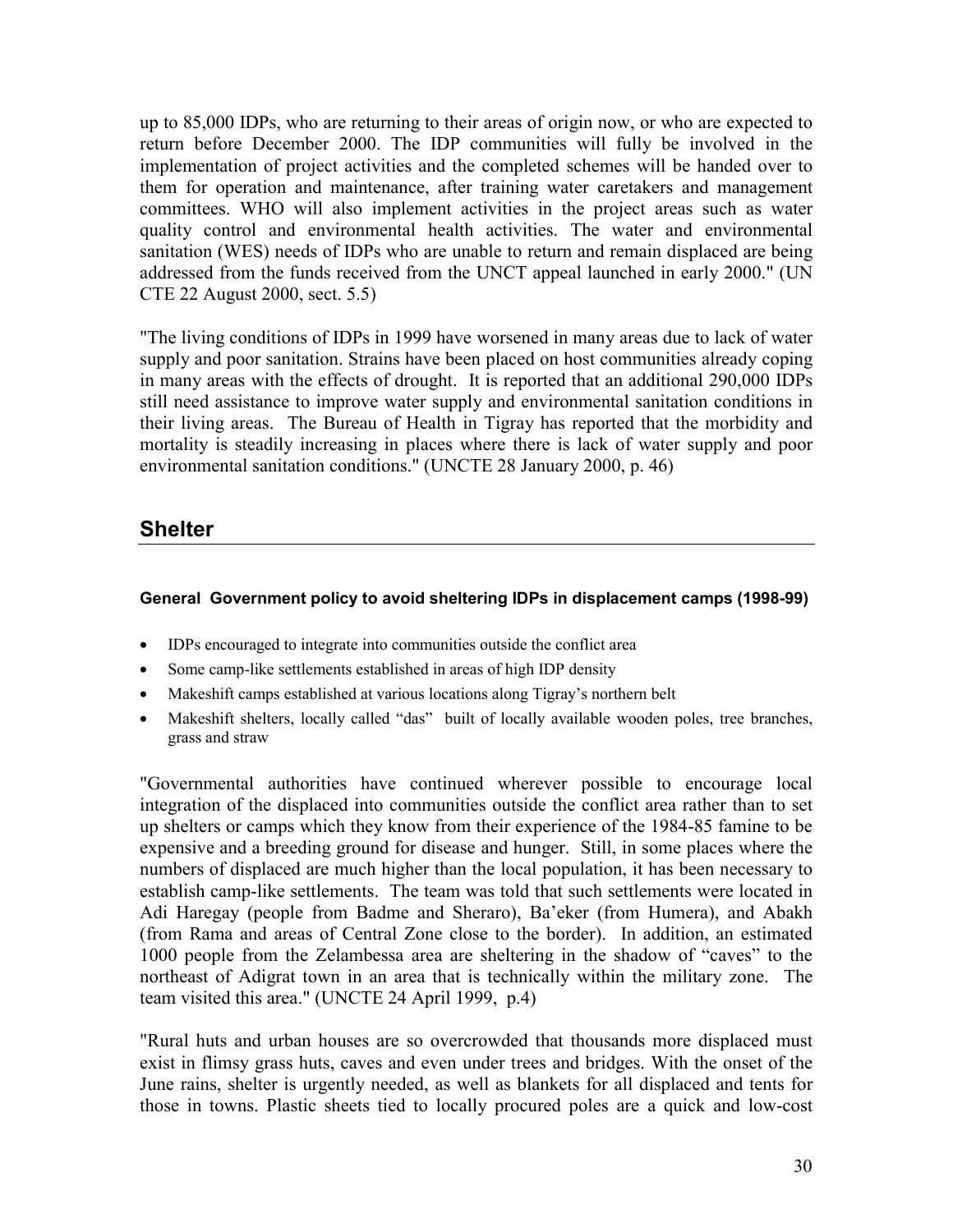up to 85,000 IDPs, who are returning to their areas of origin now, or who are expected to return before December 2000. The IDP communities will fully be involved in the implementation of project activities and the completed schemes will be handed over to them for operation and maintenance, after training water caretakers and management committees. WHO will also implement activities in the project areas such as water quality control and environmental health activities. The water and environmental sanitation (WES) needs of IDPs who are unable to return and remain displaced are being addressed from the funds received from the UNCT appeal launched in early 2000." (UN CTE 22 August 2000, sect. 5.5)

"The living conditions of IDPs in 1999 have worsened in many areas due to lack of water supply and poor sanitation. Strains have been placed on host communities already coping in many areas with the effects of drought. It is reported that an additional 290,000 IDPs still need assistance to improve water supply and environmental sanitation conditions in their living areas. The Bureau of Health in Tigray has reported that the morbidity and mortality is steadily increasing in places where there is lack of water supply and poor environmental sanitation conditions." (UNCTE 28 January 2000, p. 46)

## Shelter

#### General Government policy to avoid sheltering IDPs in displacement camps (1998-99)

- IDPs encouraged to integrate into communities outside the conflict area
- Some camp-like settlements established in areas of high IDP density
- Makeshift camps established at various locations along Tigray's northern belt
- Makeshift shelters, locally called "das" built of locally available wooden poles, tree branches, grass and straw

"Governmental authorities have continued wherever possible to encourage local integration of the displaced into communities outside the conflict area rather than to set up shelters or camps which they know from their experience of the 1984-85 famine to be expensive and a breeding ground for disease and hunger. Still, in some places where the numbers of displaced are much higher than the local population, it has been necessary to establish camp-like settlements. The team was told that such settlements were located in Adi Haregay (people from Badme and Sheraro), Ba'eker (from Humera), and Abakh (from Rama and areas of Central Zone close to the border). In addition, an estimated 1000 people from the Zelambessa area are sheltering in the shadow of "caves" to the northeast of Adigrat town in an area that is technically within the military zone. The team visited this area." (UNCTE 24 April 1999, p.4)

"Rural huts and urban houses are so overcrowded that thousands more displaced must exist in flimsy grass huts, caves and even under trees and bridges. With the onset of the June rains, shelter is urgently needed, as well as blankets for all displaced and tents for those in towns. Plastic sheets tied to locally procured poles are a quick and low-cost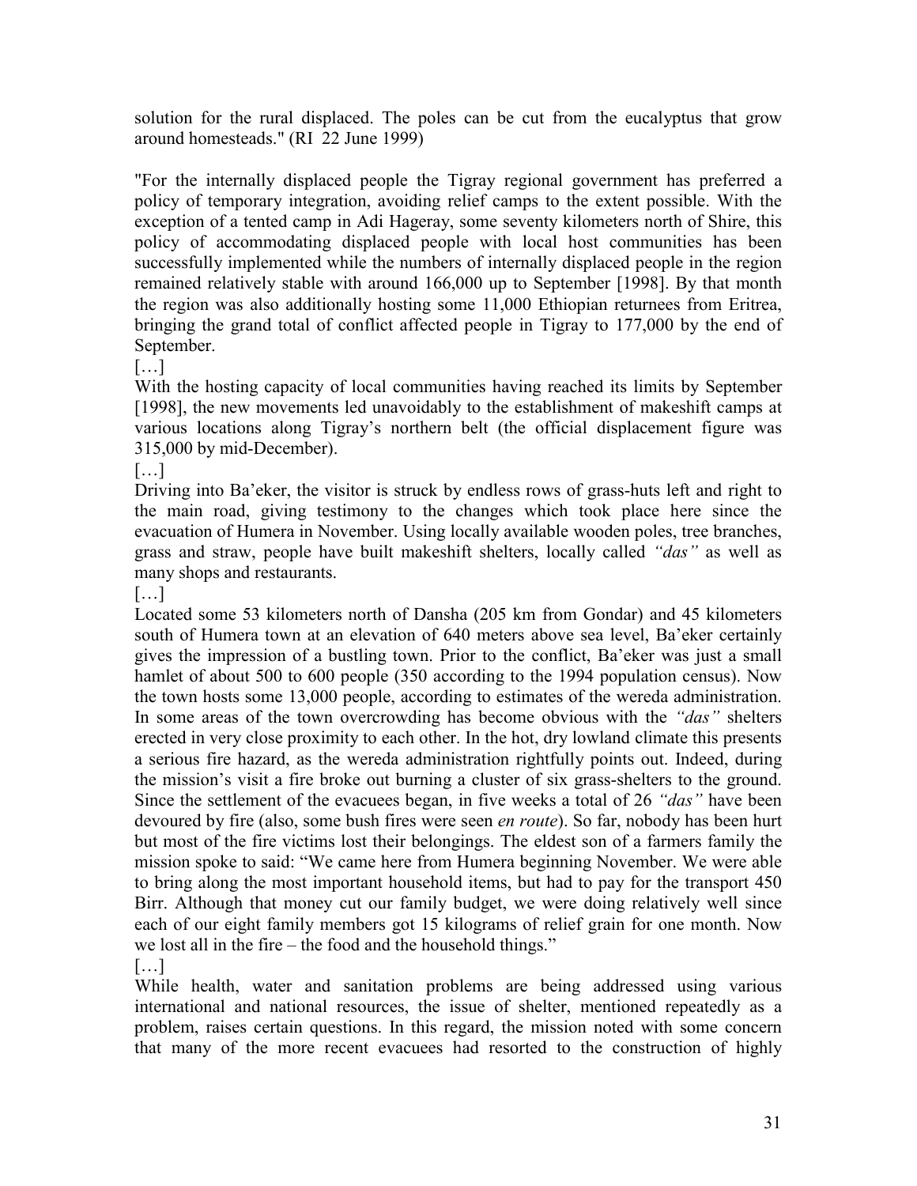solution for the rural displaced. The poles can be cut from the eucalyptus that grow around homesteads." (RI 22 June 1999)

"For the internally displaced people the Tigray regional government has preferred a policy of temporary integration, avoiding relief camps to the extent possible. With the exception of a tented camp in Adi Hageray, some seventy kilometers north of Shire, this policy of accommodating displaced people with local host communities has been successfully implemented while the numbers of internally displaced people in the region remained relatively stable with around 166,000 up to September [1998]. By that month the region was also additionally hosting some 11,000 Ethiopian returnees from Eritrea, bringing the grand total of conflict affected people in Tigray to 177,000 by the end of September.

[…]

With the hosting capacity of local communities having reached its limits by September [1998], the new movements led unavoidably to the establishment of makeshift camps at various locations along Tigray's northern belt (the official displacement figure was 315,000 by mid-December).

[…]

Driving into Ba'eker, the visitor is struck by endless rows of grass-huts left and right to the main road, giving testimony to the changes which took place here since the evacuation of Humera in November. Using locally available wooden poles, tree branches, grass and straw, people have built makeshift shelters, locally called *"das"* as well as many shops and restaurants.

[…]

Located some 53 kilometers north of Dansha (205 km from Gondar) and 45 kilometers south of Humera town at an elevation of 640 meters above sea level, Ba'eker certainly gives the impression of a bustling town. Prior to the conflict, Ba'eker was just a small hamlet of about 500 to 600 people (350 according to the 1994 population census). Now the town hosts some 13,000 people, according to estimates of the wereda administration. In some areas of the town overcrowding has become obvious with the *"das"* shelters erected in very close proximity to each other. In the hot, dry lowland climate this presents a serious fire hazard, as the wereda administration rightfully points out. Indeed, during the mission's visit a fire broke out burning a cluster of six grass-shelters to the ground. Since the settlement of the evacuees began, in five weeks a total of 26 *"das"* have been devoured by fire (also, some bush fires were seen *en route*). So far, nobody has been hurt but most of the fire victims lost their belongings. The eldest son of a farmers family the mission spoke to said: "We came here from Humera beginning November. We were able to bring along the most important household items, but had to pay for the transport 450 Birr. Although that money cut our family budget, we were doing relatively well since each of our eight family members got 15 kilograms of relief grain for one month. Now we lost all in the fire – the food and the household things."

[…]

While health, water and sanitation problems are being addressed using various international and national resources, the issue of shelter, mentioned repeatedly as a problem, raises certain questions. In this regard, the mission noted with some concern that many of the more recent evacuees had resorted to the construction of highly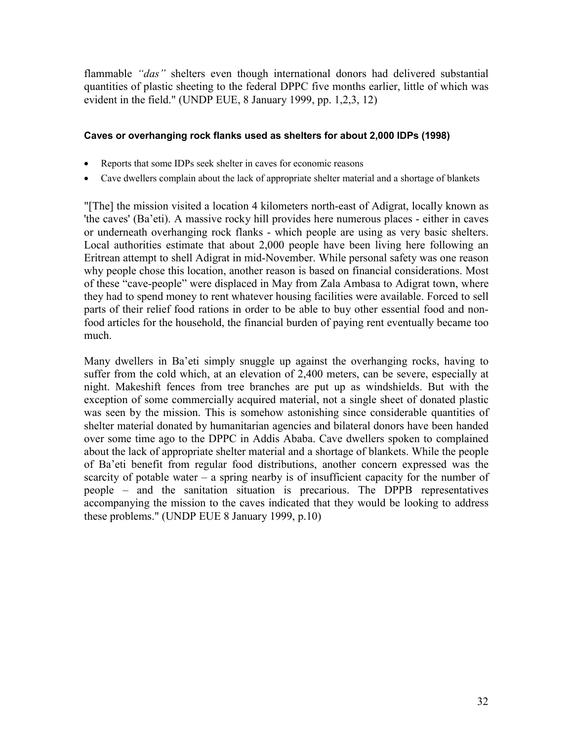flammable *"das"* shelters even though international donors had delivered substantial quantities of plastic sheeting to the federal DPPC five months earlier, little of which was evident in the field." (UNDP EUE, 8 January 1999, pp. 1,2,3, 12)

#### Caves or overhanging rock flanks used as shelters for about 2,000 IDPs (1998)

- Reports that some IDPs seek shelter in caves for economic reasons
- Cave dwellers complain about the lack of appropriate shelter material and a shortage of blankets

"[The] the mission visited a location 4 kilometers north-east of Adigrat, locally known as 'the caves' (Ba'eti). A massive rocky hill provides here numerous places - either in caves or underneath overhanging rock flanks - which people are using as very basic shelters. Local authorities estimate that about 2,000 people have been living here following an Eritrean attempt to shell Adigrat in mid-November. While personal safety was one reason why people chose this location, another reason is based on financial considerations. Most of these "cave-people" were displaced in May from Zala Ambasa to Adigrat town, where they had to spend money to rent whatever housing facilities were available. Forced to sell parts of their relief food rations in order to be able to buy other essential food and non-food articles for the household, the financial burden of paying rent eventually became too much.

Many dwellers in Ba'eti simply snuggle up against the overhanging rocks, having to suffer from the cold which, at an elevation of 2,400 meters, can be severe, especially at night. Makeshift fences from tree branches are put up as windshields. But with the exception of some commercially acquired material, not a single sheet of donated plastic was seen by the mission. This is somehow astonishing since considerable quantities of shelter material donated by humanitarian agencies and bilateral donors have been handed over some time ago to the DPPC in Addis Ababa. Cave dwellers spoken to complained about the lack of appropriate shelter material and a shortage of blankets. While the people of Ba'eti benefit from regular food distributions, another concern expressed was the scarcity of potable water – a spring nearby is of insufficient capacity for the number of people – and the sanitation situation is precarious. The DPPB representatives accompanying the mission to the caves indicated that they would be looking to address these problems." (UNDP EUE 8 January 1999, p.10)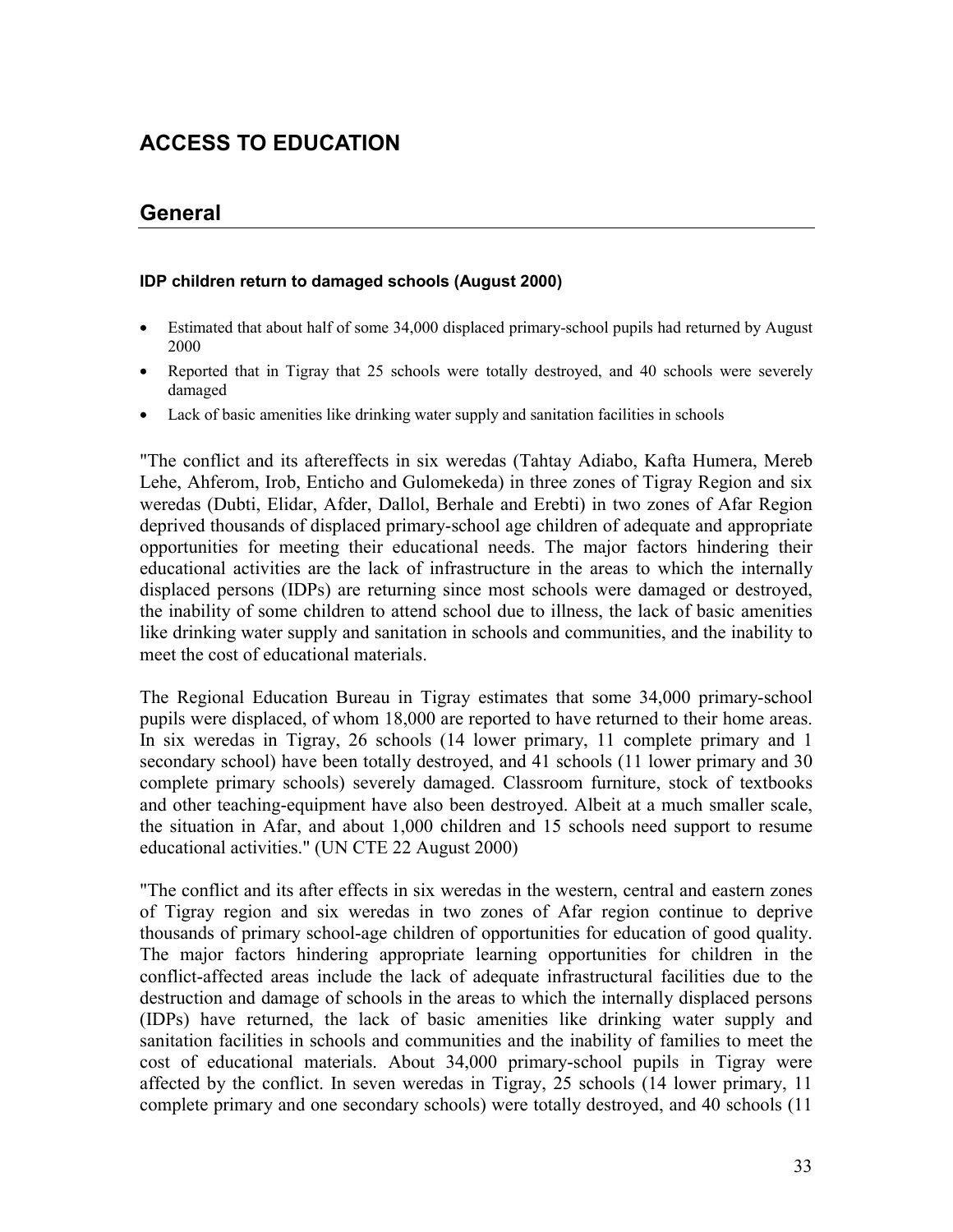# ACCESS TO EDUCATION

## General

#### IDP children return to damaged schools (August 2000)

- Estimated that about half of some 34,000 displaced primary-school pupils had returned by August 2000
- Reported that in Tigray that 25 schools were totally destroyed, and 40 schools were severely damaged
- Lack of basic amenities like drinking water supply and sanitation facilities in schools

"The conflict and its aftereffects in six weredas (Tahtay Adiabo, Kafta Humera, Mereb Lehe, Ahferom, Irob, Enticho and Gulomekeda) in three zones of Tigray Region and six weredas (Dubti, Elidar, Afder, Dallol, Berhale and Erebti) in two zones of Afar Region deprived thousands of displaced primary-school age children of adequate and appropriate opportunities for meeting their educational needs. The major factors hindering their educational activities are the lack of infrastructure in the areas to which the internally displaced persons (IDPs) are returning since most schools were damaged or destroyed, the inability of some children to attend school due to illness, the lack of basic amenities like drinking water supply and sanitation in schools and communities, and the inability to meet the cost of educational materials.

The Regional Education Bureau in Tigray estimates that some 34,000 primary-school pupils were displaced, of whom 18,000 are reported to have returned to their home areas. In six weredas in Tigray, 26 schools (14 lower primary, 11 complete primary and 1 secondary school) have been totally destroyed, and 41 schools (11 lower primary and 30 complete primary schools) severely damaged. Classroom furniture, stock of textbooks and other teaching-equipment have also been destroyed. Albeit at a much smaller scale, the situation in Afar, and about 1,000 children and 15 schools need support to resume educational activities." (UN CTE 22 August 2000)

"The conflict and its after effects in six weredas in the western, central and eastern zones of Tigray region and six weredas in two zones of Afar region continue to deprive thousands of primary school-age children of opportunities for education of good quality. The major factors hindering appropriate learning opportunities for children in the conflict-affected areas include the lack of adequate infrastructural facilities due to the destruction and damage of schools in the areas to which the internally displaced persons (IDPs) have returned, the lack of basic amenities like drinking water supply and sanitation facilities in schools and communities and the inability of families to meet the cost of educational materials. About 34,000 primary-school pupils in Tigray were affected by the conflict. In seven weredas in Tigray, 25 schools (14 lower primary, 11 complete primary and one secondary schools) were totally destroyed, and 40 schools (11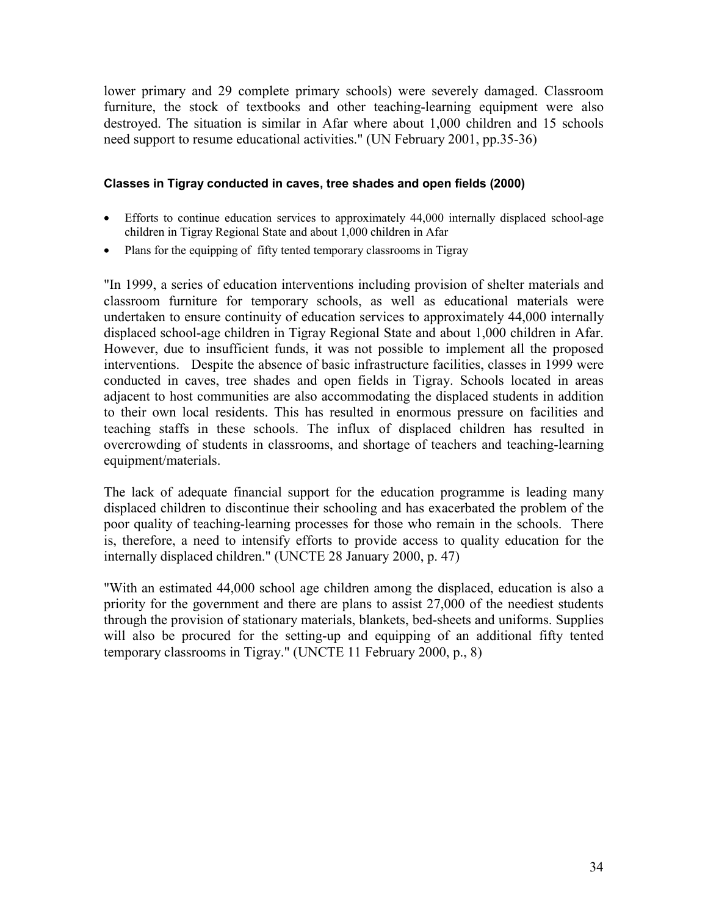lower primary and 29 complete primary schools) were severely damaged. Classroom furniture, the stock of textbooks and other teaching-learning equipment were also destroyed. The situation is similar in Afar where about 1,000 children and 15 schools need support to resume educational activities." (UN February 2001, pp.35-36)

#### Classes in Tigray conducted in caves, tree shades and open fields (2000)

- Efforts to continue education services to approximately 44,000 internally displaced school-age children in Tigray Regional State and about 1,000 children in Afar
- Plans for the equipping of fifty tented temporary classrooms in Tigray

"In 1999, a series of education interventions including provision of shelter materials and classroom furniture for temporary schools, as well as educational materials were undertaken to ensure continuity of education services to approximately 44,000 internally displaced school-age children in Tigray Regional State and about 1,000 children in Afar. However, due to insufficient funds, it was not possible to implement all the proposed interventions. Despite the absence of basic infrastructure facilities, classes in 1999 were conducted in caves, tree shades and open fields in Tigray. Schools located in areas adjacent to host communities are also accommodating the displaced students in addition to their own local residents. This has resulted in enormous pressure on facilities and teaching staffs in these schools. The influx of displaced children has resulted in overcrowding of students in classrooms, and shortage of teachers and teaching-learning equipment/materials.

The lack of adequate financial support for the education programme is leading many displaced children to discontinue their schooling and has exacerbated the problem of the poor quality of teaching-learning processes for those who remain in the schools. There is, therefore, a need to intensify efforts to provide access to quality education for the internally displaced children." (UNCTE 28 January 2000, p. 47)

"With an estimated 44,000 school age children among the displaced, education is also a priority for the government and there are plans to assist 27,000 of the neediest students through the provision of stationary materials, blankets, bed-sheets and uniforms. Supplies will also be procured for the setting-up and equipping of an additional fifty tented temporary classrooms in Tigray." (UNCTE 11 February 2000, p., 8)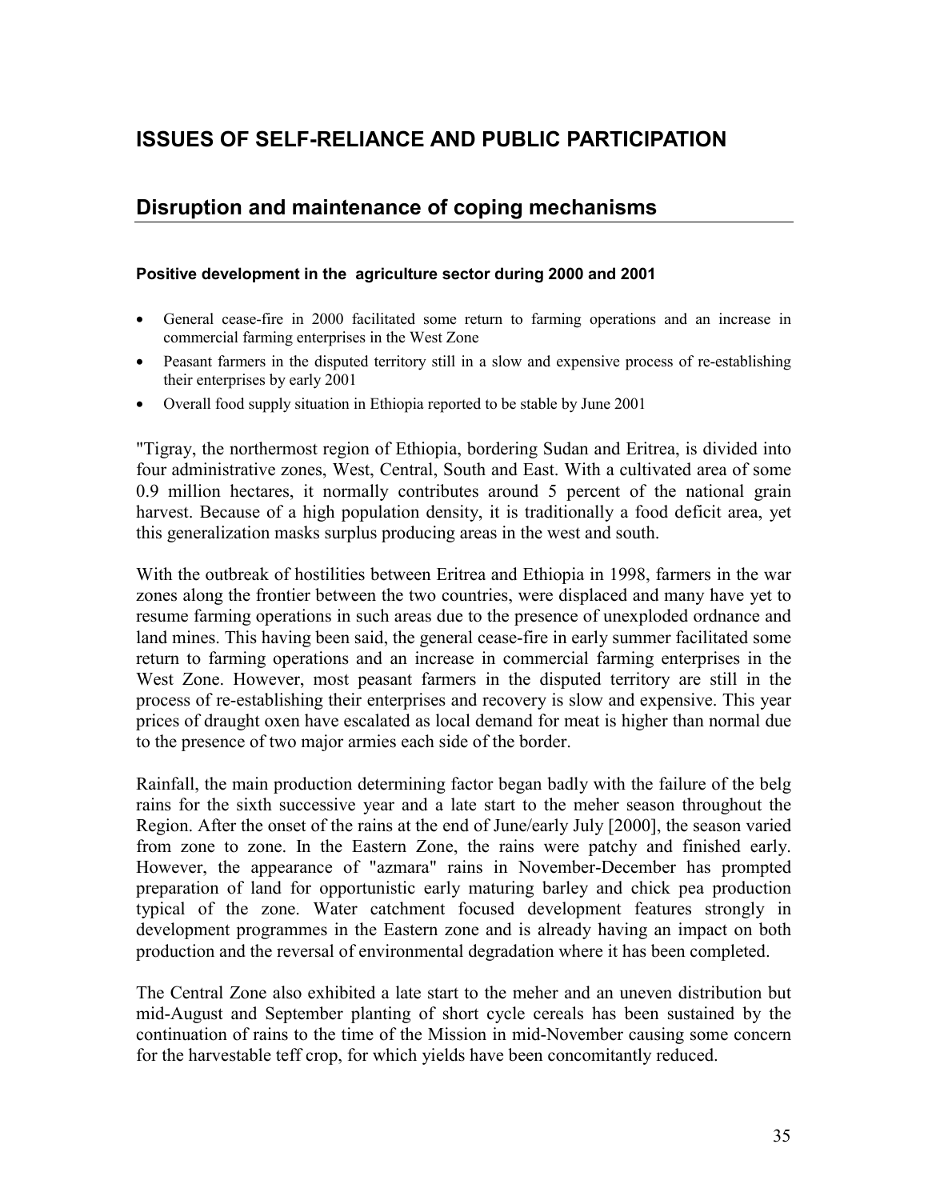# ISSUES OF SELF-RELIANCE AND PUBLIC PARTICIPATION

## Disruption and maintenance of coping mechanisms

#### Positive development in the agriculture sector during 2000 and 2001

- General cease-fire in 2000 facilitated some return to farming operations and an increase in commercial farming enterprises in the West Zone
- Peasant farmers in the disputed territory still in a slow and expensive process of re-establishing their enterprises by early 2001
- Overall food supply situation in Ethiopia reported to be stable by June 2001

"Tigray, the northermost region of Ethiopia, bordering Sudan and Eritrea, is divided into four administrative zones, West, Central, South and East. With a cultivated area of some 0.9 million hectares, it normally contributes around 5 percent of the national grain harvest. Because of a high population density, it is traditionally a food deficit area, yet this generalization masks surplus producing areas in the west and south.

With the outbreak of hostilities between Eritrea and Ethiopia in 1998, farmers in the war zones along the frontier between the two countries, were displaced and many have yet to resume farming operations in such areas due to the presence of unexploded ordnance and land mines. This having been said, the general cease-fire in early summer facilitated some return to farming operations and an increase in commercial farming enterprises in the West Zone. However, most peasant farmers in the disputed territory are still in the process of re-establishing their enterprises and recovery is slow and expensive. This year prices of draught oxen have escalated as local demand for meat is higher than normal due to the presence of two major armies each side of the border.

Rainfall, the main production determining factor began badly with the failure of the belg rains for the sixth successive year and a late start to the meher season throughout the Region. After the onset of the rains at the end of June/early July [2000], the season varied from zone to zone. In the Eastern Zone, the rains were patchy and finished early. However, the appearance of "azmara" rains in November-December has prompted preparation of land for opportunistic early maturing barley and chick pea production typical of the zone. Water catchment focused development features strongly in development programmes in the Eastern zone and is already having an impact on both production and the reversal of environmental degradation where it has been completed.

The Central Zone also exhibited a late start to the meher and an uneven distribution but mid-August and September planting of short cycle cereals has been sustained by the continuation of rains to the time of the Mission in mid-November causing some concern for the harvestable teff crop, for which yields have been concomitantly reduced.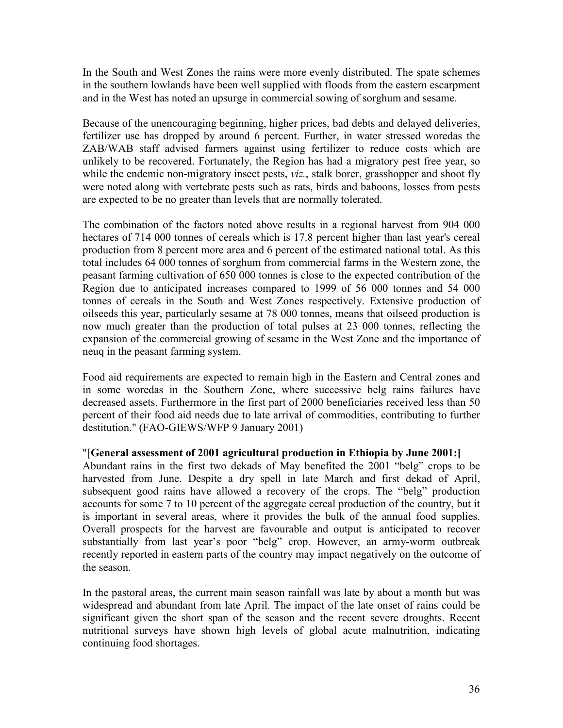In the South and West Zones the rains were more evenly distributed. The spate schemes in the southern lowlands have been well supplied with floods from the eastern escarpment and in the West has noted an upsurge in commercial sowing of sorghum and sesame.

Because of the unencouraging beginning, higher prices, bad debts and delayed deliveries, fertilizer use has dropped by around 6 percent. Further, in water stressed woredas the ZAB/WAB staff advised farmers against using fertilizer to reduce costs which are unlikely to be recovered. Fortunately, the Region has had a migratory pest free year, so while the endemic non-migratory insect pests, *viz.*, stalk borer, grasshopper and shoot fly were noted along with vertebrate pests such as rats, birds and baboons, losses from pests are expected to be no greater than levels that are normally tolerated.

The combination of the factors noted above results in a regional harvest from 904 000 hectares of 714 000 tonnes of cereals which is 17.8 percent higher than last year's cereal production from 8 percent more area and 6 percent of the estimated national total. As this total includes 64 000 tonnes of sorghum from commercial farms in the Western zone, the peasant farming cultivation of 650 000 tonnes is close to the expected contribution of the Region due to anticipated increases compared to 1999 of 56 000 tonnes and 54 000 tonnes of cereals in the South and West Zones respectively. Extensive production of oilseeds this year, particularly sesame at 78 000 tonnes, means that oilseed production is now much greater than the production of total pulses at 23 000 tonnes, reflecting the expansion of the commercial growing of sesame in the West Zone and the importance of neuq in the peasant farming system.

Food aid requirements are expected to remain high in the Eastern and Central zones and in some woredas in the Southern Zone, where successive belg rains failures have decreased assets. Furthermore in the first part of 2000 beneficiaries received less than 50 percent of their food aid needs due to late arrival of commodities, contributing to further destitution." (FAO-GIEWS/WFP 9 January 2001)

"[**General assessment of 2001 agricultural production in Ethiopia by June 2001:]**
Abundant rains in the first two dekads of May benefited the 2001 "belg" crops to be harvested from June. Despite a dry spell in late March and first dekad of April, subsequent good rains have allowed a recovery of the crops. The "belg" production accounts for some 7 to 10 percent of the aggregate cereal production of the country, but it is important in several areas, where it provides the bulk of the annual food supplies. Overall prospects for the harvest are favourable and output is anticipated to recover substantially from last year's poor "belg" crop. However, an army-worm outbreak recently reported in eastern parts of the country may impact negatively on the outcome of the season.

In the pastoral areas, the current main season rainfall was late by about a month but was widespread and abundant from late April. The impact of the late onset of rains could be significant given the short span of the season and the recent severe droughts. Recent nutritional surveys have shown high levels of global acute malnutrition, indicating continuing food shortages.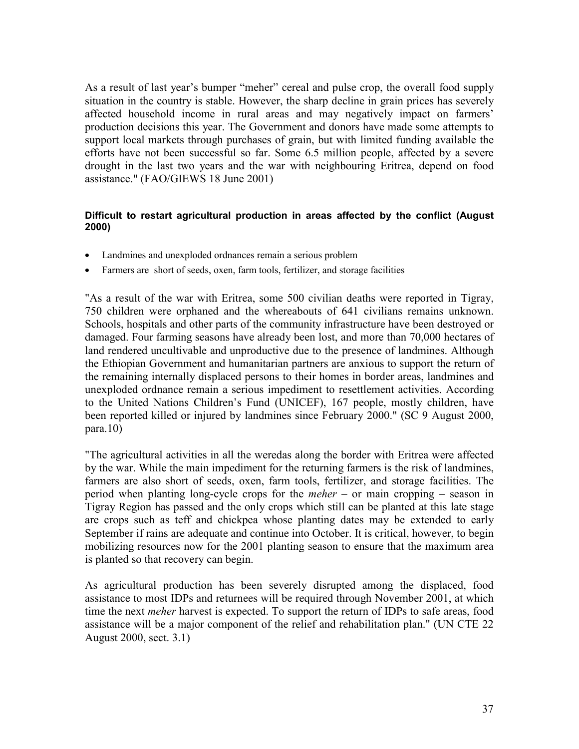As a result of last year's bumper "meher" cereal and pulse crop, the overall food supply situation in the country is stable. However, the sharp decline in grain prices has severely affected household income in rural areas and may negatively impact on farmers' production decisions this year. The Government and donors have made some attempts to support local markets through purchases of grain, but with limited funding available the efforts have not been successful so far. Some 6.5 million people, affected by a severe drought in the last two years and the war with neighbouring Eritrea, depend on food assistance." (FAO/GIEWS 18 June 2001)

#### Difficult to restart agricultural production in areas affected by the conflict (August 2000)

- Landmines and unexploded ordnances remain a serious problem
- Farmers are short of seeds, oxen, farm tools, fertilizer, and storage facilities

"As a result of the war with Eritrea, some 500 civilian deaths were reported in Tigray, 750 children were orphaned and the whereabouts of 641 civilians remains unknown. Schools, hospitals and other parts of the community infrastructure have been destroyed or damaged. Four farming seasons have already been lost, and more than 70,000 hectares of land rendered uncultivable and unproductive due to the presence of landmines. Although the Ethiopian Government and humanitarian partners are anxious to support the return of the remaining internally displaced persons to their homes in border areas, landmines and unexploded ordnance remain a serious impediment to resettlement activities. According to the United Nations Children's Fund (UNICEF), 167 people, mostly children, have been reported killed or injured by landmines since February 2000." (SC 9 August 2000, para.10)

"The agricultural activities in all the weredas along the border with Eritrea were affected by the war. While the main impediment for the returning farmers is the risk of landmines, farmers are also short of seeds, oxen, farm tools, fertilizer, and storage facilities. The period when planting long-cycle crops for the *meher* – or main cropping – season in Tigray Region has passed and the only crops which still can be planted at this late stage are crops such as teff and chickpea whose planting dates may be extended to early September if rains are adequate and continue into October. It is critical, however, to begin mobilizing resources now for the 2001 planting season to ensure that the maximum area is planted so that recovery can begin.

As agricultural production has been severely disrupted among the displaced, food assistance to most IDPs and returnees will be required through November 2001, at which time the next *meher* harvest is expected. To support the return of IDPs to safe areas, food assistance will be a major component of the relief and rehabilitation plan." (UN CTE 22 August 2000, sect. 3.1)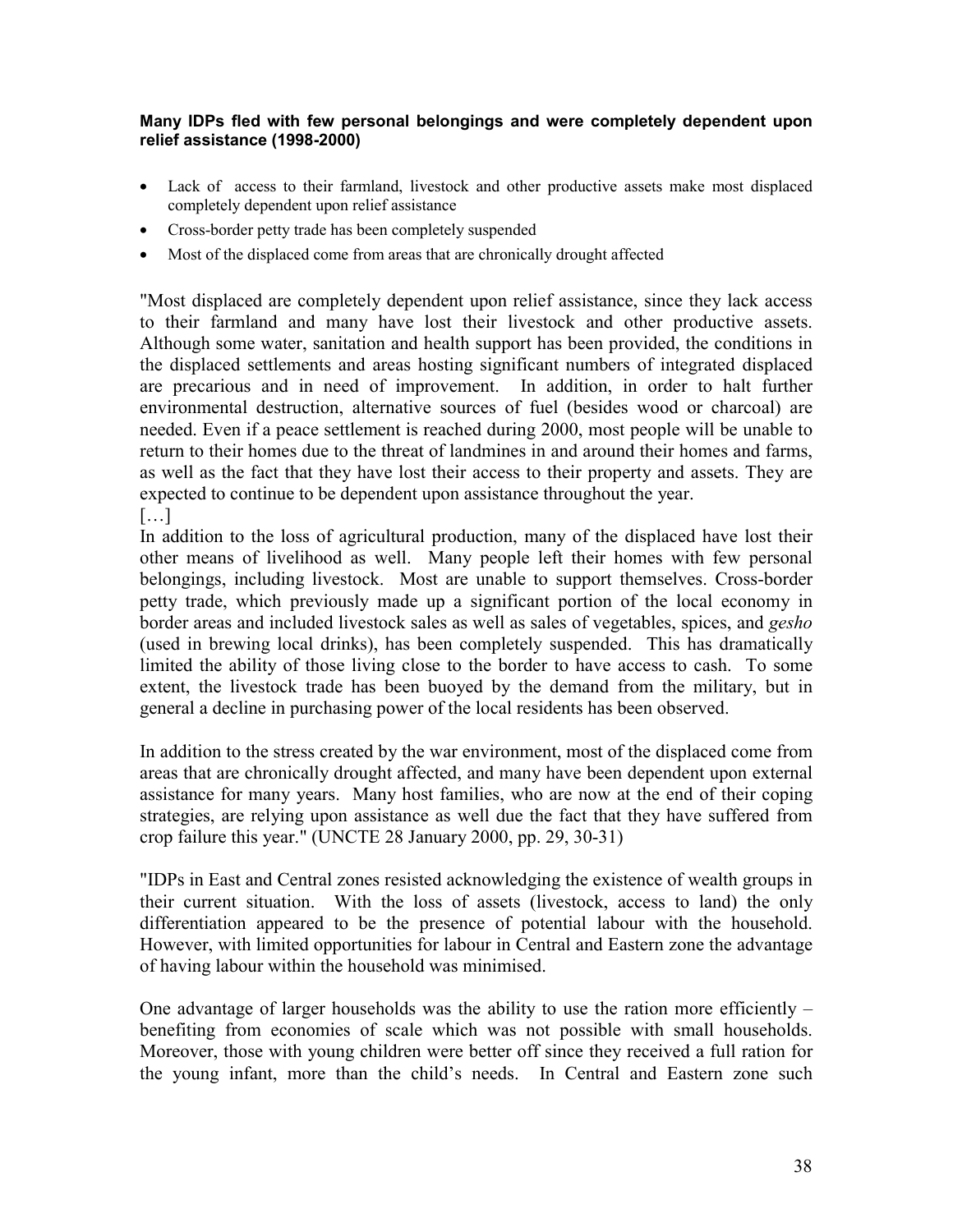**Many IDPs fled with few personal belongings and were completely dependent upon relief assistance (1998-2000)**

- Lack of access to their farmland, livestock and other productive assets make most displaced completely dependent upon relief assistance
- Cross-border petty trade has been completely suspended
- Most of the displaced come from areas that are chronically drought affected

"Most displaced are completely dependent upon relief assistance, since they lack access to their farmland and many have lost their livestock and other productive assets. Although some water, sanitation and health support has been provided, the conditions in the displaced settlements and areas hosting significant numbers of integrated displaced are precarious and in need of improvement. In addition, in order to halt further environmental destruction, alternative sources of fuel (besides wood or charcoal) are needed. Even if a peace settlement is reached during 2000, most people will be unable to return to their homes due to the threat of landmines in and around their homes and farms, as well as the fact that they have lost their access to their property and assets. They are expected to continue to be dependent upon assistance throughout the year.

[…]

In addition to the loss of agricultural production, many of the displaced have lost their other means of livelihood as well. Many people left their homes with few personal belongings, including livestock. Most are unable to support themselves. Cross-border petty trade, which previously made up a significant portion of the local economy in border areas and included livestock sales as well as sales of vegetables, spices, and *gesho* (used in brewing local drinks), has been completely suspended. This has dramatically limited the ability of those living close to the border to have access to cash. To some extent, the livestock trade has been buoyed by the demand from the military, but in general a decline in purchasing power of the local residents has been observed.

In addition to the stress created by the war environment, most of the displaced come from areas that are chronically drought affected, and many have been dependent upon external assistance for many years. Many host families, who are now at the end of their coping strategies, are relying upon assistance as well due the fact that they have suffered from crop failure this year." (UNCTE 28 January 2000, pp. 29, 30-31)

"IDPs in East and Central zones resisted acknowledging the existence of wealth groups in their current situation. With the loss of assets (livestock, access to land) the only differentiation appeared to be the presence of potential labour with the household. However, with limited opportunities for labour in Central and Eastern zone the advantage of having labour within the household was minimised.

One advantage of larger households was the ability to use the ration more efficiently – benefiting from economies of scale which was not possible with small households. Moreover, those with young children were better off since they received a full ration for the young infant, more than the child's needs. In Central and Eastern zone such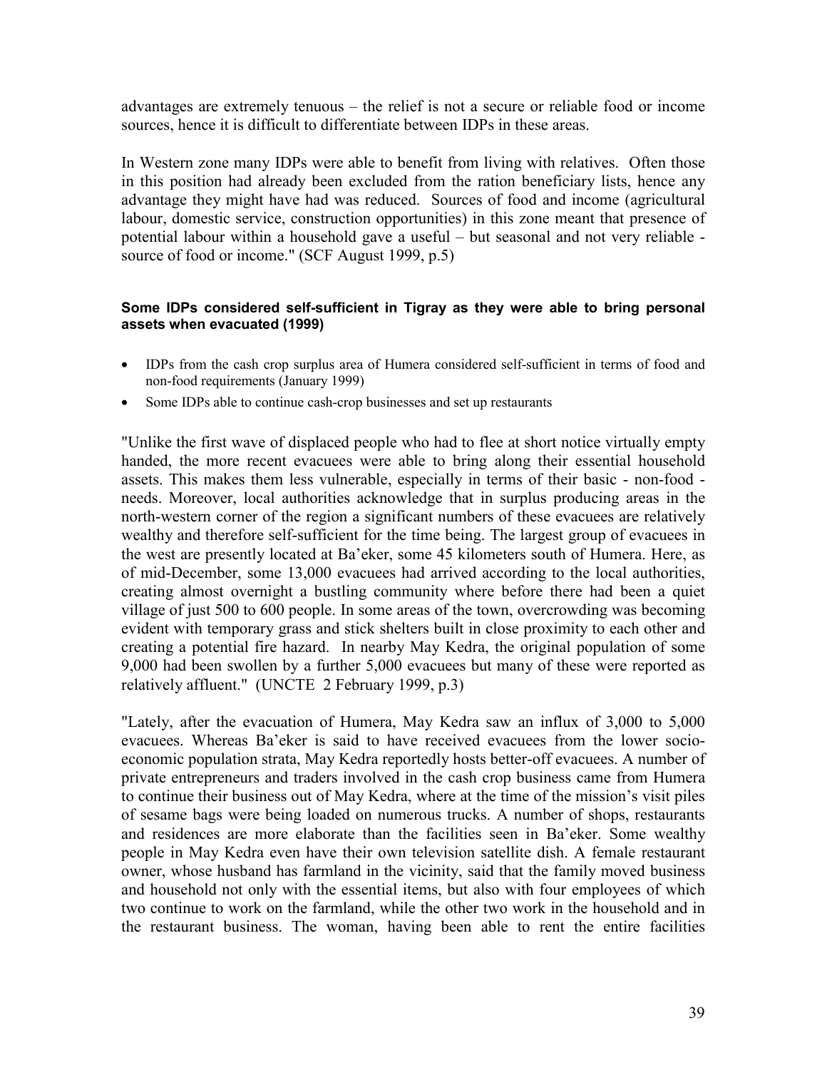advantages are extremely tenuous – the relief is not a secure or reliable food or income sources, hence it is difficult to differentiate between IDPs in these areas.

In Western zone many IDPs were able to benefit from living with relatives. Often those in this position had already been excluded from the ration beneficiary lists, hence any advantage they might have had was reduced. Sources of food and income (agricultural labour, domestic service, construction opportunities) in this zone meant that presence of potential labour within a household gave a useful – but seasonal and not very reliable - source of food or income." (SCF August 1999, p.5)

#### Some IDPs considered self-sufficient in Tigray as they were able to bring personal assets when evacuated (1999)

- IDPs from the cash crop surplus area of Humera considered self-sufficient in terms of food and non-food requirements (January 1999)
- Some IDPs able to continue cash-crop businesses and set up restaurants

"Unlike the first wave of displaced people who had to flee at short notice virtually empty handed, the more recent evacuees were able to bring along their essential household assets. This makes them less vulnerable, especially in terms of their basic - non-food - needs. Moreover, local authorities acknowledge that in surplus producing areas in the north-western corner of the region a significant numbers of these evacuees are relatively wealthy and therefore self-sufficient for the time being. The largest group of evacuees in the west are presently located at Ba'eker, some 45 kilometers south of Humera. Here, as of mid-December, some 13,000 evacuees had arrived according to the local authorities, creating almost overnight a bustling community where before there had been a quiet village of just 500 to 600 people. In some areas of the town, overcrowding was becoming evident with temporary grass and stick shelters built in close proximity to each other and creating a potential fire hazard. In nearby May Kedra, the original population of some 9,000 had been swollen by a further 5,000 evacuees but many of these were reported as relatively affluent." (UNCTE 2 February 1999, p.3)

"Lately, after the evacuation of Humera, May Kedra saw an influx of 3,000 to 5,000 evacuees. Whereas Ba'eker is said to have received evacuees from the lower socio-economic population strata, May Kedra reportedly hosts better-off evacuees. A number of private entrepreneurs and traders involved in the cash crop business came from Humera to continue their business out of May Kedra, where at the time of the mission's visit piles of sesame bags were being loaded on numerous trucks. A number of shops, restaurants and residences are more elaborate than the facilities seen in Ba'eker. Some wealthy people in May Kedra even have their own television satellite dish. A female restaurant owner, whose husband has farmland in the vicinity, said that the family moved business and household not only with the essential items, but also with four employees of which two continue to work on the farmland, while the other two work in the household and in the restaurant business. The woman, having been able to rent the entire facilities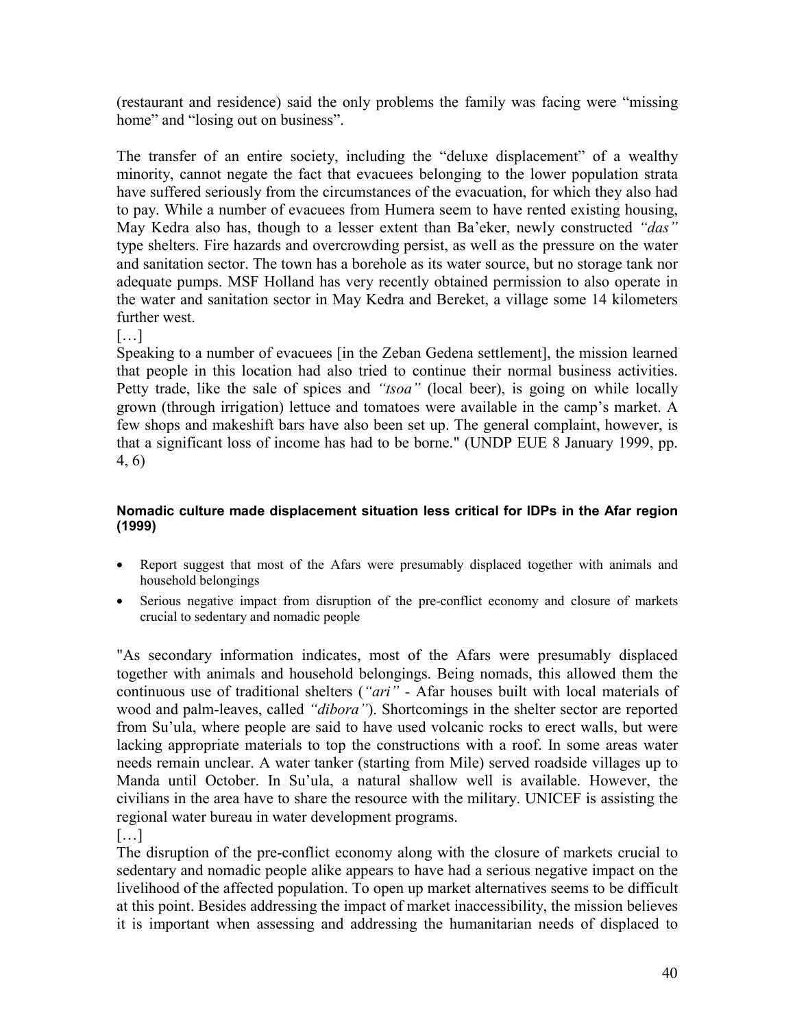(restaurant and residence) said the only problems the family was facing were "missing home" and "losing out on business".

The transfer of an entire society, including the "deluxe displacement" of a wealthy minority, cannot negate the fact that evacuees belonging to the lower population strata have suffered seriously from the circumstances of the evacuation, for which they also had to pay. While a number of evacuees from Humera seem to have rented existing housing, May Kedra also has, though to a lesser extent than Ba'eker, newly constructed *"das"* type shelters. Fire hazards and overcrowding persist, as well as the pressure on the water and sanitation sector. The town has a borehole as its water source, but no storage tank nor adequate pumps. MSF Holland has very recently obtained permission to also operate in the water and sanitation sector in May Kedra and Bereket, a village some 14 kilometers further west.

[…]

Speaking to a number of evacuees [in the Zeban Gedena settlement], the mission learned that people in this location had also tried to continue their normal business activities. Petty trade, like the sale of spices and *"tsoa"* (local beer), is going on while locally grown (through irrigation) lettuce and tomatoes were available in the camp's market. A few shops and makeshift bars have also been set up. The general complaint, however, is that a significant loss of income has had to be borne." (UNDP EUE 8 January 1999, pp. 4, 6)

#### Nomadic culture made displacement situation less critical for IDPs in the Afar region (1999)

- Report suggest that most of the Afars were presumably displaced together with animals and household belongings
- Serious negative impact from disruption of the pre-conflict economy and closure of markets crucial to sedentary and nomadic people

"As secondary information indicates, most of the Afars were presumably displaced together with animals and household belongings. Being nomads, this allowed them the continuous use of traditional shelters (*"ari"* - Afar houses built with local materials of wood and palm-leaves, called *"dibora"*). Shortcomings in the shelter sector are reported from Su'ula, where people are said to have used volcanic rocks to erect walls, but were lacking appropriate materials to top the constructions with a roof. In some areas water needs remain unclear. A water tanker (starting from Mile) served roadside villages up to Manda until October. In Su'ula, a natural shallow well is available. However, the civilians in the area have to share the resource with the military. UNICEF is assisting the regional water bureau in water development programs.

[…]

The disruption of the pre-conflict economy along with the closure of markets crucial to sedentary and nomadic people alike appears to have had a serious negative impact on the livelihood of the affected population. To open up market alternatives seems to be difficult at this point. Besides addressing the impact of market inaccessibility, the mission believes it is important when assessing and addressing the humanitarian needs of displaced to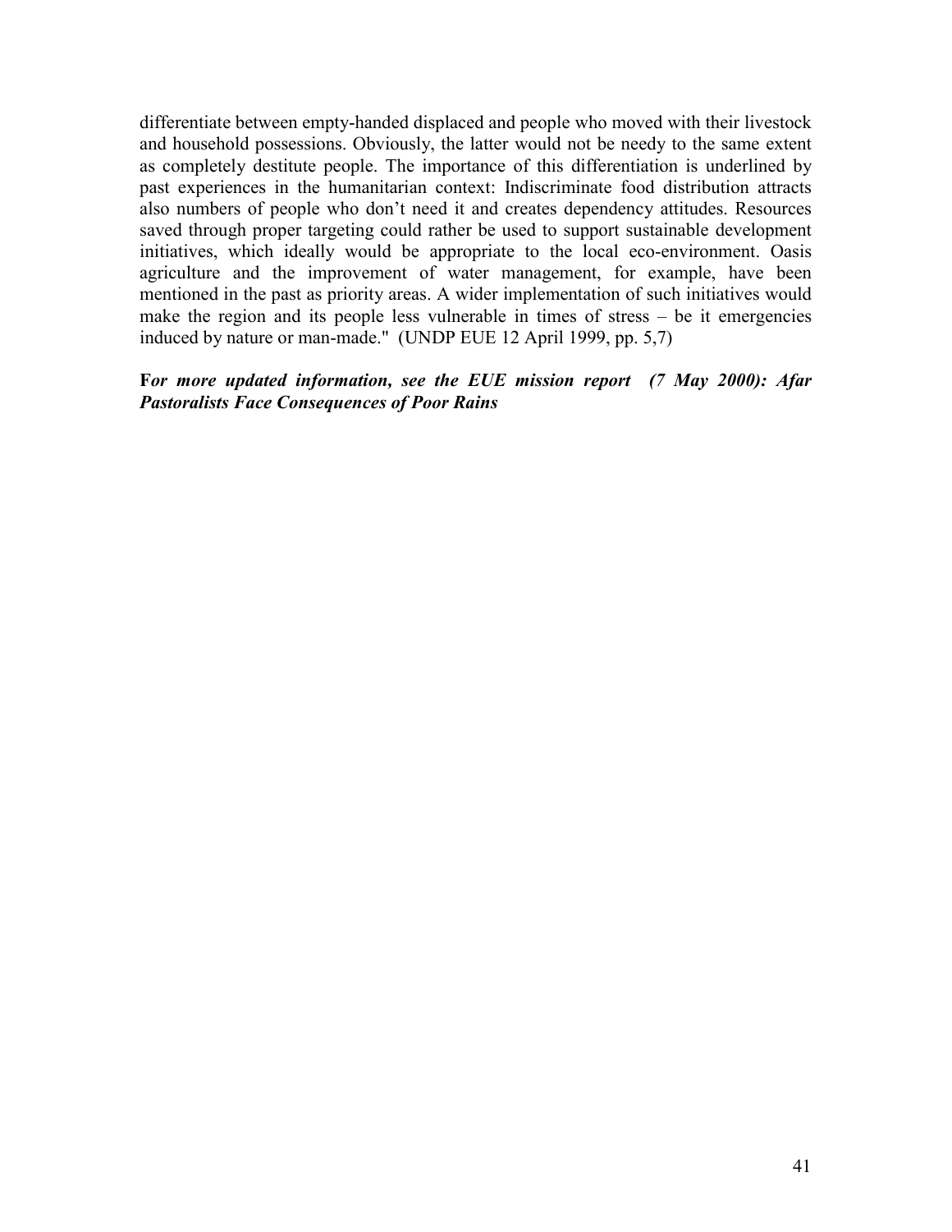differentiate between empty-handed displaced and people who moved with their livestock and household possessions. Obviously, the latter would not be needy to the same extent as completely destitute people. The importance of this differentiation is underlined by past experiences in the humanitarian context: Indiscriminate food distribution attracts also numbers of people who don't need it and creates dependency attitudes. Resources saved through proper targeting could rather be used to support sustainable development initiatives, which ideally would be appropriate to the local eco-environment. Oasis agriculture and the improvement of water management, for example, have been mentioned in the past as priority areas. A wider implementation of such initiatives would make the region and its people less vulnerable in times of stress – be it emergencies induced by nature or man-made." (UNDP EUE 12 April 1999, pp. 5,7)

**F*or more updated information, see the EUE mission report (7 May 2000): Afar Pastoralists Face Consequences of Poor Rains***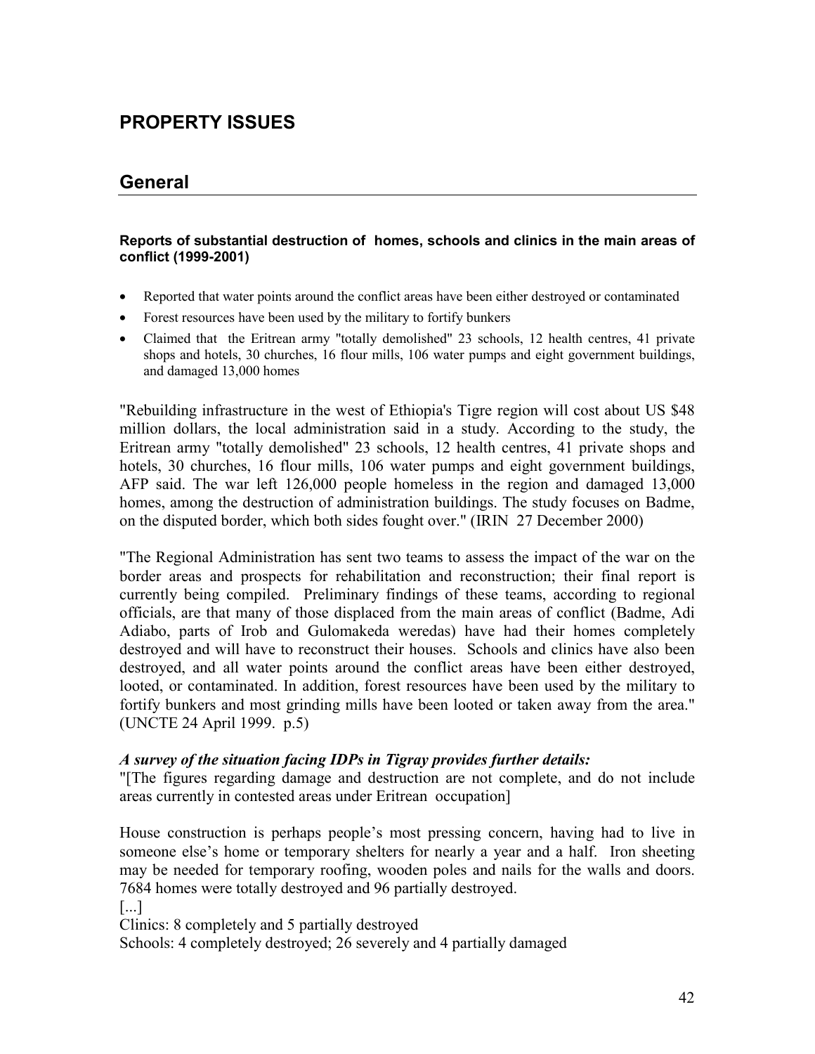# PROPERTY ISSUES

## General

**Reports of substantial destruction of homes, schools and clinics in the main areas of conflict (1999-2001)**

- Reported that water points around the conflict areas have been either destroyed or contaminated
- Forest resources have been used by the military to fortify bunkers
- Claimed that the Eritrean army "totally demolished" 23 schools, 12 health centres, 41 private shops and hotels, 30 churches, 16 flour mills, 106 water pumps and eight government buildings, and damaged 13,000 homes

"Rebuilding infrastructure in the west of Ethiopia's Tigre region will cost about US $48 million dollars, the local administration said in a study. According to the study, the Eritrean army "totally demolished" 23 schools, 12 health centres, 41 private shops and hotels, 30 churches, 16 flour mills, 106 water pumps and eight government buildings, AFP said. The war left 126,000 people homeless in the region and damaged 13,000 homes, among the destruction of administration buildings. The study focuses on Badme, on the disputed border, which both sides fought over." (IRIN 27 December 2000)

"The Regional Administration has sent two teams to assess the impact of the war on the border areas and prospects for rehabilitation and reconstruction; their final report is currently being compiled. Preliminary findings of these teams, according to regional officials, are that many of those displaced from the main areas of conflict (Badme, Adi Adiabo, parts of Irob and Gulomakeda weredas) have had their homes completely destroyed and will have to reconstruct their houses. Schools and clinics have also been destroyed, and all water points around the conflict areas have been either destroyed, looted, or contaminated. In addition, forest resources have been used by the military to fortify bunkers and most grinding mills have been looted or taken away from the area." (UNCTE 24 April 1999. p.5)

***A survey of the situation facing IDPs in Tigray provides further details:***

"[The figures regarding damage and destruction are not complete, and do not include areas currently in contested areas under Eritrean occupation]

House construction is perhaps people's most pressing concern, having had to live in someone else's home or temporary shelters for nearly a year and a half. Iron sheeting may be needed for temporary roofing, wooden poles and nails for the walls and doors. 7684 homes were totally destroyed and 96 partially destroyed.

[...]

Clinics: 8 completely and 5 partially destroyed

Schools: 4 completely destroyed; 26 severely and 4 partially damaged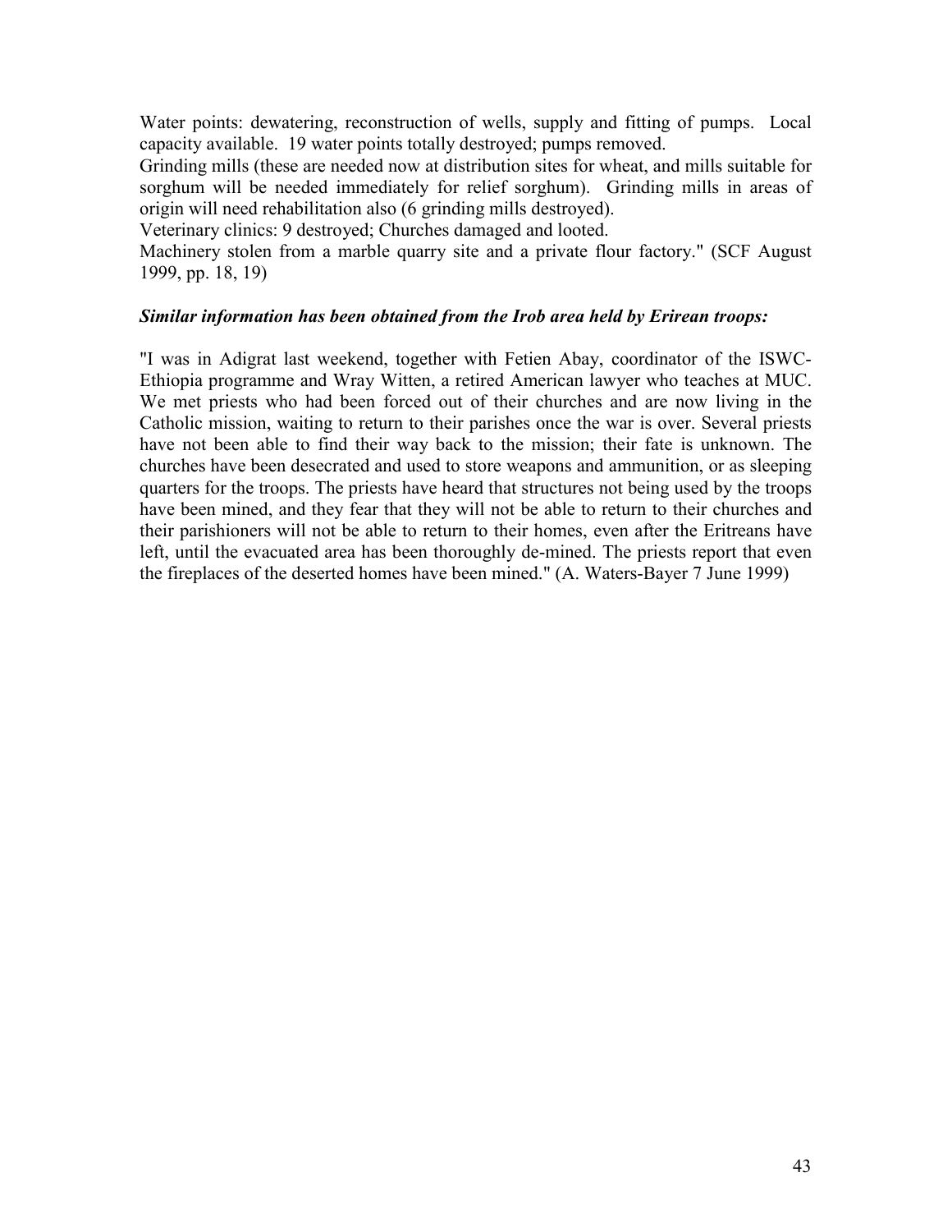Water points: dewatering, reconstruction of wells, supply and fitting of pumps. Local capacity available. 19 water points totally destroyed; pumps removed.
Grinding mills (these are needed now at distribution sites for wheat, and mills suitable for sorghum will be needed immediately for relief sorghum). Grinding mills in areas of origin will need rehabilitation also (6 grinding mills destroyed).
Veterinary clinics: 9 destroyed; Churches damaged and looted.
Machinery stolen from a marble quarry site and a private flour factory." (SCF August 1999, pp. 18, 19)

***Similar information has been obtained from the Irob area held by Erirean troops:***

"I was in Adigrat last weekend, together with Fetien Abay, coordinator of the ISWC-Ethiopia programme and Wray Witten, a retired American lawyer who teaches at MUC. We met priests who had been forced out of their churches and are now living in the Catholic mission, waiting to return to their parishes once the war is over. Several priests have not been able to find their way back to the mission; their fate is unknown. The churches have been desecrated and used to store weapons and ammunition, or as sleeping quarters for the troops. The priests have heard that structures not being used by the troops have been mined, and they fear that they will not be able to return to their churches and their parishioners will not be able to return to their homes, even after the Eritreans have left, until the evacuated area has been thoroughly de-mined. The priests report that even the fireplaces of the deserted homes have been mined." (A. Waters-Bayer 7 June 1999)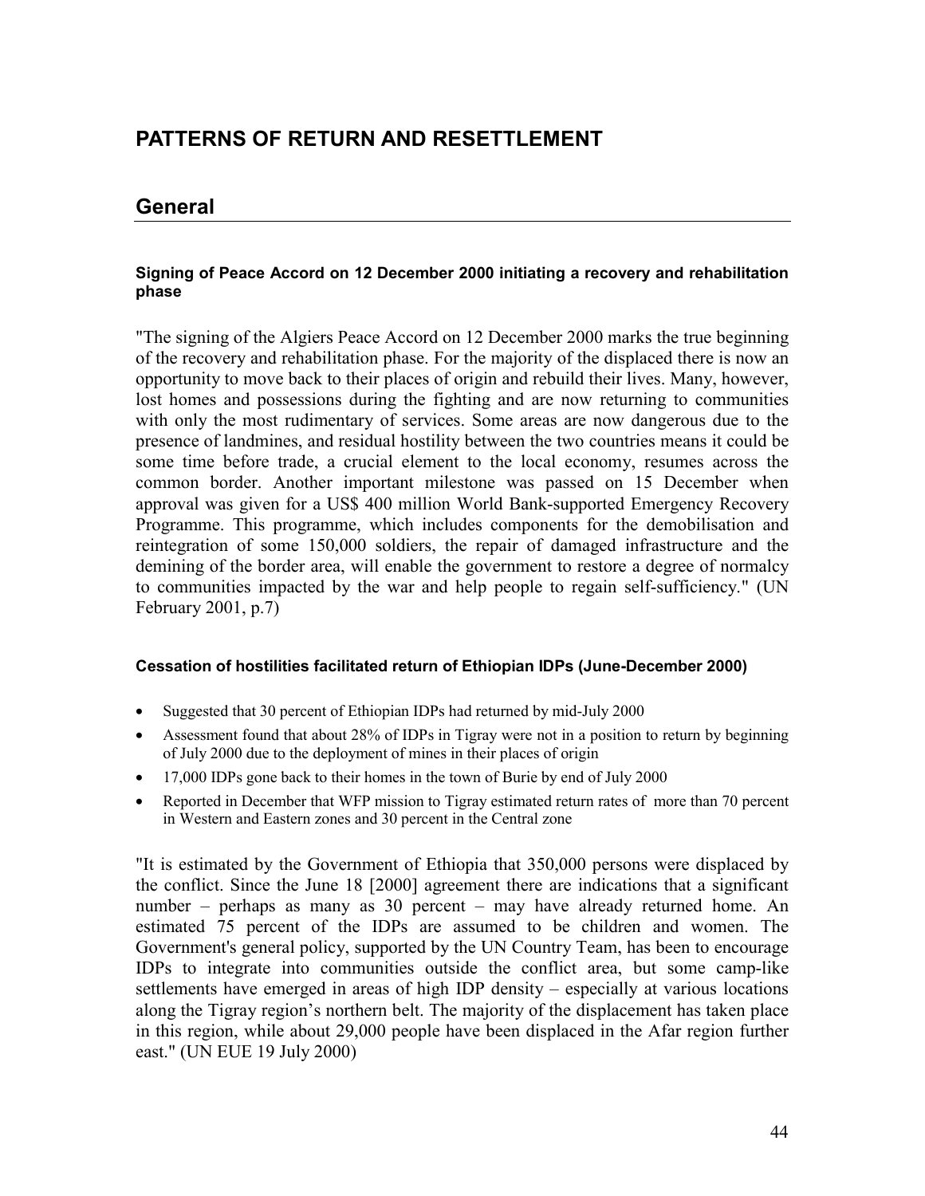# PATTERNS OF RETURN AND RESETTLEMENT

## General

**Signing of Peace Accord on 12 December 2000 initiating a recovery and rehabilitation phase**

"The signing of the Algiers Peace Accord on 12 December 2000 marks the true beginning of the recovery and rehabilitation phase. For the majority of the displaced there is now an opportunity to move back to their places of origin and rebuild their lives. Many, however, lost homes and possessions during the fighting and are now returning to communities with only the most rudimentary of services. Some areas are now dangerous due to the presence of landmines, and residual hostility between the two countries means it could be some time before trade, a crucial element to the local economy, resumes across the common border. Another important milestone was passed on 15 December when approval was given for a US$ 400 million World Bank-supported Emergency Recovery Programme. This programme, which includes components for the demobilisation and reintegration of some 150,000 soldiers, the repair of damaged infrastructure and the demining of the border area, will enable the government to restore a degree of normalcy to communities impacted by the war and help people to regain self-sufficiency." (UN February 2001, p.7)

**Cessation of hostilities facilitated return of Ethiopian IDPs (June-December 2000)**

- Suggested that 30 percent of Ethiopian IDPs had returned by mid-July 2000
- Assessment found that about 28% of IDPs in Tigray were not in a position to return by beginning of July 2000 due to the deployment of mines in their places of origin
- 17,000 IDPs gone back to their homes in the town of Burie by end of July 2000
- Reported in December that WFP mission to Tigray estimated return rates of more than 70 percent in Western and Eastern zones and 30 percent in the Central zone

"It is estimated by the Government of Ethiopia that 350,000 persons were displaced by the conflict. Since the June 18 [2000] agreement there are indications that a significant number – perhaps as many as 30 percent – may have already returned home. An estimated 75 percent of the IDPs are assumed to be children and women. The Government's general policy, supported by the UN Country Team, has been to encourage IDPs to integrate into communities outside the conflict area, but some camp-like settlements have emerged in areas of high IDP density – especially at various locations along the Tigray region's northern belt. The majority of the displacement has taken place in this region, while about 29,000 people have been displaced in the Afar region further east." (UN EUE 19 July 2000)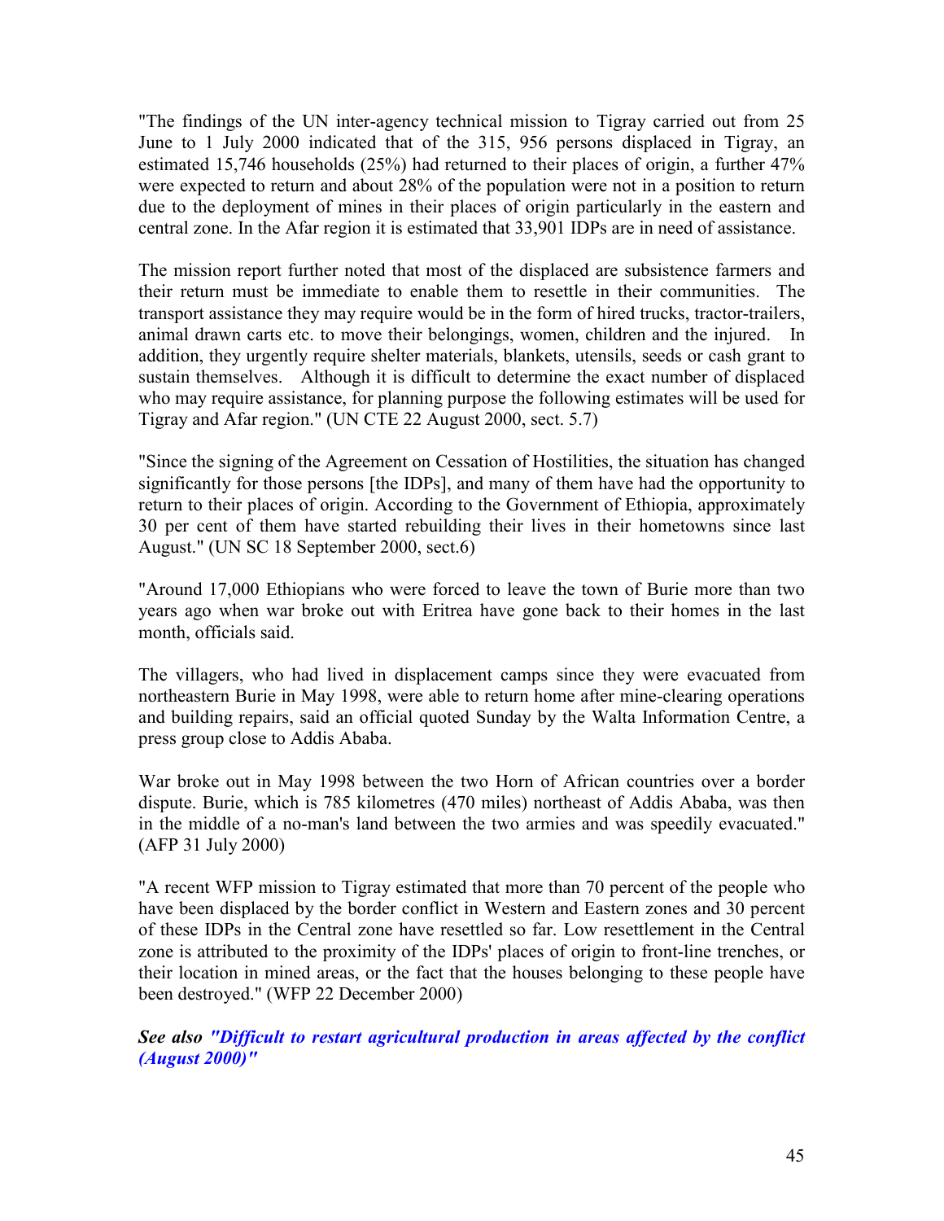"The findings of the UN inter-agency technical mission to Tigray carried out from 25 June to 1 July 2000 indicated that of the 315, 956 persons displaced in Tigray, an estimated 15,746 households (25%) had returned to their places of origin, a further 47% were expected to return and about 28% of the population were not in a position to return due to the deployment of mines in their places of origin particularly in the eastern and central zone. In the Afar region it is estimated that 33,901 IDPs are in need of assistance.

The mission report further noted that most of the displaced are subsistence farmers and their return must be immediate to enable them to resettle in their communities. The transport assistance they may require would be in the form of hired trucks, tractor-trailers, animal drawn carts etc. to move their belongings, women, children and the injured. In addition, they urgently require shelter materials, blankets, utensils, seeds or cash grant to sustain themselves. Although it is difficult to determine the exact number of displaced who may require assistance, for planning purpose the following estimates will be used for Tigray and Afar region." (UN CTE 22 August 2000, sect. 5.7)

"Since the signing of the Agreement on Cessation of Hostilities, the situation has changed significantly for those persons [the IDPs], and many of them have had the opportunity to return to their places of origin. According to the Government of Ethiopia, approximately 30 per cent of them have started rebuilding their lives in their hometowns since last August." (UN SC 18 September 2000, sect.6)

"Around 17,000 Ethiopians who were forced to leave the town of Burie more than two years ago when war broke out with Eritrea have gone back to their homes in the last month, officials said.

The villagers, who had lived in displacement camps since they were evacuated from northeastern Burie in May 1998, were able to return home after mine-clearing operations and building repairs, said an official quoted Sunday by the Walta Information Centre, a press group close to Addis Ababa.

War broke out in May 1998 between the two Horn of African countries over a border dispute. Burie, which is 785 kilometres (470 miles) northeast of Addis Ababa, was then in the middle of a no-man's land between the two armies and was speedily evacuated." (AFP 31 July 2000)

"A recent WFP mission to Tigray estimated that more than 70 percent of the people who have been displaced by the border conflict in Western and Eastern zones and 30 percent of these IDPs in the Central zone have resettled so far. Low resettlement in the Central zone is attributed to the proximity of the IDPs' places of origin to front-line trenches, or their location in mined areas, or the fact that the houses belonging to these people have been destroyed." (WFP 22 December 2000)

***See also "Difficult to restart agricultural production in areas affected by the conflict (August 2000)"***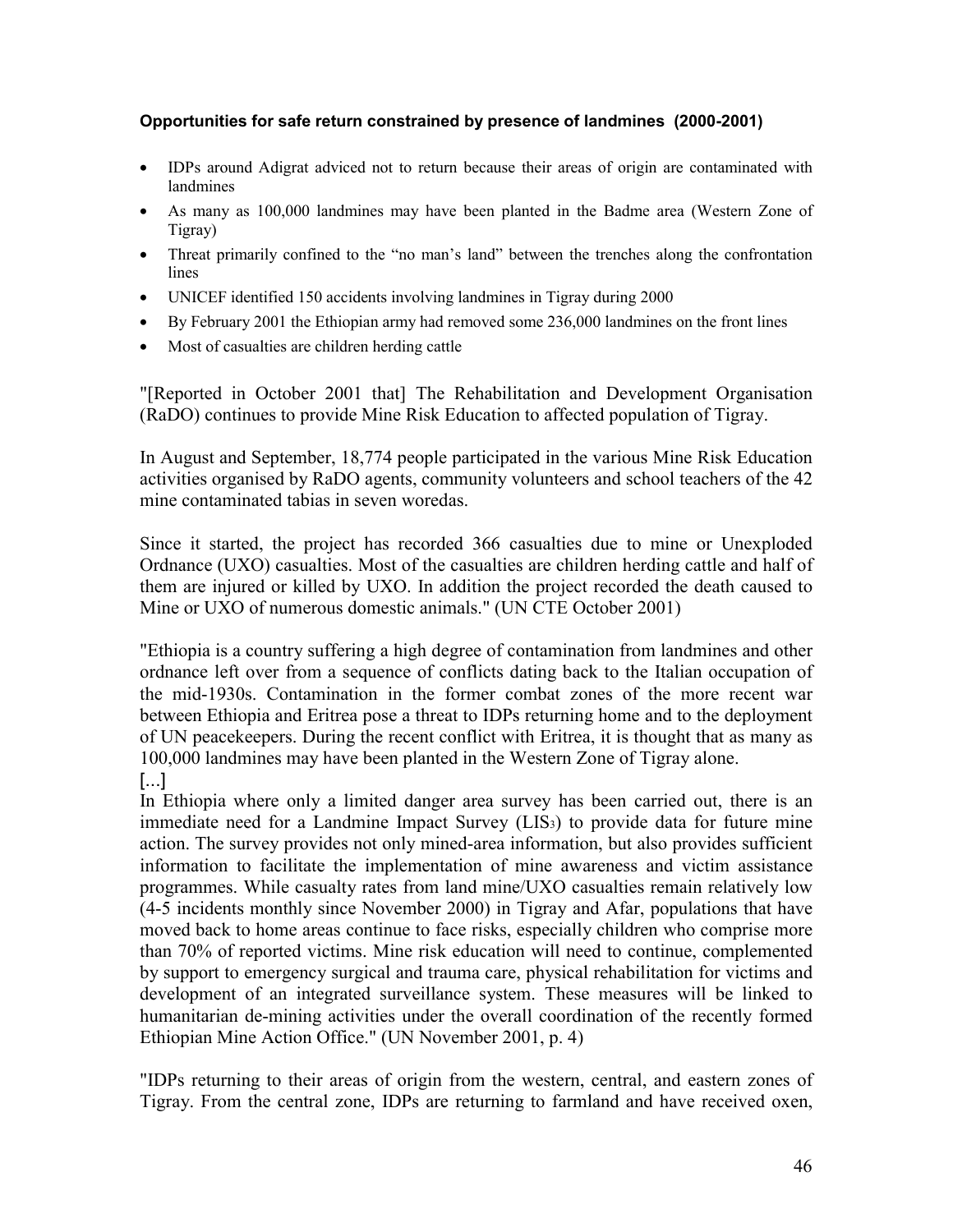**Opportunities for safe return constrained by presence of landmines (2000-2001)**

- IDPs around Adigrat adviced not to return because their areas of origin are contaminated with landmines
- As many as 100,000 landmines may have been planted in the Badme area (Western Zone of Tigray)
- Threat primarily confined to the "no man's land" between the trenches along the confrontation lines
- UNICEF identified 150 accidents involving landmines in Tigray during 2000
- By February 2001 the Ethiopian army had removed some 236,000 landmines on the front lines
- Most of casualties are children herding cattle

"[Reported in October 2001 that] The Rehabilitation and Development Organisation (RaDO) continues to provide Mine Risk Education to affected population of Tigray.

In August and September, 18,774 people participated in the various Mine Risk Education activities organised by RaDO agents, community volunteers and school teachers of the 42 mine contaminated tabias in seven woredas.

Since it started, the project has recorded 366 casualties due to mine or Unexploded Ordnance (UXO) casualties. Most of the casualties are children herding cattle and half of them are injured or killed by UXO. In addition the project recorded the death caused to Mine or UXO of numerous domestic animals." (UN CTE October 2001)

"Ethiopia is a country suffering a high degree of contamination from landmines and other ordnance left over from a sequence of conflicts dating back to the Italian occupation of the mid-1930s. Contamination in the former combat zones of the more recent war between Ethiopia and Eritrea pose a threat to IDPs returning home and to the deployment of UN peacekeepers. During the recent conflict with Eritrea, it is thought that as many as 100,000 landmines may have been planted in the Western Zone of Tigray alone.
[...]
In Ethiopia where only a limited danger area survey has been carried out, there is an immediate need for a Landmine Impact Survey (LIS[3]) to provide data for future mine action. The survey provides not only mined-area information, but also provides sufficient information to facilitate the implementation of mine awareness and victim assistance programmes. While casualty rates from land mine/UXO casualties remain relatively low (4-5 incidents monthly since November 2000) in Tigray and Afar, populations that have moved back to home areas continue to face risks, especially children who comprise more than 70% of reported victims. Mine risk education will need to continue, complemented by support to emergency surgical and trauma care, physical rehabilitation for victims and development of an integrated surveillance system. These measures will be linked to humanitarian de-mining activities under the overall coordination of the recently formed Ethiopian Mine Action Office." (UN November 2001, p. 4)

"IDPs returning to their areas of origin from the western, central, and eastern zones of Tigray. From the central zone, IDPs are returning to farmland and have received oxen,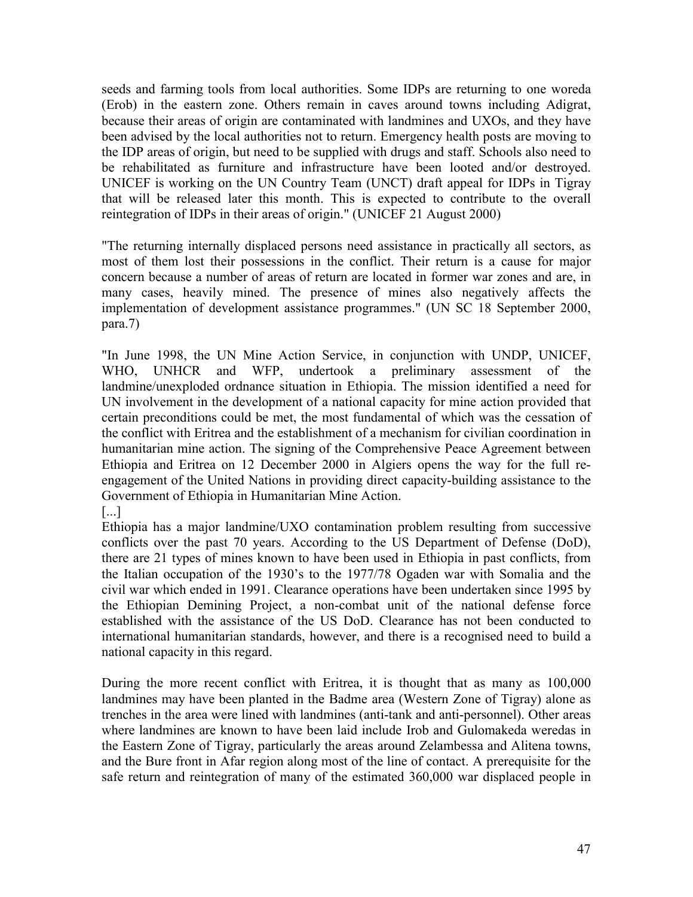seeds and farming tools from local authorities. Some IDPs are returning to one woreda (Erob) in the eastern zone. Others remain in caves around towns including Adigrat, because their areas of origin are contaminated with landmines and UXOs, and they have been advised by the local authorities not to return. Emergency health posts are moving to the IDP areas of origin, but need to be supplied with drugs and staff. Schools also need to be rehabilitated as furniture and infrastructure have been looted and/or destroyed. UNICEF is working on the UN Country Team (UNCT) draft appeal for IDPs in Tigray that will be released later this month. This is expected to contribute to the overall reintegration of IDPs in their areas of origin." (UNICEF 21 August 2000)

"The returning internally displaced persons need assistance in practically all sectors, as most of them lost their possessions in the conflict. Their return is a cause for major concern because a number of areas of return are located in former war zones and are, in many cases, heavily mined. The presence of mines also negatively affects the implementation of development assistance programmes." (UN SC 18 September 2000, para.7)

"In June 1998, the UN Mine Action Service, in conjunction with UNDP, UNICEF, WHO, UNHCR and WFP, undertook a preliminary assessment of the landmine/unexploded ordnance situation in Ethiopia. The mission identified a need for UN involvement in the development of a national capacity for mine action provided that certain preconditions could be met, the most fundamental of which was the cessation of the conflict with Eritrea and the establishment of a mechanism for civilian coordination in humanitarian mine action. The signing of the Comprehensive Peace Agreement between Ethiopia and Eritrea on 12 December 2000 in Algiers opens the way for the full re-engagement of the United Nations in providing direct capacity-building assistance to the Government of Ethiopia in Humanitarian Mine Action.
[...]
Ethiopia has a major landmine/UXO contamination problem resulting from successive conflicts over the past 70 years. According to the US Department of Defense (DoD), there are 21 types of mines known to have been used in Ethiopia in past conflicts, from the Italian occupation of the 1930's to the 1977/78 Ogaden war with Somalia and the civil war which ended in 1991. Clearance operations have been undertaken since 1995 by the Ethiopian Demining Project, a non-combat unit of the national defense force established with the assistance of the US DoD. Clearance has not been conducted to international humanitarian standards, however, and there is a recognised need to build a national capacity in this regard.

During the more recent conflict with Eritrea, it is thought that as many as 100,000 landmines may have been planted in the Badme area (Western Zone of Tigray) alone as trenches in the area were lined with landmines (anti-tank and anti-personnel). Other areas where landmines are known to have been laid include Irob and Gulomakeda weredas in the Eastern Zone of Tigray, particularly the areas around Zelambessa and Alitena towns, and the Bure front in Afar region along most of the line of contact. A prerequisite for the safe return and reintegration of many of the estimated 360,000 war displaced people in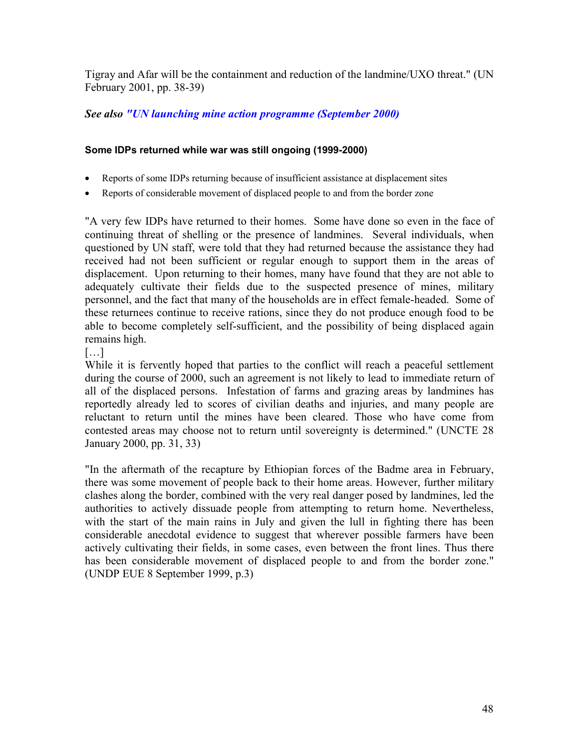Tigray and Afar will be the containment and reduction of the landmine/UXO threat." (UN February 2001, pp. 38-39)

***See also "UN launching mine action programme (September 2000)***

#### Some IDPs returned while war was still ongoing (1999-2000)

- Reports of some IDPs returning because of insufficient assistance at displacement sites
- Reports of considerable movement of displaced people to and from the border zone

"A very few IDPs have returned to their homes. Some have done so even in the face of continuing threat of shelling or the presence of landmines. Several individuals, when questioned by UN staff, were told that they had returned because the assistance they had received had not been sufficient or regular enough to support them in the areas of displacement. Upon returning to their homes, many have found that they are not able to adequately cultivate their fields due to the suspected presence of mines, military personnel, and the fact that many of the households are in effect female-headed. Some of these returnees continue to receive rations, since they do not produce enough food to be able to become completely self-sufficient, and the possibility of being displaced again remains high.
[…]
While it is fervently hoped that parties to the conflict will reach a peaceful settlement during the course of 2000, such an agreement is not likely to lead to immediate return of all of the displaced persons. Infestation of farms and grazing areas by landmines has reportedly already led to scores of civilian deaths and injuries, and many people are reluctant to return until the mines have been cleared. Those who have come from contested areas may choose not to return until sovereignty is determined." (UNCTE 28 January 2000, pp. 31, 33)

"In the aftermath of the recapture by Ethiopian forces of the Badme area in February, there was some movement of people back to their home areas. However, further military clashes along the border, combined with the very real danger posed by landmines, led the authorities to actively dissuade people from attempting to return home. Nevertheless, with the start of the main rains in July and given the lull in fighting there has been considerable anecdotal evidence to suggest that wherever possible farmers have been actively cultivating their fields, in some cases, even between the front lines. Thus there has been considerable movement of displaced people to and from the border zone." (UNDP EUE 8 September 1999, p.3)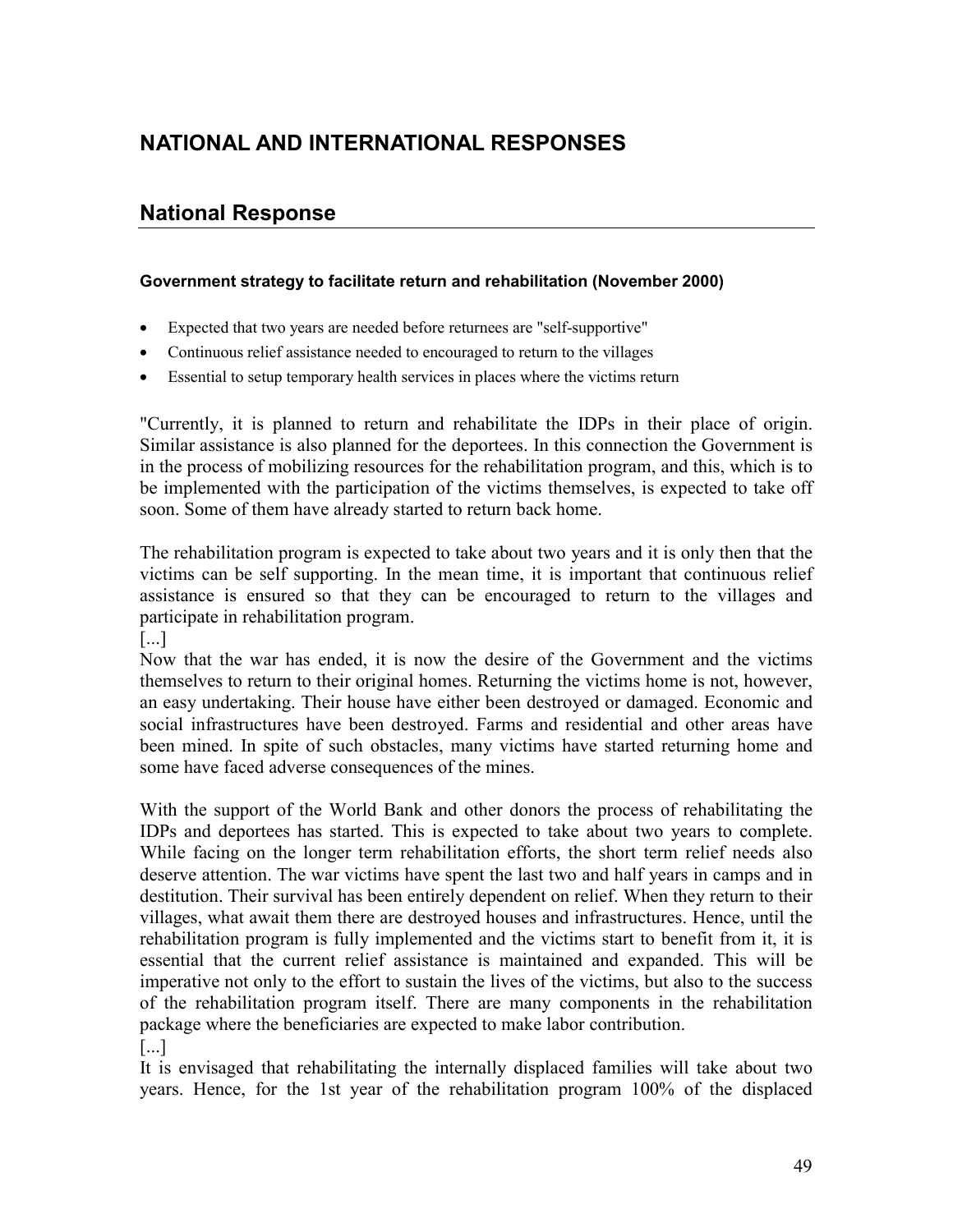# NATIONAL AND INTERNATIONAL RESPONSES

## National Response

**Government strategy to facilitate return and rehabilitation (November 2000)**

- Expected that two years are needed before returnees are "self-supportive"
- Continuous relief assistance needed to encouraged to return to the villages
- Essential to setup temporary health services in places where the victims return

"Currently, it is planned to return and rehabilitate the IDPs in their place of origin. Similar assistance is also planned for the deportees. In this connection the Government is in the process of mobilizing resources for the rehabilitation program, and this, which is to be implemented with the participation of the victims themselves, is expected to take off soon. Some of them have already started to return back home.

The rehabilitation program is expected to take about two years and it is only then that the victims can be self supporting. In the mean time, it is important that continuous relief assistance is ensured so that they can be encouraged to return to the villages and participate in rehabilitation program.

[...]

Now that the war has ended, it is now the desire of the Government and the victims themselves to return to their original homes. Returning the victims home is not, however, an easy undertaking. Their house have either been destroyed or damaged. Economic and social infrastructures have been destroyed. Farms and residential and other areas have been mined. In spite of such obstacles, many victims have started returning home and some have faced adverse consequences of the mines.

With the support of the World Bank and other donors the process of rehabilitating the IDPs and deportees has started. This is expected to take about two years to complete. While facing on the longer term rehabilitation efforts, the short term relief needs also deserve attention. The war victims have spent the last two and half years in camps and in destitution. Their survival has been entirely dependent on relief. When they return to their villages, what await them there are destroyed houses and infrastructures. Hence, until the rehabilitation program is fully implemented and the victims start to benefit from it, it is essential that the current relief assistance is maintained and expanded. This will be imperative not only to the effort to sustain the lives of the victims, but also to the success of the rehabilitation program itself. There are many components in the rehabilitation package where the beneficiaries are expected to make labor contribution.

[...]

It is envisaged that rehabilitating the internally displaced families will take about two years. Hence, for the 1st year of the rehabilitation program 100% of the displaced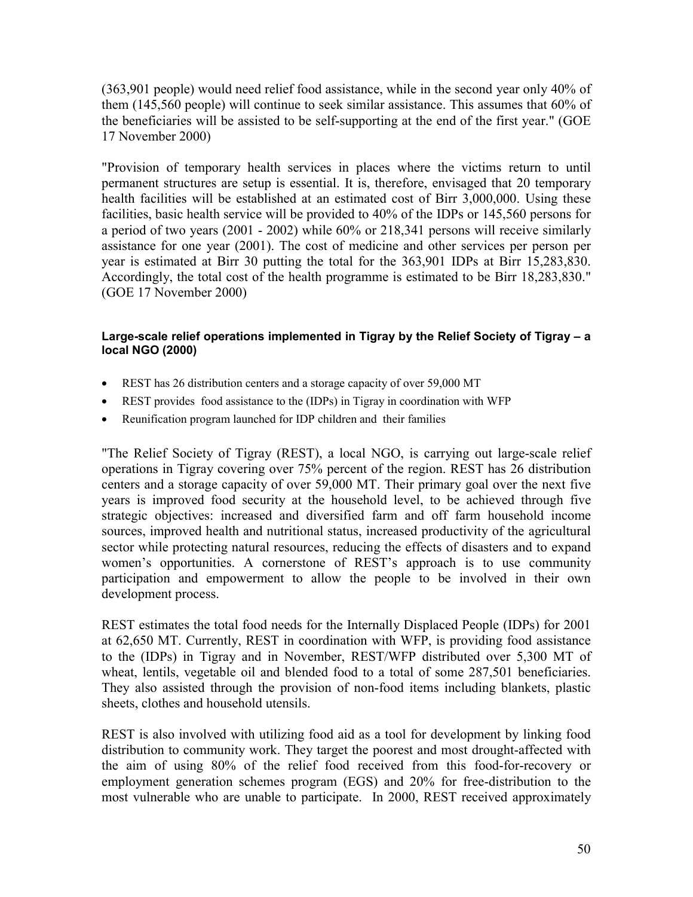(363,901 people) would need relief food assistance, while in the second year only 40% of them (145,560 people) will continue to seek similar assistance. This assumes that 60% of the beneficiaries will be assisted to be self-supporting at the end of the first year." (GOE 17 November 2000)

"Provision of temporary health services in places where the victims return to until permanent structures are setup is essential. It is, therefore, envisaged that 20 temporary health facilities will be established at an estimated cost of Birr 3,000,000. Using these facilities, basic health service will be provided to 40% of the IDPs or 145,560 persons for a period of two years (2001 - 2002) while 60% or 218,341 persons will receive similarly assistance for one year (2001). The cost of medicine and other services per person per year is estimated at Birr 30 putting the total for the 363,901 IDPs at Birr 15,283,830. Accordingly, the total cost of the health programme is estimated to be Birr 18,283,830." (GOE 17 November 2000)

#### Large-scale relief operations implemented in Tigray by the Relief Society of Tigray – a local NGO (2000)

- REST has 26 distribution centers and a storage capacity of over 59,000 MT
- REST provides food assistance to the (IDPs) in Tigray in coordination with WFP
- Reunification program launched for IDP children and their families

"The Relief Society of Tigray (REST), a local NGO, is carrying out large-scale relief operations in Tigray covering over 75% percent of the region. REST has 26 distribution centers and a storage capacity of over 59,000 MT. Their primary goal over the next five years is improved food security at the household level, to be achieved through five strategic objectives: increased and diversified farm and off farm household income sources, improved health and nutritional status, increased productivity of the agricultural sector while protecting natural resources, reducing the effects of disasters and to expand women's opportunities. A cornerstone of REST's approach is to use community participation and empowerment to allow the people to be involved in their own development process.

REST estimates the total food needs for the Internally Displaced People (IDPs) for 2001 at 62,650 MT. Currently, REST in coordination with WFP, is providing food assistance to the (IDPs) in Tigray and in November, REST/WFP distributed over 5,300 MT of wheat, lentils, vegetable oil and blended food to a total of some 287,501 beneficiaries. They also assisted through the provision of non-food items including blankets, plastic sheets, clothes and household utensils.

REST is also involved with utilizing food aid as a tool for development by linking food distribution to community work. They target the poorest and most drought-affected with the aim of using 80% of the relief food received from this food-for-recovery or employment generation schemes program (EGS) and 20% for free-distribution to the most vulnerable who are unable to participate. In 2000, REST received approximately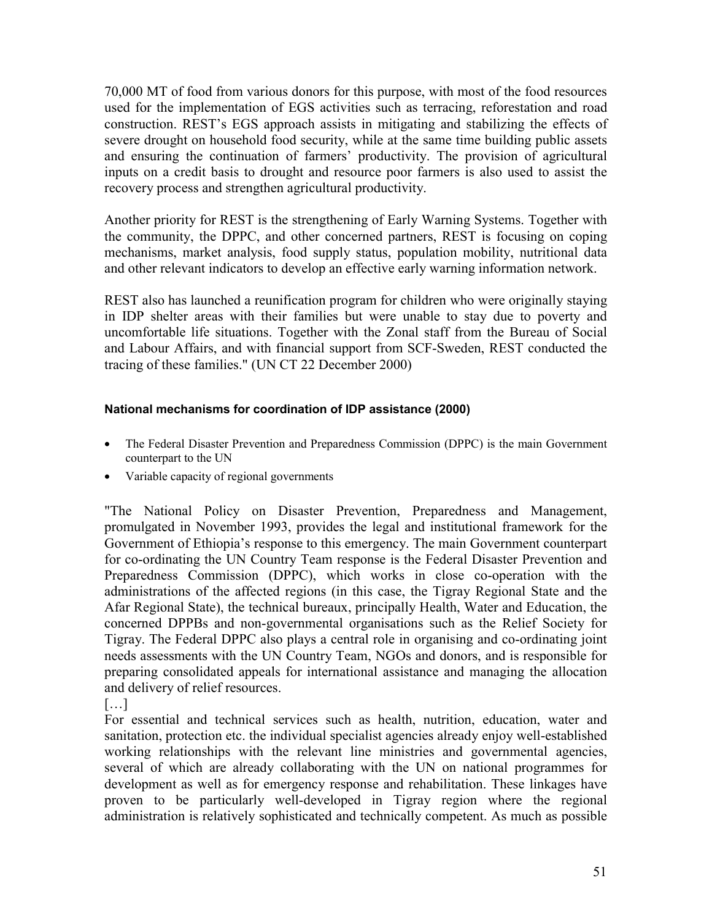70,000 MT of food from various donors for this purpose, with most of the food resources used for the implementation of EGS activities such as terracing, reforestation and road construction. REST's EGS approach assists in mitigating and stabilizing the effects of severe drought on household food security, while at the same time building public assets and ensuring the continuation of farmers' productivity. The provision of agricultural inputs on a credit basis to drought and resource poor farmers is also used to assist the recovery process and strengthen agricultural productivity.

Another priority for REST is the strengthening of Early Warning Systems. Together with the community, the DPPC, and other concerned partners, REST is focusing on coping mechanisms, market analysis, food supply status, population mobility, nutritional data and other relevant indicators to develop an effective early warning information network.

REST also has launched a reunification program for children who were originally staying in IDP shelter areas with their families but were unable to stay due to poverty and uncomfortable life situations. Together with the Zonal staff from the Bureau of Social and Labour Affairs, and with financial support from SCF-Sweden, REST conducted the tracing of these families." (UN CT 22 December 2000)

#### National mechanisms for coordination of IDP assistance (2000)

- The Federal Disaster Prevention and Preparedness Commission (DPPC) is the main Government counterpart to the UN
- Variable capacity of regional governments

"The National Policy on Disaster Prevention, Preparedness and Management, promulgated in November 1993, provides the legal and institutional framework for the Government of Ethiopia's response to this emergency. The main Government counterpart for co-ordinating the UN Country Team response is the Federal Disaster Prevention and Preparedness Commission (DPPC), which works in close co-operation with the administrations of the affected regions (in this case, the Tigray Regional State and the Afar Regional State), the technical bureaux, principally Health, Water and Education, the concerned DPPBs and non-governmental organisations such as the Relief Society for Tigray. The Federal DPPC also plays a central role in organising and co-ordinating joint needs assessments with the UN Country Team, NGOs and donors, and is responsible for preparing consolidated appeals for international assistance and managing the allocation and delivery of relief resources.

[…]

For essential and technical services such as health, nutrition, education, water and sanitation, protection etc. the individual specialist agencies already enjoy well-established working relationships with the relevant line ministries and governmental agencies, several of which are already collaborating with the UN on national programmes for development as well as for emergency response and rehabilitation. These linkages have proven to be particularly well-developed in Tigray region where the regional administration is relatively sophisticated and technically competent. As much as possible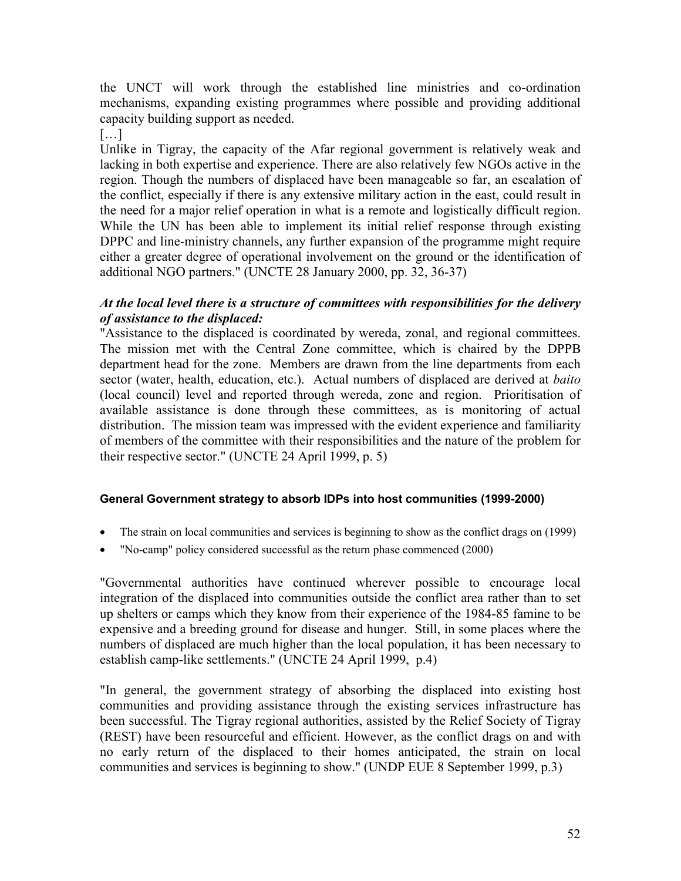the UNCT will work through the established line ministries and co-ordination mechanisms, expanding existing programmes where possible and providing additional capacity building support as needed.

[…]

Unlike in Tigray, the capacity of the Afar regional government is relatively weak and lacking in both expertise and experience. There are also relatively few NGOs active in the region. Though the numbers of displaced have been manageable so far, an escalation of the conflict, especially if there is any extensive military action in the east, could result in the need for a major relief operation in what is a remote and logistically difficult region. While the UN has been able to implement its initial relief response through existing DPPC and line-ministry channels, any further expansion of the programme might require either a greater degree of operational involvement on the ground or the identification of additional NGO partners." (UNCTE 28 January 2000, pp. 32, 36-37)

***At the local level there is a structure of committees with responsibilities for the delivery of assistance to the displaced:***

"Assistance to the displaced is coordinated by wereda, zonal, and regional committees. The mission met with the Central Zone committee, which is chaired by the DPPB department head for the zone. Members are drawn from the line departments from each sector (water, health, education, etc.). Actual numbers of displaced are derived at *baito* (local council) level and reported through wereda, zone and region. Prioritisation of available assistance is done through these committees, as is monitoring of actual distribution. The mission team was impressed with the evident experience and familiarity of members of the committee with their responsibilities and the nature of the problem for their respective sector." (UNCTE 24 April 1999, p. 5)

#### General Government strategy to absorb IDPs into host communities (1999-2000)

- The strain on local communities and services is beginning to show as the conflict drags on (1999)
- "No-camp" policy considered successful as the return phase commenced (2000)

"Governmental authorities have continued wherever possible to encourage local integration of the displaced into communities outside the conflict area rather than to set up shelters or camps which they know from their experience of the 1984-85 famine to be expensive and a breeding ground for disease and hunger. Still, in some places where the numbers of displaced are much higher than the local population, it has been necessary to establish camp-like settlements." (UNCTE 24 April 1999, p.4)

"In general, the government strategy of absorbing the displaced into existing host communities and providing assistance through the existing services infrastructure has been successful. The Tigray regional authorities, assisted by the Relief Society of Tigray (REST) have been resourceful and efficient. However, as the conflict drags on and with no early return of the displaced to their homes anticipated, the strain on local communities and services is beginning to show." (UNDP EUE 8 September 1999, p.3)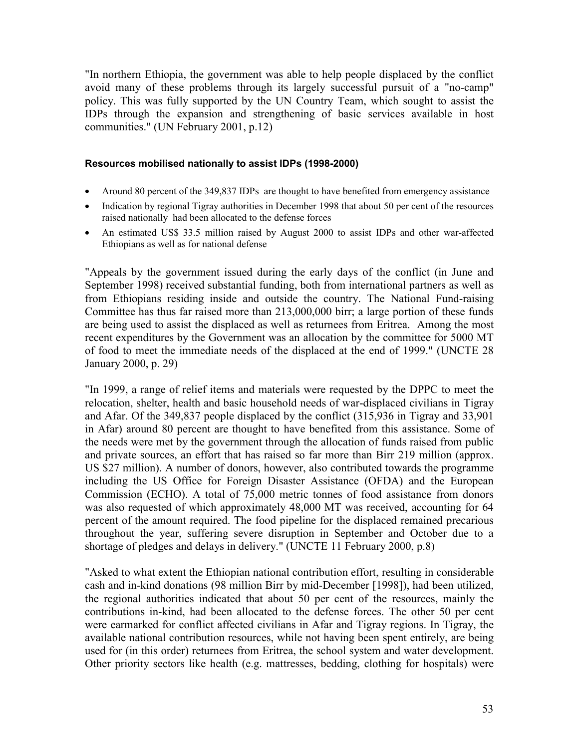"In northern Ethiopia, the government was able to help people displaced by the conflict avoid many of these problems through its largely successful pursuit of a "no-camp" policy. This was fully supported by the UN Country Team, which sought to assist the IDPs through the expansion and strengthening of basic services available in host communities." (UN February 2001, p.12)

#### Resources mobilised nationally to assist IDPs (1998-2000)

- Around 80 percent of the 349,837 IDPs are thought to have benefited from emergency assistance
- Indication by regional Tigray authorities in December 1998 that about 50 per cent of the resources raised nationally had been allocated to the defense forces
- An estimated US$ 33.5 million raised by August 2000 to assist IDPs and other war-affected Ethiopians as well as for national defense

"Appeals by the government issued during the early days of the conflict (in June and September 1998) received substantial funding, both from international partners as well as from Ethiopians residing inside and outside the country. The National Fund-raising Committee has thus far raised more than 213,000,000 birr; a large portion of these funds are being used to assist the displaced as well as returnees from Eritrea. Among the most recent expenditures by the Government was an allocation by the committee for 5000 MT of food to meet the immediate needs of the displaced at the end of 1999." (UNCTE 28 January 2000, p. 29)

"In 1999, a range of relief items and materials were requested by the DPPC to meet the relocation, shelter, health and basic household needs of war-displaced civilians in Tigray and Afar. Of the 349,837 people displaced by the conflict (315,936 in Tigray and 33,901 in Afar) around 80 percent are thought to have benefited from this assistance. Some of the needs were met by the government through the allocation of funds raised from public and private sources, an effort that has raised so far more than Birr 219 million (approx. US $27 million). A number of donors, however, also contributed towards the programme including the US Office for Foreign Disaster Assistance (OFDA) and the European Commission (ECHO). A total of 75,000 metric tonnes of food assistance from donors was also requested of which approximately 48,000 MT was received, accounting for 64 percent of the amount required. The food pipeline for the displaced remained precarious throughout the year, suffering severe disruption in September and October due to a shortage of pledges and delays in delivery." (UNCTE 11 February 2000, p.8)

"Asked to what extent the Ethiopian national contribution effort, resulting in considerable cash and in-kind donations (98 million Birr by mid-December [1998]), had been utilized, the regional authorities indicated that about 50 per cent of the resources, mainly the contributions in-kind, had been allocated to the defense forces. The other 50 per cent were earmarked for conflict affected civilians in Afar and Tigray regions. In Tigray, the available national contribution resources, while not having been spent entirely, are being used for (in this order) returnees from Eritrea, the school system and water development. Other priority sectors like health (e.g. mattresses, bedding, clothing for hospitals) were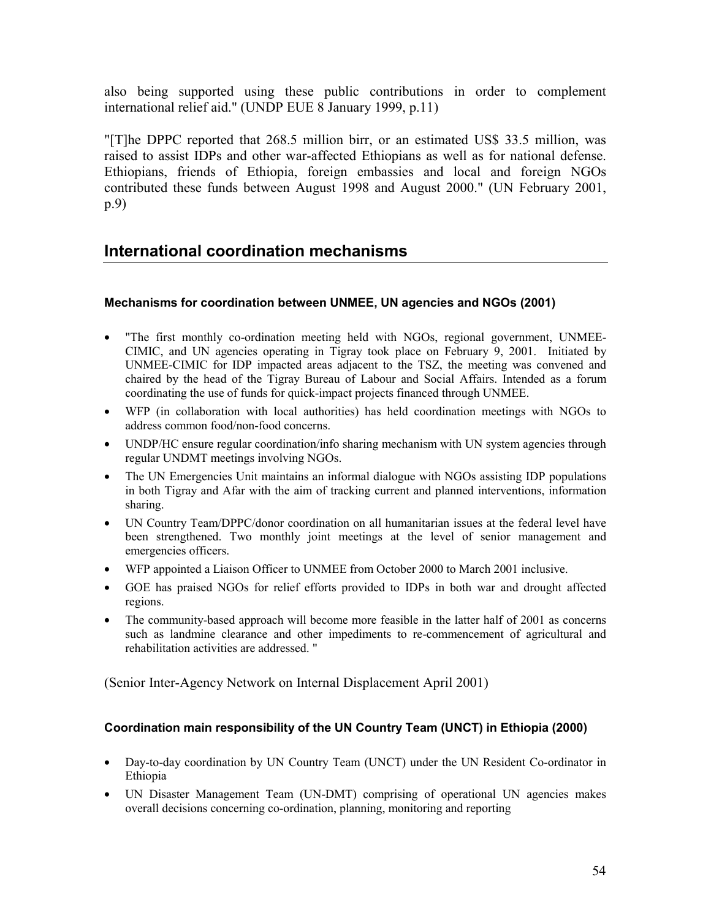also being supported using these public contributions in order to complement international relief aid." (UNDP EUE 8 January 1999, p.11)

"[T]he DPPC reported that 268.5 million birr, or an estimated US$ 33.5 million, was raised to assist IDPs and other war-affected Ethiopians as well as for national defense. Ethiopians, friends of Ethiopia, foreign embassies and local and foreign NGOs contributed these funds between August 1998 and August 2000." (UN February 2001, p.9)

## International coordination mechanisms

#### Mechanisms for coordination between UNMEE, UN agencies and NGOs (2001)

- "The first monthly co-ordination meeting held with NGOs, regional government, UNMEE-CIMIC, and UN agencies operating in Tigray took place on February 9, 2001. Initiated by UNMEE-CIMIC for IDP impacted areas adjacent to the TSZ, the meeting was convened and chaired by the head of the Tigray Bureau of Labour and Social Affairs. Intended as a forum coordinating the use of funds for quick-impact projects financed through UNMEE.
- WFP (in collaboration with local authorities) has held coordination meetings with NGOs to address common food/non-food concerns.
- UNDP/HC ensure regular coordination/info sharing mechanism with UN system agencies through regular UNDMT meetings involving NGOs.
- The UN Emergencies Unit maintains an informal dialogue with NGOs assisting IDP populations in both Tigray and Afar with the aim of tracking current and planned interventions, information sharing.
- UN Country Team/DPPC/donor coordination on all humanitarian issues at the federal level have been strengthened. Two monthly joint meetings at the level of senior management and emergencies officers.
- WFP appointed a Liaison Officer to UNMEE from October 2000 to March 2001 inclusive.
- GOE has praised NGOs for relief efforts provided to IDPs in both war and drought affected regions.
- The community-based approach will become more feasible in the latter half of 2001 as concerns such as landmine clearance and other impediments to re-commencement of agricultural and rehabilitation activities are addressed. "

(Senior Inter-Agency Network on Internal Displacement April 2001)

#### Coordination main responsibility of the UN Country Team (UNCT) in Ethiopia (2000)

- Day-to-day coordination by UN Country Team (UNCT) under the UN Resident Co-ordinator in Ethiopia
- UN Disaster Management Team (UN-DMT) comprising of operational UN agencies makes overall decisions concerning co-ordination, planning, monitoring and reporting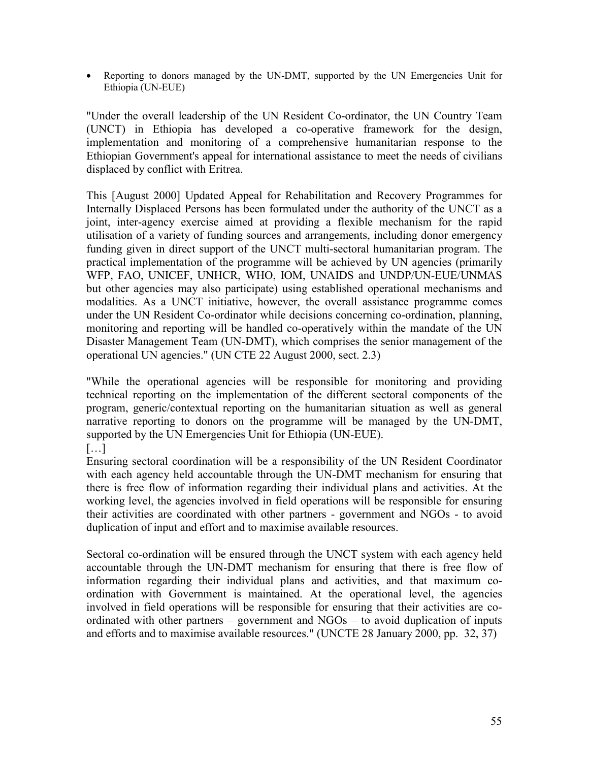- Reporting to donors managed by the UN-DMT, supported by the UN Emergencies Unit for Ethiopia (UN-EUE)

"Under the overall leadership of the UN Resident Co-ordinator, the UN Country Team (UNCT) in Ethiopia has developed a co-operative framework for the design, implementation and monitoring of a comprehensive humanitarian response to the Ethiopian Government's appeal for international assistance to meet the needs of civilians displaced by conflict with Eritrea.

This [August 2000] Updated Appeal for Rehabilitation and Recovery Programmes for Internally Displaced Persons has been formulated under the authority of the UNCT as a joint, inter-agency exercise aimed at providing a flexible mechanism for the rapid utilisation of a variety of funding sources and arrangements, including donor emergency funding given in direct support of the UNCT multi-sectoral humanitarian program. The practical implementation of the programme will be achieved by UN agencies (primarily WFP, FAO, UNICEF, UNHCR, WHO, IOM, UNAIDS and UNDP/UN-EUE/UNMAS but other agencies may also participate) using established operational mechanisms and modalities. As a UNCT initiative, however, the overall assistance programme comes under the UN Resident Co-ordinator while decisions concerning co-ordination, planning, monitoring and reporting will be handled co-operatively within the mandate of the UN Disaster Management Team (UN-DMT), which comprises the senior management of the operational UN agencies." (UN CTE 22 August 2000, sect. 2.3)

"While the operational agencies will be responsible for monitoring and providing technical reporting on the implementation of the different sectoral components of the program, generic/contextual reporting on the humanitarian situation as well as general narrative reporting to donors on the programme will be managed by the UN-DMT, supported by the UN Emergencies Unit for Ethiopia (UN-EUE).

[…]

Ensuring sectoral coordination will be a responsibility of the UN Resident Coordinator with each agency held accountable through the UN-DMT mechanism for ensuring that there is free flow of information regarding their individual plans and activities. At the working level, the agencies involved in field operations will be responsible for ensuring their activities are coordinated with other partners - government and NGOs - to avoid duplication of input and effort and to maximise available resources.

Sectoral co-ordination will be ensured through the UNCT system with each agency held accountable through the UN-DMT mechanism for ensuring that there is free flow of information regarding their individual plans and activities, and that maximum co-ordination with Government is maintained. At the operational level, the agencies involved in field operations will be responsible for ensuring that their activities are co-ordinated with other partners – government and NGOs – to avoid duplication of inputs and efforts and to maximise available resources." (UNCTE 28 January 2000, pp. 32, 37)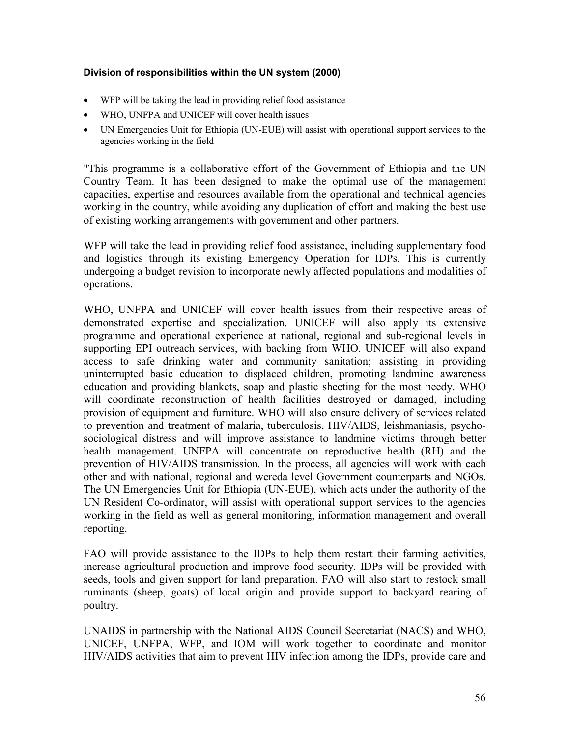#### Division of responsibilities within the UN system (2000)

- WFP will be taking the lead in providing relief food assistance
- WHO, UNFPA and UNICEF will cover health issues
- UN Emergencies Unit for Ethiopia (UN-EUE) will assist with operational support services to the agencies working in the field

"This programme is a collaborative effort of the Government of Ethiopia and the UN Country Team. It has been designed to make the optimal use of the management capacities, expertise and resources available from the operational and technical agencies working in the country, while avoiding any duplication of effort and making the best use of existing working arrangements with government and other partners.

WFP will take the lead in providing relief food assistance, including supplementary food and logistics through its existing Emergency Operation for IDPs. This is currently undergoing a budget revision to incorporate newly affected populations and modalities of operations.

WHO, UNFPA and UNICEF will cover health issues from their respective areas of demonstrated expertise and specialization. UNICEF will also apply its extensive programme and operational experience at national, regional and sub-regional levels in supporting EPI outreach services, with backing from WHO. UNICEF will also expand access to safe drinking water and community sanitation; assisting in providing uninterrupted basic education to displaced children, promoting landmine awareness education and providing blankets, soap and plastic sheeting for the most needy. WHO will coordinate reconstruction of health facilities destroyed or damaged, including provision of equipment and furniture. WHO will also ensure delivery of services related to prevention and treatment of malaria, tuberculosis, HIV/AIDS, leishmaniasis, psycho-sociological distress and will improve assistance to landmine victims through better health management. UNFPA will concentrate on reproductive health (RH) and the prevention of HIV/AIDS transmission. In the process, all agencies will work with each other and with national, regional and wereda level Government counterparts and NGOs. The UN Emergencies Unit for Ethiopia (UN-EUE), which acts under the authority of the UN Resident Co-ordinator, will assist with operational support services to the agencies working in the field as well as general monitoring, information management and overall reporting.

FAO will provide assistance to the IDPs to help them restart their farming activities, increase agricultural production and improve food security. IDPs will be provided with seeds, tools and given support for land preparation. FAO will also start to restock small ruminants (sheep, goats) of local origin and provide support to backyard rearing of poultry.

UNAIDS in partnership with the National AIDS Council Secretariat (NACS) and WHO, UNICEF, UNFPA, WFP, and IOM will work together to coordinate and monitor HIV/AIDS activities that aim to prevent HIV infection among the IDPs, provide care and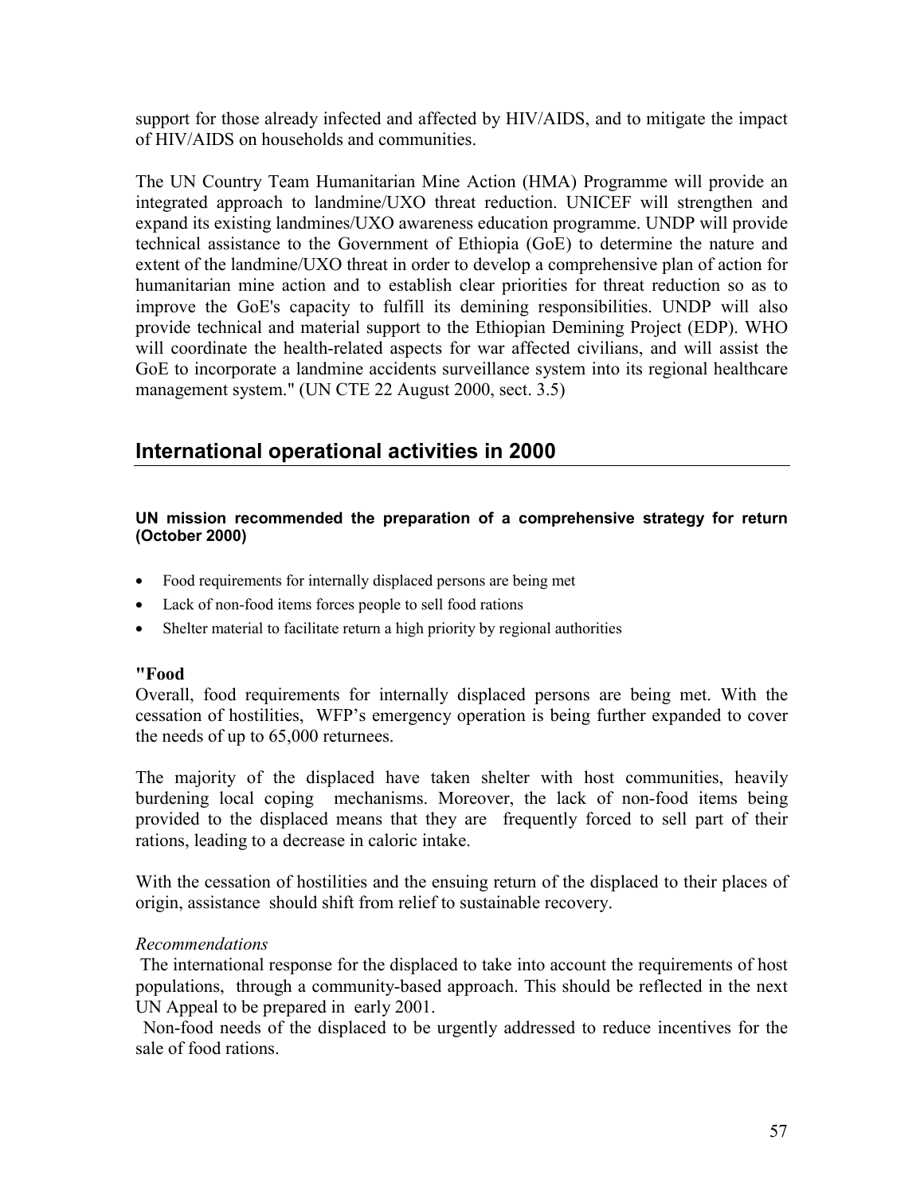support for those already infected and affected by HIV/AIDS, and to mitigate the impact of HIV/AIDS on households and communities.

The UN Country Team Humanitarian Mine Action (HMA) Programme will provide an integrated approach to landmine/UXO threat reduction. UNICEF will strengthen and expand its existing landmines/UXO awareness education programme. UNDP will provide technical assistance to the Government of Ethiopia (GoE) to determine the nature and extent of the landmine/UXO threat in order to develop a comprehensive plan of action for humanitarian mine action and to establish clear priorities for threat reduction so as to improve the GoE's capacity to fulfill its demining responsibilities. UNDP will also provide technical and material support to the Ethiopian Demining Project (EDP). WHO will coordinate the health-related aspects for war affected civilians, and will assist the GoE to incorporate a landmine accidents surveillance system into its regional healthcare management system." (UN CTE 22 August 2000, sect. 3.5)

## International operational activities in 2000

#### UN mission recommended the preparation of a comprehensive strategy for return (October 2000)

- Food requirements for internally displaced persons are being met
- Lack of non-food items forces people to sell food rations
- Shelter material to facilitate return a high priority by regional authorities

**"Food**

Overall, food requirements for internally displaced persons are being met. With the cessation of hostilities, WFP's emergency operation is being further expanded to cover the needs of up to 65,000 returnees.

The majority of the displaced have taken shelter with host communities, heavily burdening local coping mechanisms. Moreover, the lack of non-food items being provided to the displaced means that they are frequently forced to sell part of their rations, leading to a decrease in caloric intake.

With the cessation of hostilities and the ensuing return of the displaced to their places of origin, assistance should shift from relief to sustainable recovery.

*Recommendations*

The international response for the displaced to take into account the requirements of host populations, through a community-based approach. This should be reflected in the next UN Appeal to be prepared in early 2001.

Non-food needs of the displaced to be urgently addressed to reduce incentives for the sale of food rations.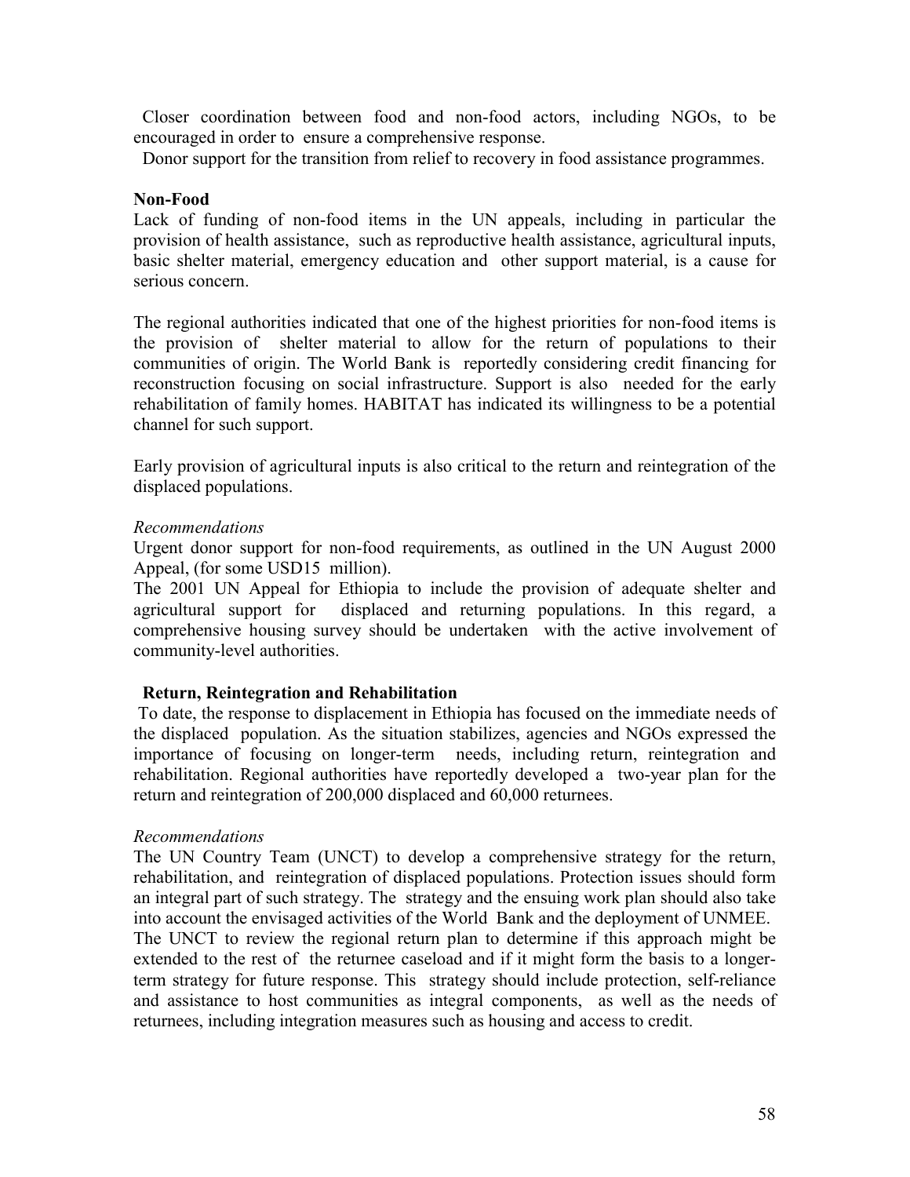Closer coordination between food and non-food actors, including NGOs, to be encouraged in order to ensure a comprehensive response.

Donor support for the transition from relief to recovery in food assistance programmes.

**Non-Food**

Lack of funding of non-food items in the UN appeals, including in particular the provision of health assistance, such as reproductive health assistance, agricultural inputs, basic shelter material, emergency education and other support material, is a cause for serious concern.

The regional authorities indicated that one of the highest priorities for non-food items is the provision of shelter material to allow for the return of populations to their communities of origin. The World Bank is reportedly considering credit financing for reconstruction focusing on social infrastructure. Support is also needed for the early rehabilitation of family homes. HABITAT has indicated its willingness to be a potential channel for such support.

Early provision of agricultural inputs is also critical to the return and reintegration of the displaced populations.

*Recommendations*

Urgent donor support for non-food requirements, as outlined in the UN August 2000 Appeal, (for some USD15 million).

The 2001 UN Appeal for Ethiopia to include the provision of adequate shelter and agricultural support for displaced and returning populations. In this regard, a comprehensive housing survey should be undertaken with the active involvement of community-level authorities.

**Return, Reintegration and Rehabilitation**

To date, the response to displacement in Ethiopia has focused on the immediate needs of the displaced population. As the situation stabilizes, agencies and NGOs expressed the importance of focusing on longer-term needs, including return, reintegration and rehabilitation. Regional authorities have reportedly developed a two-year plan for the return and reintegration of 200,000 displaced and 60,000 returnees.

*Recommendations*

The UN Country Team (UNCT) to develop a comprehensive strategy for the return, rehabilitation, and reintegration of displaced populations. Protection issues should form an integral part of such strategy. The strategy and the ensuing work plan should also take into account the envisaged activities of the World Bank and the deployment of UNMEE.

The UNCT to review the regional return plan to determine if this approach might be extended to the rest of the returnee caseload and if it might form the basis to a longer-term strategy for future response. This strategy should include protection, self-reliance and assistance to host communities as integral components, as well as the needs of returnees, including integration measures such as housing and access to credit.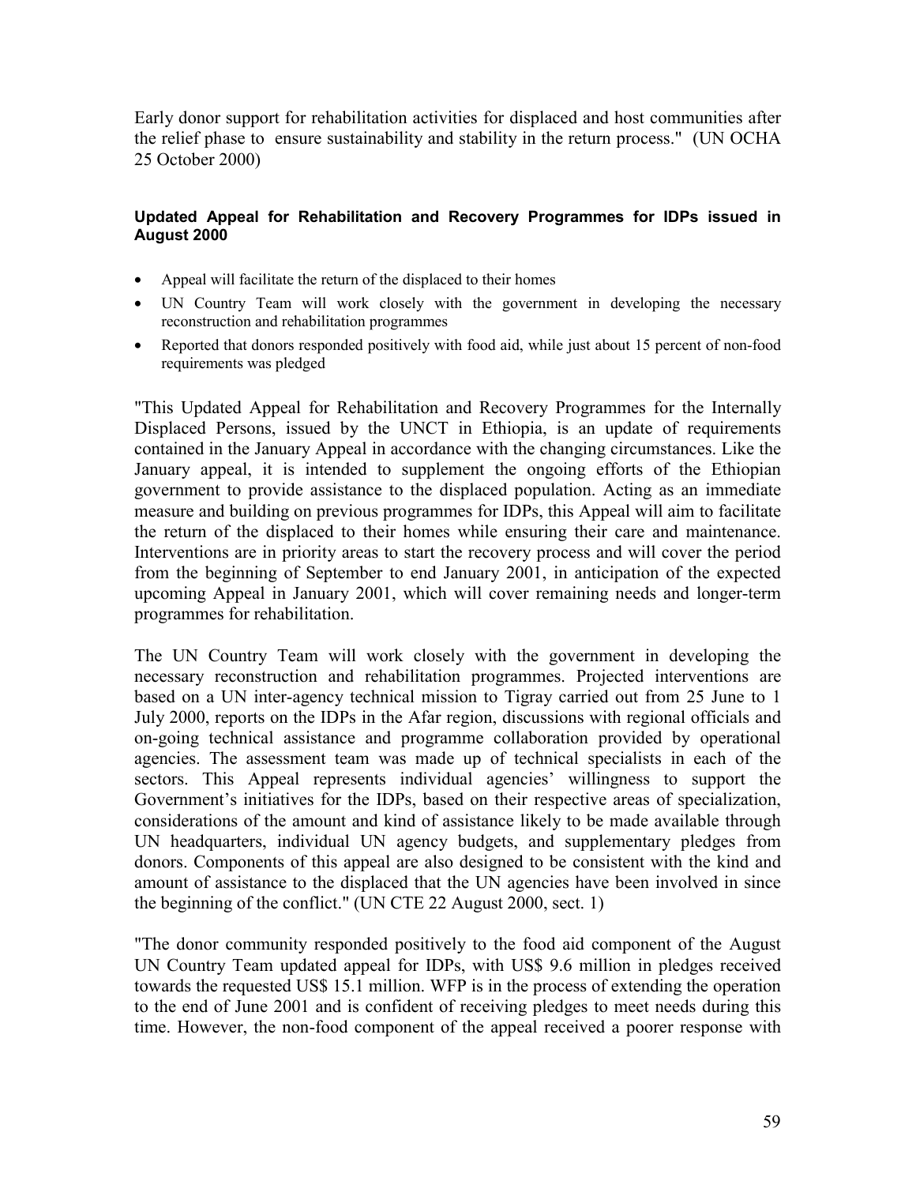Early donor support for rehabilitation activities for displaced and host communities after the relief phase to ensure sustainability and stability in the return process." (UN OCHA 25 October 2000)

#### Updated Appeal for Rehabilitation and Recovery Programmes for IDPs issued in August 2000

- Appeal will facilitate the return of the displaced to their homes
- UN Country Team will work closely with the government in developing the necessary reconstruction and rehabilitation programmes
- Reported that donors responded positively with food aid, while just about 15 percent of non-food requirements was pledged

"This Updated Appeal for Rehabilitation and Recovery Programmes for the Internally Displaced Persons, issued by the UNCT in Ethiopia, is an update of requirements contained in the January Appeal in accordance with the changing circumstances. Like the January appeal, it is intended to supplement the ongoing efforts of the Ethiopian government to provide assistance to the displaced population. Acting as an immediate measure and building on previous programmes for IDPs, this Appeal will aim to facilitate the return of the displaced to their homes while ensuring their care and maintenance. Interventions are in priority areas to start the recovery process and will cover the period from the beginning of September to end January 2001, in anticipation of the expected upcoming Appeal in January 2001, which will cover remaining needs and longer-term programmes for rehabilitation.

The UN Country Team will work closely with the government in developing the necessary reconstruction and rehabilitation programmes. Projected interventions are based on a UN inter-agency technical mission to Tigray carried out from 25 June to 1 July 2000, reports on the IDPs in the Afar region, discussions with regional officials and on-going technical assistance and programme collaboration provided by operational agencies. The assessment team was made up of technical specialists in each of the sectors. This Appeal represents individual agencies' willingness to support the Government's initiatives for the IDPs, based on their respective areas of specialization, considerations of the amount and kind of assistance likely to be made available through UN headquarters, individual UN agency budgets, and supplementary pledges from donors. Components of this appeal are also designed to be consistent with the kind and amount of assistance to the displaced that the UN agencies have been involved in since the beginning of the conflict." (UN CTE 22 August 2000, sect. 1)

"The donor community responded positively to the food aid component of the August UN Country Team updated appeal for IDPs, with US$ 9.6 million in pledges received towards the requested US$ 15.1 million. WFP is in the process of extending the operation to the end of June 2001 and is confident of receiving pledges to meet needs during this time. However, the non-food component of the appeal received a poorer response with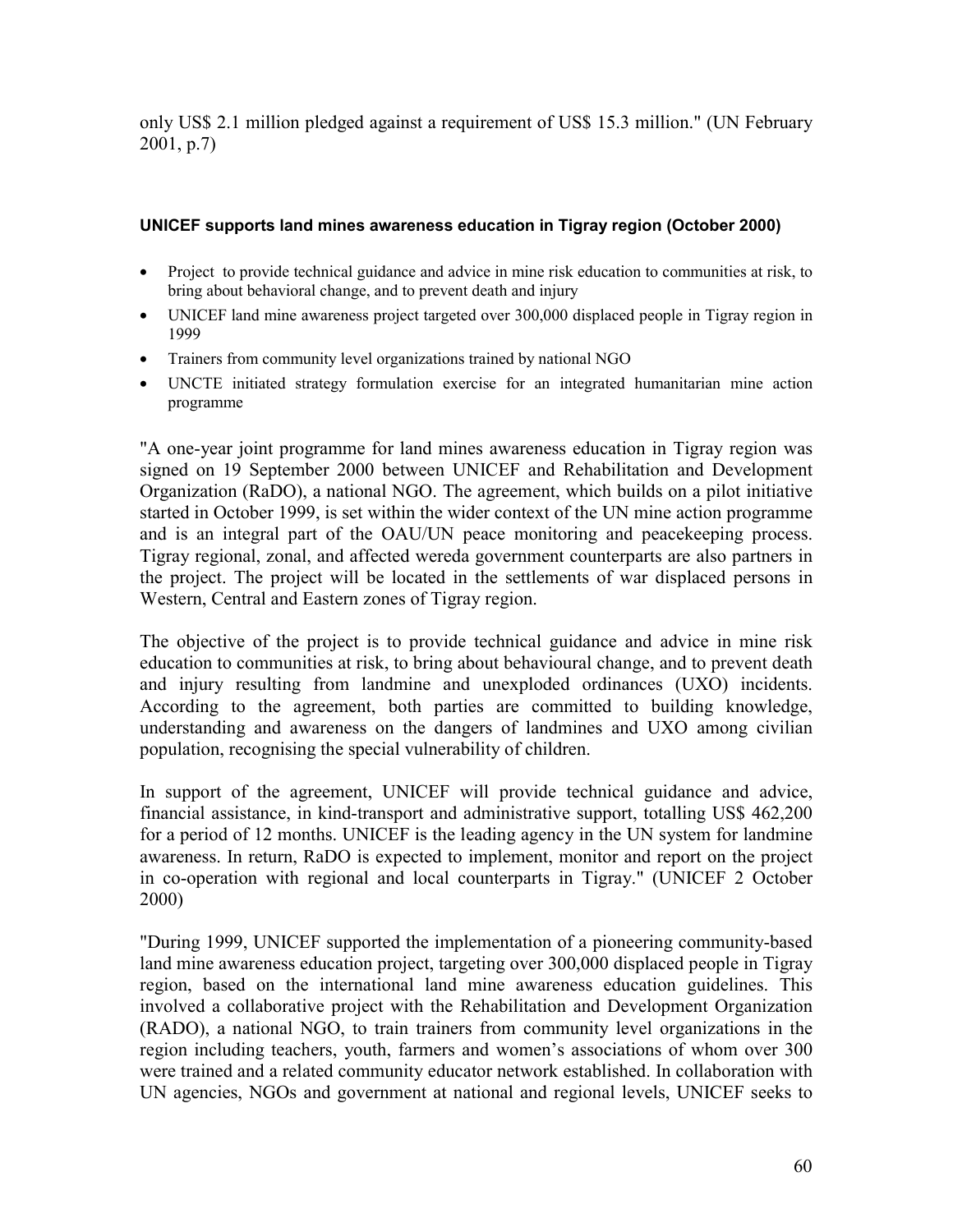only US$ 2.1 million pledged against a requirement of US$ 15.3 million." (UN February 2001, p.7)

#### UNICEF supports land mines awareness education in Tigray region (October 2000)

- Project to provide technical guidance and advice in mine risk education to communities at risk, to bring about behavioral change, and to prevent death and injury
- UNICEF land mine awareness project targeted over 300,000 displaced people in Tigray region in 1999
- Trainers from community level organizations trained by national NGO
- UNCTE initiated strategy formulation exercise for an integrated humanitarian mine action programme

"A one-year joint programme for land mines awareness education in Tigray region was signed on 19 September 2000 between UNICEF and Rehabilitation and Development Organization (RaDO), a national NGO. The agreement, which builds on a pilot initiative started in October 1999, is set within the wider context of the UN mine action programme and is an integral part of the OAU/UN peace monitoring and peacekeeping process. Tigray regional, zonal, and affected wereda government counterparts are also partners in the project. The project will be located in the settlements of war displaced persons in Western, Central and Eastern zones of Tigray region.

The objective of the project is to provide technical guidance and advice in mine risk education to communities at risk, to bring about behavioural change, and to prevent death and injury resulting from landmine and unexploded ordinances (UXO) incidents. According to the agreement, both parties are committed to building knowledge, understanding and awareness on the dangers of landmines and UXO among civilian population, recognising the special vulnerability of children.

In support of the agreement, UNICEF will provide technical guidance and advice, financial assistance, in kind-transport and administrative support, totalling US$ 462,200 for a period of 12 months. UNICEF is the leading agency in the UN system for landmine awareness. In return, RaDO is expected to implement, monitor and report on the project in co-operation with regional and local counterparts in Tigray." (UNICEF 2 October 2000)

"During 1999, UNICEF supported the implementation of a pioneering community-based land mine awareness education project, targeting over 300,000 displaced people in Tigray region, based on the international land mine awareness education guidelines. This involved a collaborative project with the Rehabilitation and Development Organization (RADO), a national NGO, to train trainers from community level organizations in the region including teachers, youth, farmers and women's associations of whom over 300 were trained and a related community educator network established. In collaboration with UN agencies, NGOs and government at national and regional levels, UNICEF seeks to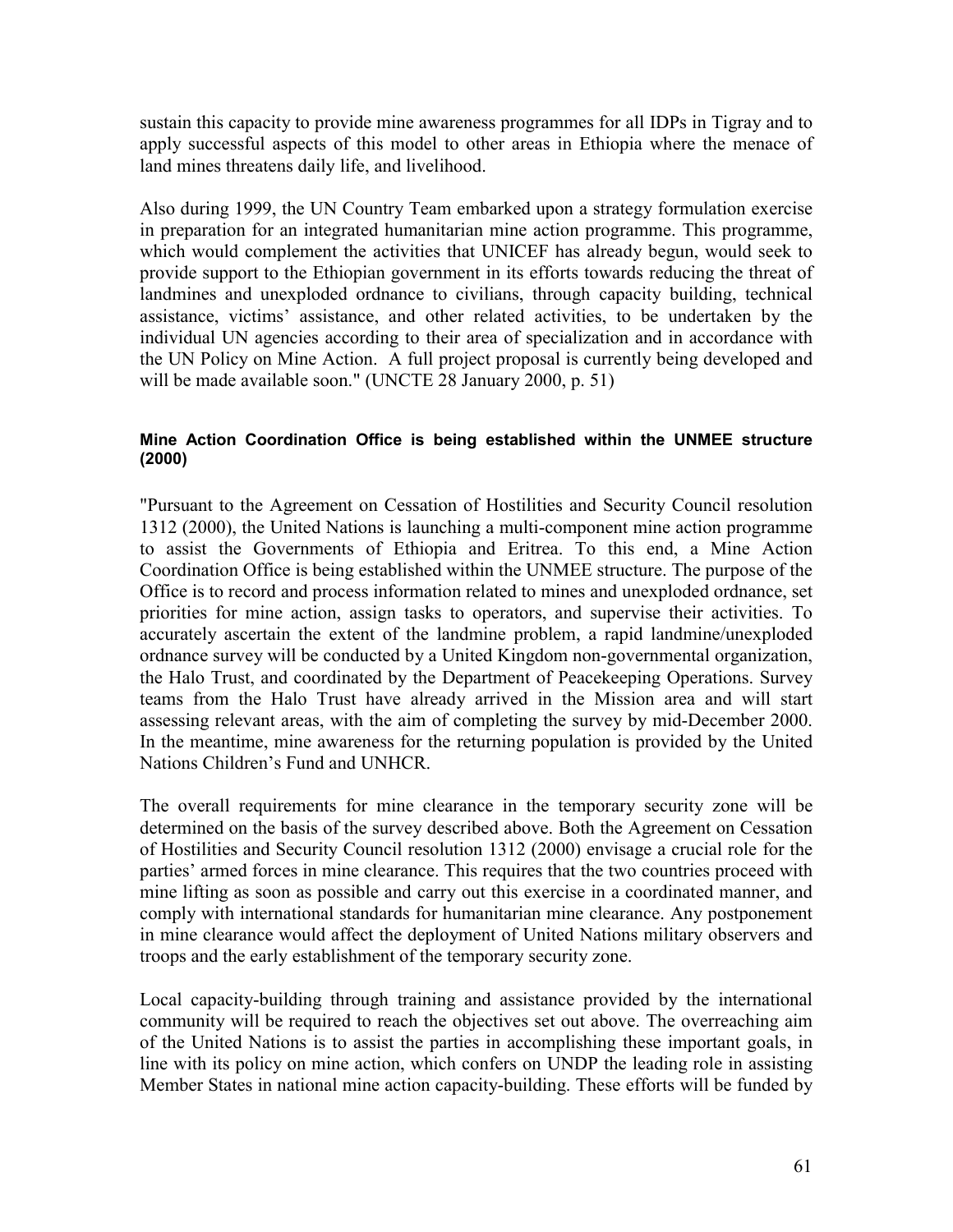sustain this capacity to provide mine awareness programmes for all IDPs in Tigray and to apply successful aspects of this model to other areas in Ethiopia where the menace of land mines threatens daily life, and livelihood.

Also during 1999, the UN Country Team embarked upon a strategy formulation exercise in preparation for an integrated humanitarian mine action programme. This programme, which would complement the activities that UNICEF has already begun, would seek to provide support to the Ethiopian government in its efforts towards reducing the threat of landmines and unexploded ordnance to civilians, through capacity building, technical assistance, victims' assistance, and other related activities, to be undertaken by the individual UN agencies according to their area of specialization and in accordance with the UN Policy on Mine Action. A full project proposal is currently being developed and will be made available soon." (UNCTE 28 January 2000, p. 51)

#### Mine Action Coordination Office is being established within the UNMEE structure (2000)

"Pursuant to the Agreement on Cessation of Hostilities and Security Council resolution 1312 (2000), the United Nations is launching a multi-component mine action programme to assist the Governments of Ethiopia and Eritrea. To this end, a Mine Action Coordination Office is being established within the UNMEE structure. The purpose of the Office is to record and process information related to mines and unexploded ordnance, set priorities for mine action, assign tasks to operators, and supervise their activities. To accurately ascertain the extent of the landmine problem, a rapid landmine/unexploded ordnance survey will be conducted by a United Kingdom non-governmental organization, the Halo Trust, and coordinated by the Department of Peacekeeping Operations. Survey teams from the Halo Trust have already arrived in the Mission area and will start assessing relevant areas, with the aim of completing the survey by mid-December 2000. In the meantime, mine awareness for the returning population is provided by the United Nations Children's Fund and UNHCR.

The overall requirements for mine clearance in the temporary security zone will be determined on the basis of the survey described above. Both the Agreement on Cessation of Hostilities and Security Council resolution 1312 (2000) envisage a crucial role for the parties' armed forces in mine clearance. This requires that the two countries proceed with mine lifting as soon as possible and carry out this exercise in a coordinated manner, and comply with international standards for humanitarian mine clearance. Any postponement in mine clearance would affect the deployment of United Nations military observers and troops and the early establishment of the temporary security zone.

Local capacity-building through training and assistance provided by the international community will be required to reach the objectives set out above. The overreaching aim of the United Nations is to assist the parties in accomplishing these important goals, in line with its policy on mine action, which confers on UNDP the leading role in assisting Member States in national mine action capacity-building. These efforts will be funded by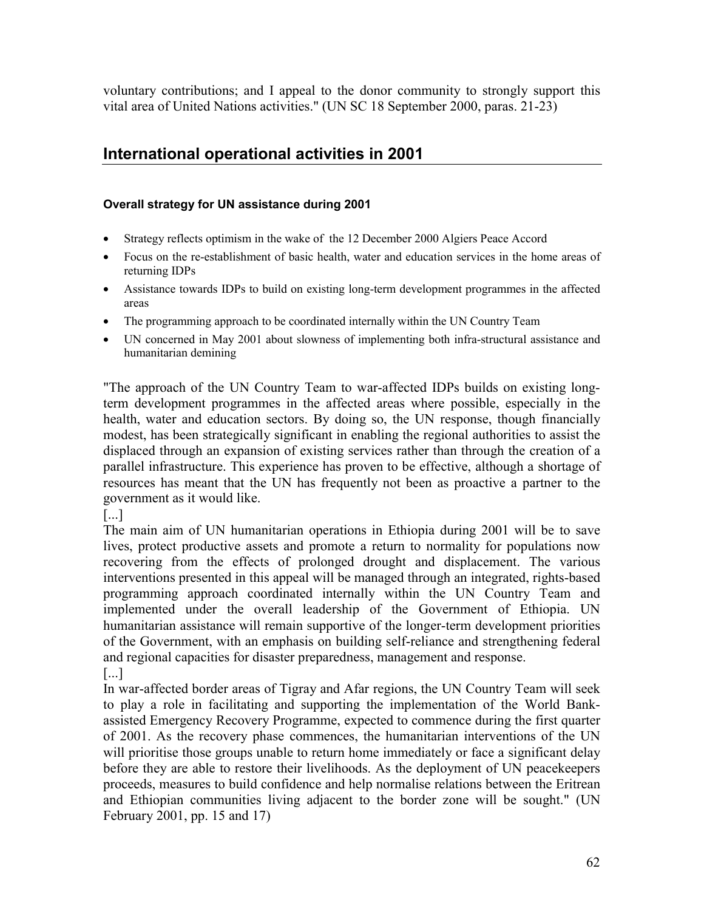voluntary contributions; and I appeal to the donor community to strongly support this vital area of United Nations activities." (UN SC 18 September 2000, paras. 21-23)

## International operational activities in 2001

#### Overall strategy for UN assistance during 2001

- Strategy reflects optimism in the wake of the 12 December 2000 Algiers Peace Accord
- Focus on the re-establishment of basic health, water and education services in the home areas of returning IDPs
- Assistance towards IDPs to build on existing long-term development programmes in the affected areas
- The programming approach to be coordinated internally within the UN Country Team
- UN concerned in May 2001 about slowness of implementing both infra-structural assistance and humanitarian demining

"The approach of the UN Country Team to war-affected IDPs builds on existing long-term development programmes in the affected areas where possible, especially in the health, water and education sectors. By doing so, the UN response, though financially modest, has been strategically significant in enabling the regional authorities to assist the displaced through an expansion of existing services rather than through the creation of a parallel infrastructure. This experience has proven to be effective, although a shortage of resources has meant that the UN has frequently not been as proactive a partner to the government as it would like.
[...]
The main aim of UN humanitarian operations in Ethiopia during 2001 will be to save lives, protect productive assets and promote a return to normality for populations now recovering from the effects of prolonged drought and displacement. The various interventions presented in this appeal will be managed through an integrated, rights-based programming approach coordinated internally within the UN Country Team and implemented under the overall leadership of the Government of Ethiopia. UN humanitarian assistance will remain supportive of the longer-term development priorities of the Government, with an emphasis on building self-reliance and strengthening federal and regional capacities for disaster preparedness, management and response.
[...]
In war-affected border areas of Tigray and Afar regions, the UN Country Team will seek to play a role in facilitating and supporting the implementation of the World Bank-assisted Emergency Recovery Programme, expected to commence during the first quarter of 2001. As the recovery phase commences, the humanitarian interventions of the UN will prioritise those groups unable to return home immediately or face a significant delay before they are able to restore their livelihoods. As the deployment of UN peacekeepers proceeds, measures to build confidence and help normalise relations between the Eritrean and Ethiopian communities living adjacent to the border zone will be sought." (UN February 2001, pp. 15 and 17)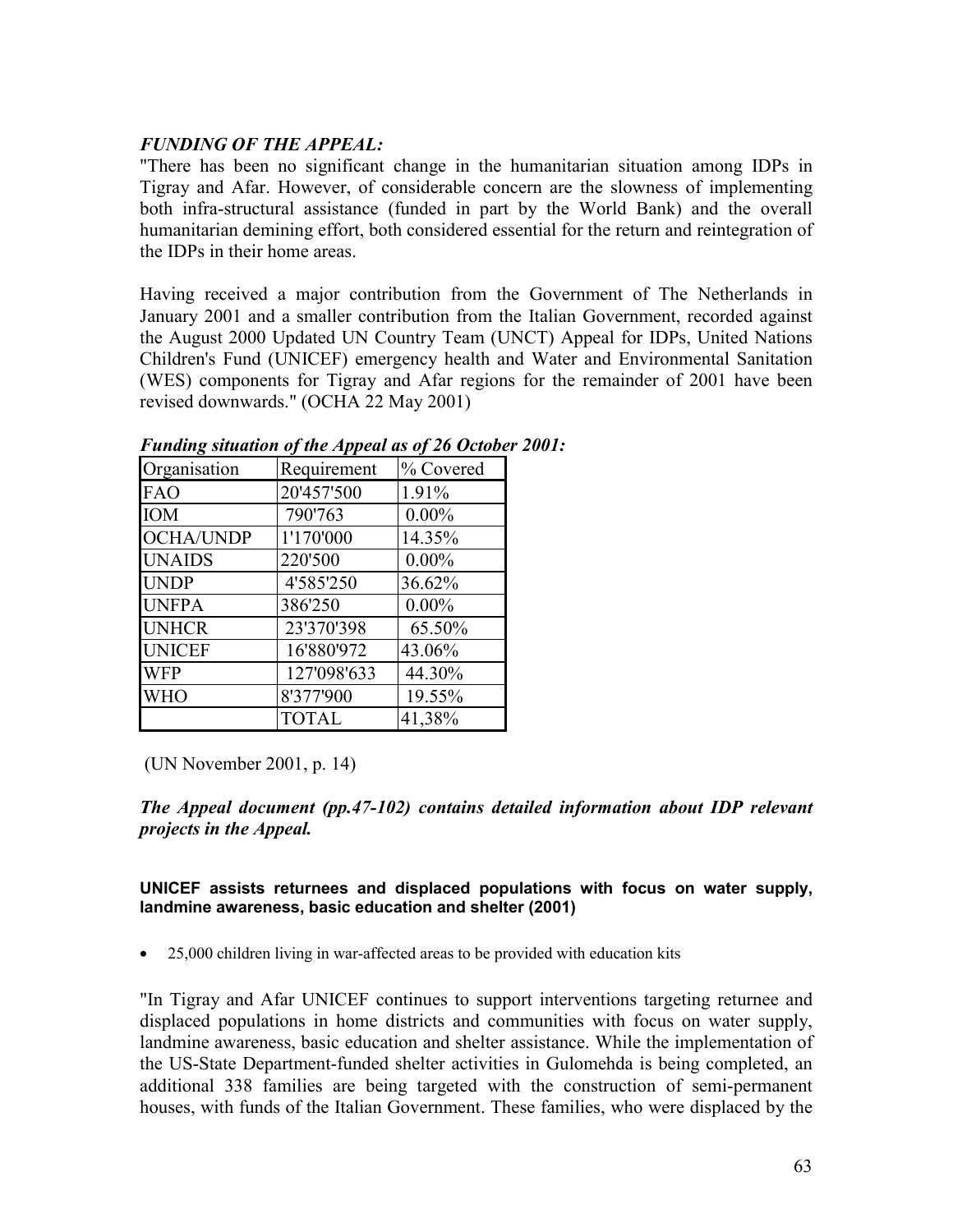***FUNDING OF THE APPEAL:***

"There has been no significant change in the humanitarian situation among IDPs in Tigray and Afar. However, of considerable concern are the slowness of implementing both infra-structural assistance (funded in part by the World Bank) and the overall humanitarian demining effort, both considered essential for the return and reintegration of the IDPs in their home areas.

Having received a major contribution from the Government of The Netherlands in January 2001 and a smaller contribution from the Italian Government, recorded against the August 2000 Updated UN Country Team (UNCT) Appeal for IDPs, United Nations Children's Fund (UNICEF) emergency health and Water and Environmental Sanitation (WES) components for Tigray and Afar regions for the remainder of 2001 have been revised downwards." (OCHA 22 May 2001)

***Funding situation of the Appeal as of 26 October 2001:***

| Organisation | Requirement | % Covered |
|---|---|---|
| FAO | 20'457'500 | 1.91% |
| IOM | 790'763 | 0.00% |
| OCHA/UNDP | 1'170'000 | 14.35% |
| UNAIDS | 220'500 | 0.00% |
| UNDP | 4'585'250 | 36.62% |
| UNFPA | 386'250 | 0.00% |
| UNHCR | 23'370'398 | 65.50% |
| UNICEF | 16'880'972 | 43.06% |
| WFP | 127'098'633 | 44.30% |
| WHO | 8'377'900 | 19.55% |
| | TOTAL | 41,38% |

(UN November 2001, p. 14)

***The Appeal document (pp.47-102) contains detailed information about IDP relevant projects in the Appeal.***

**UNICEF assists returnees and displaced populations with focus on water supply, landmine awareness, basic education and shelter (2001)**

- 25,000 children living in war-affected areas to be provided with education kits

"In Tigray and Afar UNICEF continues to support interventions targeting returnee and displaced populations in home districts and communities with focus on water supply, landmine awareness, basic education and shelter assistance. While the implementation of the US-State Department-funded shelter activities in Gulomehda is being completed, an additional 338 families are being targeted with the construction of semi-permanent houses, with funds of the Italian Government. These families, who were displaced by the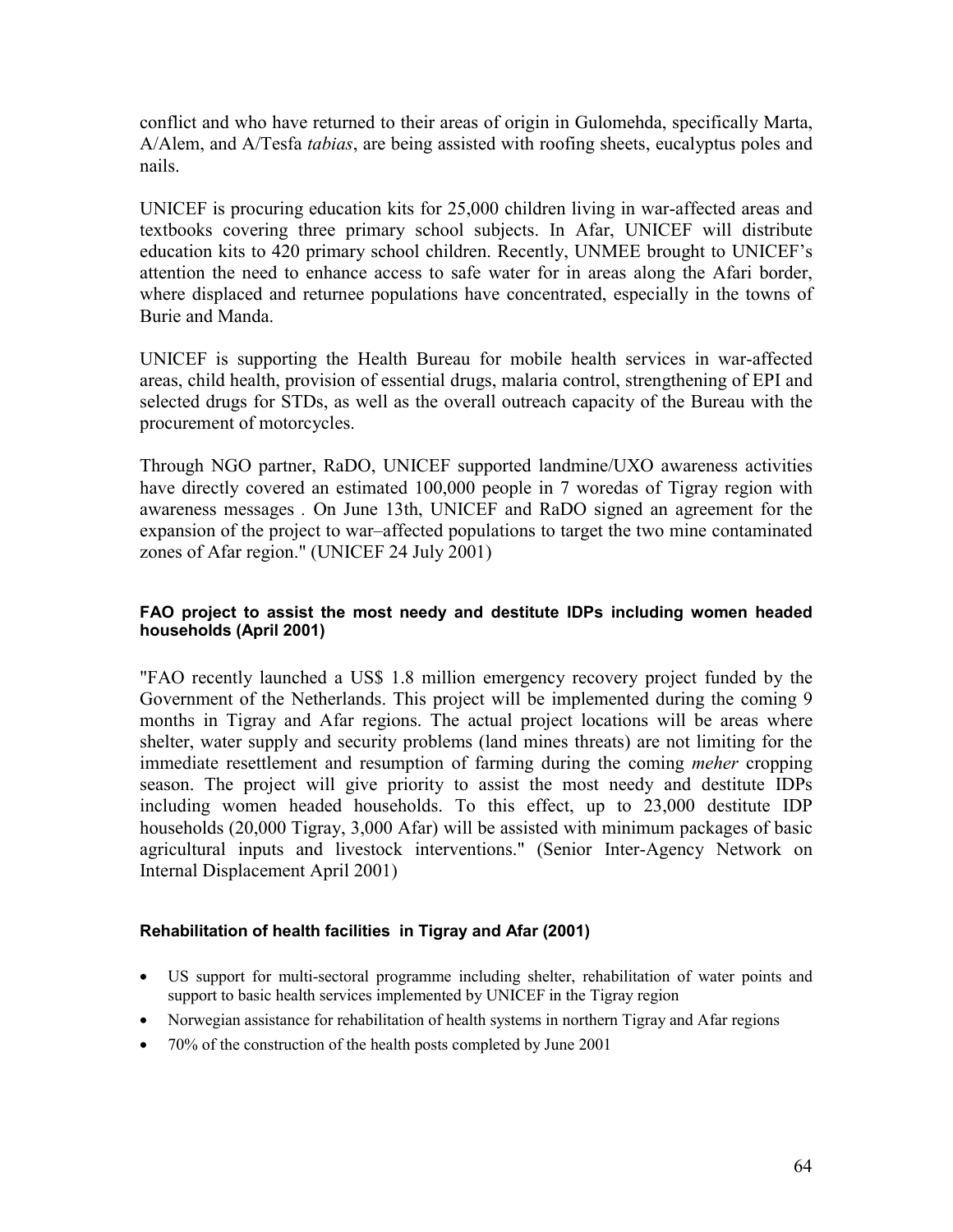conflict and who have returned to their areas of origin in Gulomehda, specifically Marta, A/Alem, and A/Tesfa *tabias*, are being assisted with roofing sheets, eucalyptus poles and nails.

UNICEF is procuring education kits for 25,000 children living in war-affected areas and textbooks covering three primary school subjects. In Afar, UNICEF will distribute education kits to 420 primary school children. Recently, UNMEE brought to UNICEF's attention the need to enhance access to safe water for in areas along the Afari border, where displaced and returnee populations have concentrated, especially in the towns of Burie and Manda.

UNICEF is supporting the Health Bureau for mobile health services in war-affected areas, child health, provision of essential drugs, malaria control, strengthening of EPI and selected drugs for STDs, as well as the overall outreach capacity of the Bureau with the procurement of motorcycles.

Through NGO partner, RaDO, UNICEF supported landmine/UXO awareness activities have directly covered an estimated 100,000 people in 7 woredas of Tigray region with awareness messages . On June 13th, UNICEF and RaDO signed an agreement for the expansion of the project to war–affected populations to target the two mine contaminated zones of Afar region." (UNICEF 24 July 2001)

#### FAO project to assist the most needy and destitute IDPs including women headed households (April 2001)

"FAO recently launched a US$ 1.8 million emergency recovery project funded by the Government of the Netherlands. This project will be implemented during the coming 9 months in Tigray and Afar regions. The actual project locations will be areas where shelter, water supply and security problems (land mines threats) are not limiting for the immediate resettlement and resumption of farming during the coming *meher* cropping season. The project will give priority to assist the most needy and destitute IDPs including women headed households. To this effect, up to 23,000 destitute IDP households (20,000 Tigray, 3,000 Afar) will be assisted with minimum packages of basic agricultural inputs and livestock interventions." (Senior Inter-Agency Network on Internal Displacement April 2001)

#### Rehabilitation of health facilities in Tigray and Afar (2001)

- US support for multi-sectoral programme including shelter, rehabilitation of water points and support to basic health services implemented by UNICEF in the Tigray region
- Norwegian assistance for rehabilitation of health systems in northern Tigray and Afar regions
- 70% of the construction of the health posts completed by June 2001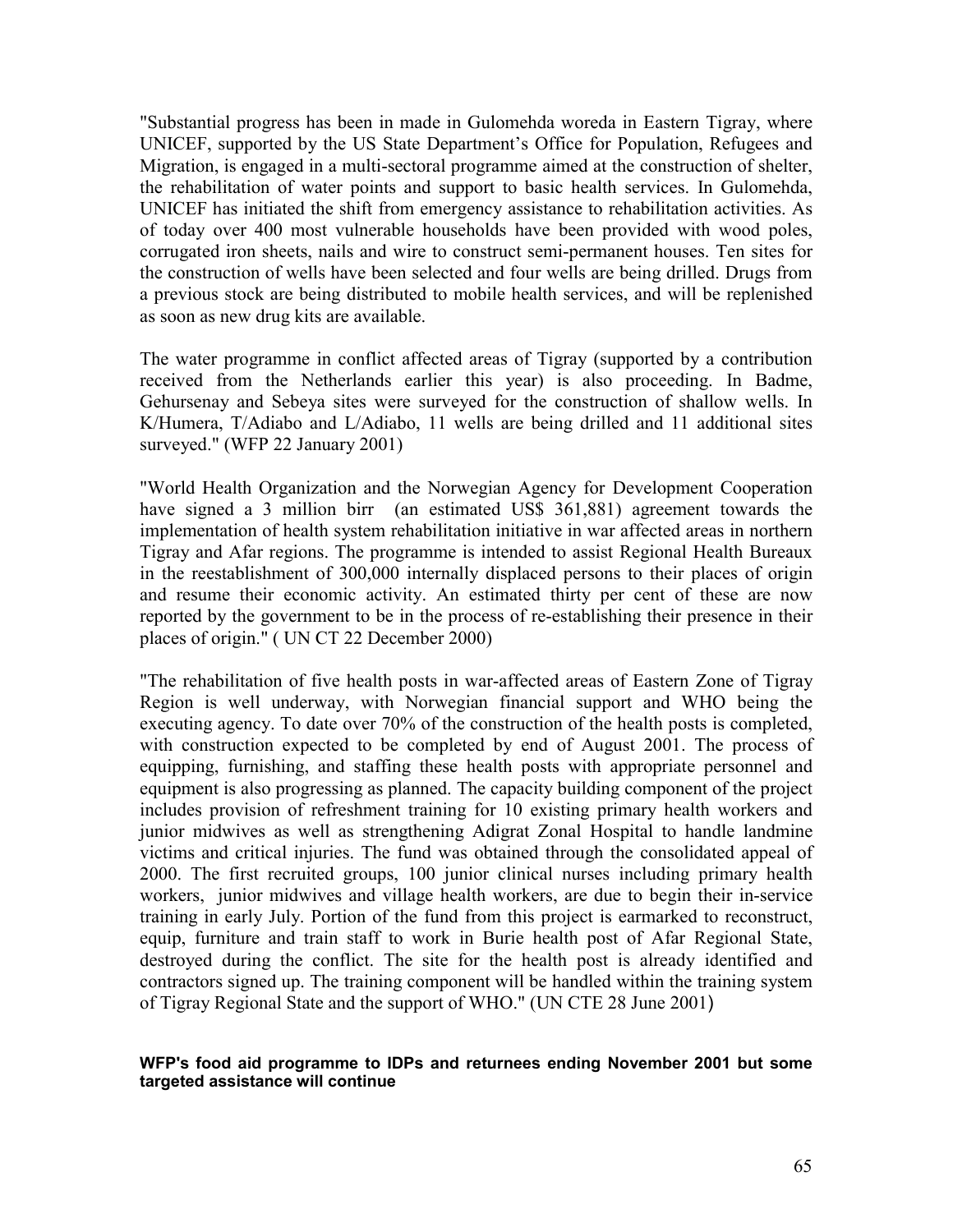"Substantial progress has been in made in Gulomehda woreda in Eastern Tigray, where UNICEF, supported by the US State Department's Office for Population, Refugees and Migration, is engaged in a multi-sectoral programme aimed at the construction of shelter, the rehabilitation of water points and support to basic health services. In Gulomehda, UNICEF has initiated the shift from emergency assistance to rehabilitation activities. As of today over 400 most vulnerable households have been provided with wood poles, corrugated iron sheets, nails and wire to construct semi-permanent houses. Ten sites for the construction of wells have been selected and four wells are being drilled. Drugs from a previous stock are being distributed to mobile health services, and will be replenished as soon as new drug kits are available.

The water programme in conflict affected areas of Tigray (supported by a contribution received from the Netherlands earlier this year) is also proceeding. In Badme, Gehursenay and Sebeya sites were surveyed for the construction of shallow wells. In K/Humera, T/Adiabo and L/Adiabo, 11 wells are being drilled and 11 additional sites surveyed." (WFP 22 January 2001)

"World Health Organization and the Norwegian Agency for Development Cooperation have signed a 3 million birr (an estimated US$ 361,881) agreement towards the implementation of health system rehabilitation initiative in war affected areas in northern Tigray and Afar regions. The programme is intended to assist Regional Health Bureaux in the reestablishment of 300,000 internally displaced persons to their places of origin and resume their economic activity. An estimated thirty per cent of these are now reported by the government to be in the process of re-establishing their presence in their places of origin." ( UN CT 22 December 2000)

"The rehabilitation of five health posts in war-affected areas of Eastern Zone of Tigray Region is well underway, with Norwegian financial support and WHO being the executing agency. To date over 70% of the construction of the health posts is completed, with construction expected to be completed by end of August 2001. The process of equipping, furnishing, and staffing these health posts with appropriate personnel and equipment is also progressing as planned. The capacity building component of the project includes provision of refreshment training for 10 existing primary health workers and junior midwives as well as strengthening Adigrat Zonal Hospital to handle landmine victims and critical injuries. The fund was obtained through the consolidated appeal of 2000. The first recruited groups, 100 junior clinical nurses including primary health workers, junior midwives and village health workers, are due to begin their in-service training in early July. Portion of the fund from this project is earmarked to reconstruct, equip, furniture and train staff to work in Burie health post of Afar Regional State, destroyed during the conflict. The site for the health post is already identified and contractors signed up. The training component will be handled within the training system of Tigray Regional State and the support of WHO." (UN CTE 28 June 2001)

**WFP's food aid programme to IDPs and returnees ending November 2001 but some targeted assistance will continue**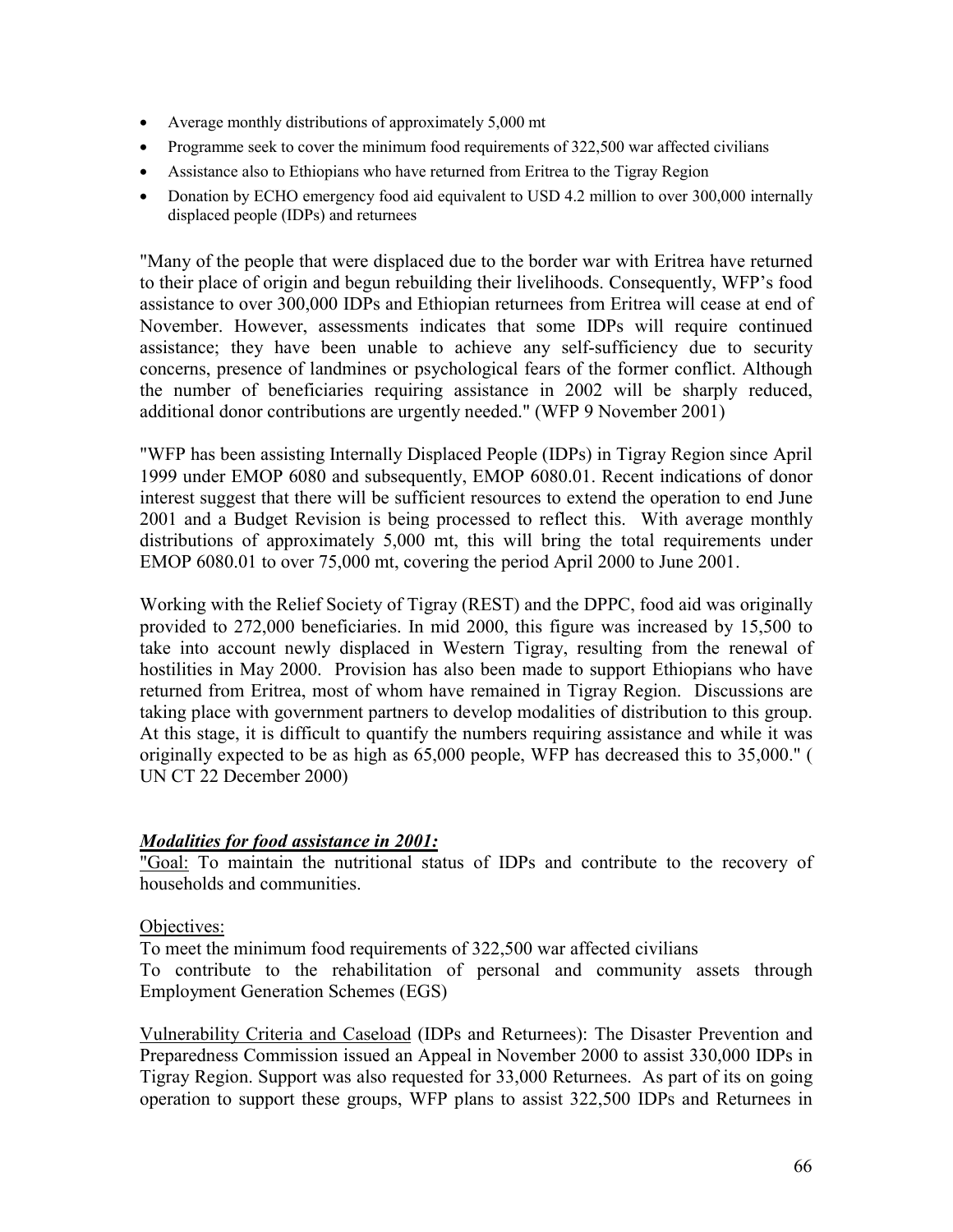- Average monthly distributions of approximately 5,000 mt
- Programme seek to cover the minimum food requirements of 322,500 war affected civilians
- Assistance also to Ethiopians who have returned from Eritrea to the Tigray Region
- Donation by ECHO emergency food aid equivalent to USD 4.2 million to over 300,000 internally displaced people (IDPs) and returnees

"Many of the people that were displaced due to the border war with Eritrea have returned to their place of origin and begun rebuilding their livelihoods. Consequently, WFP's food assistance to over 300,000 IDPs and Ethiopian returnees from Eritrea will cease at end of November. However, assessments indicates that some IDPs will require continued assistance; they have been unable to achieve any self-sufficiency due to security concerns, presence of landmines or psychological fears of the former conflict. Although the number of beneficiaries requiring assistance in 2002 will be sharply reduced, additional donor contributions are urgently needed." (WFP 9 November 2001)

"WFP has been assisting Internally Displaced People (IDPs) in Tigray Region since April 1999 under EMOP 6080 and subsequently, EMOP 6080.01. Recent indications of donor interest suggest that there will be sufficient resources to extend the operation to end June 2001 and a Budget Revision is being processed to reflect this. With average monthly distributions of approximately 5,000 mt, this will bring the total requirements under EMOP 6080.01 to over 75,000 mt, covering the period April 2000 to June 2001.

Working with the Relief Society of Tigray (REST) and the DPPC, food aid was originally provided to 272,000 beneficiaries. In mid 2000, this figure was increased by 15,500 to take into account newly displaced in Western Tigray, resulting from the renewal of hostilities in May 2000. Provision has also been made to support Ethiopians who have returned from Eritrea, most of whom have remained in Tigray Region. Discussions are taking place with government partners to develop modalities of distribution to this group. At this stage, it is difficult to quantify the numbers requiring assistance and while it was originally expected to be as high as 65,000 people, WFP has decreased this to 35,000." ( UN CT 22 December 2000)

***Modalities for food assistance in 2001:***

"Goal: To maintain the nutritional status of IDPs and contribute to the recovery of households and communities.

Objectives:

To meet the minimum food requirements of 322,500 war affected civilians

To contribute to the rehabilitation of personal and community assets through Employment Generation Schemes (EGS)

Vulnerability Criteria and Caseload (IDPs and Returnees): The Disaster Prevention and Preparedness Commission issued an Appeal in November 2000 to assist 330,000 IDPs in Tigray Region. Support was also requested for 33,000 Returnees. As part of its on going operation to support these groups, WFP plans to assist 322,500 IDPs and Returnees in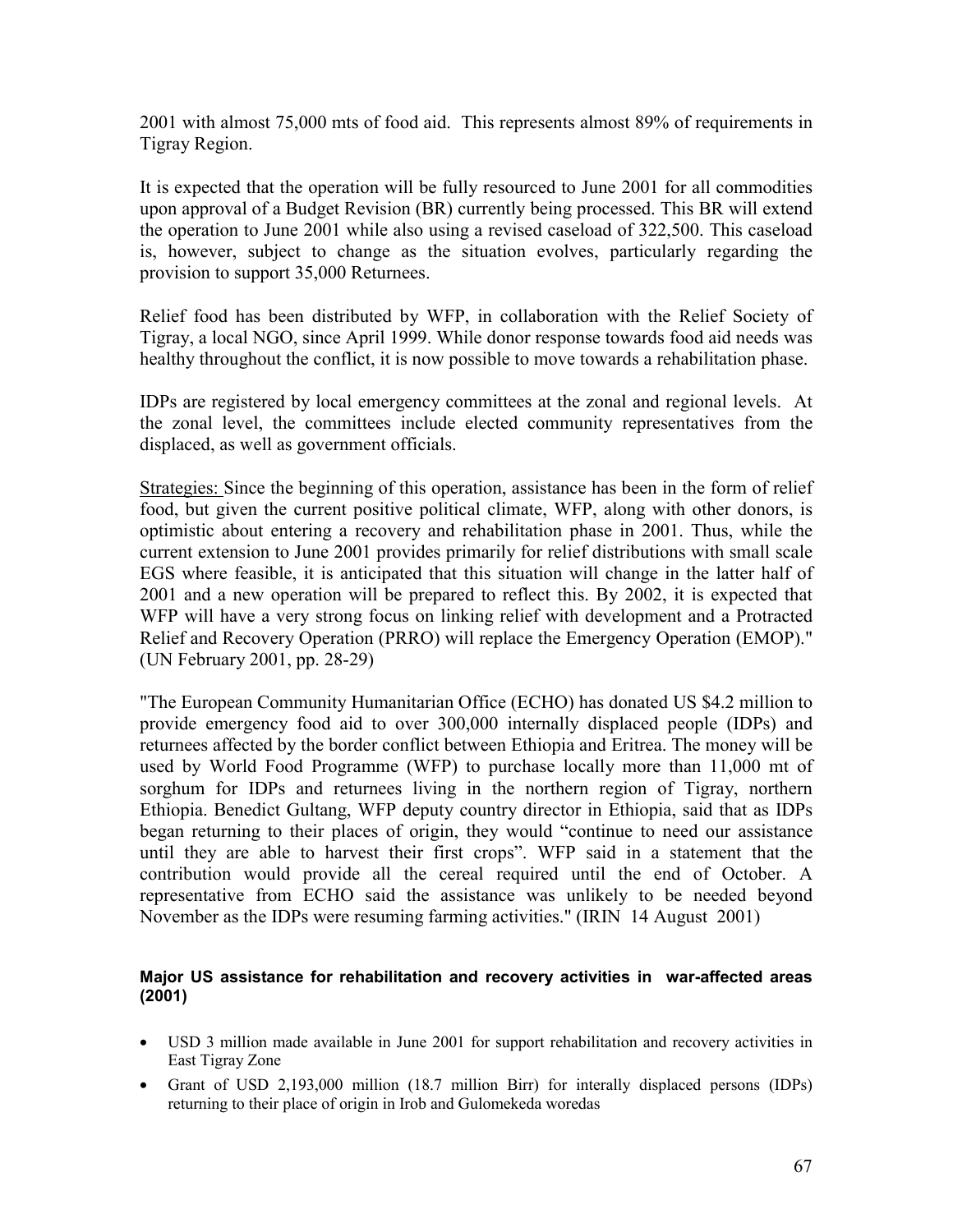2001 with almost 75,000 mts of food aid. This represents almost 89% of requirements in Tigray Region.

It is expected that the operation will be fully resourced to June 2001 for all commodities upon approval of a Budget Revision (BR) currently being processed. This BR will extend the operation to June 2001 while also using a revised caseload of 322,500. This caseload is, however, subject to change as the situation evolves, particularly regarding the provision to support 35,000 Returnees.

Relief food has been distributed by WFP, in collaboration with the Relief Society of Tigray, a local NGO, since April 1999. While donor response towards food aid needs was healthy throughout the conflict, it is now possible to move towards a rehabilitation phase.

IDPs are registered by local emergency committees at the zonal and regional levels. At the zonal level, the committees include elected community representatives from the displaced, as well as government officials.

Strategies: Since the beginning of this operation, assistance has been in the form of relief food, but given the current positive political climate, WFP, along with other donors, is optimistic about entering a recovery and rehabilitation phase in 2001. Thus, while the current extension to June 2001 provides primarily for relief distributions with small scale EGS where feasible, it is anticipated that this situation will change in the latter half of 2001 and a new operation will be prepared to reflect this. By 2002, it is expected that WFP will have a very strong focus on linking relief with development and a Protracted Relief and Recovery Operation (PRRO) will replace the Emergency Operation (EMOP)." (UN February 2001, pp. 28-29)

"The European Community Humanitarian Office (ECHO) has donated US $4.2 million to provide emergency food aid to over 300,000 internally displaced people (IDPs) and returnees affected by the border conflict between Ethiopia and Eritrea. The money will be used by World Food Programme (WFP) to purchase locally more than 11,000 mt of sorghum for IDPs and returnees living in the northern region of Tigray, northern Ethiopia. Benedict Gultang, WFP deputy country director in Ethiopia, said that as IDPs began returning to their places of origin, they would "continue to need our assistance until they are able to harvest their first crops". WFP said in a statement that the contribution would provide all the cereal required until the end of October. A representative from ECHO said the assistance was unlikely to be needed beyond November as the IDPs were resuming farming activities." (IRIN 14 August 2001)

#### Major US assistance for rehabilitation and recovery activities in war-affected areas (2001)

- USD 3 million made available in June 2001 for support rehabilitation and recovery activities in East Tigray Zone
- Grant of USD 2,193,000 million (18.7 million Birr) for interally displaced persons (IDPs) returning to their place of origin in Irob and Gulomekeda woredas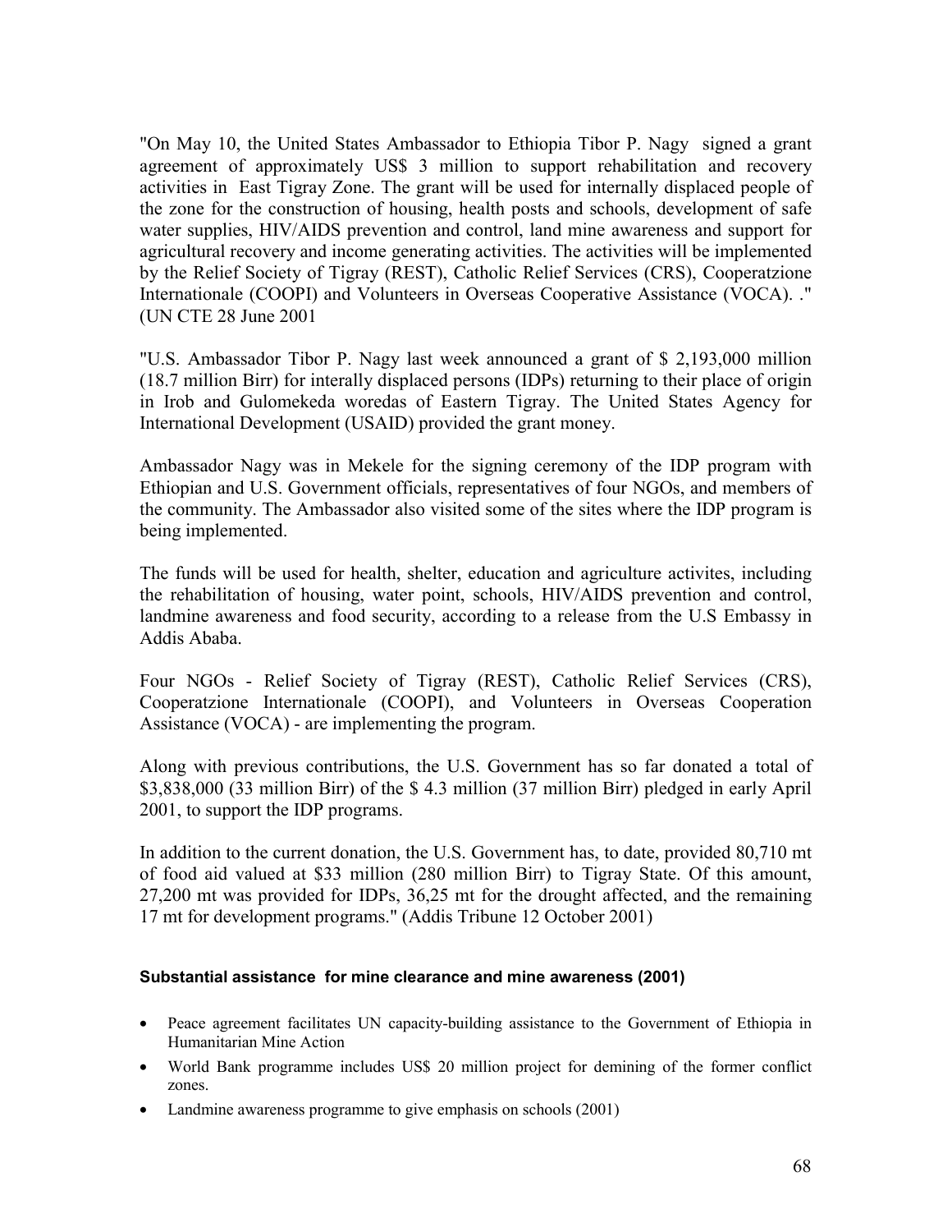"On May 10, the United States Ambassador to Ethiopia Tibor P. Nagy signed a grant agreement of approximately US$ 3 million to support rehabilitation and recovery activities in East Tigray Zone. The grant will be used for internally displaced people of the zone for the construction of housing, health posts and schools, development of safe water supplies, HIV/AIDS prevention and control, land mine awareness and support for agricultural recovery and income generating activities. The activities will be implemented by the Relief Society of Tigray (REST), Catholic Relief Services (CRS), Cooperatzione Internationale (COOPI) and Volunteers in Overseas Cooperative Assistance (VOCA). ." (UN CTE 28 June 2001

"U.S. Ambassador Tibor P. Nagy last week announced a grant of $ 2,193,000 million (18.7 million Birr) for interally displaced persons (IDPs) returning to their place of origin in Irob and Gulomekeda woredas of Eastern Tigray. The United States Agency for International Development (USAID) provided the grant money.

Ambassador Nagy was in Mekele for the signing ceremony of the IDP program with Ethiopian and U.S. Government officials, representatives of four NGOs, and members of the community. The Ambassador also visited some of the sites where the IDP program is being implemented.

The funds will be used for health, shelter, education and agriculture activites, including the rehabilitation of housing, water point, schools, HIV/AIDS prevention and control, landmine awareness and food security, according to a release from the U.S Embassy in Addis Ababa.

Four NGOs - Relief Society of Tigray (REST), Catholic Relief Services (CRS), Cooperatzione Internationale (COOPI), and Volunteers in Overseas Cooperation Assistance (VOCA) - are implementing the program.

Along with previous contributions, the U.S. Government has so far donated a total of $3,838,000 (33 million Birr) of the $ 4.3 million (37 million Birr) pledged in early April 2001, to support the IDP programs.

In addition to the current donation, the U.S. Government has, to date, provided 80,710 mt of food aid valued at $33 million (280 million Birr) to Tigray State. Of this amount, 27,200 mt was provided for IDPs, 36,25 mt for the drought affected, and the remaining 17 mt for development programs." (Addis Tribune 12 October 2001)

#### Substantial assistance for mine clearance and mine awareness (2001)

- Peace agreement facilitates UN capacity-building assistance to the Government of Ethiopia in Humanitarian Mine Action
- World Bank programme includes US$ 20 million project for demining of the former conflict zones.
- Landmine awareness programme to give emphasis on schools (2001)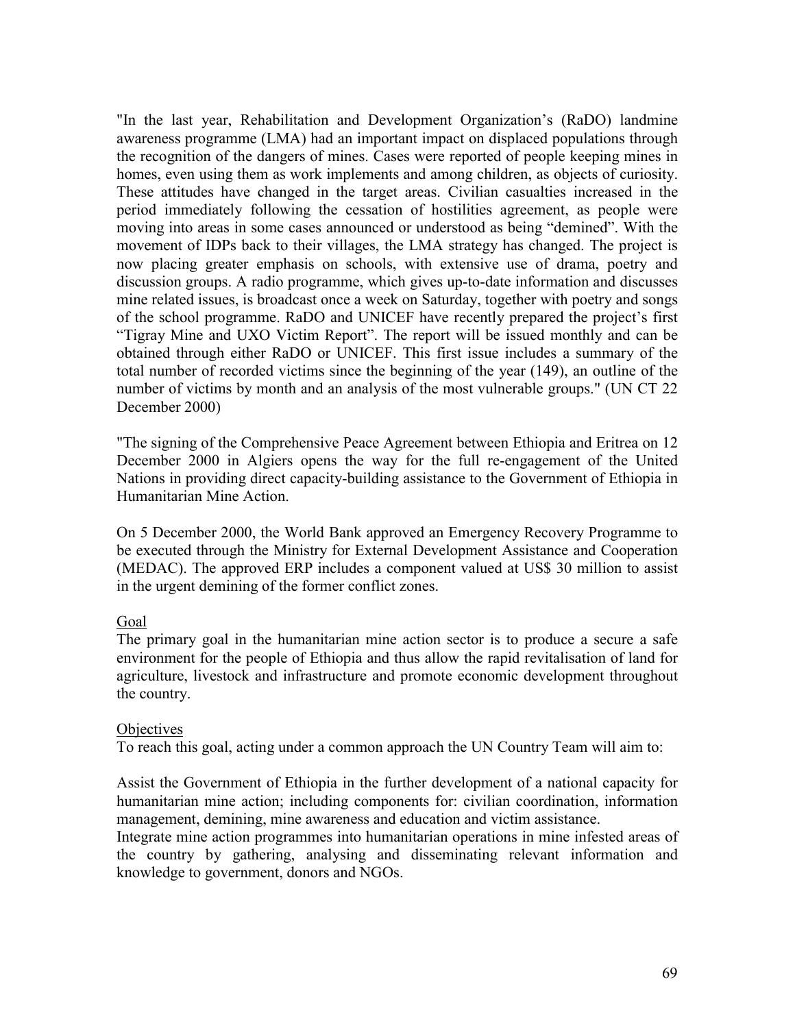"In the last year, Rehabilitation and Development Organization's (RaDO) landmine awareness programme (LMA) had an important impact on displaced populations through the recognition of the dangers of mines. Cases were reported of people keeping mines in homes, even using them as work implements and among children, as objects of curiosity. These attitudes have changed in the target areas. Civilian casualties increased in the period immediately following the cessation of hostilities agreement, as people were moving into areas in some cases announced or understood as being "demined". With the movement of IDPs back to their villages, the LMA strategy has changed. The project is now placing greater emphasis on schools, with extensive use of drama, poetry and discussion groups. A radio programme, which gives up-to-date information and discusses mine related issues, is broadcast once a week on Saturday, together with poetry and songs of the school programme. RaDO and UNICEF have recently prepared the project's first "Tigray Mine and UXO Victim Report". The report will be issued monthly and can be obtained through either RaDO or UNICEF. This first issue includes a summary of the total number of recorded victims since the beginning of the year (149), an outline of the number of victims by month and an analysis of the most vulnerable groups." (UN CT 22 December 2000)

"The signing of the Comprehensive Peace Agreement between Ethiopia and Eritrea on 12 December 2000 in Algiers opens the way for the full re-engagement of the United Nations in providing direct capacity-building assistance to the Government of Ethiopia in Humanitarian Mine Action.

On 5 December 2000, the World Bank approved an Emergency Recovery Programme to be executed through the Ministry for External Development Assistance and Cooperation (MEDAC). The approved ERP includes a component valued at US$ 30 million to assist in the urgent demining of the former conflict zones.

<u>Goal</u>

The primary goal in the humanitarian mine action sector is to produce a secure a safe environment for the people of Ethiopia and thus allow the rapid revitalisation of land for agriculture, livestock and infrastructure and promote economic development throughout the country.

<u>Objectives</u>

To reach this goal, acting under a common approach the UN Country Team will aim to:

Assist the Government of Ethiopia in the further development of a national capacity for humanitarian mine action; including components for: civilian coordination, information management, demining, mine awareness and education and victim assistance.

Integrate mine action programmes into humanitarian operations in mine infested areas of the country by gathering, analysing and disseminating relevant information and knowledge to government, donors and NGOs.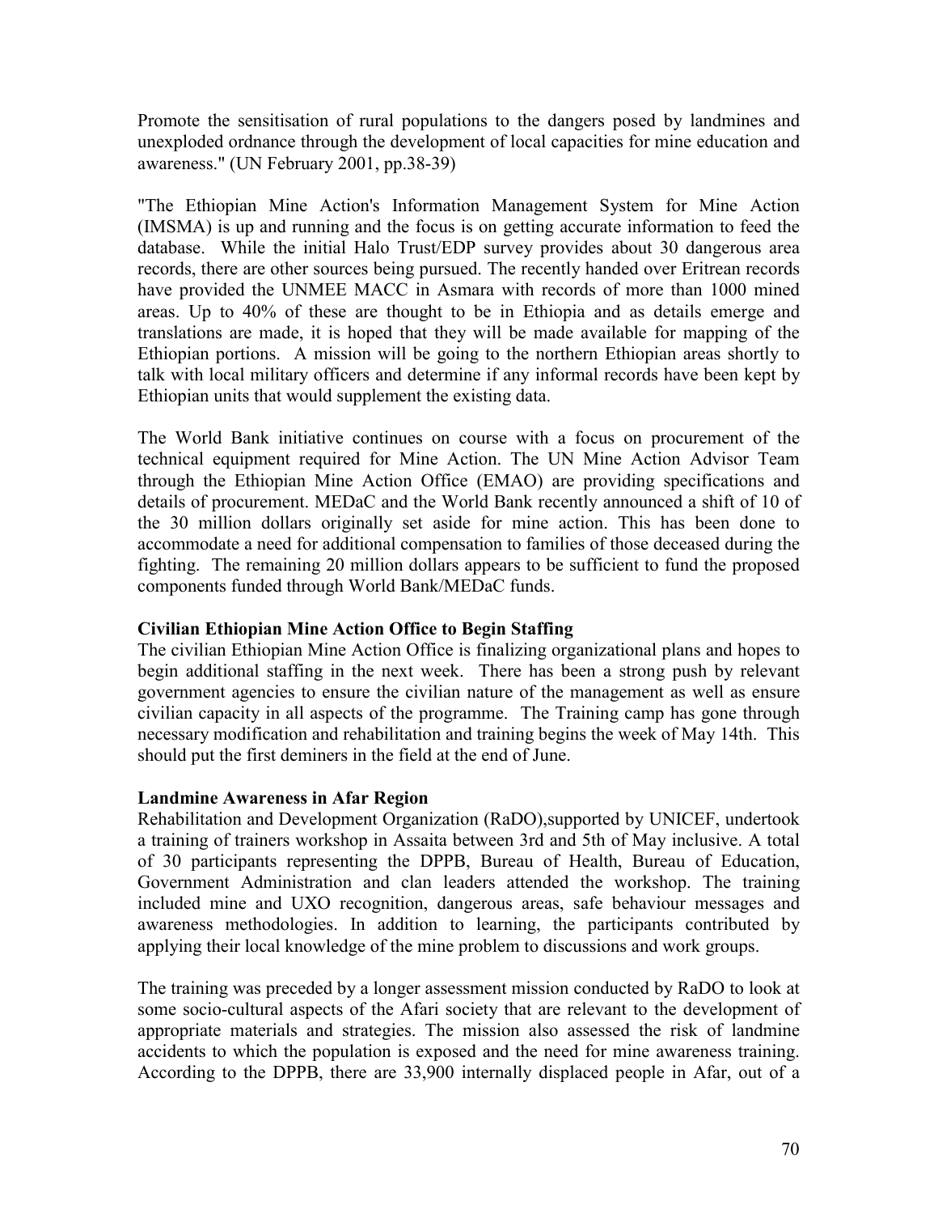Promote the sensitisation of rural populations to the dangers posed by landmines and unexploded ordnance through the development of local capacities for mine education and awareness." (UN February 2001, pp.38-39)

"The Ethiopian Mine Action's Information Management System for Mine Action (IMSMA) is up and running and the focus is on getting accurate information to feed the database. While the initial Halo Trust/EDP survey provides about 30 dangerous area records, there are other sources being pursued. The recently handed over Eritrean records have provided the UNMEE MACC in Asmara with records of more than 1000 mined areas. Up to 40% of these are thought to be in Ethiopia and as details emerge and translations are made, it is hoped that they will be made available for mapping of the Ethiopian portions. A mission will be going to the northern Ethiopian areas shortly to talk with local military officers and determine if any informal records have been kept by Ethiopian units that would supplement the existing data.

The World Bank initiative continues on course with a focus on procurement of the technical equipment required for Mine Action. The UN Mine Action Advisor Team through the Ethiopian Mine Action Office (EMAO) are providing specifications and details of procurement. MEDaC and the World Bank recently announced a shift of 10 of the 30 million dollars originally set aside for mine action. This has been done to accommodate a need for additional compensation to families of those deceased during the fighting. The remaining 20 million dollars appears to be sufficient to fund the proposed components funded through World Bank/MEDaC funds.

**Civilian Ethiopian Mine Action Office to Begin Staffing**

The civilian Ethiopian Mine Action Office is finalizing organizational plans and hopes to begin additional staffing in the next week. There has been a strong push by relevant government agencies to ensure the civilian nature of the management as well as ensure civilian capacity in all aspects of the programme. The Training camp has gone through necessary modification and rehabilitation and training begins the week of May 14th. This should put the first deminers in the field at the end of June.

**Landmine Awareness in Afar Region**

Rehabilitation and Development Organization (RaDO),supported by UNICEF, undertook a training of trainers workshop in Assaita between 3rd and 5th of May inclusive. A total of 30 participants representing the DPPB, Bureau of Health, Bureau of Education, Government Administration and clan leaders attended the workshop. The training included mine and UXO recognition, dangerous areas, safe behaviour messages and awareness methodologies. In addition to learning, the participants contributed by applying their local knowledge of the mine problem to discussions and work groups.

The training was preceded by a longer assessment mission conducted by RaDO to look at some socio-cultural aspects of the Afari society that are relevant to the development of appropriate materials and strategies. The mission also assessed the risk of landmine accidents to which the population is exposed and the need for mine awareness training. According to the DPPB, there are 33,900 internally displaced people in Afar, out of a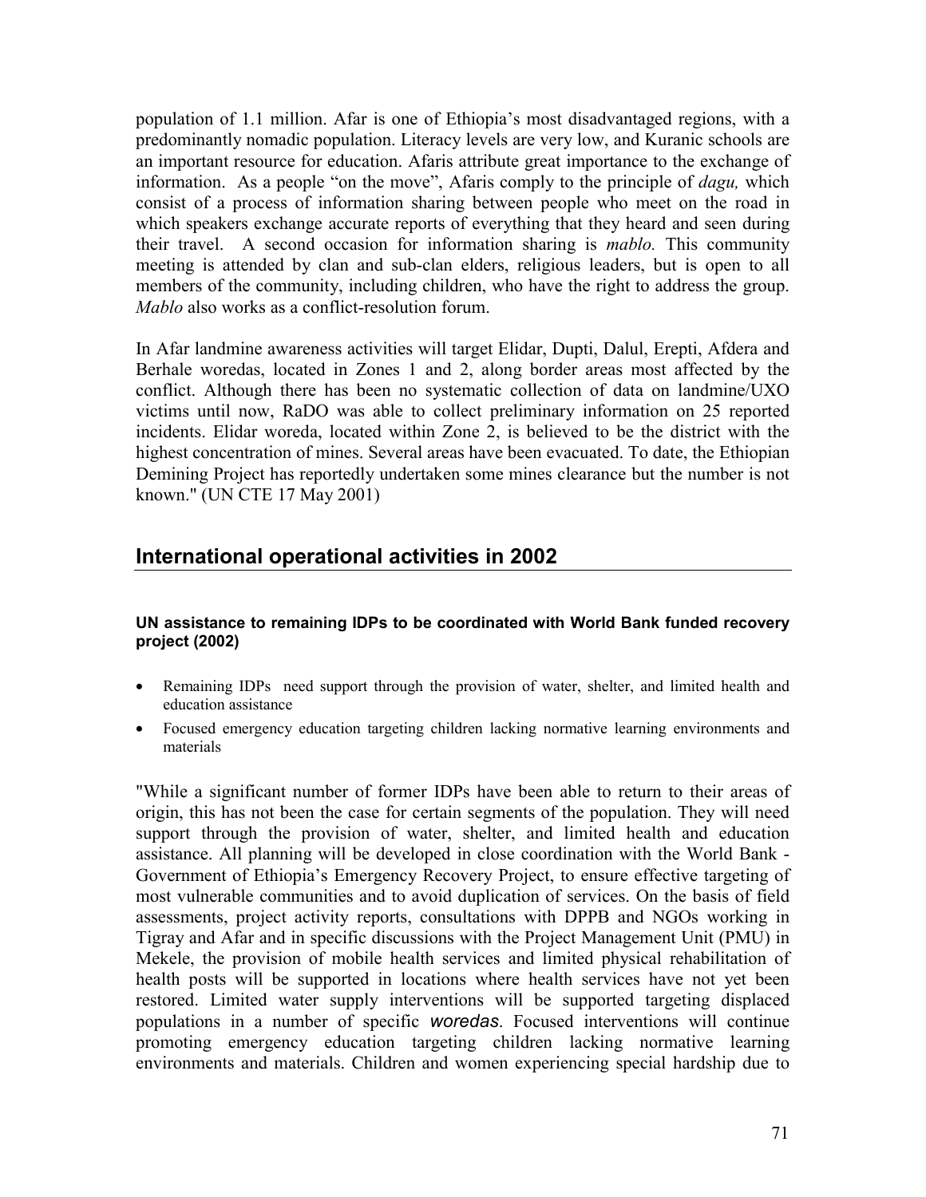population of 1.1 million. Afar is one of Ethiopia's most disadvantaged regions, with a predominantly nomadic population. Literacy levels are very low, and Kuranic schools are an important resource for education. Afaris attribute great importance to the exchange of information. As a people "on the move", Afaris comply to the principle of *dagu,* which consist of a process of information sharing between people who meet on the road in which speakers exchange accurate reports of everything that they heard and seen during their travel. A second occasion for information sharing is *mablo.* This community meeting is attended by clan and sub-clan elders, religious leaders, but is open to all members of the community, including children, who have the right to address the group. *Mablo* also works as a conflict-resolution forum.

In Afar landmine awareness activities will target Elidar, Dupti, Dalul, Erepti, Afdera and Berhale woredas, located in Zones 1 and 2, along border areas most affected by the conflict. Although there has been no systematic collection of data on landmine/UXO victims until now, RaDO was able to collect preliminary information on 25 reported incidents. Elidar woreda, located within Zone 2, is believed to be the district with the highest concentration of mines. Several areas have been evacuated. To date, the Ethiopian Demining Project has reportedly undertaken some mines clearance but the number is not known." (UN CTE 17 May 2001)

## International operational activities in 2002

#### UN assistance to remaining IDPs to be coordinated with World Bank funded recovery project (2002)

- Remaining IDPs need support through the provision of water, shelter, and limited health and education assistance
- Focused emergency education targeting children lacking normative learning environments and materials

"While a significant number of former IDPs have been able to return to their areas of origin, this has not been the case for certain segments of the population. They will need support through the provision of water, shelter, and limited health and education assistance. All planning will be developed in close coordination with the World Bank - Government of Ethiopia's Emergency Recovery Project, to ensure effective targeting of most vulnerable communities and to avoid duplication of services. On the basis of field assessments, project activity reports, consultations with DPPB and NGOs working in Tigray and Afar and in specific discussions with the Project Management Unit (PMU) in Mekele, the provision of mobile health services and limited physical rehabilitation of health posts will be supported in locations where health services have not yet been restored. Limited water supply interventions will be supported targeting displaced populations in a number of specific *woredas*. Focused interventions will continue promoting emergency education targeting children lacking normative learning environments and materials. Children and women experiencing special hardship due to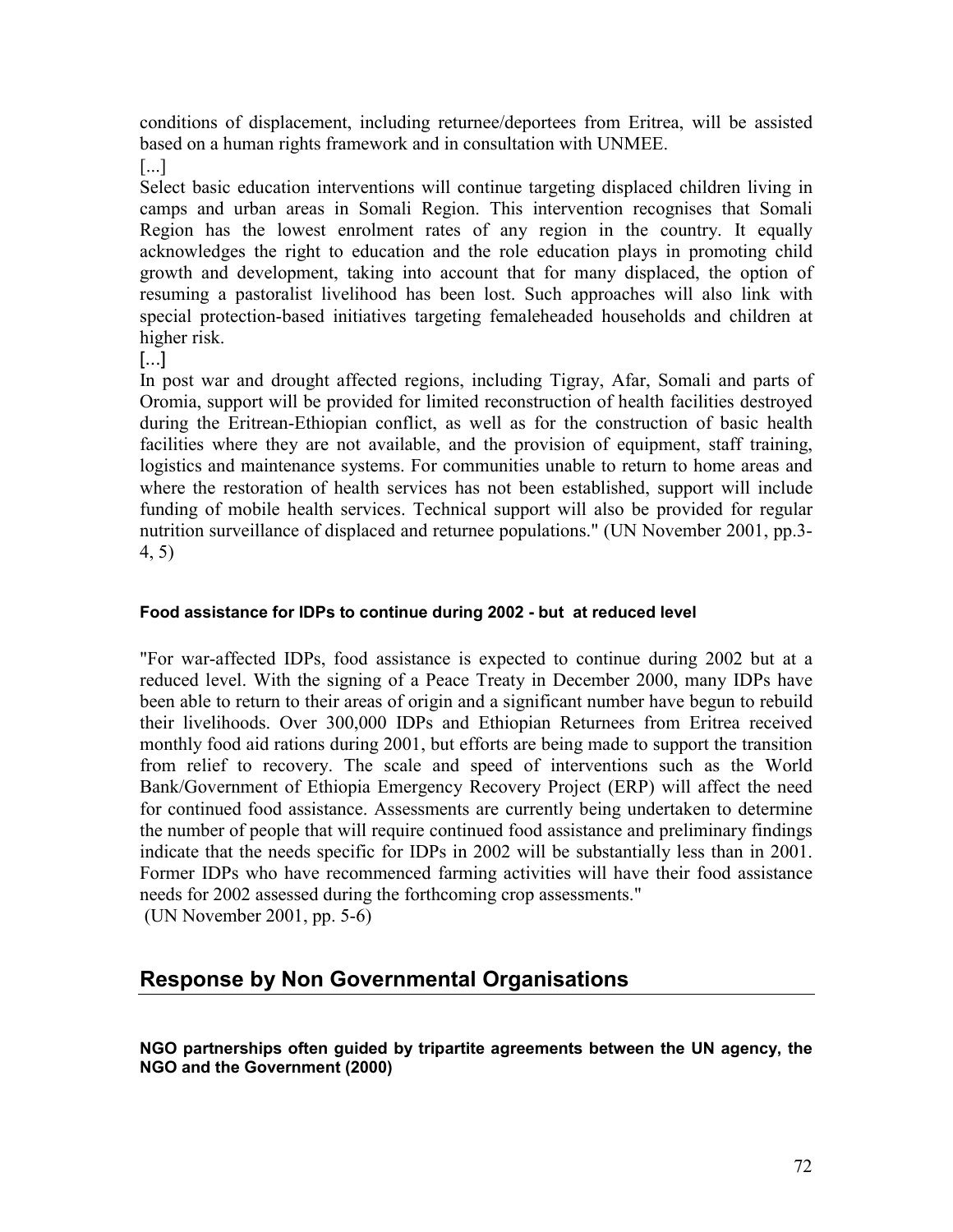conditions of displacement, including returnee/deportees from Eritrea, will be assisted based on a human rights framework and in consultation with UNMEE.

[...]

Select basic education interventions will continue targeting displaced children living in camps and urban areas in Somali Region. This intervention recognises that Somali Region has the lowest enrolment rates of any region in the country. It equally acknowledges the right to education and the role education plays in promoting child growth and development, taking into account that for many displaced, the option of resuming a pastoralist livelihood has been lost. Such approaches will also link with special protection-based initiatives targeting femaleheaded households and children at higher risk.

[...]

In post war and drought affected regions, including Tigray, Afar, Somali and parts of Oromia, support will be provided for limited reconstruction of health facilities destroyed during the Eritrean-Ethiopian conflict, as well as for the construction of basic health facilities where they are not available, and the provision of equipment, staff training, logistics and maintenance systems. For communities unable to return to home areas and where the restoration of health services has not been established, support will include funding of mobile health services. Technical support will also be provided for regular nutrition surveillance of displaced and returnee populations." (UN November 2001, pp.3-4, 5)

#### Food assistance for IDPs to continue during 2002 - but at reduced level

"For war-affected IDPs, food assistance is expected to continue during 2002 but at a reduced level. With the signing of a Peace Treaty in December 2000, many IDPs have been able to return to their areas of origin and a significant number have begun to rebuild their livelihoods. Over 300,000 IDPs and Ethiopian Returnees from Eritrea received monthly food aid rations during 2001, but efforts are being made to support the transition from relief to recovery. The scale and speed of interventions such as the World Bank/Government of Ethiopia Emergency Recovery Project (ERP) will affect the need for continued food assistance. Assessments are currently being undertaken to determine the number of people that will require continued food assistance and preliminary findings indicate that the needs specific for IDPs in 2002 will be substantially less than in 2001. Former IDPs who have recommenced farming activities will have their food assistance needs for 2002 assessed during the forthcoming crop assessments."
(UN November 2001, pp. 5-6)

## Response by Non Governmental Organisations

#### NGO partnerships often guided by tripartite agreements between the UN agency, the NGO and the Government (2000)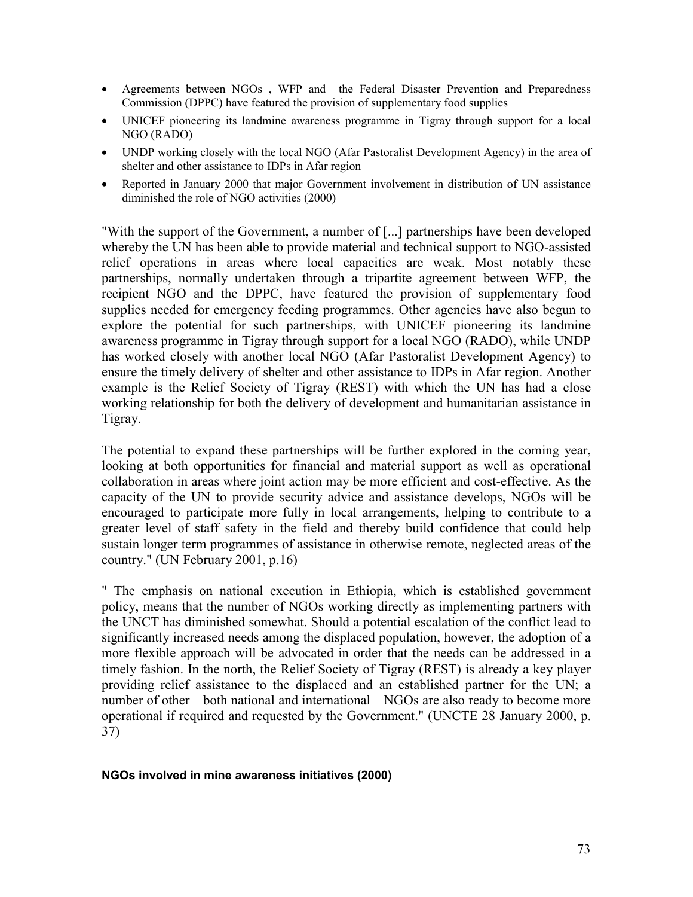- Agreements between NGOs , WFP and the Federal Disaster Prevention and Preparedness Commission (DPPC) have featured the provision of supplementary food supplies
- UNICEF pioneering its landmine awareness programme in Tigray through support for a local NGO (RADO)
- UNDP working closely with the local NGO (Afar Pastoralist Development Agency) in the area of shelter and other assistance to IDPs in Afar region
- Reported in January 2000 that major Government involvement in distribution of UN assistance diminished the role of NGO activities (2000)

"With the support of the Government, a number of [...] partnerships have been developed whereby the UN has been able to provide material and technical support to NGO-assisted relief operations in areas where local capacities are weak. Most notably these partnerships, normally undertaken through a tripartite agreement between WFP, the recipient NGO and the DPPC, have featured the provision of supplementary food supplies needed for emergency feeding programmes. Other agencies have also begun to explore the potential for such partnerships, with UNICEF pioneering its landmine awareness programme in Tigray through support for a local NGO (RADO), while UNDP has worked closely with another local NGO (Afar Pastoralist Development Agency) to ensure the timely delivery of shelter and other assistance to IDPs in Afar region. Another example is the Relief Society of Tigray (REST) with which the UN has had a close working relationship for both the delivery of development and humanitarian assistance in Tigray.

The potential to expand these partnerships will be further explored in the coming year, looking at both opportunities for financial and material support as well as operational collaboration in areas where joint action may be more efficient and cost-effective. As the capacity of the UN to provide security advice and assistance develops, NGOs will be encouraged to participate more fully in local arrangements, helping to contribute to a greater level of staff safety in the field and thereby build confidence that could help sustain longer term programmes of assistance in otherwise remote, neglected areas of the country." (UN February 2001, p.16)

" The emphasis on national execution in Ethiopia, which is established government policy, means that the number of NGOs working directly as implementing partners with the UNCT has diminished somewhat. Should a potential escalation of the conflict lead to significantly increased needs among the displaced population, however, the adoption of a more flexible approach will be advocated in order that the needs can be addressed in a timely fashion. In the north, the Relief Society of Tigray (REST) is already a key player providing relief assistance to the displaced and an established partner for the UN; a number of other—both national and international—NGOs are also ready to become more operational if required and requested by the Government." (UNCTE 28 January 2000, p. 37)

**NGOs involved in mine awareness initiatives (2000)**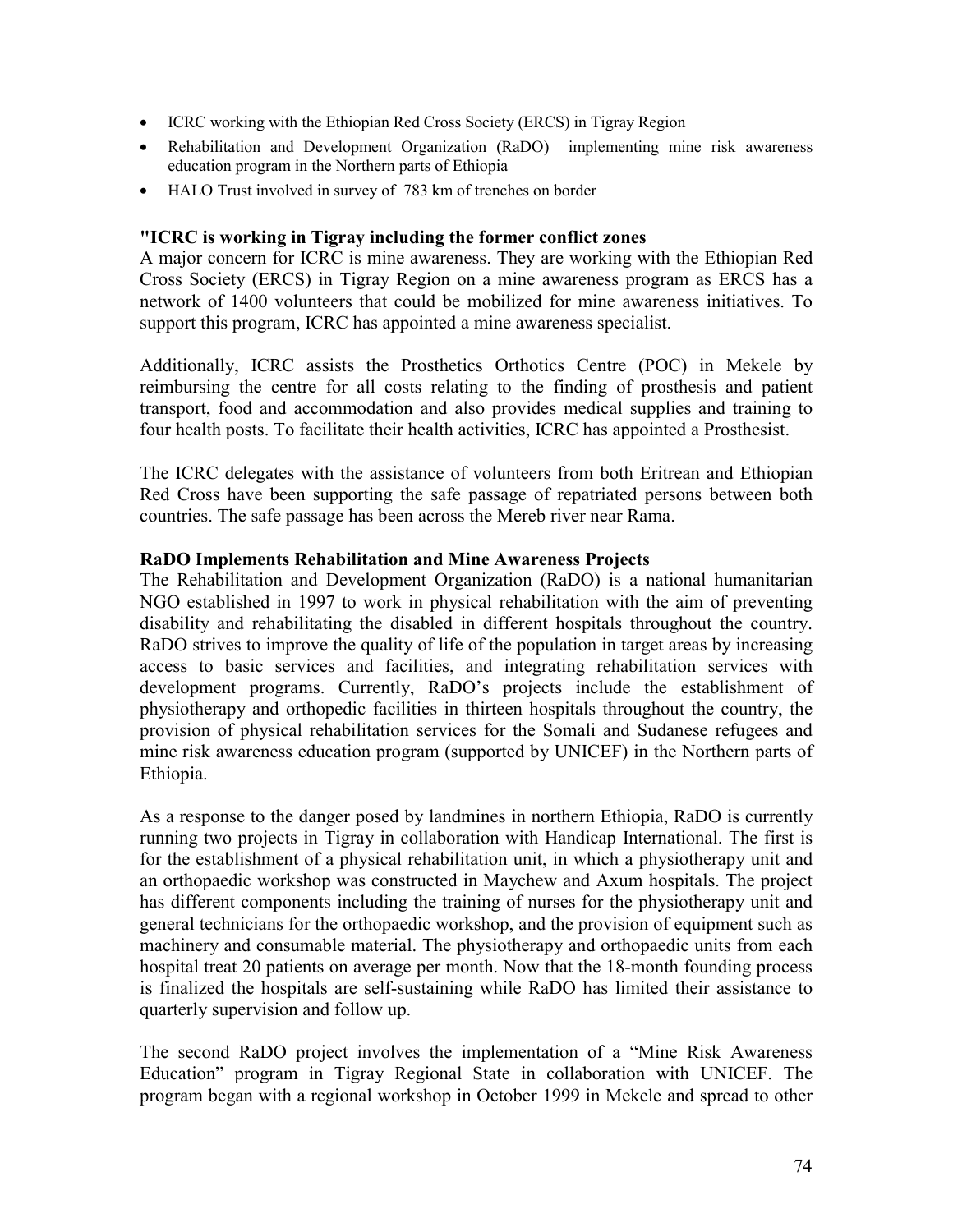- ICRC working with the Ethiopian Red Cross Society (ERCS) in Tigray Region
- Rehabilitation and Development Organization (RaDO) implementing mine risk awareness education program in the Northern parts of Ethiopia
- HALO Trust involved in survey of 783 km of trenches on border

**"ICRC is working in Tigray including the former conflict zones**

A major concern for ICRC is mine awareness. They are working with the Ethiopian Red Cross Society (ERCS) in Tigray Region on a mine awareness program as ERCS has a network of 1400 volunteers that could be mobilized for mine awareness initiatives. To support this program, ICRC has appointed a mine awareness specialist.

Additionally, ICRC assists the Prosthetics Orthotics Centre (POC) in Mekele by reimbursing the centre for all costs relating to the finding of prosthesis and patient transport, food and accommodation and also provides medical supplies and training to four health posts. To facilitate their health activities, ICRC has appointed a Prosthesist.

The ICRC delegates with the assistance of volunteers from both Eritrean and Ethiopian Red Cross have been supporting the safe passage of repatriated persons between both countries. The safe passage has been across the Mereb river near Rama.

**RaDO Implements Rehabilitation and Mine Awareness Projects**

The Rehabilitation and Development Organization (RaDO) is a national humanitarian NGO established in 1997 to work in physical rehabilitation with the aim of preventing disability and rehabilitating the disabled in different hospitals throughout the country. RaDO strives to improve the quality of life of the population in target areas by increasing access to basic services and facilities, and integrating rehabilitation services with development programs. Currently, RaDO's projects include the establishment of physiotherapy and orthopedic facilities in thirteen hospitals throughout the country, the provision of physical rehabilitation services for the Somali and Sudanese refugees and mine risk awareness education program (supported by UNICEF) in the Northern parts of Ethiopia.

As a response to the danger posed by landmines in northern Ethiopia, RaDO is currently running two projects in Tigray in collaboration with Handicap International. The first is for the establishment of a physical rehabilitation unit, in which a physiotherapy unit and an orthopaedic workshop was constructed in Maychew and Axum hospitals. The project has different components including the training of nurses for the physiotherapy unit and general technicians for the orthopaedic workshop, and the provision of equipment such as machinery and consumable material. The physiotherapy and orthopaedic units from each hospital treat 20 patients on average per month. Now that the 18-month founding process is finalized the hospitals are self-sustaining while RaDO has limited their assistance to quarterly supervision and follow up.

The second RaDO project involves the implementation of a "Mine Risk Awareness Education" program in Tigray Regional State in collaboration with UNICEF. The program began with a regional workshop in October 1999 in Mekele and spread to other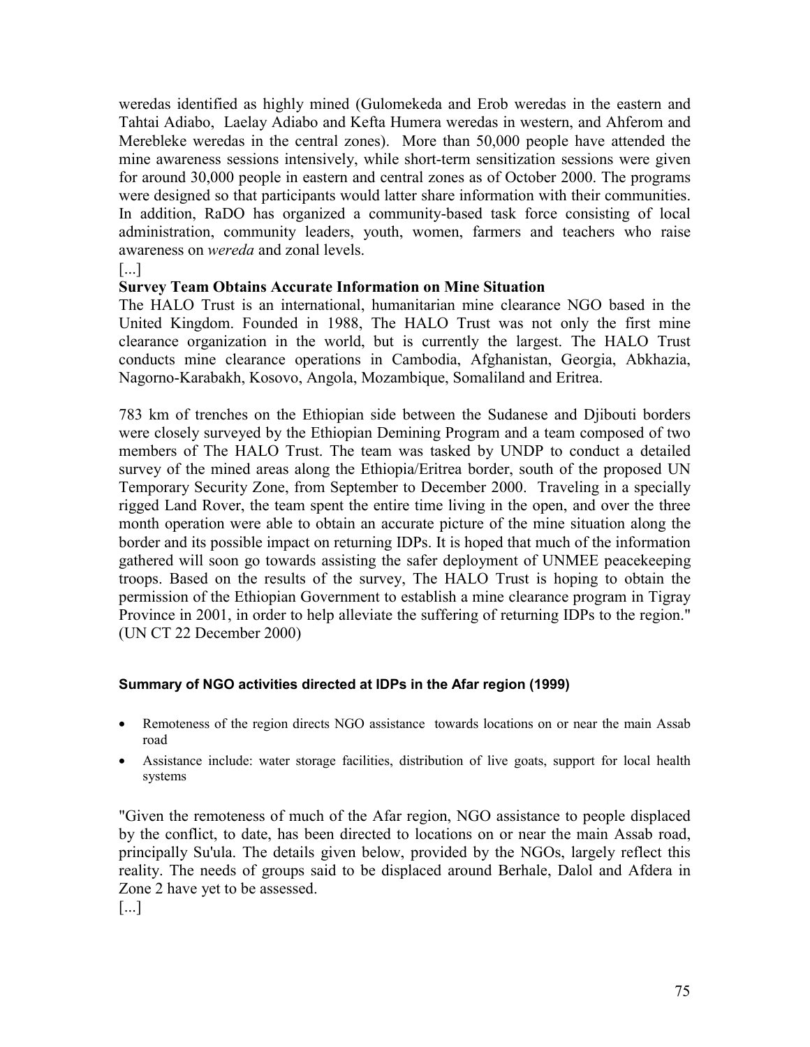weredas identified as highly mined (Gulomekeda and Erob weredas in the eastern and Tahtai Adiabo, Laelay Adiabo and Kefta Humera weredas in western, and Ahferom and Merebleke weredas in the central zones). More than 50,000 people have attended the mine awareness sessions intensively, while short-term sensitization sessions were given for around 30,000 people in eastern and central zones as of October 2000. The programs were designed so that participants would latter share information with their communities. In addition, RaDO has organized a community-based task force consisting of local administration, community leaders, youth, women, farmers and teachers who raise awareness on *wereda* and zonal levels.

[...]

**Survey Team Obtains Accurate Information on Mine Situation**

The HALO Trust is an international, humanitarian mine clearance NGO based in the United Kingdom. Founded in 1988, The HALO Trust was not only the first mine clearance organization in the world, but is currently the largest. The HALO Trust conducts mine clearance operations in Cambodia, Afghanistan, Georgia, Abkhazia, Nagorno-Karabakh, Kosovo, Angola, Mozambique, Somaliland and Eritrea.

783 km of trenches on the Ethiopian side between the Sudanese and Djibouti borders were closely surveyed by the Ethiopian Demining Program and a team composed of two members of The HALO Trust. The team was tasked by UNDP to conduct a detailed survey of the mined areas along the Ethiopia/Eritrea border, south of the proposed UN Temporary Security Zone, from September to December 2000. Traveling in a specially rigged Land Rover, the team spent the entire time living in the open, and over the three month operation were able to obtain an accurate picture of the mine situation along the border and its possible impact on returning IDPs. It is hoped that much of the information gathered will soon go towards assisting the safer deployment of UNMEE peacekeeping troops. Based on the results of the survey, The HALO Trust is hoping to obtain the permission of the Ethiopian Government to establish a mine clearance program in Tigray Province in 2001, in order to help alleviate the suffering of returning IDPs to the region." (UN CT 22 December 2000)

#### Summary of NGO activities directed at IDPs in the Afar region (1999)

- Remoteness of the region directs NGO assistance towards locations on or near the main Assab road
- Assistance include: water storage facilities, distribution of live goats, support for local health systems

"Given the remoteness of much of the Afar region, NGO assistance to people displaced by the conflict, to date, has been directed to locations on or near the main Assab road, principally Su'ula. The details given below, provided by the NGOs, largely reflect this reality. The needs of groups said to be displaced around Berhale, Dalol and Afdera in Zone 2 have yet to be assessed.

[...]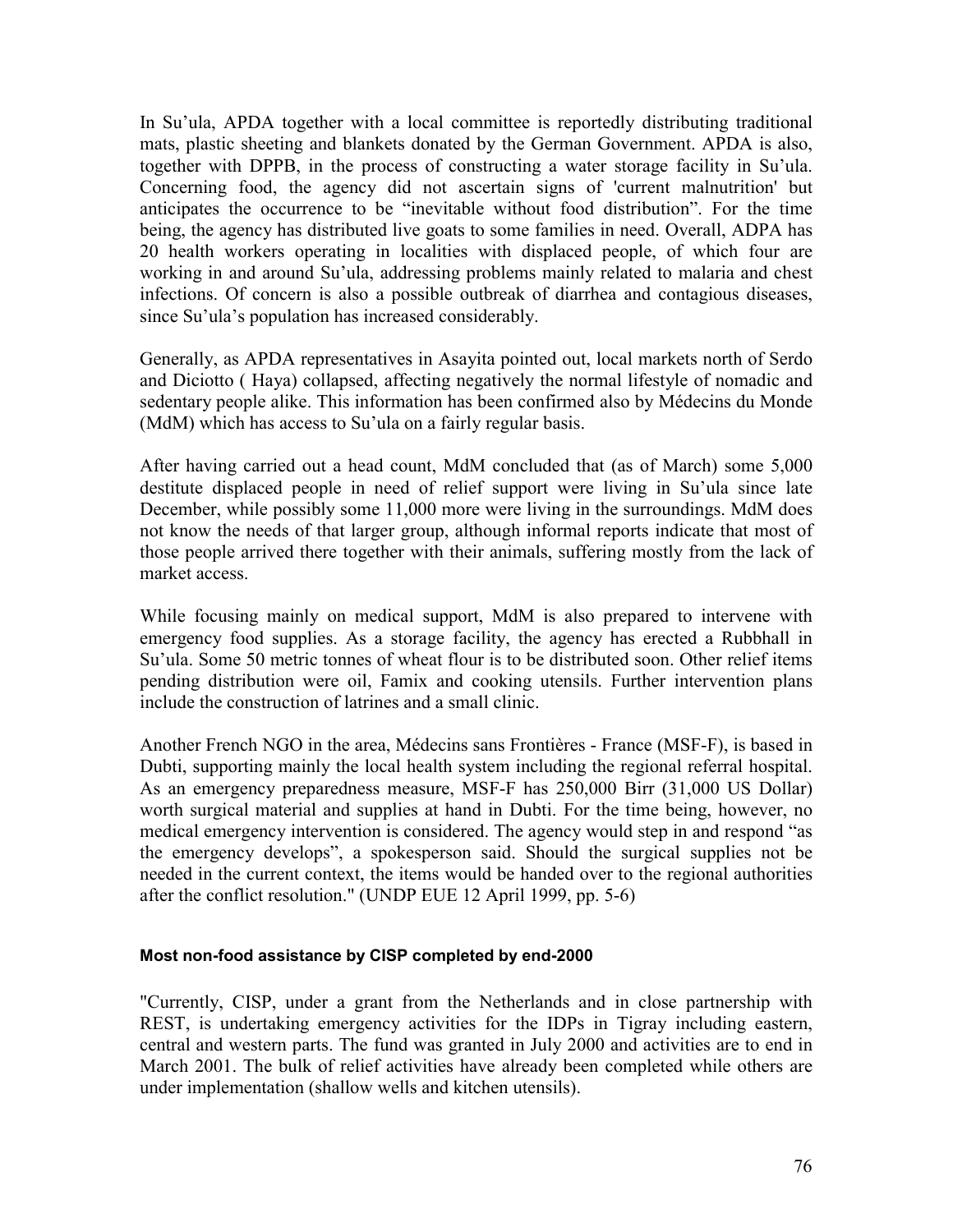In Su'ula, APDA together with a local committee is reportedly distributing traditional mats, plastic sheeting and blankets donated by the German Government. APDA is also, together with DPPB, in the process of constructing a water storage facility in Su'ula. Concerning food, the agency did not ascertain signs of 'current malnutrition' but anticipates the occurrence to be "inevitable without food distribution". For the time being, the agency has distributed live goats to some families in need. Overall, ADPA has 20 health workers operating in localities with displaced people, of which four are working in and around Su'ula, addressing problems mainly related to malaria and chest infections. Of concern is also a possible outbreak of diarrhea and contagious diseases, since Su'ula's population has increased considerably.

Generally, as APDA representatives in Asayita pointed out, local markets north of Serdo and Diciotto ( Haya) collapsed, affecting negatively the normal lifestyle of nomadic and sedentary people alike. This information has been confirmed also by Médecins du Monde (MdM) which has access to Su'ula on a fairly regular basis.

After having carried out a head count, MdM concluded that (as of March) some 5,000 destitute displaced people in need of relief support were living in Su'ula since late December, while possibly some 11,000 more were living in the surroundings. MdM does not know the needs of that larger group, although informal reports indicate that most of those people arrived there together with their animals, suffering mostly from the lack of market access.

While focusing mainly on medical support, MdM is also prepared to intervene with emergency food supplies. As a storage facility, the agency has erected a Rubbhall in Su'ula. Some 50 metric tonnes of wheat flour is to be distributed soon. Other relief items pending distribution were oil, Famix and cooking utensils. Further intervention plans include the construction of latrines and a small clinic.

Another French NGO in the area, Médecins sans Frontières - France (MSF-F), is based in Dubti, supporting mainly the local health system including the regional referral hospital. As an emergency preparedness measure, MSF-F has 250,000 Birr (31,000 US Dollar) worth surgical material and supplies at hand in Dubti. For the time being, however, no medical emergency intervention is considered. The agency would step in and respond "as the emergency develops", a spokesperson said. Should the surgical supplies not be needed in the current context, the items would be handed over to the regional authorities after the conflict resolution." (UNDP EUE 12 April 1999, pp. 5-6)

#### Most non-food assistance by CISP completed by end-2000

"Currently, CISP, under a grant from the Netherlands and in close partnership with REST, is undertaking emergency activities for the IDPs in Tigray including eastern, central and western parts. The fund was granted in July 2000 and activities are to end in March 2001. The bulk of relief activities have already been completed while others are under implementation (shallow wells and kitchen utensils).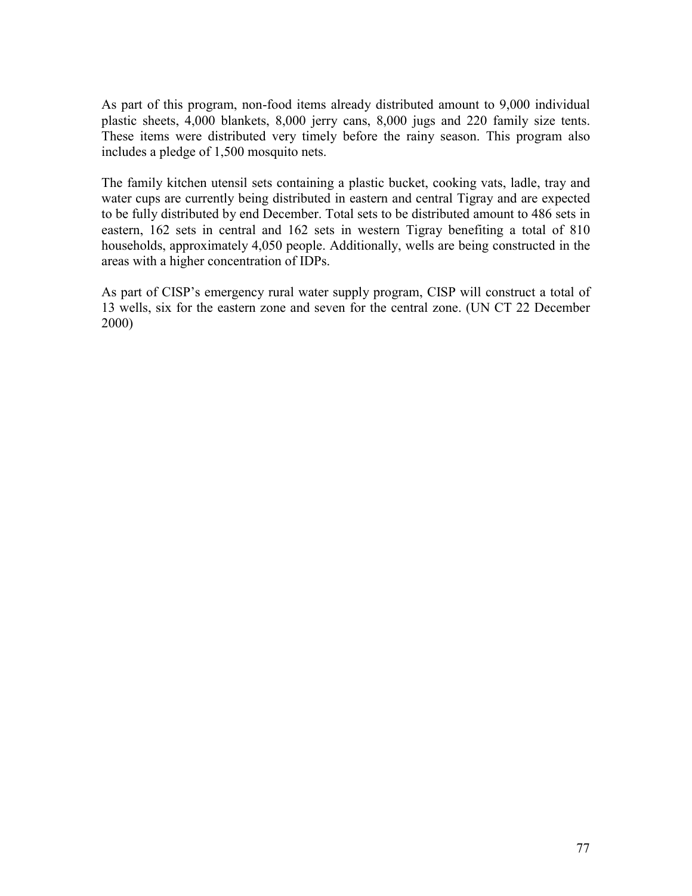As part of this program, non-food items already distributed amount to 9,000 individual plastic sheets, 4,000 blankets, 8,000 jerry cans, 8,000 jugs and 220 family size tents. These items were distributed very timely before the rainy season. This program also includes a pledge of 1,500 mosquito nets.

The family kitchen utensil sets containing a plastic bucket, cooking vats, ladle, tray and water cups are currently being distributed in eastern and central Tigray and are expected to be fully distributed by end December. Total sets to be distributed amount to 486 sets in eastern, 162 sets in central and 162 sets in western Tigray benefiting a total of 810 households, approximately 4,050 people. Additionally, wells are being constructed in the areas with a higher concentration of IDPs.

As part of CISP's emergency rural water supply program, CISP will construct a total of 13 wells, six for the eastern zone and seven for the central zone. (UN CT 22 December 2000)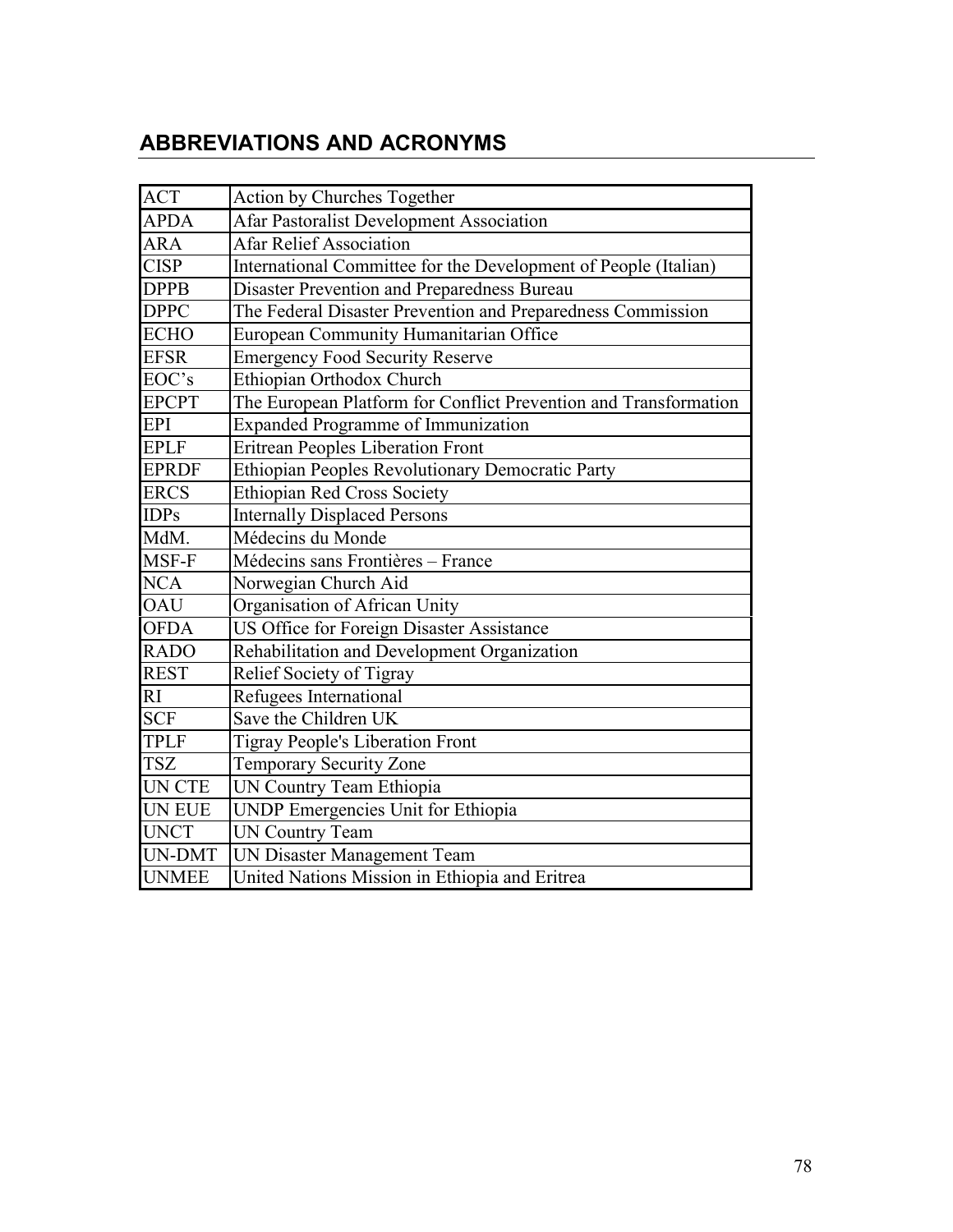## ABBREVIATIONS AND ACRONYMS

| | |
|---|---|
| ACT | Action by Churches Together |
| APDA | Afar Pastoralist Development Association |
| ARA | Afar Relief Association |
| CISP | International Committee for the Development of People (Italian) |
| DPPB | Disaster Prevention and Preparedness Bureau |
| DPPC | The Federal Disaster Prevention and Preparedness Commission |
| ECHO | European Community Humanitarian Office |
| EFSR | Emergency Food Security Reserve |
| EOC's | Ethiopian Orthodox Church |
| EPCPT | The European Platform for Conflict Prevention and Transformation |
| EPI | Expanded Programme of Immunization |
| EPLF | Eritrean Peoples Liberation Front |
| EPRDF | Ethiopian Peoples Revolutionary Democratic Party |
| ERCS | Ethiopian Red Cross Society |
| IDPs | Internally Displaced Persons |
| MdM. | Médecins du Monde |
| MSF-F | Médecins sans Frontières – France |
| NCA | Norwegian Church Aid |
| OAU | Organisation of African Unity |
| OFDA | US Office for Foreign Disaster Assistance |
| RADO | Rehabilitation and Development Organization |
| REST | Relief Society of Tigray |
| RI | Refugees International |
| SCF | Save the Children UK |
| TPLF | Tigray People's Liberation Front |
| TSZ | Temporary Security Zone |
| UN CTE | UN Country Team Ethiopia |
| UN EUE | UNDP Emergencies Unit for Ethiopia |
| UNCT | UN Country Team |
| UN-DMT | UN Disaster Management Team |
| UNMEE | United Nations Mission in Ethiopia and Eritrea |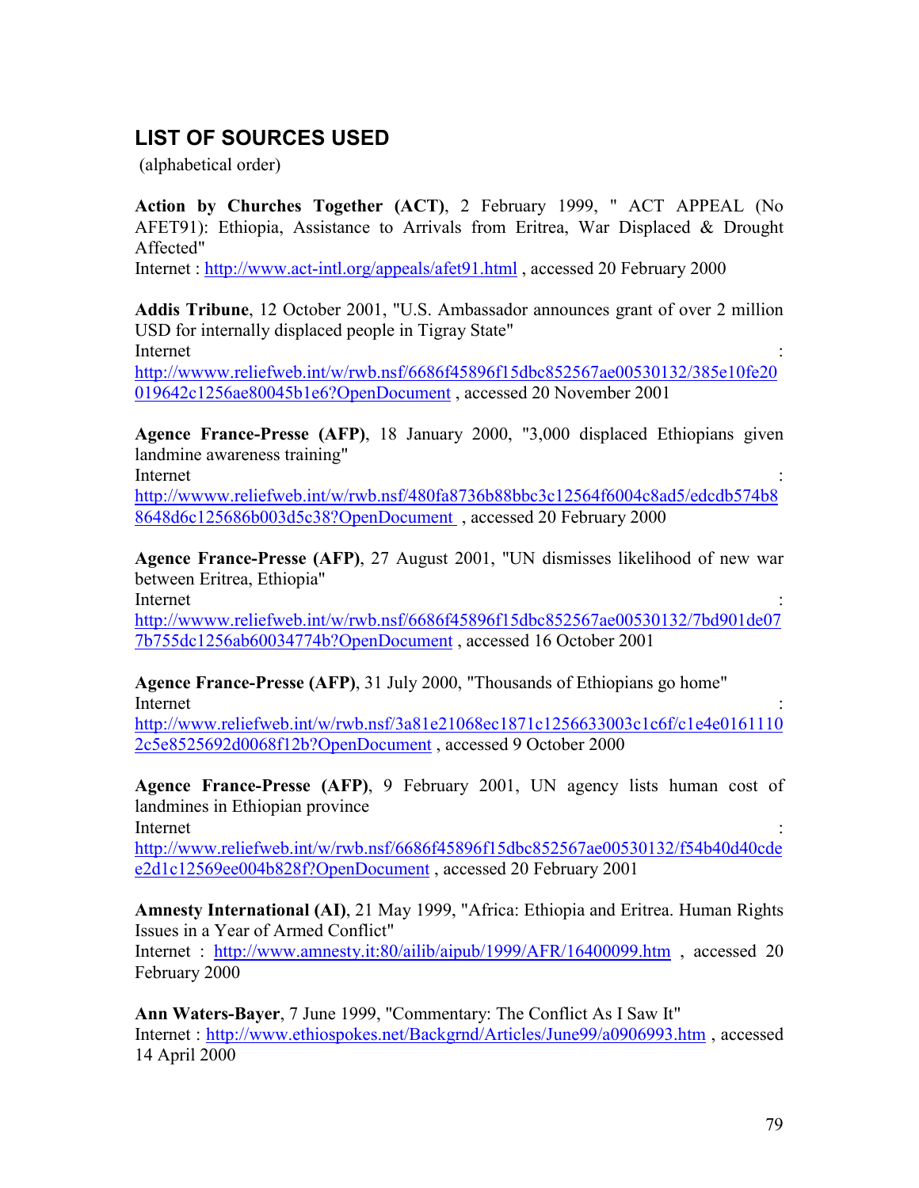## LIST OF SOURCES USED

(alphabetical order)

**Action by Churches Together (ACT)**, 2 February 1999, " ACT APPEAL (No AFET91): Ethiopia, Assistance to Arrivals from Eritrea, War Displaced & Drought Affected"
Internet : http://www.act-intl.org/appeals/afet91.html , accessed 20 February 2000

**Addis Tribune**, 12 October 2001, "U.S. Ambassador announces grant of over 2 million USD for internally displaced people in Tigray State"
Internet : http://wwww.reliefweb.int/w/rwb.nsf/6686f45896f15dbc852567ae00530132/385e10fe20019642c1256ae80045b1e6?OpenDocument , accessed 20 November 2001

**Agence France-Presse (AFP)**, 18 January 2000, "3,000 displaced Ethiopians given landmine awareness training"
Internet : http://wwww.reliefweb.int/w/rwb.nsf/480fa8736b88bbc3c12564f6004c8ad5/edcdb574b88648d6c125686b003d5c38?OpenDocument , accessed 20 February 2000

**Agence France-Presse (AFP)**, 27 August 2001, "UN dismisses likelihood of new war between Eritrea, Ethiopia"
Internet : http://wwww.reliefweb.int/w/rwb.nsf/6686f45896f15dbc852567ae00530132/7bd901de077b755dc1256ab60034774b?OpenDocument , accessed 16 October 2001

**Agence France-Presse (AFP)**, 31 July 2000, "Thousands of Ethiopians go home"
Internet : http://www.reliefweb.int/w/rwb.nsf/3a81e21068ec1871c1256633003c1c6f/c1e4e01611102c5e8525692d0068f12b?OpenDocument , accessed 9 October 2000

**Agence France-Presse (AFP)**, 9 February 2001, UN agency lists human cost of landmines in Ethiopian province
Internet : http://www.reliefweb.int/w/rwb.nsf/6686f45896f15dbc852567ae00530132/f54b40d40cdee2d1c12569ee004b828f?OpenDocument , accessed 20 February 2001

**Amnesty International (AI)**, 21 May 1999, "Africa: Ethiopia and Eritrea. Human Rights Issues in a Year of Armed Conflict"
Internet : http://www.amnesty.it:80/ailib/aipub/1999/AFR/16400099.htm , accessed 20 February 2000

**Ann Waters-Bayer**, 7 June 1999, "Commentary: The Conflict As I Saw It"
Internet : http://www.ethiospokes.net/Backgrnd/Articles/June99/a0906993.htm , accessed 14 April 2000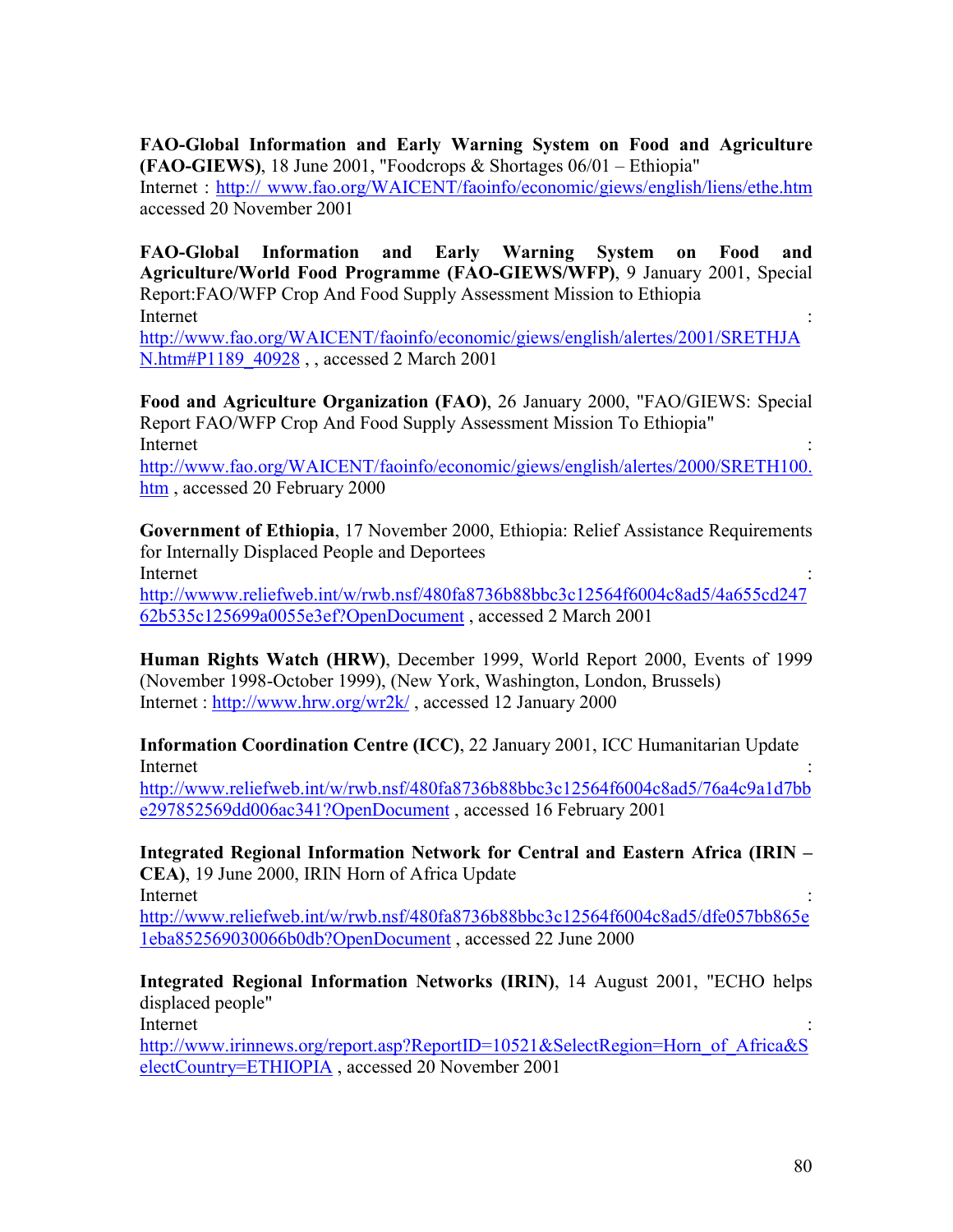**FAO-Global Information and Early Warning System on Food and Agriculture (FAO-GIEWS)**, 18 June 2001, "Foodcrops & Shortages 06/01 – Ethiopia"
Internet : http:// www.fao.org/WAICENT/faoinfo/economic/giews/english/liens/ethe.htm accessed 20 November 2001

**FAO-Global Information and Early Warning System on Food and Agriculture/World Food Programme (FAO-GIEWS/WFP)**, 9 January 2001, Special Report:FAO/WFP Crop And Food Supply Assessment Mission to Ethiopia
Internet : http://www.fao.org/WAICENT/faoinfo/economic/giews/english/alertes/2001/SRETHJAN.htm#P1189_40928 , , accessed 2 March 2001

**Food and Agriculture Organization (FAO)**, 26 January 2000, "FAO/GIEWS: Special Report FAO/WFP Crop And Food Supply Assessment Mission To Ethiopia"
Internet : http://www.fao.org/WAICENT/faoinfo/economic/giews/english/alertes/2000/SRETH100.htm , accessed 20 February 2000

**Government of Ethiopia**, 17 November 2000, Ethiopia: Relief Assistance Requirements for Internally Displaced People and Deportees
Internet : http://wwww.reliefweb.int/w/rwb.nsf/480fa8736b88bbc3c12564f6004c8ad5/4a655cd24762b535c125699a0055e3ef?OpenDocument , accessed 2 March 2001

**Human Rights Watch (HRW)**, December 1999, World Report 2000, Events of 1999 (November 1998-October 1999), (New York, Washington, London, Brussels)
Internet : http://www.hrw.org/wr2k/ , accessed 12 January 2000

**Information Coordination Centre (ICC)**, 22 January 2001, ICC Humanitarian Update
Internet : http://www.reliefweb.int/w/rwb.nsf/480fa8736b88bbc3c12564f6004c8ad5/76a4c9a1d7bbe297852569dd006ac341?OpenDocument , accessed 16 February 2001

**Integrated Regional Information Network for Central and Eastern Africa (IRIN – CEA)**, 19 June 2000, IRIN Horn of Africa Update
Internet : http://www.reliefweb.int/w/rwb.nsf/480fa8736b88bbc3c12564f6004c8ad5/dfe057bb865e1eba852569030066b0db?OpenDocument , accessed 22 June 2000

**Integrated Regional Information Networks (IRIN)**, 14 August 2001, "ECHO helps displaced people"
Internet : http://www.irinnews.org/report.asp?ReportID=10521&SelectRegion=Horn_of_Africa&SelectCountry=ETHIOPIA , accessed 20 November 2001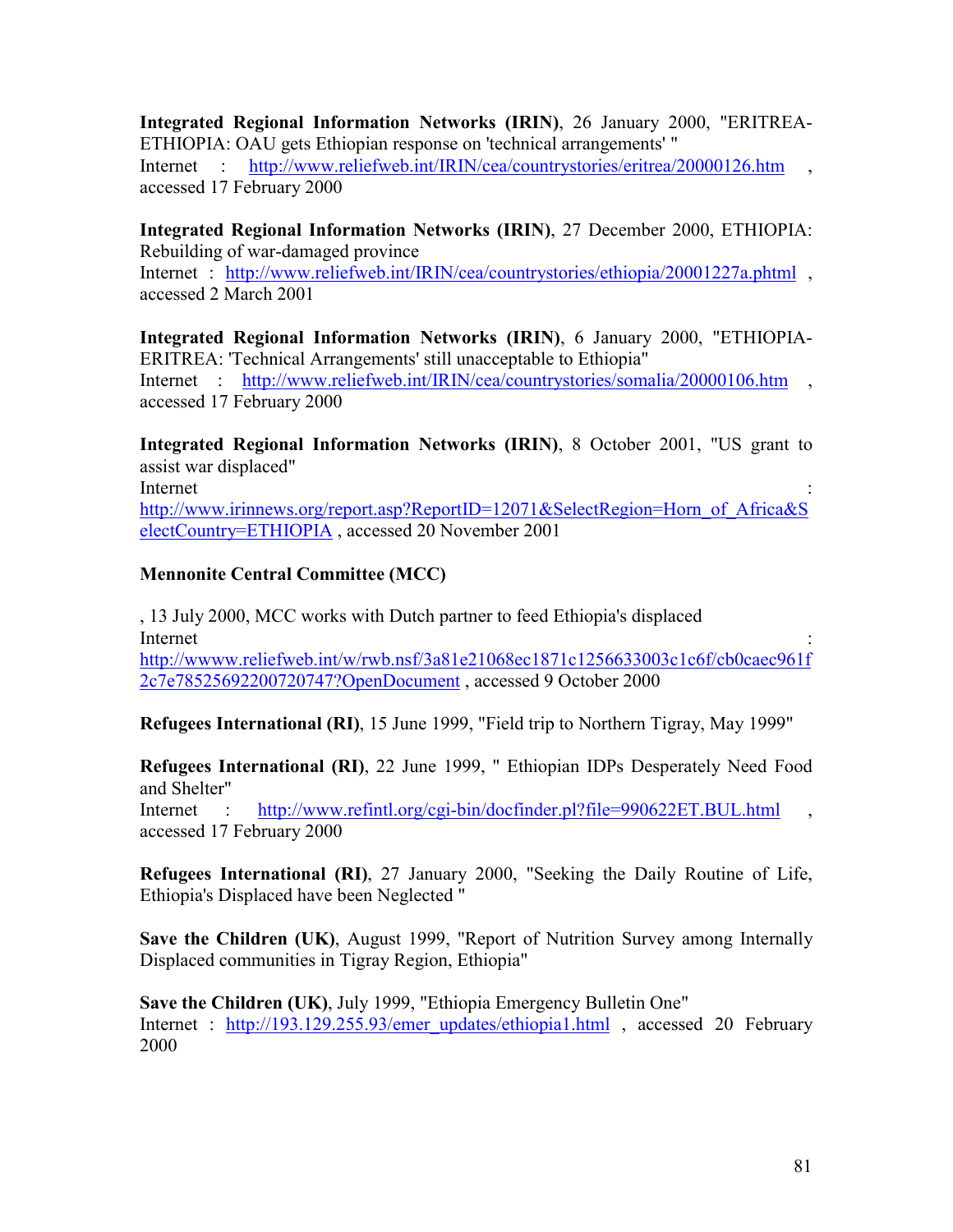**Integrated Regional Information Networks (IRIN)**, 26 January 2000, "ERITREA-ETHIOPIA: OAU gets Ethiopian response on 'technical arrangements' "
Internet : http://www.reliefweb.int/IRIN/cea/countrystories/eritrea/20000126.htm , accessed 17 February 2000

**Integrated Regional Information Networks (IRIN)**, 27 December 2000, ETHIOPIA: Rebuilding of war-damaged province
Internet : http://www.reliefweb.int/IRIN/cea/countrystories/ethiopia/20001227a.phtml , accessed 2 March 2001

**Integrated Regional Information Networks (IRIN)**, 6 January 2000, "ETHIOPIA-ERITREA: 'Technical Arrangements' still unacceptable to Ethiopia"
Internet : http://www.reliefweb.int/IRIN/cea/countrystories/somalia/20000106.htm , accessed 17 February 2000

**Integrated Regional Information Networks (IRIN)**, 8 October 2001, "US grant to assist war displaced"
Internet : http://www.irinnews.org/report.asp?ReportID=12071&SelectRegion=Horn_of_Africa&SelectCountry=ETHIOPIA , accessed 20 November 2001

**Mennonite Central Committee (MCC)**

, 13 July 2000, MCC works with Dutch partner to feed Ethiopia's displaced
Internet : http://wwww.reliefweb.int/w/rwb.nsf/3a81e21068ec1871c1256633003c1c6f/cb0caec961f2c7e78525692200720747?OpenDocument , accessed 9 October 2000

**Refugees International (RI)**, 15 June 1999, "Field trip to Northern Tigray, May 1999"

**Refugees International (RI)**, 22 June 1999, " Ethiopian IDPs Desperately Need Food and Shelter"
Internet : http://www.refintl.org/cgi-bin/docfinder.pl?file=990622ET.BUL.html , accessed 17 February 2000

**Refugees International (RI)**, 27 January 2000, "Seeking the Daily Routine of Life, Ethiopia's Displaced have been Neglected "

**Save the Children (UK)**, August 1999, "Report of Nutrition Survey among Internally Displaced communities in Tigray Region, Ethiopia"

**Save the Children (UK)**, July 1999, "Ethiopia Emergency Bulletin One"
Internet : http://193.129.255.93/emer_updates/ethiopia1.html , accessed 20 February 2000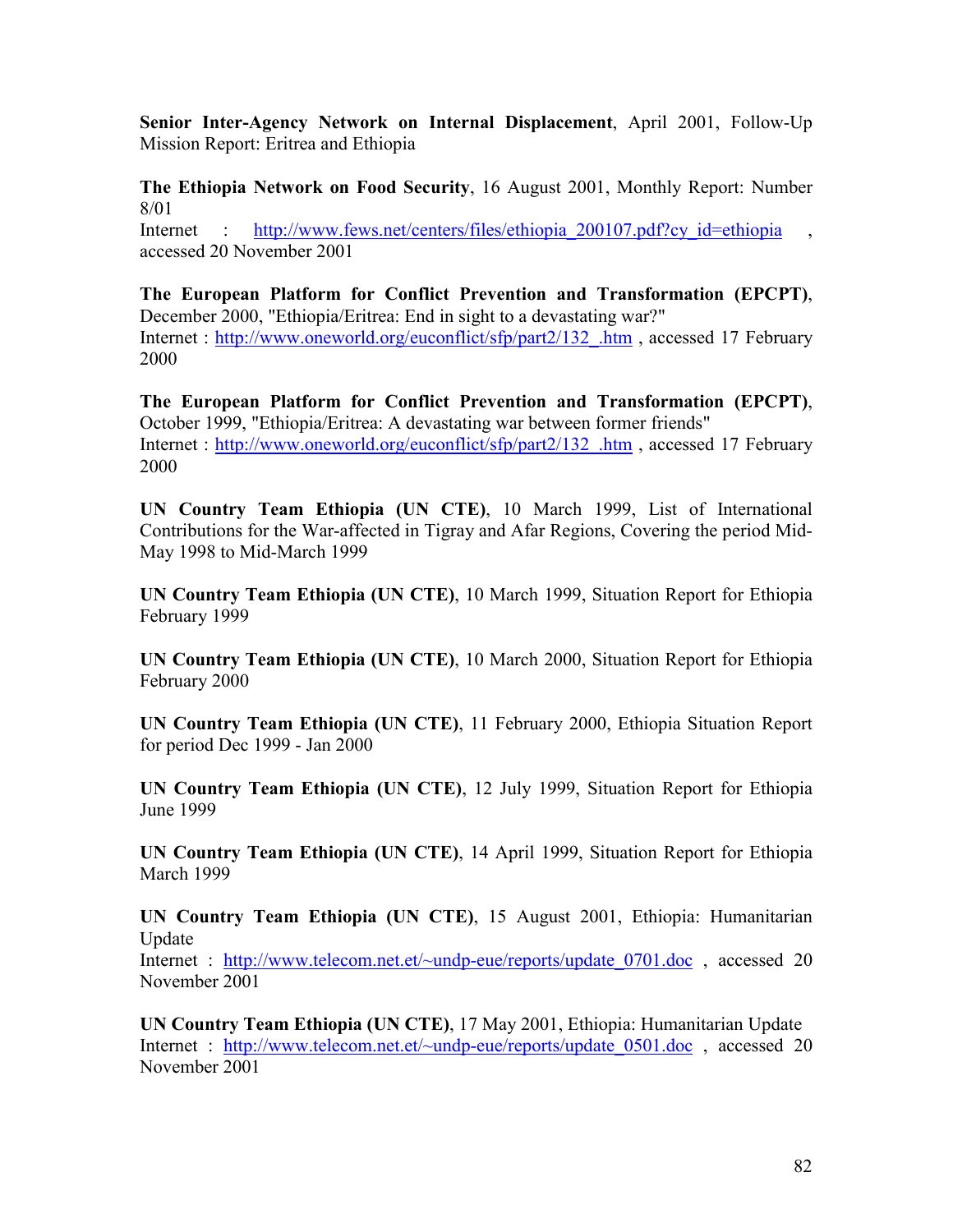**Senior Inter-Agency Network on Internal Displacement**, April 2001, Follow-Up Mission Report: Eritrea and Ethiopia

**The Ethiopia Network on Food Security**, 16 August 2001, Monthly Report: Number 8/01
Internet : http://www.fews.net/centers/files/ethiopia_200107.pdf?cy_id=ethiopia , accessed 20 November 2001

**The European Platform for Conflict Prevention and Transformation (EPCPT)**, December 2000, "Ethiopia/Eritrea: End in sight to a devastating war?"
Internet : http://www.oneworld.org/euconflict/sfp/part2/132_.htm , accessed 17 February 2000

**The European Platform for Conflict Prevention and Transformation (EPCPT)**, October 1999, "Ethiopia/Eritrea: A devastating war between former friends"
Internet : http://www.oneworld.org/euconflict/sfp/part2/132_.htm , accessed 17 February 2000

**UN Country Team Ethiopia (UN CTE)**, 10 March 1999, List of International Contributions for the War-affected in Tigray and Afar Regions, Covering the period Mid-May 1998 to Mid-March 1999

**UN Country Team Ethiopia (UN CTE)**, 10 March 1999, Situation Report for Ethiopia February 1999

**UN Country Team Ethiopia (UN CTE)**, 10 March 2000, Situation Report for Ethiopia February 2000

**UN Country Team Ethiopia (UN CTE)**, 11 February 2000, Ethiopia Situation Report for period Dec 1999 - Jan 2000

**UN Country Team Ethiopia (UN CTE)**, 12 July 1999, Situation Report for Ethiopia June 1999

**UN Country Team Ethiopia (UN CTE)**, 14 April 1999, Situation Report for Ethiopia March 1999

**UN Country Team Ethiopia (UN CTE)**, 15 August 2001, Ethiopia: Humanitarian Update
Internet : http://www.telecom.net.et/~undp-eue/reports/update_0701.doc , accessed 20 November 2001

**UN Country Team Ethiopia (UN CTE)**, 17 May 2001, Ethiopia: Humanitarian Update
Internet : http://www.telecom.net.et/~undp-eue/reports/update_0501.doc , accessed 20 November 2001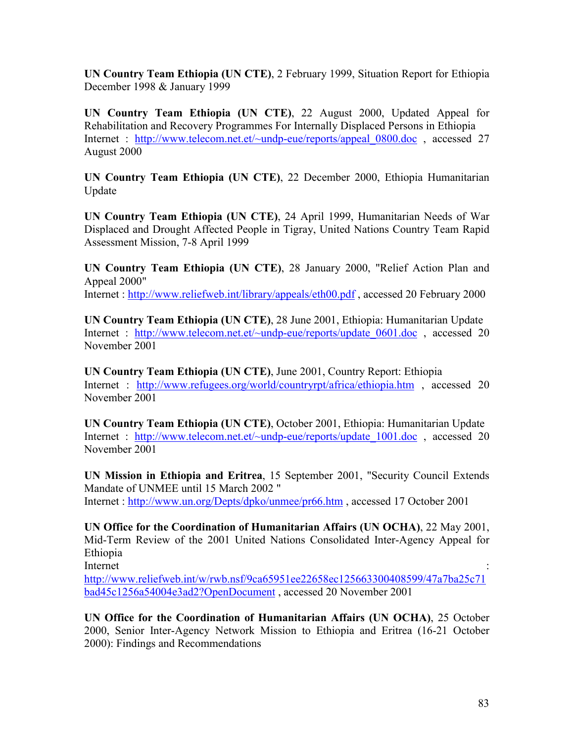**UN Country Team Ethiopia (UN CTE)**, 2 February 1999, Situation Report for Ethiopia December 1998 & January 1999

**UN Country Team Ethiopia (UN CTE)**, 22 August 2000, Updated Appeal for Rehabilitation and Recovery Programmes For Internally Displaced Persons in Ethiopia
Internet : http://www.telecom.net.et/~undp-eue/reports/appeal_0800.doc , accessed 27 August 2000

**UN Country Team Ethiopia (UN CTE)**, 22 December 2000, Ethiopia Humanitarian Update

**UN Country Team Ethiopia (UN CTE)**, 24 April 1999, Humanitarian Needs of War Displaced and Drought Affected People in Tigray, United Nations Country Team Rapid Assessment Mission, 7-8 April 1999

**UN Country Team Ethiopia (UN CTE)**, 28 January 2000, "Relief Action Plan and Appeal 2000"
Internet : http://www.reliefweb.int/library/appeals/eth00.pdf , accessed 20 February 2000

**UN Country Team Ethiopia (UN CTE)**, 28 June 2001, Ethiopia: Humanitarian Update
Internet : http://www.telecom.net.et/~undp-eue/reports/update_0601.doc , accessed 20 November 2001

**UN Country Team Ethiopia (UN CTE)**, June 2001, Country Report: Ethiopia
Internet : http://www.refugees.org/world/countryrpt/africa/ethiopia.htm , accessed 20 November 2001

**UN Country Team Ethiopia (UN CTE)**, October 2001, Ethiopia: Humanitarian Update
Internet : http://www.telecom.net.et/~undp-eue/reports/update_1001.doc , accessed 20 November 2001

**UN Mission in Ethiopia and Eritrea**, 15 September 2001, "Security Council Extends Mandate of UNMEE until 15 March 2002 "
Internet : http://www.un.org/Depts/dpko/unmee/pr66.htm , accessed 17 October 2001

**UN Office for the Coordination of Humanitarian Affairs (UN OCHA)**, 22 May 2001, Mid-Term Review of the 2001 United Nations Consolidated Inter-Agency Appeal for Ethiopia
Internet : http://www.reliefweb.int/w/rwb.nsf/9ca65951ee22658ec125663300408599/47a7ba25c71bad45c1256a54004e3ad2?OpenDocument , accessed 20 November 2001

**UN Office for the Coordination of Humanitarian Affairs (UN OCHA)**, 25 October 2000, Senior Inter-Agency Network Mission to Ethiopia and Eritrea (16-21 October 2000): Findings and Recommendations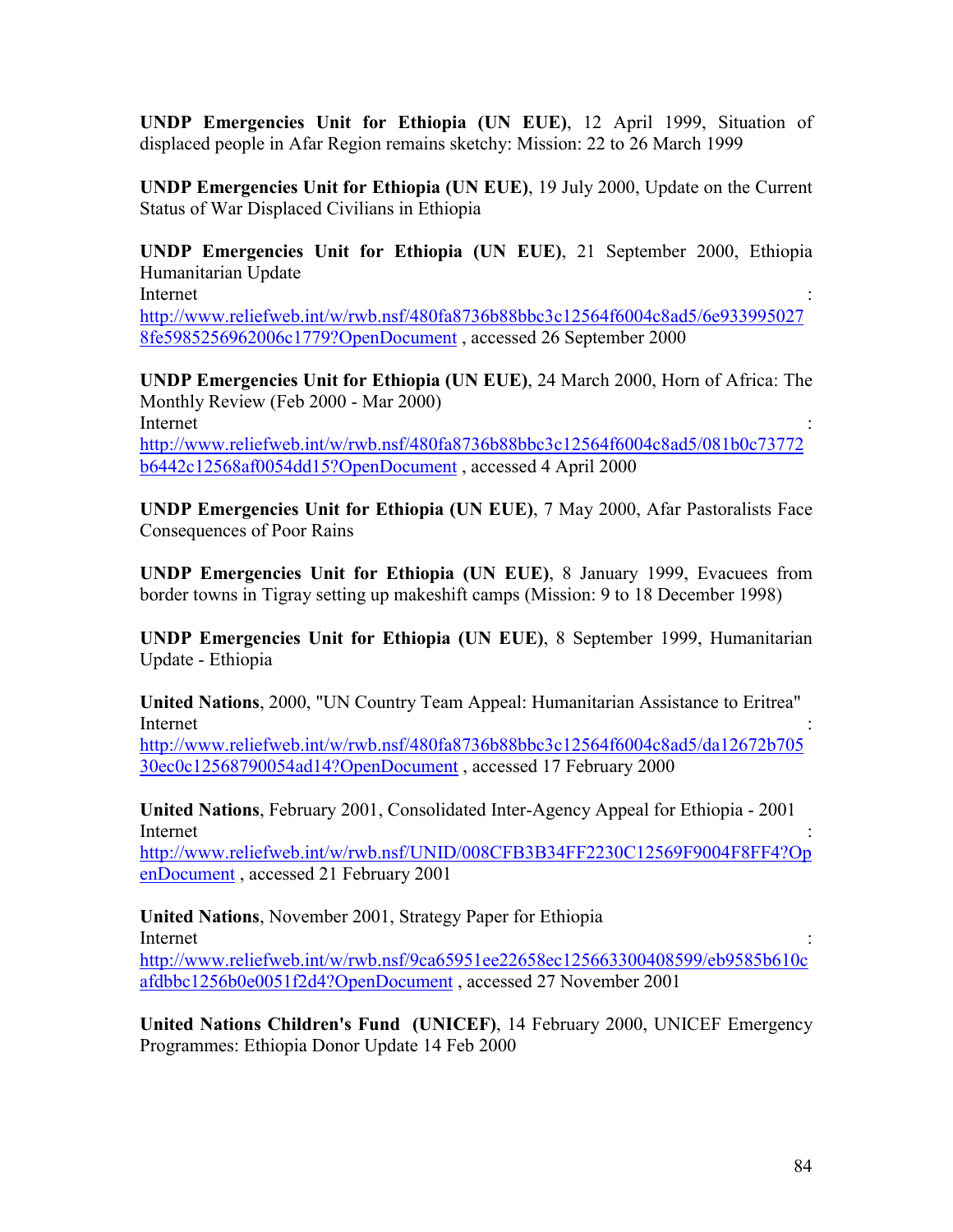**UNDP Emergencies Unit for Ethiopia (UN EUE)**, 12 April 1999, Situation of displaced people in Afar Region remains sketchy: Mission: 22 to 26 March 1999

**UNDP Emergencies Unit for Ethiopia (UN EUE)**, 19 July 2000, Update on the Current Status of War Displaced Civilians in Ethiopia

**UNDP Emergencies Unit for Ethiopia (UN EUE)**, 21 September 2000, Ethiopia Humanitarian Update
Internet : http://www.reliefweb.int/w/rwb.nsf/480fa8736b88bbc3c12564f6004c8ad5/6e9339950278fe5985256962006c1779?OpenDocument , accessed 26 September 2000

**UNDP Emergencies Unit for Ethiopia (UN EUE)**, 24 March 2000, Horn of Africa: The Monthly Review (Feb 2000 - Mar 2000)
Internet : http://www.reliefweb.int/w/rwb.nsf/480fa8736b88bbc3c12564f6004c8ad5/081b0c73772b6442c12568af0054dd15?OpenDocument , accessed 4 April 2000

**UNDP Emergencies Unit for Ethiopia (UN EUE)**, 7 May 2000, Afar Pastoralists Face Consequences of Poor Rains

**UNDP Emergencies Unit for Ethiopia (UN EUE)**, 8 January 1999, Evacuees from border towns in Tigray setting up makeshift camps (Mission: 9 to 18 December 1998)

**UNDP Emergencies Unit for Ethiopia (UN EUE)**, 8 September 1999, Humanitarian Update - Ethiopia

**United Nations**, 2000, "UN Country Team Appeal: Humanitarian Assistance to Eritrea"
Internet : http://www.reliefweb.int/w/rwb.nsf/480fa8736b88bbc3c12564f6004c8ad5/da12672b70530ec0c12568790054ad14?OpenDocument , accessed 17 February 2000

**United Nations**, February 2001, Consolidated Inter-Agency Appeal for Ethiopia - 2001
Internet : http://www.reliefweb.int/w/rwb.nsf/UNID/008CFB3B34FF2230C12569F9004F8FF4?OpenDocument , accessed 21 February 2001

**United Nations**, November 2001, Strategy Paper for Ethiopia
Internet : http://www.reliefweb.int/w/rwb.nsf/9ca65951ee22658ec125663300408599/eb9585b610cafdbbc1256b0e0051f2d4?OpenDocument , accessed 27 November 2001

**United Nations Children's Fund (UNICEF)**, 14 February 2000, UNICEF Emergency Programmes: Ethiopia Donor Update 14 Feb 2000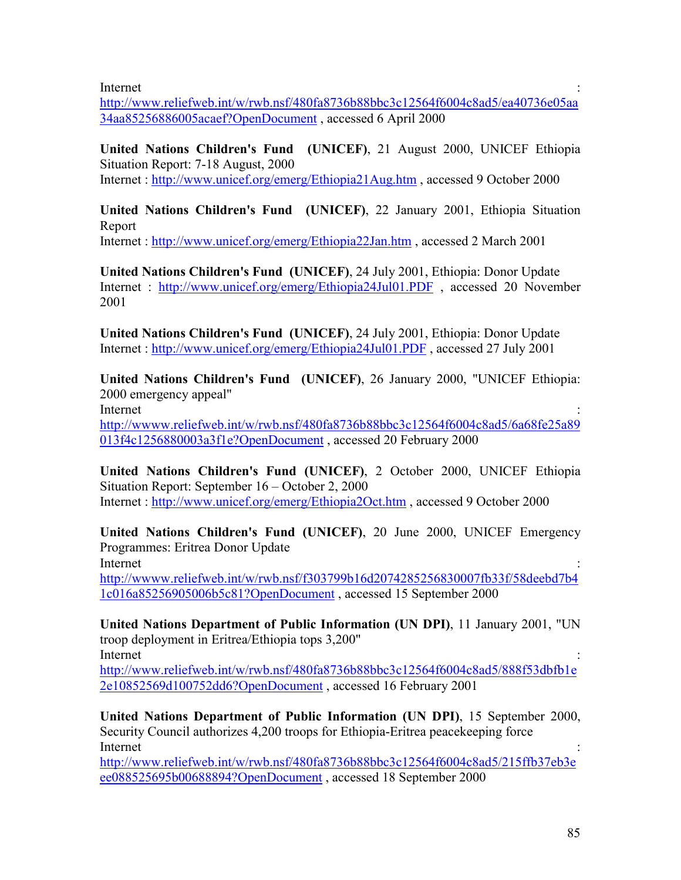Internet : http://www.reliefweb.int/w/rwb.nsf/480fa8736b88bbc3c12564f6004c8ad5/ea40736e05aa34aa85256886005acaef?OpenDocument , accessed 6 April 2000

**United Nations Children's Fund (UNICEF)**, 21 August 2000, UNICEF Ethiopia Situation Report: 7-18 August, 2000
Internet : http://www.unicef.org/emerg/Ethiopia21Aug.htm , accessed 9 October 2000

**United Nations Children's Fund (UNICEF)**, 22 January 2001, Ethiopia Situation Report
Internet : http://www.unicef.org/emerg/Ethiopia22Jan.htm , accessed 2 March 2001

**United Nations Children's Fund (UNICEF)**, 24 July 2001, Ethiopia: Donor Update
Internet : http://www.unicef.org/emerg/Ethiopia24Jul01.PDF , accessed 20 November 2001

**United Nations Children's Fund (UNICEF)**, 24 July 2001, Ethiopia: Donor Update
Internet : http://www.unicef.org/emerg/Ethiopia24Jul01.PDF , accessed 27 July 2001

**United Nations Children's Fund (UNICEF)**, 26 January 2000, "UNICEF Ethiopia: 2000 emergency appeal"
Internet : http://wwww.reliefweb.int/w/rwb.nsf/480fa8736b88bbc3c12564f6004c8ad5/6a68fe25a89013f4c1256880003a3f1e?OpenDocument , accessed 20 February 2000

**United Nations Children's Fund (UNICEF)**, 2 October 2000, UNICEF Ethiopia Situation Report: September 16 – October 2, 2000
Internet : http://www.unicef.org/emerg/Ethiopia2Oct.htm , accessed 9 October 2000

**United Nations Children's Fund (UNICEF)**, 20 June 2000, UNICEF Emergency Programmes: Eritrea Donor Update
Internet : http://wwww.reliefweb.int/w/rwb.nsf/f303799b16d2074285256830007fb33f/58deebd7b41c016a85256905006b5c81?OpenDocument , accessed 15 September 2000

**United Nations Department of Public Information (UN DPI)**, 11 January 2001, "UN troop deployment in Eritrea/Ethiopia tops 3,200"
Internet : http://www.reliefweb.int/w/rwb.nsf/480fa8736b88bbc3c12564f6004c8ad5/888f53dbfb1e2e10852569d100752dd6?OpenDocument , accessed 16 February 2001

**United Nations Department of Public Information (UN DPI)**, 15 September 2000, Security Council authorizes 4,200 troops for Ethiopia-Eritrea peacekeeping force
Internet : http://www.reliefweb.int/w/rwb.nsf/480fa8736b88bbc3c12564f6004c8ad5/215ffb37eb3eee088525695b00688894?OpenDocument , accessed 18 September 2000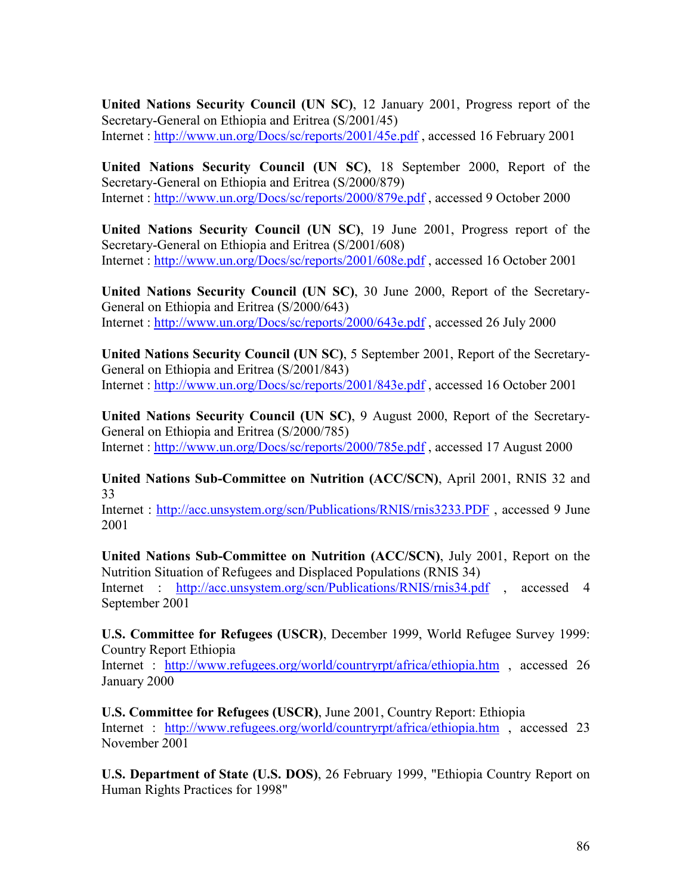**United Nations Security Council (UN SC)**, 12 January 2001, Progress report of the Secretary-General on Ethiopia and Eritrea (S/2001/45)
Internet : http://www.un.org/Docs/sc/reports/2001/45e.pdf , accessed 16 February 2001

**United Nations Security Council (UN SC)**, 18 September 2000, Report of the Secretary-General on Ethiopia and Eritrea (S/2000/879)
Internet : http://www.un.org/Docs/sc/reports/2000/879e.pdf , accessed 9 October 2000

**United Nations Security Council (UN SC)**, 19 June 2001, Progress report of the Secretary-General on Ethiopia and Eritrea (S/2001/608)
Internet : http://www.un.org/Docs/sc/reports/2001/608e.pdf , accessed 16 October 2001

**United Nations Security Council (UN SC)**, 30 June 2000, Report of the Secretary-General on Ethiopia and Eritrea (S/2000/643)
Internet : http://www.un.org/Docs/sc/reports/2000/643e.pdf , accessed 26 July 2000

**United Nations Security Council (UN SC)**, 5 September 2001, Report of the Secretary-General on Ethiopia and Eritrea (S/2001/843)
Internet : http://www.un.org/Docs/sc/reports/2001/843e.pdf , accessed 16 October 2001

**United Nations Security Council (UN SC)**, 9 August 2000, Report of the Secretary-General on Ethiopia and Eritrea (S/2000/785)
Internet : http://www.un.org/Docs/sc/reports/2000/785e.pdf , accessed 17 August 2000

**United Nations Sub-Committee on Nutrition (ACC/SCN)**, April 2001, RNIS 32 and 33
Internet : http://acc.unsystem.org/scn/Publications/RNIS/rnis3233.PDF , accessed 9 June 2001

**United Nations Sub-Committee on Nutrition (ACC/SCN)**, July 2001, Report on the Nutrition Situation of Refugees and Displaced Populations (RNIS 34)
Internet : http://acc.unsystem.org/scn/Publications/RNIS/rnis34.pdf , accessed 4 September 2001

**U.S. Committee for Refugees (USCR)**, December 1999, World Refugee Survey 1999: Country Report Ethiopia
Internet : http://www.refugees.org/world/countryrpt/africa/ethiopia.htm , accessed 26 January 2000

**U.S. Committee for Refugees (USCR)**, June 2001, Country Report: Ethiopia
Internet : http://www.refugees.org/world/countryrpt/africa/ethiopia.htm , accessed 23 November 2001

**U.S. Department of State (U.S. DOS)**, 26 February 1999, "Ethiopia Country Report on Human Rights Practices for 1998"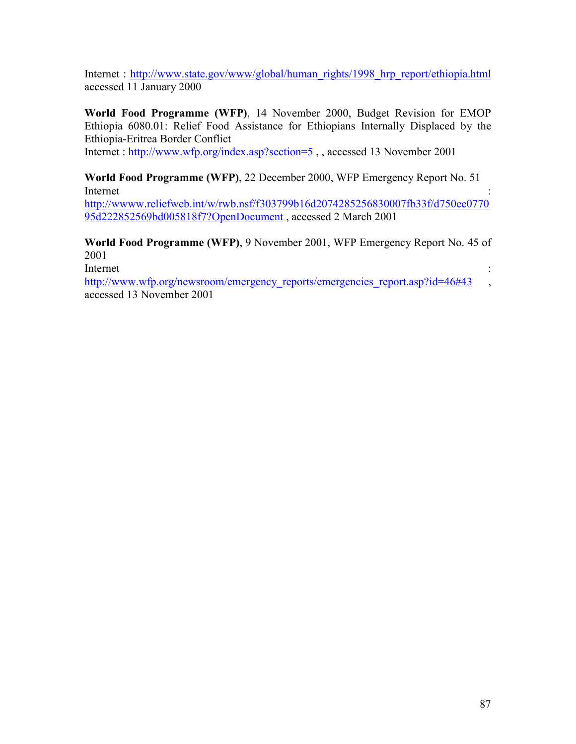Internet : http://www.state.gov/www/global/human_rights/1998_hrp_report/ethiopia.html accessed 11 January 2000

**World Food Programme (WFP)**, 14 November 2000, Budget Revision for EMOP Ethiopia 6080.01: Relief Food Assistance for Ethiopians Internally Displaced by the Ethiopia-Eritrea Border Conflict
Internet : http://www.wfp.org/index.asp?section=5 , , accessed 13 November 2001

**World Food Programme (WFP)**, 22 December 2000, WFP Emergency Report No. 51
Internet : http://wwww.reliefweb.int/w/rwb.nsf/f303799b16d2074285256830007fb33f/d750ee077095d222852569bd005818f7?OpenDocument , accessed 2 March 2001

**World Food Programme (WFP)**, 9 November 2001, WFP Emergency Report No. 45 of 2001
Internet : http://www.wfp.org/newsroom/emergency_reports/emergencies_report.asp?id=46#43 , accessed 13 November 2001